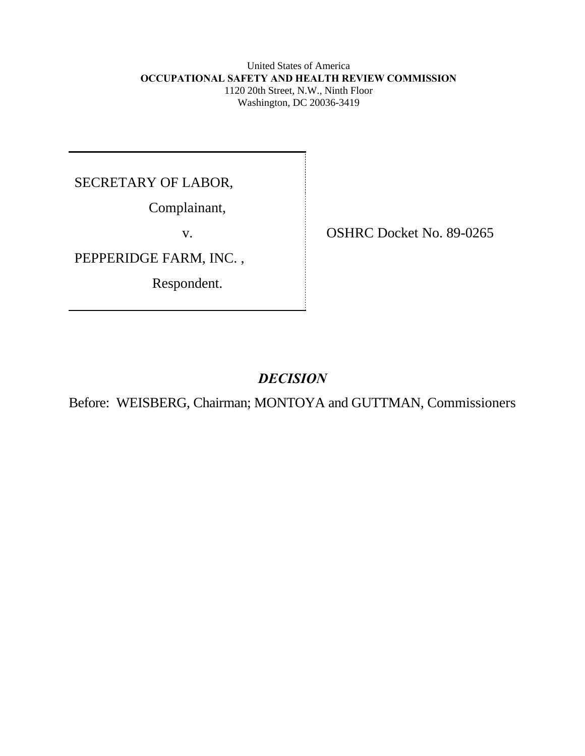United States of America

**OCCUPATIONAL SAFETY AND HEALTH REVIEW COMMISSION**

1120 20th Street, N.W., Ninth Floor

Washington, DC 20036-3419

SECRETARY OF LABOR,

Complainant,

v.

PEPPERIDGE FARM, INC. ,

Respondent.

OSHRC Docket No. 89-0265

## *DECISION*

Before: WEISBERG, Chairman; MONTOYA and GUTTMAN, Commissioners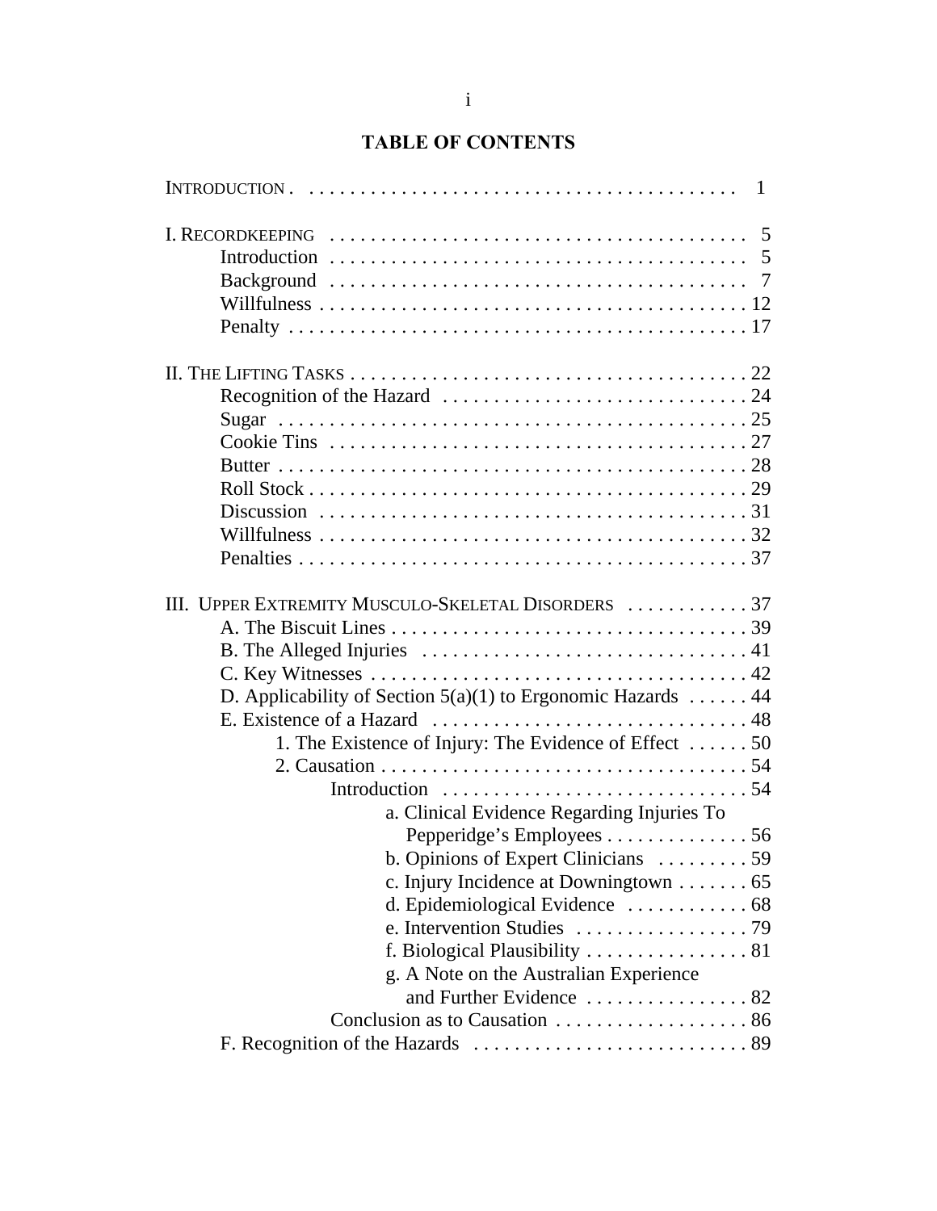# TABLE OF CONTENTS

INTRODUCTION . . . . . . . . . . . . . . . . . . . . . . . . . . . . . . . . . . . . . . . . . . 1

I. RECORDKEEPING . . . . . . . . . . . . . . . . . . . . . . . . . . . . . . . . . . . . . . . . 5
- Introduction . . . . . . . . . . . . . . . . . . . . . . . . . . . . . . . . . . . . . . . . 5
- Background . . . . . . . . . . . . . . . . . . . . . . . . . . . . . . . . . . . . . . . . 7
- Willfulness . . . . . . . . . . . . . . . . . . . . . . . . . . . . . . . . . . . . . . . . . 12
- Penalty . . . . . . . . . . . . . . . . . . . . . . . . . . . . . . . . . . . . . . . . . . . . 17

II. THE LIFTING TASKS . . . . . . . . . . . . . . . . . . . . . . . . . . . . . . . . . . . . . . 22
- Recognition of the Hazard . . . . . . . . . . . . . . . . . . . . . . . . . . . . . 24
- Sugar . . . . . . . . . . . . . . . . . . . . . . . . . . . . . . . . . . . . . . . . . . . . . 25
- Cookie Tins . . . . . . . . . . . . . . . . . . . . . . . . . . . . . . . . . . . . . . . . 27
- Butter . . . . . . . . . . . . . . . . . . . . . . . . . . . . . . . . . . . . . . . . . . . . 28
- Roll Stock . . . . . . . . . . . . . . . . . . . . . . . . . . . . . . . . . . . . . . . . . . 29
- Discussion . . . . . . . . . . . . . . . . . . . . . . . . . . . . . . . . . . . . . . . . . 31
- Willfulness . . . . . . . . . . . . . . . . . . . . . . . . . . . . . . . . . . . . . . . . . 32
- Penalties . . . . . . . . . . . . . . . . . . . . . . . . . . . . . . . . . . . . . . . . . . . 37

III. UPPER EXTREMITY MUSCULO-SKELETAL DISORDERS . . . . . . . . . . . . 37
- A. The Biscuit Lines . . . . . . . . . . . . . . . . . . . . . . . . . . . . . . . . . . . 39
- B. The Alleged Injuries . . . . . . . . . . . . . . . . . . . . . . . . . . . . . . . . 41
- C. Key Witnesses . . . . . . . . . . . . . . . . . . . . . . . . . . . . . . . . . . . . . 42
- D. Applicability of Section 5(a)(1) to Ergonomic Hazards . . . . . . 44
- E. Existence of a Hazard . . . . . . . . . . . . . . . . . . . . . . . . . . . . . . . 48
  - 1. The Existence of Injury: The Evidence of Effect . . . . . . 50
  - 2. Causation . . . . . . . . . . . . . . . . . . . . . . . . . . . . . . . . . . . . . 54
    - Introduction . . . . . . . . . . . . . . . . . . . . . . . . . . . . . . . 54
      - a. Clinical Evidence Regarding Injuries To Pepperidge's Employees . . . . . . . . . . . . . . 56
      - b. Opinions of Expert Clinicians . . . . . . . . . 59
      - c. Injury Incidence at Downingtown . . . . . . . 65
      - d. Epidemiological Evidence . . . . . . . . . . . . 68
      - e. Intervention Studies . . . . . . . . . . . . . . . . . 79
      - f. Biological Plausibility . . . . . . . . . . . . . . . . 81
      - g. A Note on the Australian Experience and Further Evidence . . . . . . . . . . . . . . . . 82
    - Conclusion as to Causation . . . . . . . . . . . . . . . . . . . 86
- F. Recognition of the Hazards . . . . . . . . . . . . . . . . . . . . . . . . . . . 89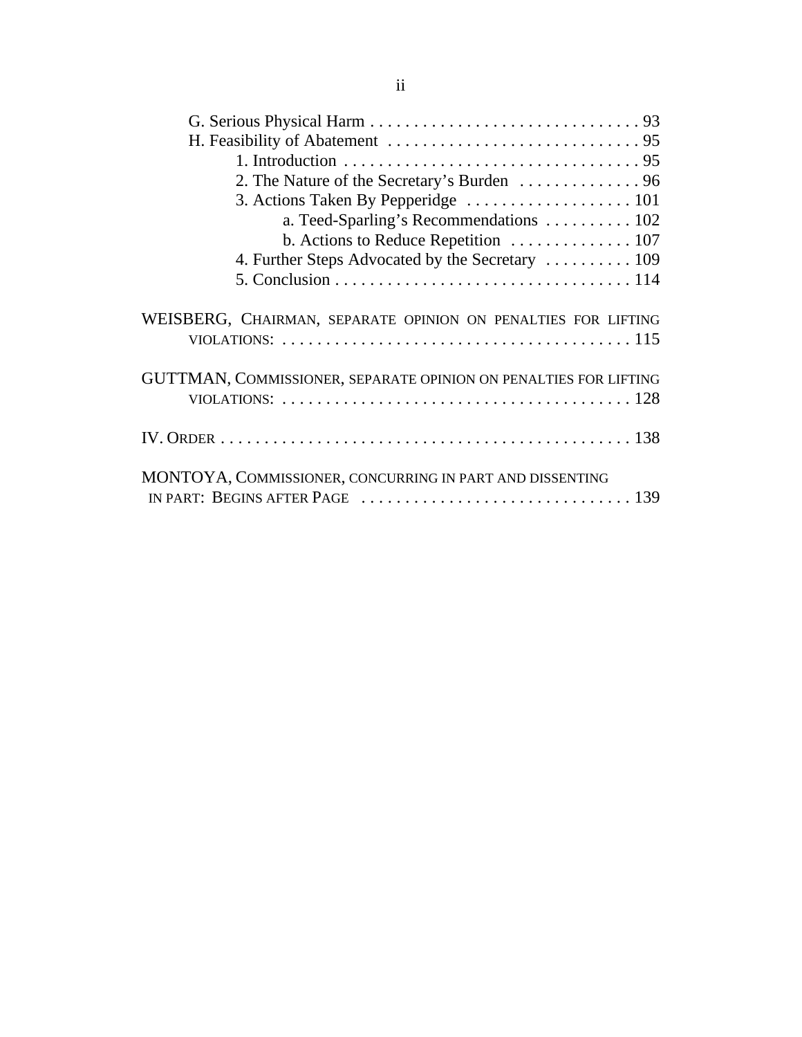G. Serious Physical Harm . . . . . . . . . . . . . . . . . . . . . . . . . . . . . . . 93
H. Feasibility of Abatement . . . . . . . . . . . . . . . . . . . . . . . . . . . . . 95
- 1. Introduction . . . . . . . . . . . . . . . . . . . . . . . . . . . . . . . . . . 95
- 2. The Nature of the Secretary's Burden . . . . . . . . . . . . . . 96
- 3. Actions Taken By Pepperidge . . . . . . . . . . . . . . . . . . . 101
  - a. Teed-Sparling's Recommendations . . . . . . . . . . 102
  - b. Actions to Reduce Repetition . . . . . . . . . . . . . . 107
- 4. Further Steps Advocated by the Secretary . . . . . . . . . . 109
- 5. Conclusion . . . . . . . . . . . . . . . . . . . . . . . . . . . . . . . . . . 114

WEISBERG, CHAIRMAN, SEPARATE OPINION ON PENALTIES FOR LIFTING VIOLATIONS: . . . . . . . . . . . . . . . . . . . . . . . . . . . . . . . . . . . . . . . 115

GUTTMAN, COMMISSIONER, SEPARATE OPINION ON PENALTIES FOR LIFTING VIOLATIONS: . . . . . . . . . . . . . . . . . . . . . . . . . . . . . . . . . . . . . . . 128

IV. ORDER . . . . . . . . . . . . . . . . . . . . . . . . . . . . . . . . . . . . . . . . . . . . . . . 138

MONTOYA, COMMISSIONER, CONCURRING IN PART AND DISSENTING IN PART: BEGINS AFTER PAGE . . . . . . . . . . . . . . . . . . . . . . . . . . . . . . 139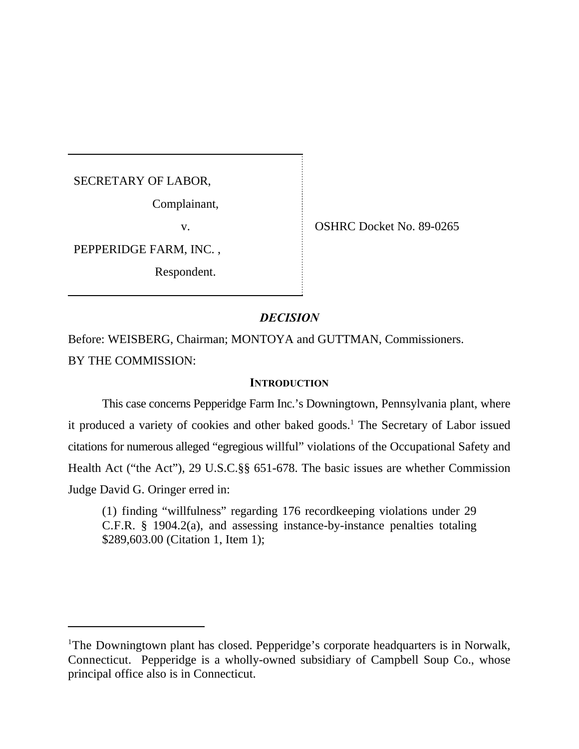SECRETARY OF LABOR,

Complainant,

v.

PEPPERIDGE FARM, INC. ,

Respondent.

OSHRC Docket No. 89-0265

## *DECISION*

Before: WEISBERG, Chairman; MONTOYA and GUTTMAN, Commissioners.

BY THE COMMISSION:

### INTRODUCTION

This case concerns Pepperidge Farm Inc.'s Downingtown, Pennsylvania plant, where it produced a variety of cookies and other baked goods.[1] The Secretary of Labor issued citations for numerous alleged "egregious willful" violations of the Occupational Safety and Health Act ("the Act"), 29 U.S.C.§§ 651-678. The basic issues are whether Commission Judge David G. Oringer erred in:

> (1) finding "willfulness" regarding 176 recordkeeping violations under 29 C.F.R. § 1904.2(a), and assessing instance-by-instance penalties totaling $289,603.00 (Citation 1, Item 1);

---

[1]The Downingtown plant has closed. Pepperidge's corporate headquarters is in Norwalk, Connecticut. Pepperidge is a wholly-owned subsidiary of Campbell Soup Co., whose principal office also is in Connecticut.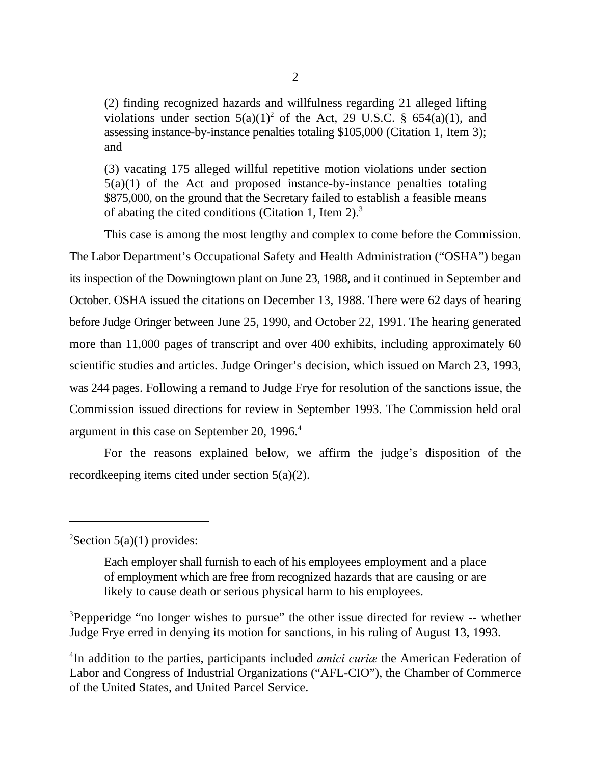(2) finding recognized hazards and willfulness regarding 21 alleged lifting violations under section 5(a)(1)[2] of the Act, 29 U.S.C. § 654(a)(1), and assessing instance-by-instance penalties totaling $105,000 (Citation 1, Item 3); and

(3) vacating 175 alleged willful repetitive motion violations under section 5(a)(1) of the Act and proposed instance-by-instance penalties totaling $875,000, on the ground that the Secretary failed to establish a feasible means of abating the cited conditions (Citation 1, Item 2).[3]

This case is among the most lengthy and complex to come before the Commission. The Labor Department's Occupational Safety and Health Administration ("OSHA") began its inspection of the Downingtown plant on June 23, 1988, and it continued in September and October. OSHA issued the citations on December 13, 1988. There were 62 days of hearing before Judge Oringer between June 25, 1990, and October 22, 1991. The hearing generated more than 11,000 pages of transcript and over 400 exhibits, including approximately 60 scientific studies and articles. Judge Oringer's decision, which issued on March 23, 1993, was 244 pages. Following a remand to Judge Frye for resolution of the sanctions issue, the Commission issued directions for review in September 1993. The Commission held oral argument in this case on September 20, 1996.[4]

For the reasons explained below, we affirm the judge's disposition of the recordkeeping items cited under section 5(a)(2).

---

[2] Section 5(a)(1) provides:

> Each employer shall furnish to each of his employees employment and a place of employment which are free from recognized hazards that are causing or are likely to cause death or serious physical harm to his employees.

[3] Pepperidge "no longer wishes to pursue" the other issue directed for review -- whether Judge Frye erred in denying its motion for sanctions, in his ruling of August 13, 1993.

[4] In addition to the parties, participants included *amici curiæ* the American Federation of Labor and Congress of Industrial Organizations ("AFL-CIO"), the Chamber of Commerce of the United States, and United Parcel Service.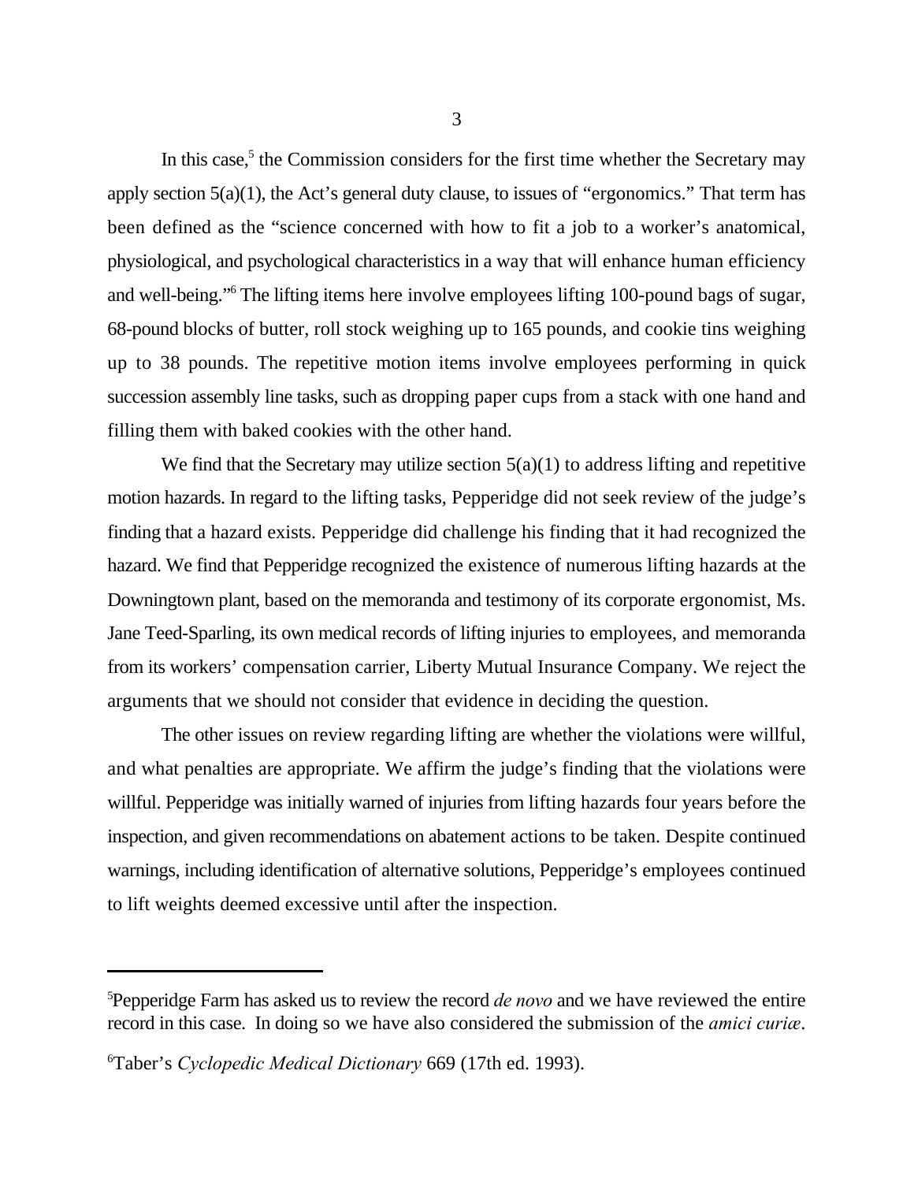In this case,[5] the Commission considers for the first time whether the Secretary may apply section 5(a)(1), the Act's general duty clause, to issues of "ergonomics." That term has been defined as the "science concerned with how to fit a job to a worker's anatomical, physiological, and psychological characteristics in a way that will enhance human efficiency and well-being."[6] The lifting items here involve employees lifting 100-pound bags of sugar, 68-pound blocks of butter, roll stock weighing up to 165 pounds, and cookie tins weighing up to 38 pounds. The repetitive motion items involve employees performing in quick succession assembly line tasks, such as dropping paper cups from a stack with one hand and filling them with baked cookies with the other hand.

We find that the Secretary may utilize section 5(a)(1) to address lifting and repetitive motion hazards. In regard to the lifting tasks, Pepperidge did not seek review of the judge's finding that a hazard exists. Pepperidge did challenge his finding that it had recognized the hazard. We find that Pepperidge recognized the existence of numerous lifting hazards at the Downingtown plant, based on the memoranda and testimony of its corporate ergonomist, Ms. Jane Teed-Sparling, its own medical records of lifting injuries to employees, and memoranda from its workers' compensation carrier, Liberty Mutual Insurance Company. We reject the arguments that we should not consider that evidence in deciding the question.

The other issues on review regarding lifting are whether the violations were willful, and what penalties are appropriate. We affirm the judge's finding that the violations were willful. Pepperidge was initially warned of injuries from lifting hazards four years before the inspection, and given recommendations on abatement actions to be taken. Despite continued warnings, including identification of alternative solutions, Pepperidge's employees continued to lift weights deemed excessive until after the inspection.

---

[5]Pepperidge Farm has asked us to review the record *de novo* and we have reviewed the entire record in this case. In doing so we have also considered the submission of the *amici curiæ*.

[6]Taber's *Cyclopedic Medical Dictionary* 669 (17th ed. 1993).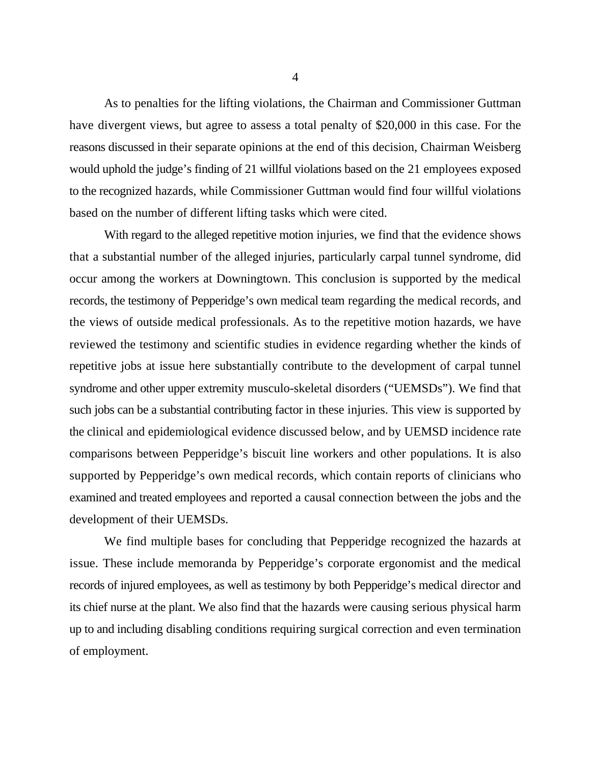As to penalties for the lifting violations, the Chairman and Commissioner Guttman have divergent views, but agree to assess a total penalty of $20,000 in this case. For the reasons discussed in their separate opinions at the end of this decision, Chairman Weisberg would uphold the judge's finding of 21 willful violations based on the 21 employees exposed to the recognized hazards, while Commissioner Guttman would find four willful violations based on the number of different lifting tasks which were cited.

With regard to the alleged repetitive motion injuries, we find that the evidence shows that a substantial number of the alleged injuries, particularly carpal tunnel syndrome, did occur among the workers at Downingtown. This conclusion is supported by the medical records, the testimony of Pepperidge's own medical team regarding the medical records, and the views of outside medical professionals. As to the repetitive motion hazards, we have reviewed the testimony and scientific studies in evidence regarding whether the kinds of repetitive jobs at issue here substantially contribute to the development of carpal tunnel syndrome and other upper extremity musculo-skeletal disorders ("UEMSDs"). We find that such jobs can be a substantial contributing factor in these injuries. This view is supported by the clinical and epidemiological evidence discussed below, and by UEMSD incidence rate comparisons between Pepperidge's biscuit line workers and other populations. It is also supported by Pepperidge's own medical records, which contain reports of clinicians who examined and treated employees and reported a causal connection between the jobs and the development of their UEMSDs.

We find multiple bases for concluding that Pepperidge recognized the hazards at issue. These include memoranda by Pepperidge's corporate ergonomist and the medical records of injured employees, as well as testimony by both Pepperidge's medical director and its chief nurse at the plant. We also find that the hazards were causing serious physical harm up to and including disabling conditions requiring surgical correction and even termination of employment.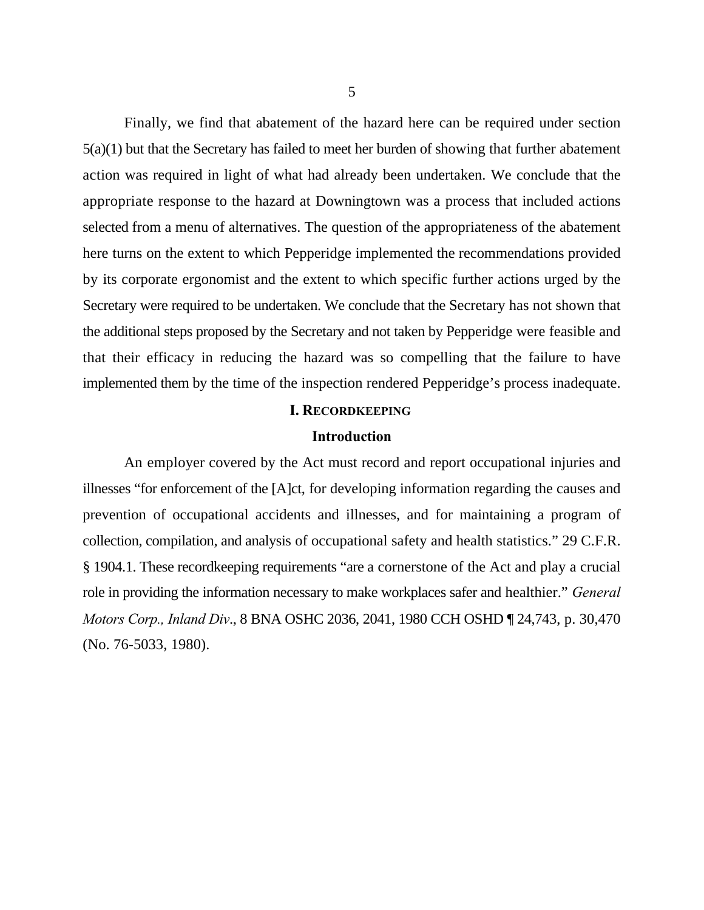Finally, we find that abatement of the hazard here can be required under section 5(a)(1) but that the Secretary has failed to meet her burden of showing that further abatement action was required in light of what had already been undertaken. We conclude that the appropriate response to the hazard at Downingtown was a process that included actions selected from a menu of alternatives. The question of the appropriateness of the abatement here turns on the extent to which Pepperidge implemented the recommendations provided by its corporate ergonomist and the extent to which specific further actions urged by the Secretary were required to be undertaken. We conclude that the Secretary has not shown that the additional steps proposed by the Secretary and not taken by Pepperidge were feasible and that their efficacy in reducing the hazard was so compelling that the failure to have implemented them by the time of the inspection rendered Pepperidge's process inadequate.

## I. RECORDKEEPING

### Introduction

An employer covered by the Act must record and report occupational injuries and illnesses "for enforcement of the [A]ct, for developing information regarding the causes and prevention of occupational accidents and illnesses, and for maintaining a program of collection, compilation, and analysis of occupational safety and health statistics." 29 C.F.R. § 1904.1. These recordkeeping requirements "are a cornerstone of the Act and play a crucial role in providing the information necessary to make workplaces safer and healthier." *General Motors Corp., Inland Div*., 8 BNA OSHC 2036, 2041, 1980 CCH OSHD ¶ 24,743, p. 30,470 (No. 76-5033, 1980).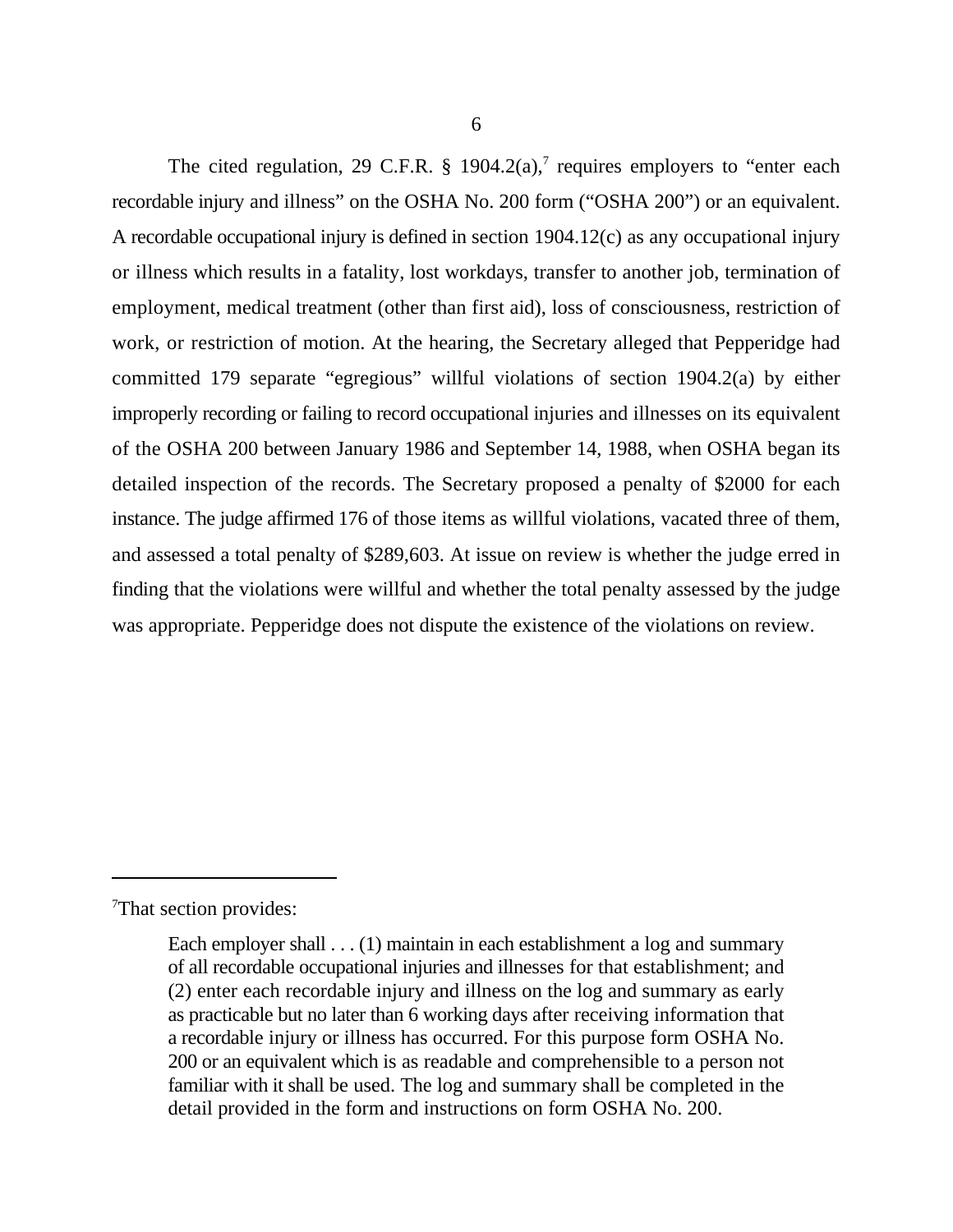The cited regulation, 29 C.F.R. § 1904.2(a),[7] requires employers to "enter each recordable injury and illness" on the OSHA No. 200 form ("OSHA 200") or an equivalent. A recordable occupational injury is defined in section 1904.12(c) as any occupational injury or illness which results in a fatality, lost workdays, transfer to another job, termination of employment, medical treatment (other than first aid), loss of consciousness, restriction of work, or restriction of motion. At the hearing, the Secretary alleged that Pepperidge had committed 179 separate "egregious" willful violations of section 1904.2(a) by either improperly recording or failing to record occupational injuries and illnesses on its equivalent of the OSHA 200 between January 1986 and September 14, 1988, when OSHA began its detailed inspection of the records. The Secretary proposed a penalty of $2000 for each instance. The judge affirmed 176 of those items as willful violations, vacated three of them, and assessed a total penalty of $289,603. At issue on review is whether the judge erred in finding that the violations were willful and whether the total penalty assessed by the judge was appropriate. Pepperidge does not dispute the existence of the violations on review.

---

[7]That section provides:

> Each employer shall . . . (1) maintain in each establishment a log and summary of all recordable occupational injuries and illnesses for that establishment; and (2) enter each recordable injury and illness on the log and summary as early as practicable but no later than 6 working days after receiving information that a recordable injury or illness has occurred. For this purpose form OSHA No. 200 or an equivalent which is as readable and comprehensible to a person not familiar with it shall be used. The log and summary shall be completed in the detail provided in the form and instructions on form OSHA No. 200.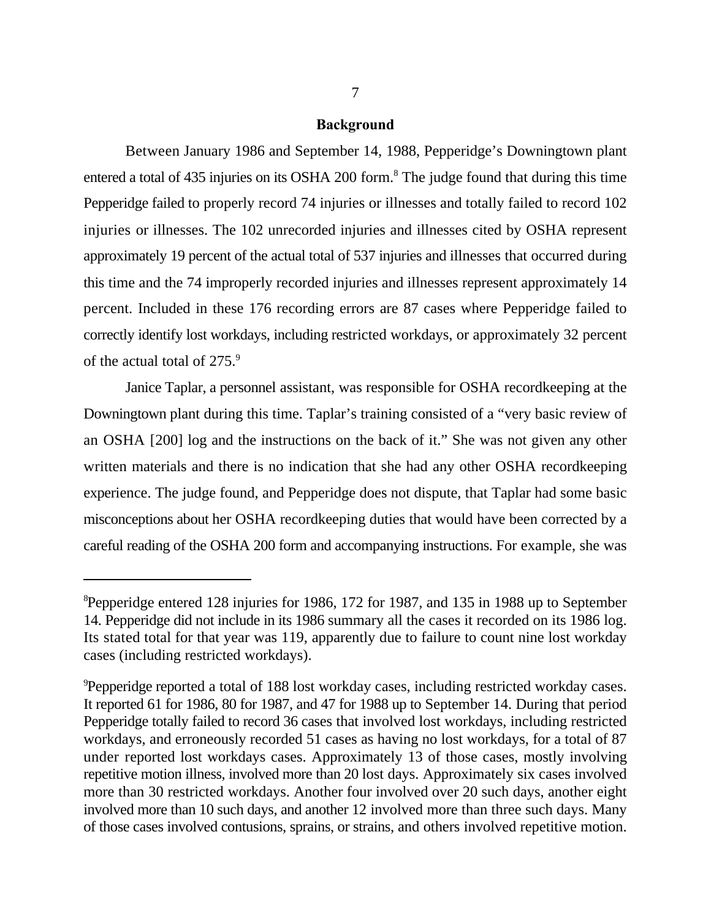## Background

Between January 1986 and September 14, 1988, Pepperidge's Downingtown plant entered a total of 435 injuries on its OSHA 200 form.[8] The judge found that during this time Pepperidge failed to properly record 74 injuries or illnesses and totally failed to record 102 injuries or illnesses. The 102 unrecorded injuries and illnesses cited by OSHA represent approximately 19 percent of the actual total of 537 injuries and illnesses that occurred during this time and the 74 improperly recorded injuries and illnesses represent approximately 14 percent. Included in these 176 recording errors are 87 cases where Pepperidge failed to correctly identify lost workdays, including restricted workdays, or approximately 32 percent of the actual total of 275.[9]

Janice Taplar, a personnel assistant, was responsible for OSHA recordkeeping at the Downingtown plant during this time. Taplar's training consisted of a "very basic review of an OSHA [200] log and the instructions on the back of it." She was not given any other written materials and there is no indication that she had any other OSHA recordkeeping experience. The judge found, and Pepperidge does not dispute, that Taplar had some basic misconceptions about her OSHA recordkeeping duties that would have been corrected by a careful reading of the OSHA 200 form and accompanying instructions. For example, she was

---

[8] Pepperidge entered 128 injuries for 1986, 172 for 1987, and 135 in 1988 up to September 14. Pepperidge did not include in its 1986 summary all the cases it recorded on its 1986 log. Its stated total for that year was 119, apparently due to failure to count nine lost workday cases (including restricted workdays).

[9] Pepperidge reported a total of 188 lost workday cases, including restricted workday cases. It reported 61 for 1986, 80 for 1987, and 47 for 1988 up to September 14. During that period Pepperidge totally failed to record 36 cases that involved lost workdays, including restricted workdays, and erroneously recorded 51 cases as having no lost workdays, for a total of 87 under reported lost workdays cases. Approximately 13 of those cases, mostly involving repetitive motion illness, involved more than 20 lost days. Approximately six cases involved more than 30 restricted workdays. Another four involved over 20 such days, another eight involved more than 10 such days, and another 12 involved more than three such days. Many of those cases involved contusions, sprains, or strains, and others involved repetitive motion.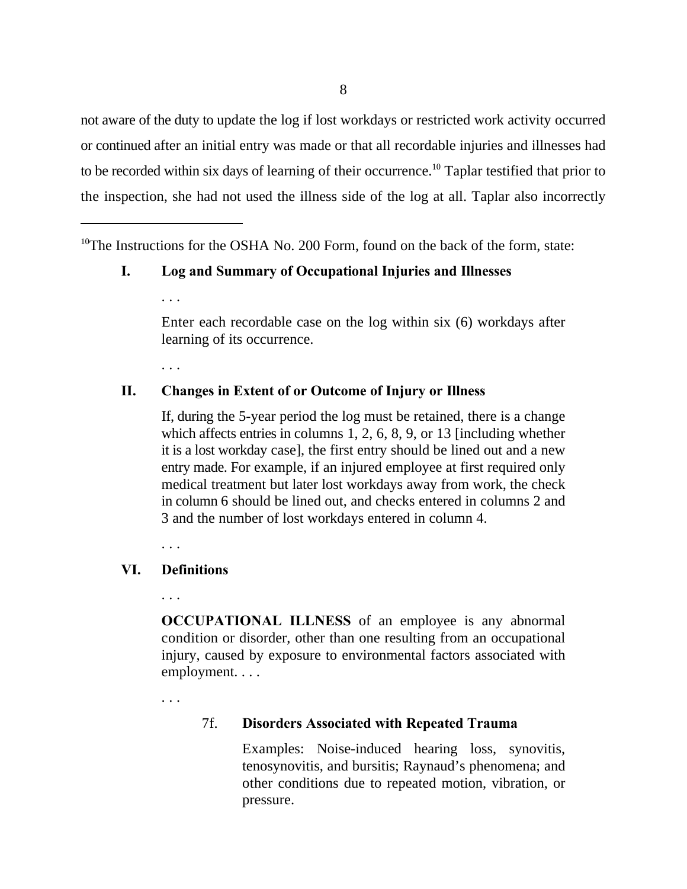not aware of the duty to update the log if lost workdays or restricted work activity occurred or continued after an initial entry was made or that all recordable injuries and illnesses had to be recorded within six days of learning of their occurrence.[10] Taplar testified that prior to the inspection, she had not used the illness side of the log at all. Taplar also incorrectly

---

[10]The Instructions for the OSHA No. 200 Form, found on the back of the form, state:

> **I. Log and Summary of Occupational Injuries and Illnesses**
>
> . . .
>
> Enter each recordable case on the log within six (6) workdays after learning of its occurrence.
>
> . . .
>
> **II. Changes in Extent of or Outcome of Injury or Illness**
>
> If, during the 5-year period the log must be retained, there is a change which affects entries in columns 1, 2, 6, 8, 9, or 13 [including whether it is a lost workday case], the first entry should be lined out and a new entry made. For example, if an injured employee at first required only medical treatment but later lost workdays away from work, the check in column 6 should be lined out, and checks entered in columns 2 and 3 and the number of lost workdays entered in column 4.
>
> . . .
>
> **VI. Definitions**
>
> . . .
>
> **OCCUPATIONAL ILLNESS** of an employee is any abnormal condition or disorder, other than one resulting from an occupational injury, caused by exposure to environmental factors associated with employment. . . .
>
> . . .
>
> > 7f. **Disorders Associated with Repeated Trauma**
> >
> > Examples: Noise-induced hearing loss, synovitis, tenosynovitis, and bursitis; Raynaud's phenomena; and other conditions due to repeated motion, vibration, or pressure.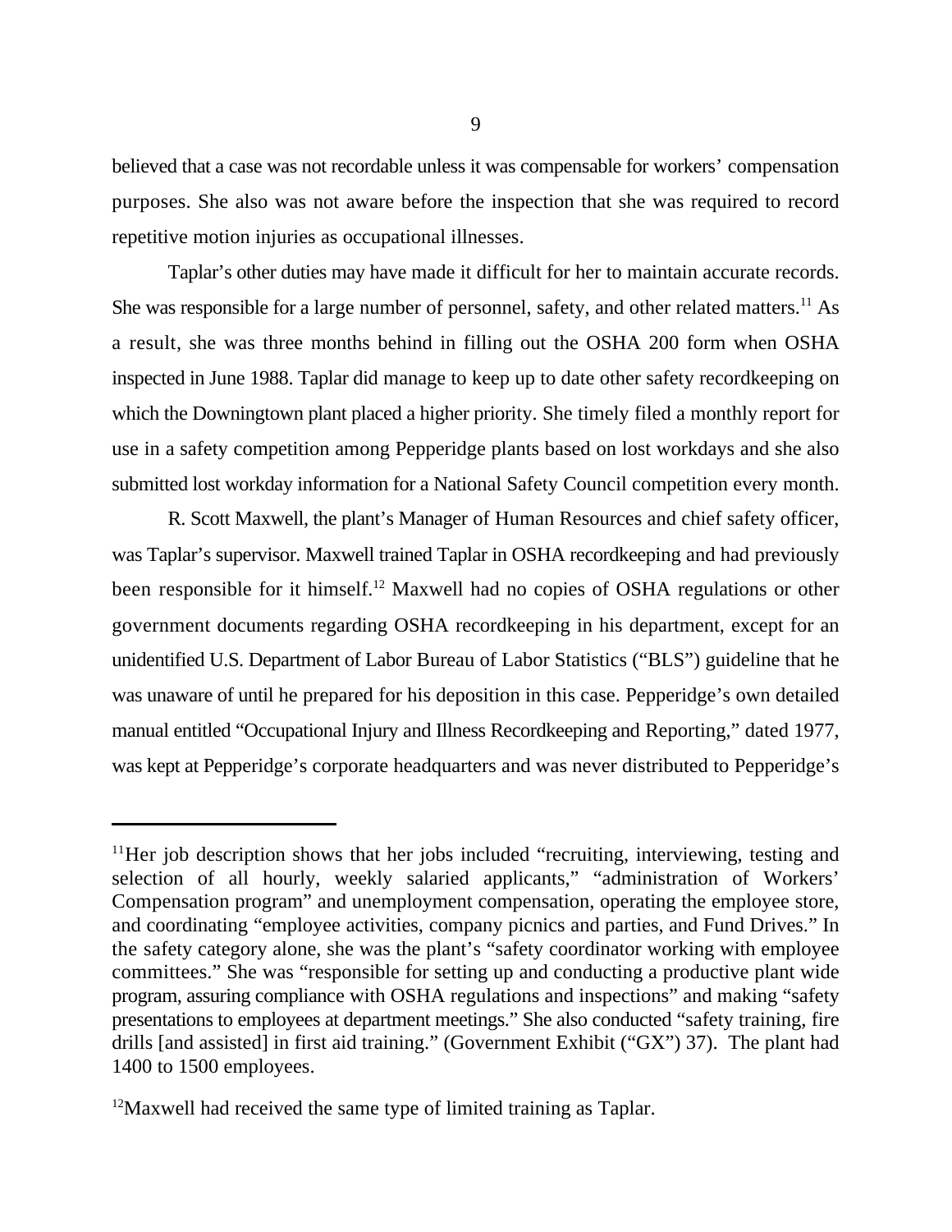believed that a case was not recordable unless it was compensable for workers' compensation purposes. She also was not aware before the inspection that she was required to record repetitive motion injuries as occupational illnesses.

Taplar's other duties may have made it difficult for her to maintain accurate records. She was responsible for a large number of personnel, safety, and other related matters.[11] As a result, she was three months behind in filling out the OSHA 200 form when OSHA inspected in June 1988. Taplar did manage to keep up to date other safety recordkeeping on which the Downingtown plant placed a higher priority. She timely filed a monthly report for use in a safety competition among Pepperidge plants based on lost workdays and she also submitted lost workday information for a National Safety Council competition every month.

R. Scott Maxwell, the plant's Manager of Human Resources and chief safety officer, was Taplar's supervisor. Maxwell trained Taplar in OSHA recordkeeping and had previously been responsible for it himself.[12] Maxwell had no copies of OSHA regulations or other government documents regarding OSHA recordkeeping in his department, except for an unidentified U.S. Department of Labor Bureau of Labor Statistics ("BLS") guideline that he was unaware of until he prepared for his deposition in this case. Pepperidge's own detailed manual entitled "Occupational Injury and Illness Recordkeeping and Reporting," dated 1977, was kept at Pepperidge's corporate headquarters and was never distributed to Pepperidge's

---

[11]Her job description shows that her jobs included "recruiting, interviewing, testing and selection of all hourly, weekly salaried applicants," "administration of Workers' Compensation program" and unemployment compensation, operating the employee store, and coordinating "employee activities, company picnics and parties, and Fund Drives." In the safety category alone, she was the plant's "safety coordinator working with employee committees." She was "responsible for setting up and conducting a productive plant wide program, assuring compliance with OSHA regulations and inspections" and making "safety presentations to employees at department meetings." She also conducted "safety training, fire drills [and assisted] in first aid training." (Government Exhibit ("GX") 37). The plant had 1400 to 1500 employees.

[12]Maxwell had received the same type of limited training as Taplar.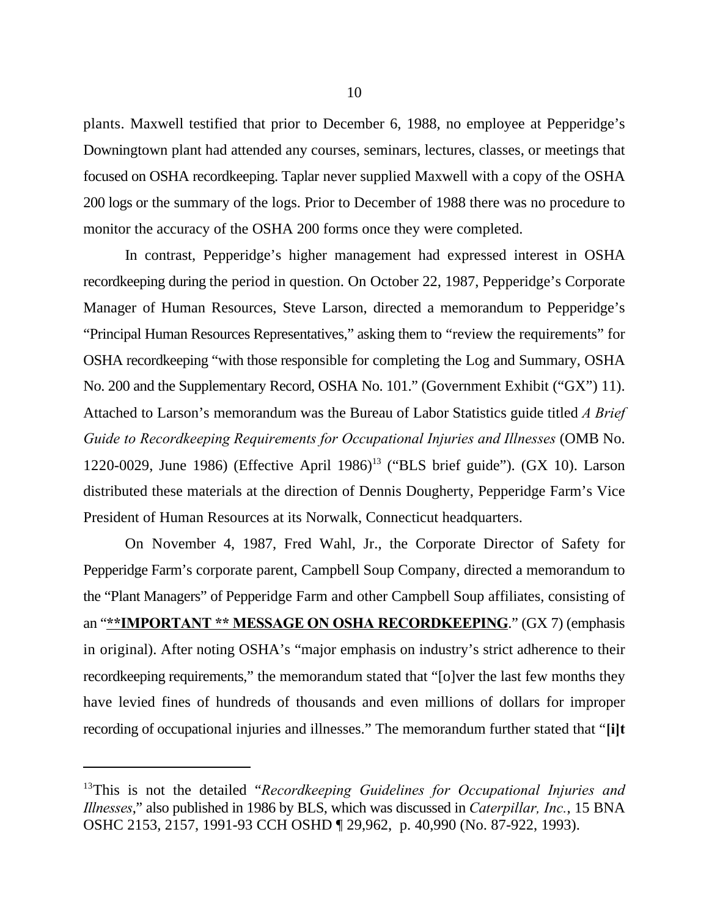plants. Maxwell testified that prior to December 6, 1988, no employee at Pepperidge's Downingtown plant had attended any courses, seminars, lectures, classes, or meetings that focused on OSHA recordkeeping. Taplar never supplied Maxwell with a copy of the OSHA 200 logs or the summary of the logs. Prior to December of 1988 there was no procedure to monitor the accuracy of the OSHA 200 forms once they were completed.

In contrast, Pepperidge's higher management had expressed interest in OSHA recordkeeping during the period in question. On October 22, 1987, Pepperidge's Corporate Manager of Human Resources, Steve Larson, directed a memorandum to Pepperidge's "Principal Human Resources Representatives," asking them to "review the requirements" for OSHA recordkeeping "with those responsible for completing the Log and Summary, OSHA No. 200 and the Supplementary Record, OSHA No. 101." (Government Exhibit ("GX") 11). Attached to Larson's memorandum was the Bureau of Labor Statistics guide titled *A Brief Guide to Recordkeeping Requirements for Occupational Injuries and Illnesses* (OMB No. 1220-0029, June 1986) (Effective April 1986)[13] ("BLS brief guide"). (GX 10). Larson distributed these materials at the direction of Dennis Dougherty, Pepperidge Farm's Vice President of Human Resources at its Norwalk, Connecticut headquarters.

On November 4, 1987, Fred Wahl, Jr., the Corporate Director of Safety for Pepperidge Farm's corporate parent, Campbell Soup Company, directed a memorandum to the "Plant Managers" of Pepperidge Farm and other Campbell Soup affiliates, consisting of an "<u>**\*\*IMPORTANT \*\* MESSAGE ON OSHA RECORDKEEPING**</u>." (GX 7) (emphasis in original). After noting OSHA's "major emphasis on industry's strict adherence to their recordkeeping requirements," the memorandum stated that "[o]ver the last few months they have levied fines of hundreds of thousands and even millions of dollars for improper recording of occupational injuries and illnesses." The memorandum further stated that "**[i]t**

---

[13]This is not the detailed "*Recordkeeping Guidelines for Occupational Injuries and Illnesses*," also published in 1986 by BLS, which was discussed in *Caterpillar, Inc.*, 15 BNA OSHC 2153, 2157, 1991-93 CCH OSHD ¶ 29,962, p. 40,990 (No. 87-922, 1993).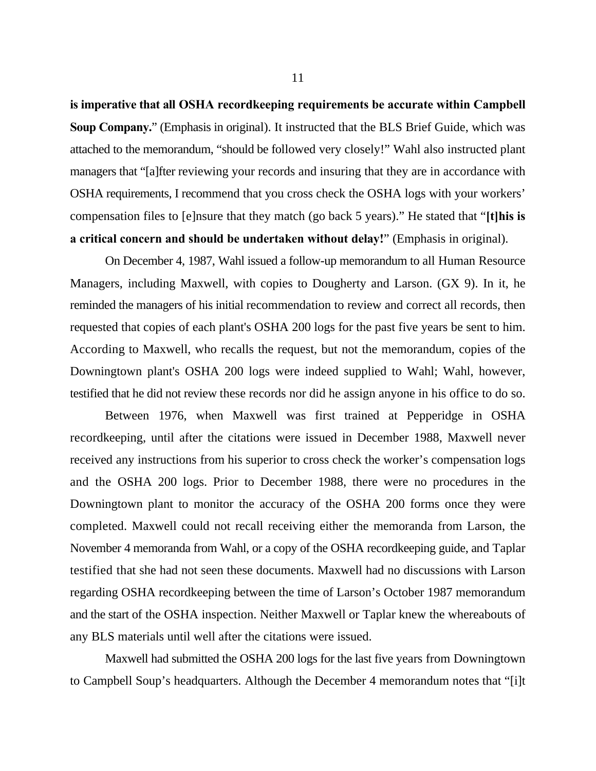**is imperative that all OSHA recordkeeping requirements be accurate within Campbell Soup Company.**" (Emphasis in original). It instructed that the BLS Brief Guide, which was attached to the memorandum, "should be followed very closely!" Wahl also instructed plant managers that "[a]fter reviewing your records and insuring that they are in accordance with OSHA requirements, I recommend that you cross check the OSHA logs with your workers' compensation files to [e]nsure that they match (go back 5 years)." He stated that "**[t]his is a critical concern and should be undertaken without delay!**" (Emphasis in original).

On December 4, 1987, Wahl issued a follow-up memorandum to all Human Resource Managers, including Maxwell, with copies to Dougherty and Larson. (GX 9). In it, he reminded the managers of his initial recommendation to review and correct all records, then requested that copies of each plant's OSHA 200 logs for the past five years be sent to him. According to Maxwell, who recalls the request, but not the memorandum, copies of the Downingtown plant's OSHA 200 logs were indeed supplied to Wahl; Wahl, however, testified that he did not review these records nor did he assign anyone in his office to do so.

Between 1976, when Maxwell was first trained at Pepperidge in OSHA recordkeeping, until after the citations were issued in December 1988, Maxwell never received any instructions from his superior to cross check the worker's compensation logs and the OSHA 200 logs. Prior to December 1988, there were no procedures in the Downingtown plant to monitor the accuracy of the OSHA 200 forms once they were completed. Maxwell could not recall receiving either the memoranda from Larson, the November 4 memoranda from Wahl, or a copy of the OSHA recordkeeping guide, and Taplar testified that she had not seen these documents. Maxwell had no discussions with Larson regarding OSHA recordkeeping between the time of Larson's October 1987 memorandum and the start of the OSHA inspection. Neither Maxwell or Taplar knew the whereabouts of any BLS materials until well after the citations were issued.

Maxwell had submitted the OSHA 200 logs for the last five years from Downingtown to Campbell Soup's headquarters. Although the December 4 memorandum notes that "[i]t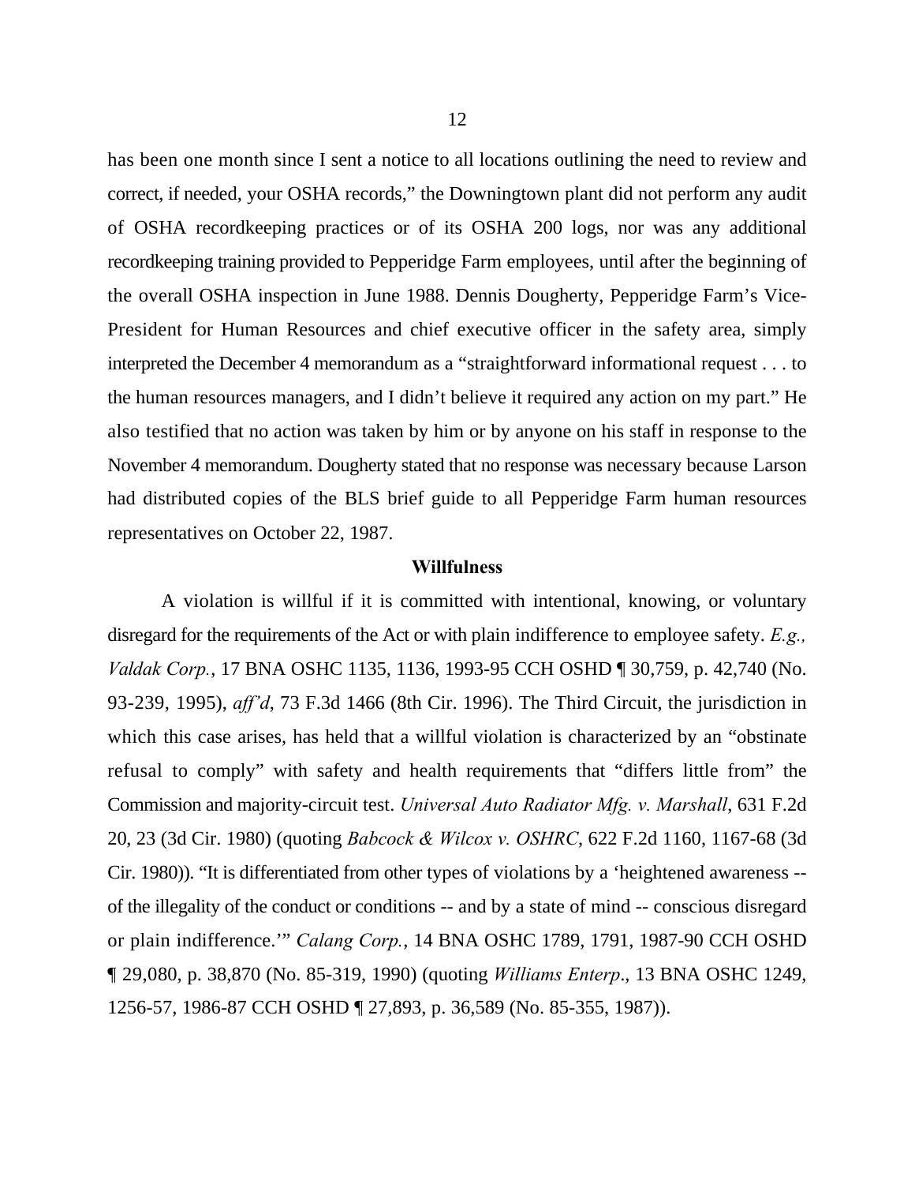has been one month since I sent a notice to all locations outlining the need to review and correct, if needed, your OSHA records," the Downingtown plant did not perform any audit of OSHA recordkeeping practices or of its OSHA 200 logs, nor was any additional recordkeeping training provided to Pepperidge Farm employees, until after the beginning of the overall OSHA inspection in June 1988. Dennis Dougherty, Pepperidge Farm's Vice-President for Human Resources and chief executive officer in the safety area, simply interpreted the December 4 memorandum as a "straightforward informational request . . . to the human resources managers, and I didn't believe it required any action on my part." He also testified that no action was taken by him or by anyone on his staff in response to the November 4 memorandum. Dougherty stated that no response was necessary because Larson had distributed copies of the BLS brief guide to all Pepperidge Farm human resources representatives on October 22, 1987.

**Willfulness**

A violation is willful if it is committed with intentional, knowing, or voluntary disregard for the requirements of the Act or with plain indifference to employee safety. *E.g., Valdak Corp.*, 17 BNA OSHC 1135, 1136, 1993-95 CCH OSHD ¶ 30,759, p. 42,740 (No. 93-239, 1995), *aff'd*, 73 F.3d 1466 (8th Cir. 1996). The Third Circuit, the jurisdiction in which this case arises, has held that a willful violation is characterized by an "obstinate refusal to comply" with safety and health requirements that "differs little from" the Commission and majority-circuit test. *Universal Auto Radiator Mfg. v. Marshall*, 631 F.2d 20, 23 (3d Cir. 1980) (quoting *Babcock & Wilcox v. OSHRC*, 622 F.2d 1160, 1167-68 (3d Cir. 1980)). "It is differentiated from other types of violations by a 'heightened awareness -- of the illegality of the conduct or conditions -- and by a state of mind -- conscious disregard or plain indifference.'" *Calang Corp.*, 14 BNA OSHC 1789, 1791, 1987-90 CCH OSHD ¶ 29,080, p. 38,870 (No. 85-319, 1990) (quoting *Williams Enterp*., 13 BNA OSHC 1249, 1256-57, 1986-87 CCH OSHD ¶ 27,893, p. 36,589 (No. 85-355, 1987)).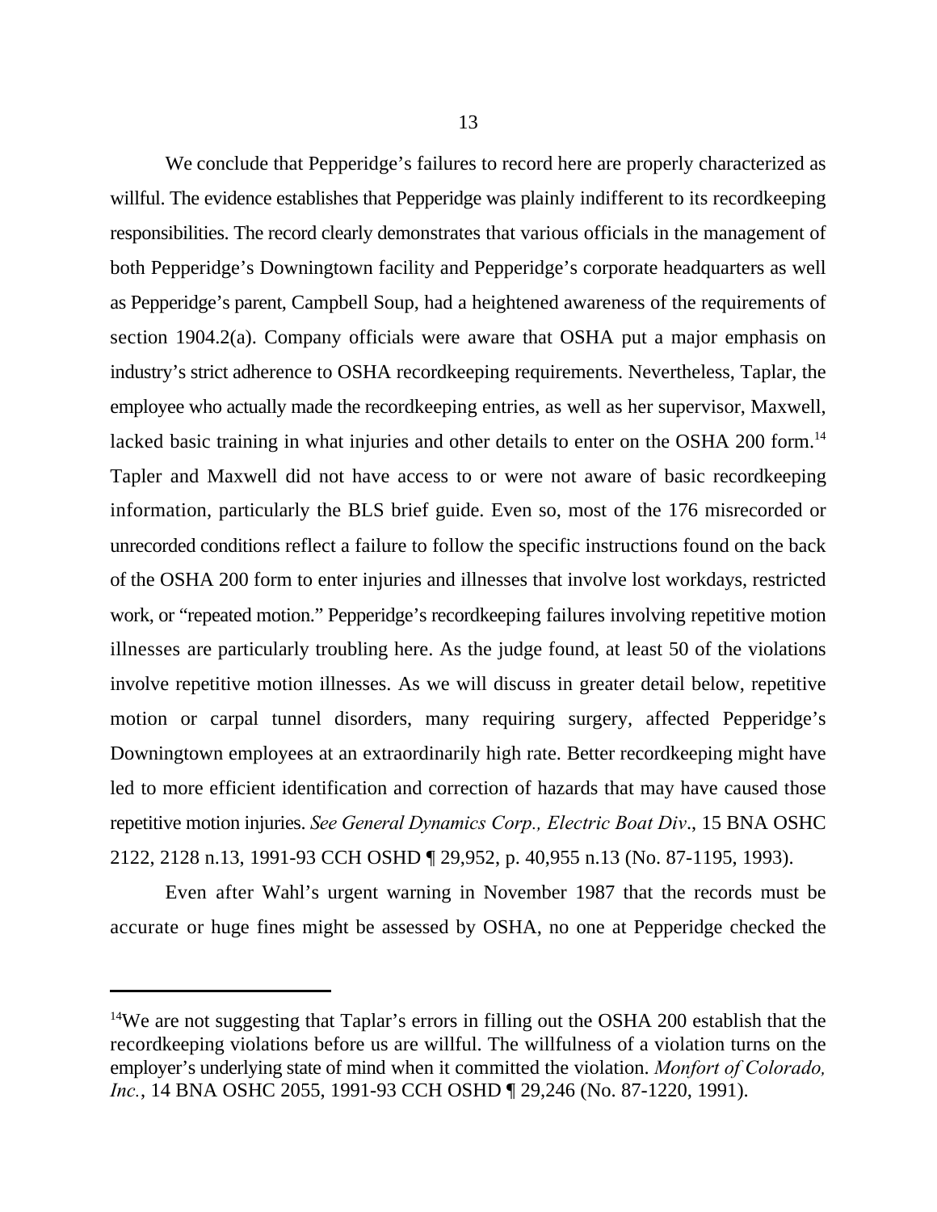We conclude that Pepperidge's failures to record here are properly characterized as willful. The evidence establishes that Pepperidge was plainly indifferent to its recordkeeping responsibilities. The record clearly demonstrates that various officials in the management of both Pepperidge's Downingtown facility and Pepperidge's corporate headquarters as well as Pepperidge's parent, Campbell Soup, had a heightened awareness of the requirements of section 1904.2(a). Company officials were aware that OSHA put a major emphasis on industry's strict adherence to OSHA recordkeeping requirements. Nevertheless, Taplar, the employee who actually made the recordkeeping entries, as well as her supervisor, Maxwell, lacked basic training in what injuries and other details to enter on the OSHA 200 form.[14] Tapler and Maxwell did not have access to or were not aware of basic recordkeeping information, particularly the BLS brief guide. Even so, most of the 176 misrecorded or unrecorded conditions reflect a failure to follow the specific instructions found on the back of the OSHA 200 form to enter injuries and illnesses that involve lost workdays, restricted work, or "repeated motion." Pepperidge's recordkeeping failures involving repetitive motion illnesses are particularly troubling here. As the judge found, at least 50 of the violations involve repetitive motion illnesses. As we will discuss in greater detail below, repetitive motion or carpal tunnel disorders, many requiring surgery, affected Pepperidge's Downingtown employees at an extraordinarily high rate. Better recordkeeping might have led to more efficient identification and correction of hazards that may have caused those repetitive motion injuries. *See General Dynamics Corp., Electric Boat Div*., 15 BNA OSHC 2122, 2128 n.13, 1991-93 CCH OSHD ¶ 29,952, p. 40,955 n.13 (No. 87-1195, 1993).

Even after Wahl's urgent warning in November 1987 that the records must be accurate or huge fines might be assessed by OSHA, no one at Pepperidge checked the

[14]We are not suggesting that Taplar's errors in filling out the OSHA 200 establish that the recordkeeping violations before us are willful. The willfulness of a violation turns on the employer's underlying state of mind when it committed the violation. *Monfort of Colorado, Inc.*, 14 BNA OSHC 2055, 1991-93 CCH OSHD ¶ 29,246 (No. 87-1220, 1991).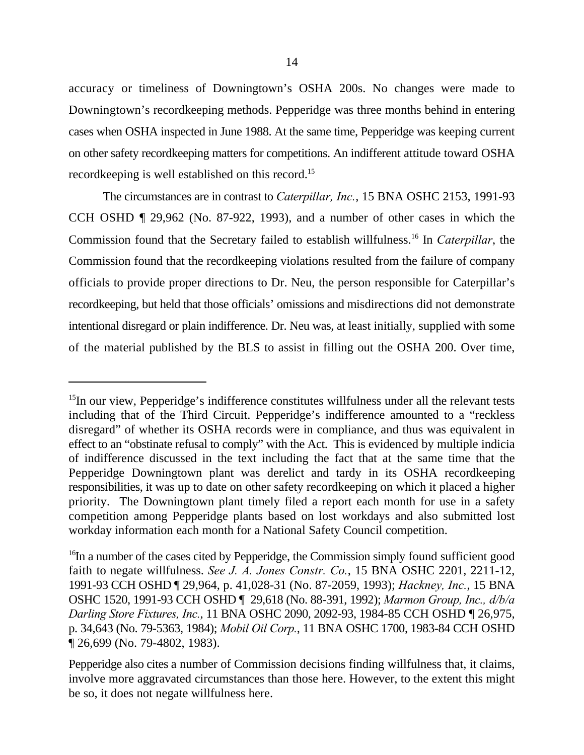accuracy or timeliness of Downingtown's OSHA 200s. No changes were made to Downingtown's recordkeeping methods. Pepperidge was three months behind in entering cases when OSHA inspected in June 1988. At the same time, Pepperidge was keeping current on other safety recordkeeping matters for competitions. An indifferent attitude toward OSHA recordkeeping is well established on this record.[15]

The circumstances are in contrast to *Caterpillar, Inc.*, 15 BNA OSHC 2153, 1991-93 CCH OSHD ¶ 29,962 (No. 87-922, 1993), and a number of other cases in which the Commission found that the Secretary failed to establish willfulness.[16] In *Caterpillar*, the Commission found that the recordkeeping violations resulted from the failure of company officials to provide proper directions to Dr. Neu, the person responsible for Caterpillar's recordkeeping, but held that those officials' omissions and misdirections did not demonstrate intentional disregard or plain indifference. Dr. Neu was, at least initially, supplied with some of the material published by the BLS to assist in filling out the OSHA 200. Over time,

---

[15]In our view, Pepperidge's indifference constitutes willfulness under all the relevant tests including that of the Third Circuit. Pepperidge's indifference amounted to a "reckless disregard" of whether its OSHA records were in compliance, and thus was equivalent in effect to an "obstinate refusal to comply" with the Act. This is evidenced by multiple indicia of indifference discussed in the text including the fact that at the same time that the Pepperidge Downingtown plant was derelict and tardy in its OSHA recordkeeping responsibilities, it was up to date on other safety recordkeeping on which it placed a higher priority. The Downingtown plant timely filed a report each month for use in a safety competition among Pepperidge plants based on lost workdays and also submitted lost workday information each month for a National Safety Council competition.

[16]In a number of the cases cited by Pepperidge, the Commission simply found sufficient good faith to negate willfulness. *See J. A. Jones Constr. Co.*, 15 BNA OSHC 2201, 2211-12, 1991-93 CCH OSHD ¶ 29,964, p. 41,028-31 (No. 87-2059, 1993); *Hackney, Inc.*, 15 BNA OSHC 1520, 1991-93 CCH OSHD ¶ 29,618 (No. 88-391, 1992); *Marmon Group, Inc., d/b/a Darling Store Fixtures, Inc.*, 11 BNA OSHC 2090, 2092-93, 1984-85 CCH OSHD ¶ 26,975, p. 34,643 (No. 79-5363, 1984); *Mobil Oil Corp.*, 11 BNA OSHC 1700, 1983-84 CCH OSHD ¶ 26,699 (No. 79-4802, 1983).

Pepperidge also cites a number of Commission decisions finding willfulness that, it claims, involve more aggravated circumstances than those here. However, to the extent this might be so, it does not negate willfulness here.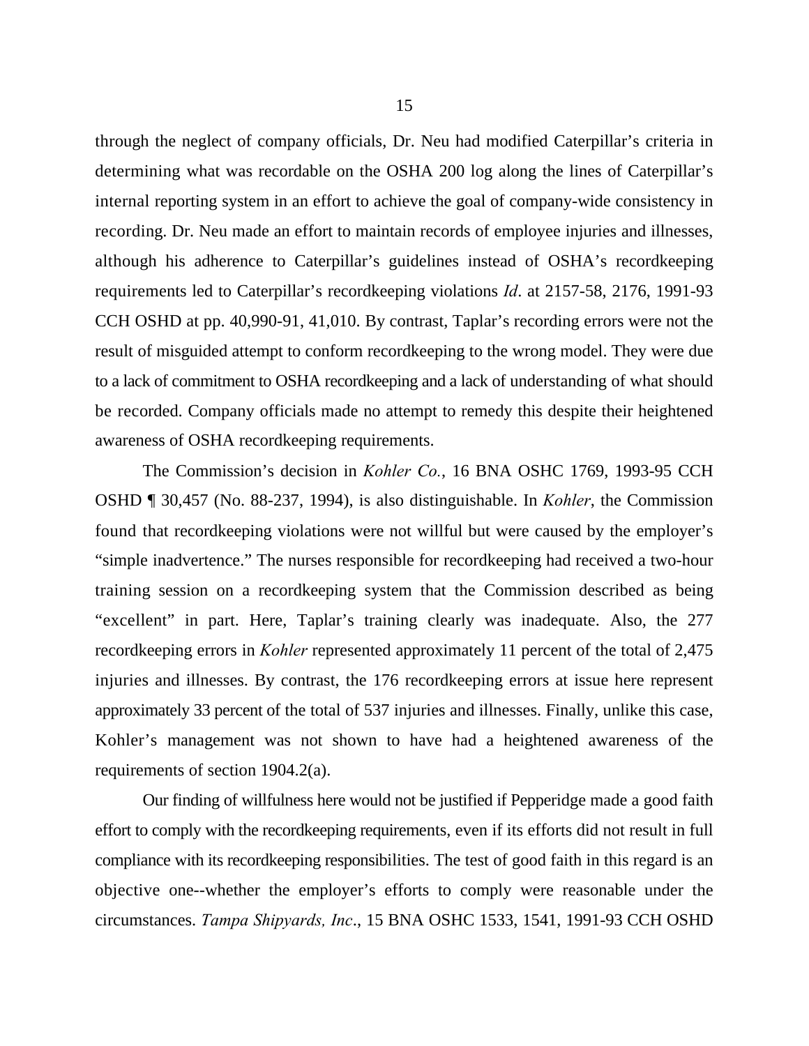through the neglect of company officials, Dr. Neu had modified Caterpillar's criteria in determining what was recordable on the OSHA 200 log along the lines of Caterpillar's internal reporting system in an effort to achieve the goal of company-wide consistency in recording. Dr. Neu made an effort to maintain records of employee injuries and illnesses, although his adherence to Caterpillar's guidelines instead of OSHA's recordkeeping requirements led to Caterpillar's recordkeeping violations *Id*. at 2157-58, 2176, 1991-93 CCH OSHD at pp. 40,990-91, 41,010. By contrast, Taplar's recording errors were not the result of misguided attempt to conform recordkeeping to the wrong model. They were due to a lack of commitment to OSHA recordkeeping and a lack of understanding of what should be recorded. Company officials made no attempt to remedy this despite their heightened awareness of OSHA recordkeeping requirements.

The Commission's decision in *Kohler Co.*, 16 BNA OSHC 1769, 1993-95 CCH OSHD ¶ 30,457 (No. 88-237, 1994), is also distinguishable. In *Kohler*, the Commission found that recordkeeping violations were not willful but were caused by the employer's "simple inadvertence." The nurses responsible for recordkeeping had received a two-hour training session on a recordkeeping system that the Commission described as being "excellent" in part. Here, Taplar's training clearly was inadequate. Also, the 277 recordkeeping errors in *Kohler* represented approximately 11 percent of the total of 2,475 injuries and illnesses. By contrast, the 176 recordkeeping errors at issue here represent approximately 33 percent of the total of 537 injuries and illnesses. Finally, unlike this case, Kohler's management was not shown to have had a heightened awareness of the requirements of section 1904.2(a).

Our finding of willfulness here would not be justified if Pepperidge made a good faith effort to comply with the recordkeeping requirements, even if its efforts did not result in full compliance with its recordkeeping responsibilities. The test of good faith in this regard is an objective one--whether the employer's efforts to comply were reasonable under the circumstances. *Tampa Shipyards, Inc*., 15 BNA OSHC 1533, 1541, 1991-93 CCH OSHD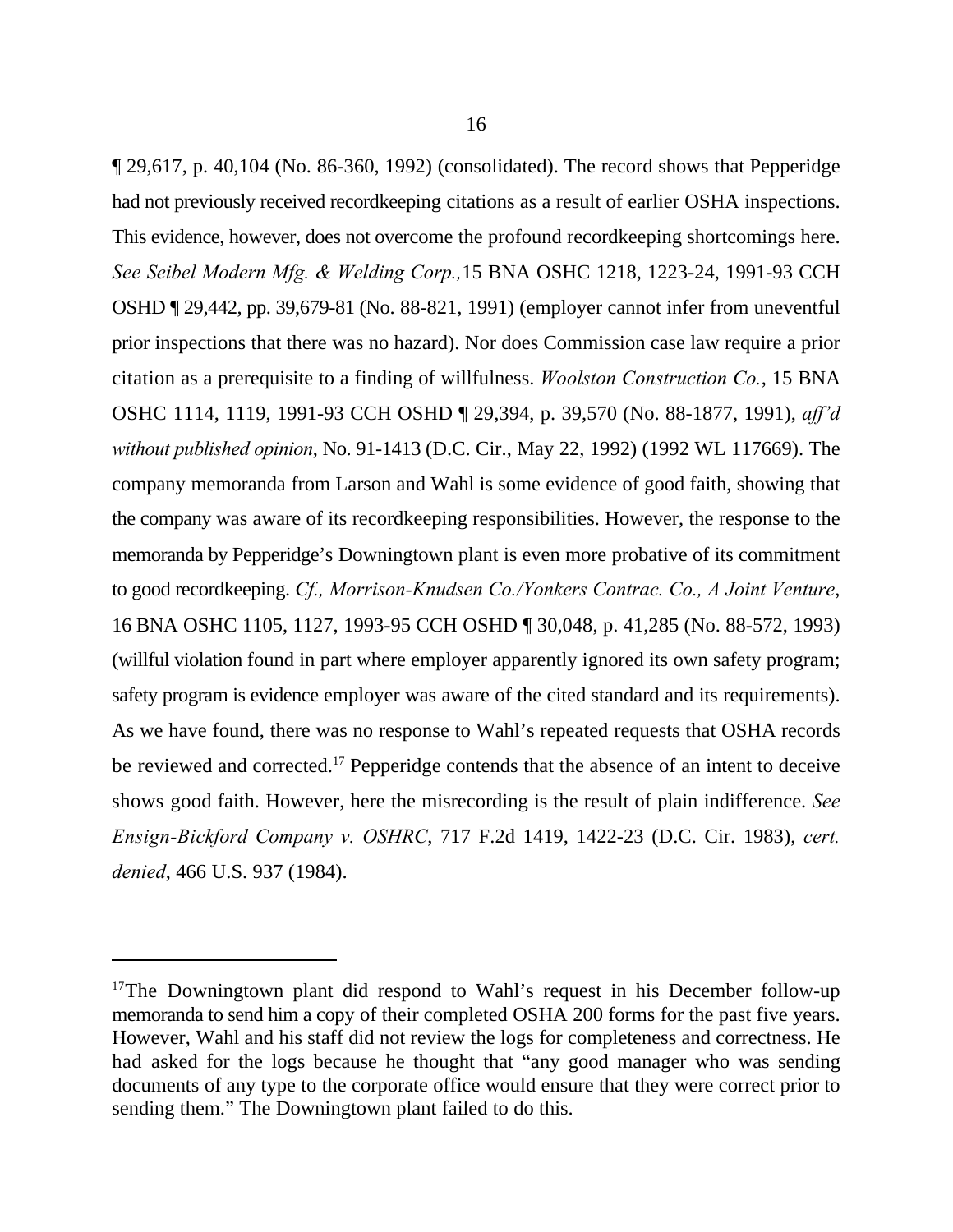¶ 29,617, p. 40,104 (No. 86-360, 1992) (consolidated). The record shows that Pepperidge had not previously received recordkeeping citations as a result of earlier OSHA inspections. This evidence, however, does not overcome the profound recordkeeping shortcomings here. *See Seibel Modern Mfg. & Welding Corp.,* 15 BNA OSHC 1218, 1223-24, 1991-93 CCH OSHD ¶ 29,442, pp. 39,679-81 (No. 88-821, 1991) (employer cannot infer from uneventful prior inspections that there was no hazard). Nor does Commission case law require a prior citation as a prerequisite to a finding of willfulness. *Woolston Construction Co.*, 15 BNA OSHC 1114, 1119, 1991-93 CCH OSHD ¶ 29,394, p. 39,570 (No. 88-1877, 1991), *aff'd without published opinion*, No. 91-1413 (D.C. Cir., May 22, 1992) (1992 WL 117669). The company memoranda from Larson and Wahl is some evidence of good faith, showing that the company was aware of its recordkeeping responsibilities. However, the response to the memoranda by Pepperidge's Downingtown plant is even more probative of its commitment to good recordkeeping. *Cf., Morrison-Knudsen Co./Yonkers Contrac. Co., A Joint Venture*, 16 BNA OSHC 1105, 1127, 1993-95 CCH OSHD ¶ 30,048, p. 41,285 (No. 88-572, 1993) (willful violation found in part where employer apparently ignored its own safety program; safety program is evidence employer was aware of the cited standard and its requirements). As we have found, there was no response to Wahl's repeated requests that OSHA records be reviewed and corrected.[17] Pepperidge contends that the absence of an intent to deceive shows good faith. However, here the misrecording is the result of plain indifference. *See Ensign-Bickford Company v. OSHRC*, 717 F.2d 1419, 1422-23 (D.C. Cir. 1983), *cert. denied*, 466 U.S. 937 (1984).

---

[17]The Downingtown plant did respond to Wahl's request in his December follow-up memoranda to send him a copy of their completed OSHA 200 forms for the past five years. However, Wahl and his staff did not review the logs for completeness and correctness. He had asked for the logs because he thought that "any good manager who was sending documents of any type to the corporate office would ensure that they were correct prior to sending them." The Downingtown plant failed to do this.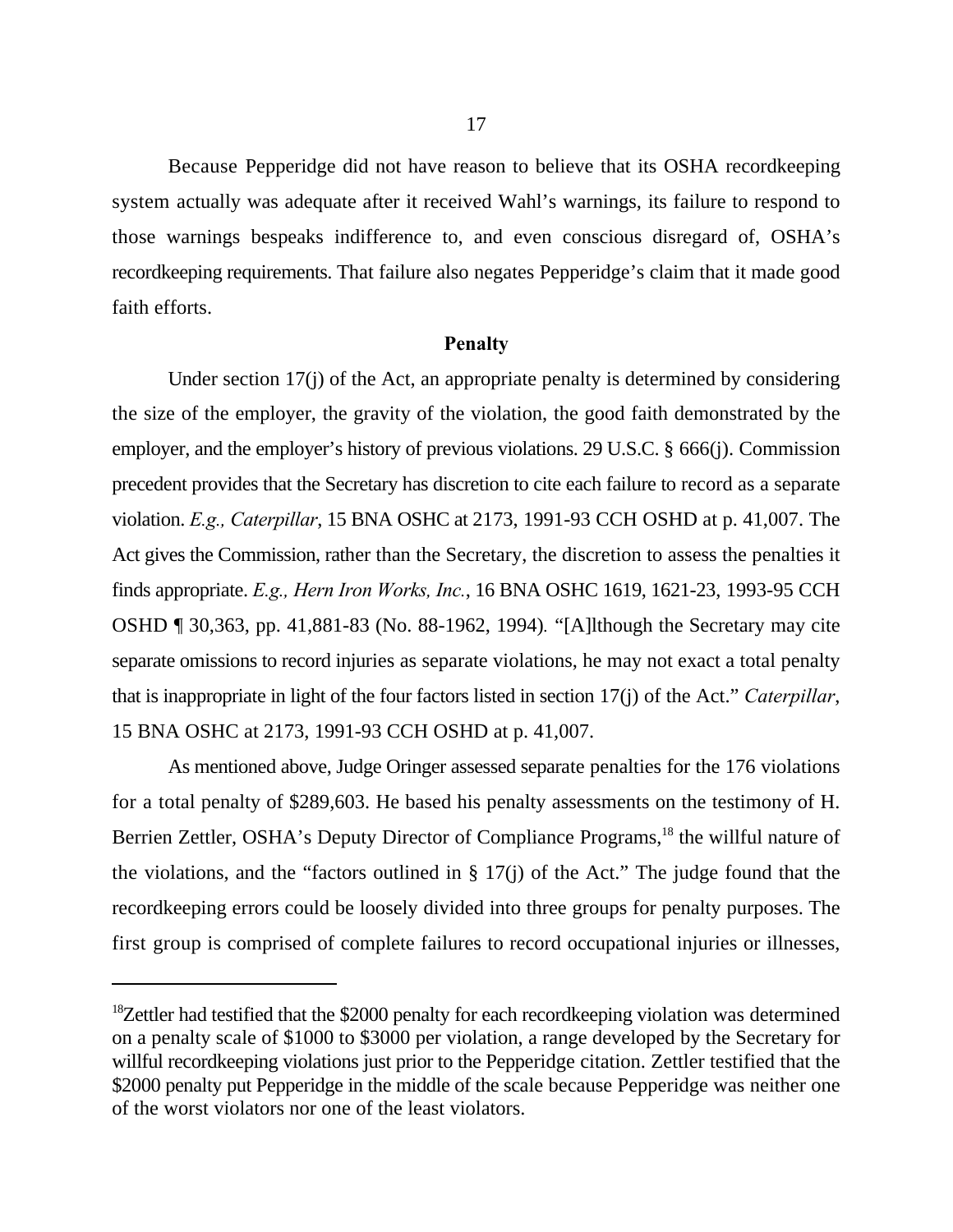Because Pepperidge did not have reason to believe that its OSHA recordkeeping system actually was adequate after it received Wahl's warnings, its failure to respond to those warnings bespeaks indifference to, and even conscious disregard of, OSHA's recordkeeping requirements. That failure also negates Pepperidge's claim that it made good faith efforts.

**Penalty**

Under section 17(j) of the Act, an appropriate penalty is determined by considering the size of the employer, the gravity of the violation, the good faith demonstrated by the employer, and the employer's history of previous violations. 29 U.S.C. § 666(j). Commission precedent provides that the Secretary has discretion to cite each failure to record as a separate violation. *E.g., Caterpillar*, 15 BNA OSHC at 2173, 1991-93 CCH OSHD at p. 41,007. The Act gives the Commission, rather than the Secretary, the discretion to assess the penalties it finds appropriate. *E.g., Hern Iron Works, Inc.*, 16 BNA OSHC 1619, 1621-23, 1993-95 CCH OSHD ¶ 30,363, pp. 41,881-83 (No. 88-1962, 1994). "[A]lthough the Secretary may cite separate omissions to record injuries as separate violations, he may not exact a total penalty that is inappropriate in light of the four factors listed in section 17(j) of the Act." *Caterpillar*, 15 BNA OSHC at 2173, 1991-93 CCH OSHD at p. 41,007.

As mentioned above, Judge Oringer assessed separate penalties for the 176 violations for a total penalty of $289,603. He based his penalty assessments on the testimony of H. Berrien Zettler, OSHA's Deputy Director of Compliance Programs,[18] the willful nature of the violations, and the "factors outlined in § 17(j) of the Act." The judge found that the recordkeeping errors could be loosely divided into three groups for penalty purposes. The first group is comprised of complete failures to record occupational injuries or illnesses,

---

[18]Zettler had testified that the $2000 penalty for each recordkeeping violation was determined on a penalty scale of $1000 to $3000 per violation, a range developed by the Secretary for willful recordkeeping violations just prior to the Pepperidge citation. Zettler testified that the $2000 penalty put Pepperidge in the middle of the scale because Pepperidge was neither one of the worst violators nor one of the least violators.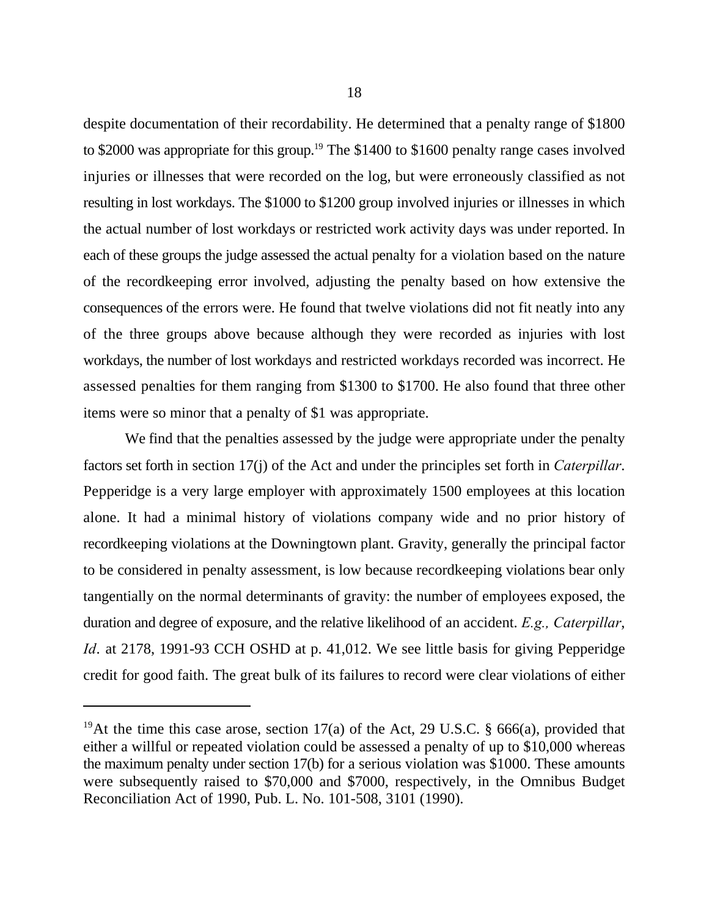despite documentation of their recordability. He determined that a penalty range of $1800 to $2000 was appropriate for this group.[19] The $1400 to $1600 penalty range cases involved injuries or illnesses that were recorded on the log, but were erroneously classified as not resulting in lost workdays. The $1000 to $1200 group involved injuries or illnesses in which the actual number of lost workdays or restricted work activity days was under reported. In each of these groups the judge assessed the actual penalty for a violation based on the nature of the recordkeeping error involved, adjusting the penalty based on how extensive the consequences of the errors were. He found that twelve violations did not fit neatly into any of the three groups above because although they were recorded as injuries with lost workdays, the number of lost workdays and restricted workdays recorded was incorrect. He assessed penalties for them ranging from $1300 to $1700. He also found that three other items were so minor that a penalty of $1 was appropriate.

We find that the penalties assessed by the judge were appropriate under the penalty factors set forth in section 17(j) of the Act and under the principles set forth in *Caterpillar*. Pepperidge is a very large employer with approximately 1500 employees at this location alone. It had a minimal history of violations company wide and no prior history of recordkeeping violations at the Downingtown plant. Gravity, generally the principal factor to be considered in penalty assessment, is low because recordkeeping violations bear only tangentially on the normal determinants of gravity: the number of employees exposed, the duration and degree of exposure, and the relative likelihood of an accident. *E.g., Caterpillar*, *Id*. at 2178, 1991-93 CCH OSHD at p. 41,012. We see little basis for giving Pepperidge credit for good faith. The great bulk of its failures to record were clear violations of either

---

[19]At the time this case arose, section 17(a) of the Act, 29 U.S.C. § 666(a), provided that either a willful or repeated violation could be assessed a penalty of up to $10,000 whereas the maximum penalty under section 17(b) for a serious violation was $1000. These amounts were subsequently raised to $70,000 and $7000, respectively, in the Omnibus Budget Reconciliation Act of 1990, Pub. L. No. 101-508, 3101 (1990).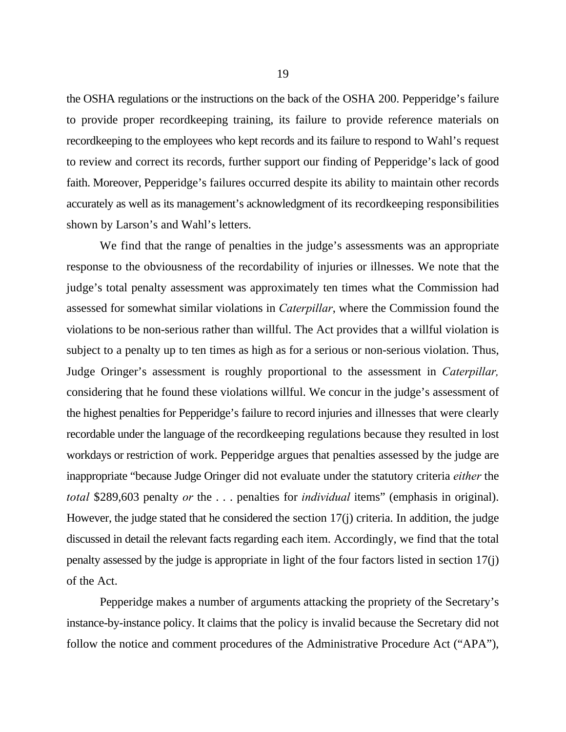the OSHA regulations or the instructions on the back of the OSHA 200. Pepperidge's failure to provide proper recordkeeping training, its failure to provide reference materials on recordkeeping to the employees who kept records and its failure to respond to Wahl's request to review and correct its records, further support our finding of Pepperidge's lack of good faith. Moreover, Pepperidge's failures occurred despite its ability to maintain other records accurately as well as its management's acknowledgment of its recordkeeping responsibilities shown by Larson's and Wahl's letters.

We find that the range of penalties in the judge's assessments was an appropriate response to the obviousness of the recordability of injuries or illnesses. We note that the judge's total penalty assessment was approximately ten times what the Commission had assessed for somewhat similar violations in *Caterpillar*, where the Commission found the violations to be non-serious rather than willful. The Act provides that a willful violation is subject to a penalty up to ten times as high as for a serious or non-serious violation. Thus, Judge Oringer's assessment is roughly proportional to the assessment in *Caterpillar,* considering that he found these violations willful. We concur in the judge's assessment of the highest penalties for Pepperidge's failure to record injuries and illnesses that were clearly recordable under the language of the recordkeeping regulations because they resulted in lost workdays or restriction of work. Pepperidge argues that penalties assessed by the judge are inappropriate "because Judge Oringer did not evaluate under the statutory criteria *either* the *total* $289,603 penalty *or* the . . . penalties for *individual* items" (emphasis in original). However, the judge stated that he considered the section 17(j) criteria. In addition, the judge discussed in detail the relevant facts regarding each item. Accordingly, we find that the total penalty assessed by the judge is appropriate in light of the four factors listed in section 17(j) of the Act.

Pepperidge makes a number of arguments attacking the propriety of the Secretary's instance-by-instance policy. It claims that the policy is invalid because the Secretary did not follow the notice and comment procedures of the Administrative Procedure Act ("APA"),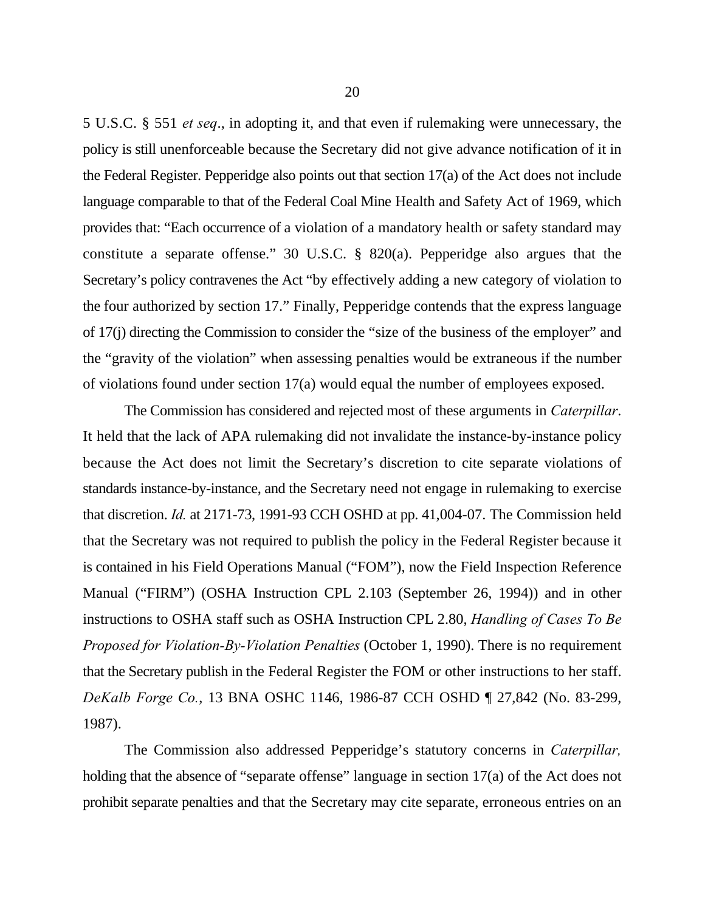5 U.S.C. § 551 *et seq*., in adopting it, and that even if rulemaking were unnecessary, the policy is still unenforceable because the Secretary did not give advance notification of it in the Federal Register. Pepperidge also points out that section 17(a) of the Act does not include language comparable to that of the Federal Coal Mine Health and Safety Act of 1969, which provides that: "Each occurrence of a violation of a mandatory health or safety standard may constitute a separate offense." 30 U.S.C. § 820(a). Pepperidge also argues that the Secretary's policy contravenes the Act "by effectively adding a new category of violation to the four authorized by section 17." Finally, Pepperidge contends that the express language of 17(j) directing the Commission to consider the "size of the business of the employer" and the "gravity of the violation" when assessing penalties would be extraneous if the number of violations found under section 17(a) would equal the number of employees exposed.

The Commission has considered and rejected most of these arguments in *Caterpillar*. It held that the lack of APA rulemaking did not invalidate the instance-by-instance policy because the Act does not limit the Secretary's discretion to cite separate violations of standards instance-by-instance, and the Secretary need not engage in rulemaking to exercise that discretion. *Id.* at 2171-73, 1991-93 CCH OSHD at pp. 41,004-07. The Commission held that the Secretary was not required to publish the policy in the Federal Register because it is contained in his Field Operations Manual ("FOM"), now the Field Inspection Reference Manual ("FIRM") (OSHA Instruction CPL 2.103 (September 26, 1994)) and in other instructions to OSHA staff such as OSHA Instruction CPL 2.80, *Handling of Cases To Be Proposed for Violation-By-Violation Penalties* (October 1, 1990). There is no requirement that the Secretary publish in the Federal Register the FOM or other instructions to her staff. *DeKalb Forge Co.*, 13 BNA OSHC 1146, 1986-87 CCH OSHD ¶ 27,842 (No. 83-299, 1987).

The Commission also addressed Pepperidge's statutory concerns in *Caterpillar,* holding that the absence of "separate offense" language in section 17(a) of the Act does not prohibit separate penalties and that the Secretary may cite separate, erroneous entries on an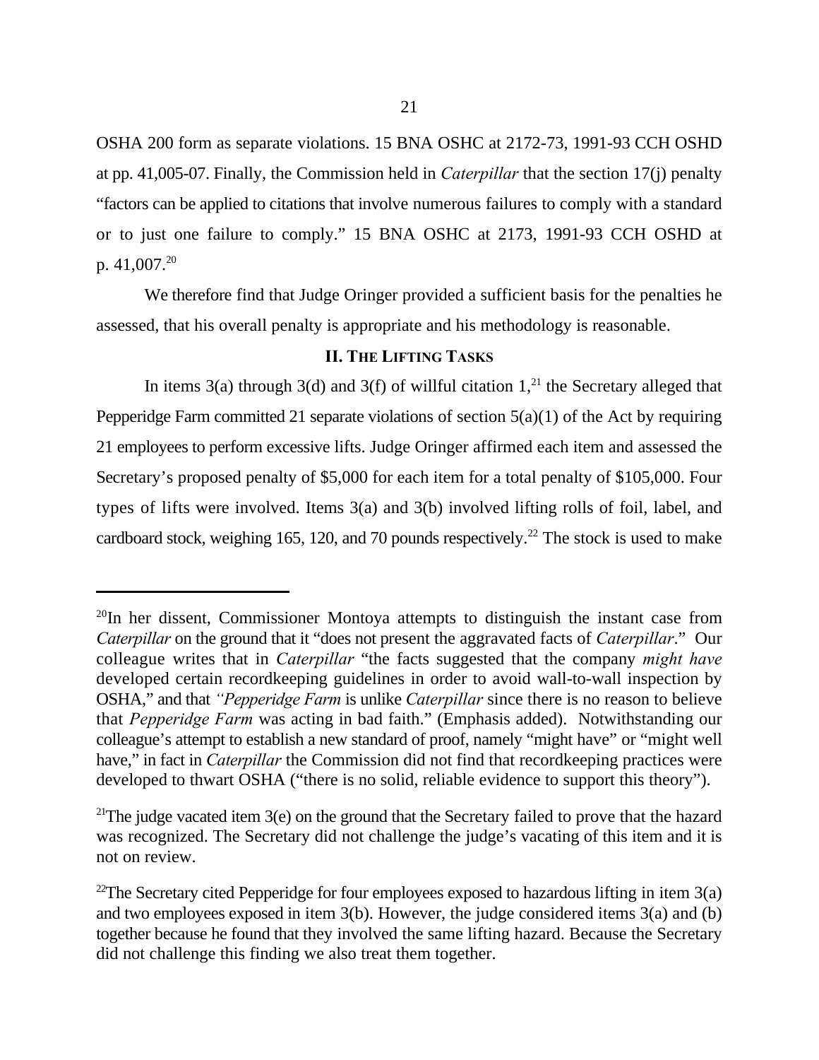OSHA 200 form as separate violations. 15 BNA OSHC at 2172-73, 1991-93 CCH OSHD at pp. 41,005-07. Finally, the Commission held in *Caterpillar* that the section 17(j) penalty "factors can be applied to citations that involve numerous failures to comply with a standard or to just one failure to comply." 15 BNA OSHC at 2173, 1991-93 CCH OSHD at p. 41,007.[20]

We therefore find that Judge Oringer provided a sufficient basis for the penalties he assessed, that his overall penalty is appropriate and his methodology is reasonable.

## II. THE LIFTING TASKS

In items 3(a) through 3(d) and 3(f) of willful citation 1,[21] the Secretary alleged that Pepperidge Farm committed 21 separate violations of section 5(a)(1) of the Act by requiring 21 employees to perform excessive lifts. Judge Oringer affirmed each item and assessed the Secretary's proposed penalty of $5,000 for each item for a total penalty of $105,000. Four types of lifts were involved. Items 3(a) and 3(b) involved lifting rolls of foil, label, and cardboard stock, weighing 165, 120, and 70 pounds respectively.[22] The stock is used to make

---

[20]In her dissent, Commissioner Montoya attempts to distinguish the instant case from *Caterpillar* on the ground that it "does not present the aggravated facts of *Caterpillar*." Our colleague writes that in *Caterpillar* "the facts suggested that the company *might have* developed certain recordkeeping guidelines in order to avoid wall-to-wall inspection by OSHA," and that "*Pepperidge Farm* is unlike *Caterpillar* since there is no reason to believe that *Pepperidge Farm* was acting in bad faith." (Emphasis added). Notwithstanding our colleague's attempt to establish a new standard of proof, namely "might have" or "might well have," in fact in *Caterpillar* the Commission did not find that recordkeeping practices were developed to thwart OSHA ("there is no solid, reliable evidence to support this theory").

[21]The judge vacated item 3(e) on the ground that the Secretary failed to prove that the hazard was recognized. The Secretary did not challenge the judge's vacating of this item and it is not on review.

[22]The Secretary cited Pepperidge for four employees exposed to hazardous lifting in item 3(a) and two employees exposed in item 3(b). However, the judge considered items 3(a) and (b) together because he found that they involved the same lifting hazard. Because the Secretary did not challenge this finding we also treat them together.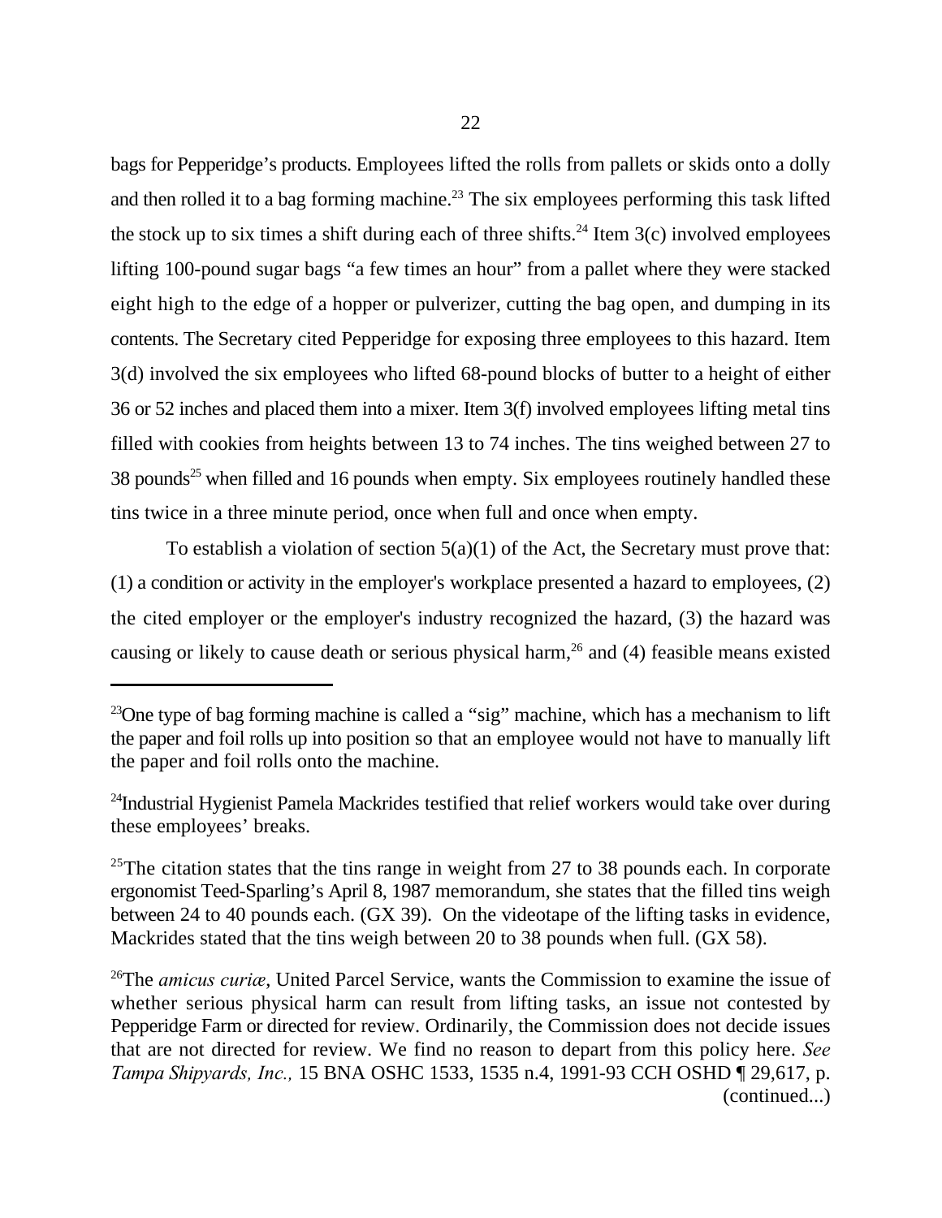bags for Pepperidge's products. Employees lifted the rolls from pallets or skids onto a dolly and then rolled it to a bag forming machine.[23] The six employees performing this task lifted the stock up to six times a shift during each of three shifts.[24] Item 3(c) involved employees lifting 100-pound sugar bags "a few times an hour" from a pallet where they were stacked eight high to the edge of a hopper or pulverizer, cutting the bag open, and dumping in its contents. The Secretary cited Pepperidge for exposing three employees to this hazard. Item 3(d) involved the six employees who lifted 68-pound blocks of butter to a height of either 36 or 52 inches and placed them into a mixer. Item 3(f) involved employees lifting metal tins filled with cookies from heights between 13 to 74 inches. The tins weighed between 27 to 38 pounds[25] when filled and 16 pounds when empty. Six employees routinely handled these tins twice in a three minute period, once when full and once when empty.

To establish a violation of section 5(a)(1) of the Act, the Secretary must prove that: (1) a condition or activity in the employer's workplace presented a hazard to employees, (2) the cited employer or the employer's industry recognized the hazard, (3) the hazard was causing or likely to cause death or serious physical harm,[26] and (4) feasible means existed

---

[23]One type of bag forming machine is called a "sig" machine, which has a mechanism to lift the paper and foil rolls up into position so that an employee would not have to manually lift the paper and foil rolls onto the machine.

[24]Industrial Hygienist Pamela Mackrides testified that relief workers would take over during these employees' breaks.

[25]The citation states that the tins range in weight from 27 to 38 pounds each. In corporate ergonomist Teed-Sparling's April 8, 1987 memorandum, she states that the filled tins weigh between 24 to 40 pounds each. (GX 39). On the videotape of the lifting tasks in evidence, Mackrides stated that the tins weigh between 20 to 38 pounds when full. (GX 58).

[26]The *amicus curiæ*, United Parcel Service, wants the Commission to examine the issue of whether serious physical harm can result from lifting tasks, an issue not contested by Pepperidge Farm or directed for review. Ordinarily, the Commission does not decide issues that are not directed for review. We find no reason to depart from this policy here. *See Tampa Shipyards, Inc.,* 15 BNA OSHC 1533, 1535 n.4, 1991-93 CCH OSHD ¶ 29,617, p. (continued...)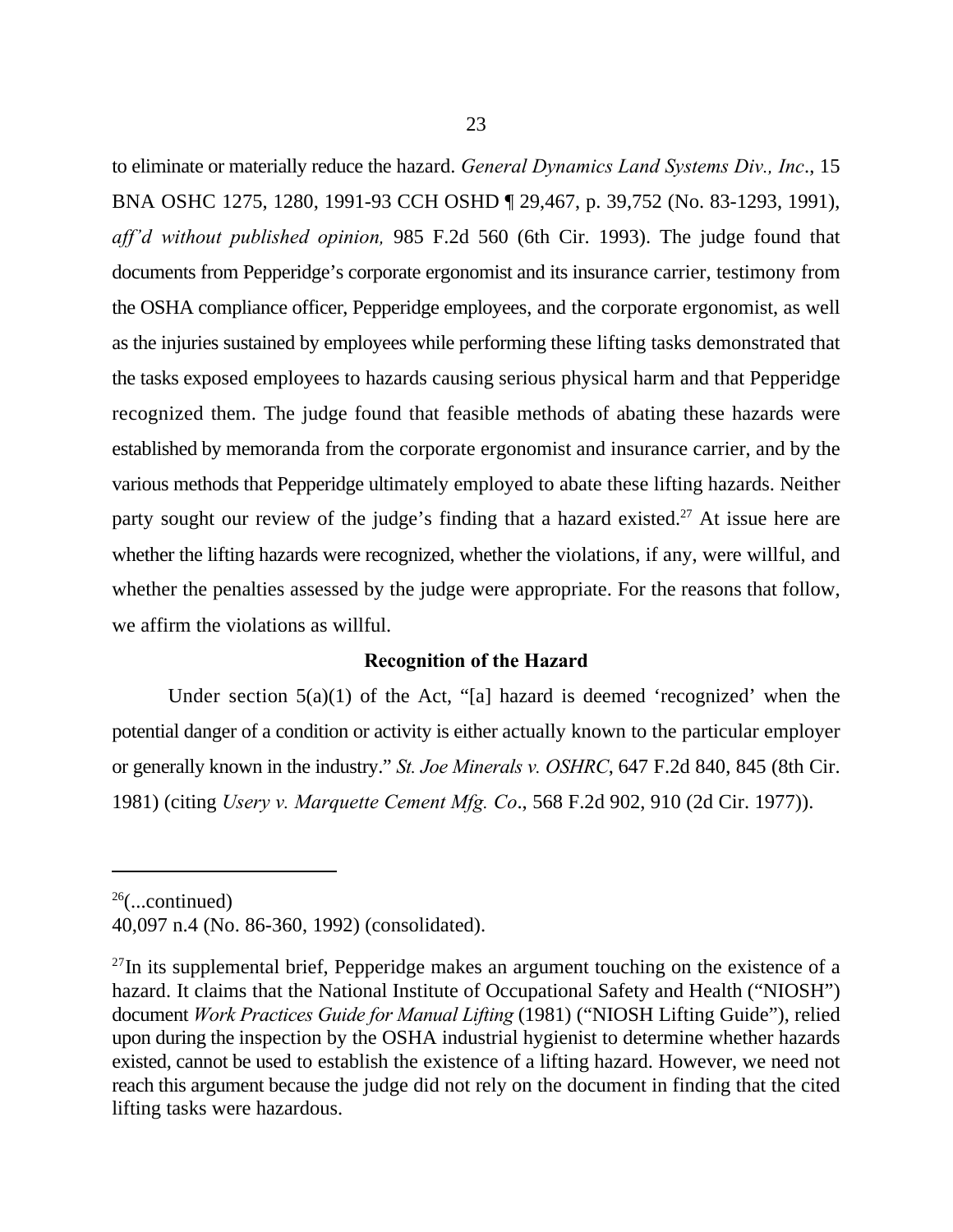to eliminate or materially reduce the hazard. *General Dynamics Land Systems Div., Inc*., 15 BNA OSHC 1275, 1280, 1991-93 CCH OSHD ¶ 29,467, p. 39,752 (No. 83-1293, 1991), *aff'd without published opinion,* 985 F.2d 560 (6th Cir. 1993). The judge found that documents from Pepperidge's corporate ergonomist and its insurance carrier, testimony from the OSHA compliance officer, Pepperidge employees, and the corporate ergonomist, as well as the injuries sustained by employees while performing these lifting tasks demonstrated that the tasks exposed employees to hazards causing serious physical harm and that Pepperidge recognized them. The judge found that feasible methods of abating these hazards were established by memoranda from the corporate ergonomist and insurance carrier, and by the various methods that Pepperidge ultimately employed to abate these lifting hazards. Neither party sought our review of the judge's finding that a hazard existed.[27] At issue here are whether the lifting hazards were recognized, whether the violations, if any, were willful, and whether the penalties assessed by the judge were appropriate. For the reasons that follow, we affirm the violations as willful.

### Recognition of the Hazard

Under section 5(a)(1) of the Act, "[a] hazard is deemed 'recognized' when the potential danger of a condition or activity is either actually known to the particular employer or generally known in the industry." *St. Joe Minerals v. OSHRC*, 647 F.2d 840, 845 (8th Cir. 1981) (citing *Usery v. Marquette Cement Mfg. Co*., 568 F.2d 902, 910 (2d Cir. 1977)).

---

[26](...continued)
40,097 n.4 (No. 86-360, 1992) (consolidated).

[27]In its supplemental brief, Pepperidge makes an argument touching on the existence of a hazard. It claims that the National Institute of Occupational Safety and Health ("NIOSH") document *Work Practices Guide for Manual Lifting* (1981) ("NIOSH Lifting Guide"), relied upon during the inspection by the OSHA industrial hygienist to determine whether hazards existed, cannot be used to establish the existence of a lifting hazard. However, we need not reach this argument because the judge did not rely on the document in finding that the cited lifting tasks were hazardous.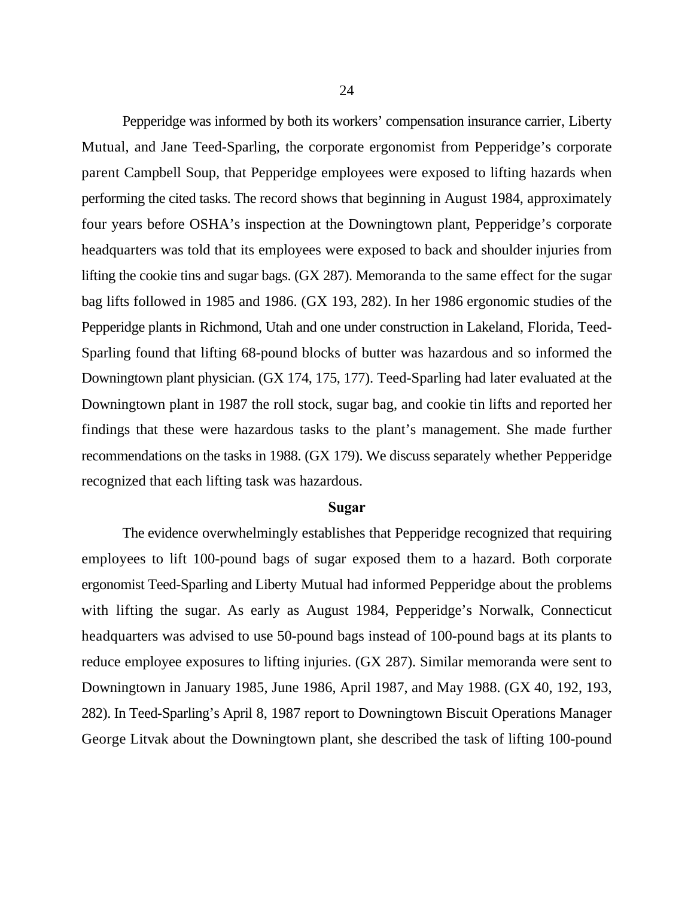Pepperidge was informed by both its workers' compensation insurance carrier, Liberty Mutual, and Jane Teed-Sparling, the corporate ergonomist from Pepperidge's corporate parent Campbell Soup, that Pepperidge employees were exposed to lifting hazards when performing the cited tasks. The record shows that beginning in August 1984, approximately four years before OSHA's inspection at the Downingtown plant, Pepperidge's corporate headquarters was told that its employees were exposed to back and shoulder injuries from lifting the cookie tins and sugar bags. (GX 287). Memoranda to the same effect for the sugar bag lifts followed in 1985 and 1986. (GX 193, 282). In her 1986 ergonomic studies of the Pepperidge plants in Richmond, Utah and one under construction in Lakeland, Florida, Teed-Sparling found that lifting 68-pound blocks of butter was hazardous and so informed the Downingtown plant physician. (GX 174, 175, 177). Teed-Sparling had later evaluated at the Downingtown plant in 1987 the roll stock, sugar bag, and cookie tin lifts and reported her findings that these were hazardous tasks to the plant's management. She made further recommendations on the tasks in 1988. (GX 179). We discuss separately whether Pepperidge recognized that each lifting task was hazardous.

**Sugar**

The evidence overwhelmingly establishes that Pepperidge recognized that requiring employees to lift 100-pound bags of sugar exposed them to a hazard. Both corporate ergonomist Teed-Sparling and Liberty Mutual had informed Pepperidge about the problems with lifting the sugar. As early as August 1984, Pepperidge's Norwalk, Connecticut headquarters was advised to use 50-pound bags instead of 100-pound bags at its plants to reduce employee exposures to lifting injuries. (GX 287). Similar memoranda were sent to Downingtown in January 1985, June 1986, April 1987, and May 1988. (GX 40, 192, 193, 282). In Teed-Sparling's April 8, 1987 report to Downingtown Biscuit Operations Manager George Litvak about the Downingtown plant, she described the task of lifting 100-pound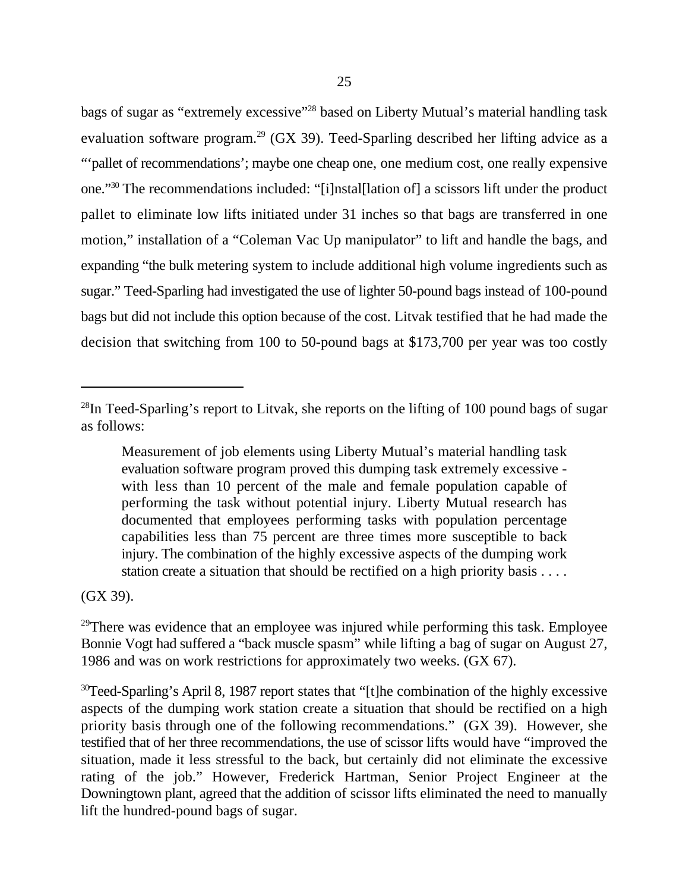bags of sugar as "extremely excessive"[28] based on Liberty Mutual's material handling task evaluation software program.[29] (GX 39). Teed-Sparling described her lifting advice as a "'pallet of recommendations'; maybe one cheap one, one medium cost, one really expensive one."[30] The recommendations included: "[i]nstal[lation of] a scissors lift under the product pallet to eliminate low lifts initiated under 31 inches so that bags are transferred in one motion," installation of a "Coleman Vac Up manipulator" to lift and handle the bags, and expanding "the bulk metering system to include additional high volume ingredients such as sugar." Teed-Sparling had investigated the use of lighter 50-pound bags instead of 100-pound bags but did not include this option because of the cost. Litvak testified that he had made the decision that switching from 100 to 50-pound bags at $173,700 per year was too costly

---

[28]In Teed-Sparling's report to Litvak, she reports on the lifting of 100 pound bags of sugar as follows:

> Measurement of job elements using Liberty Mutual's material handling task evaluation software program proved this dumping task extremely excessive - with less than 10 percent of the male and female population capable of performing the task without potential injury. Liberty Mutual research has documented that employees performing tasks with population percentage capabilities less than 75 percent are three times more susceptible to back injury. The combination of the highly excessive aspects of the dumping work station create a situation that should be rectified on a high priority basis . . . .

(GX 39).

[29]There was evidence that an employee was injured while performing this task. Employee Bonnie Vogt had suffered a "back muscle spasm" while lifting a bag of sugar on August 27, 1986 and was on work restrictions for approximately two weeks. (GX 67).

[30]Teed-Sparling's April 8, 1987 report states that "[t]he combination of the highly excessive aspects of the dumping work station create a situation that should be rectified on a high priority basis through one of the following recommendations." (GX 39). However, she testified that of her three recommendations, the use of scissor lifts would have "improved the situation, made it less stressful to the back, but certainly did not eliminate the excessive rating of the job." However, Frederick Hartman, Senior Project Engineer at the Downingtown plant, agreed that the addition of scissor lifts eliminated the need to manually lift the hundred-pound bags of sugar.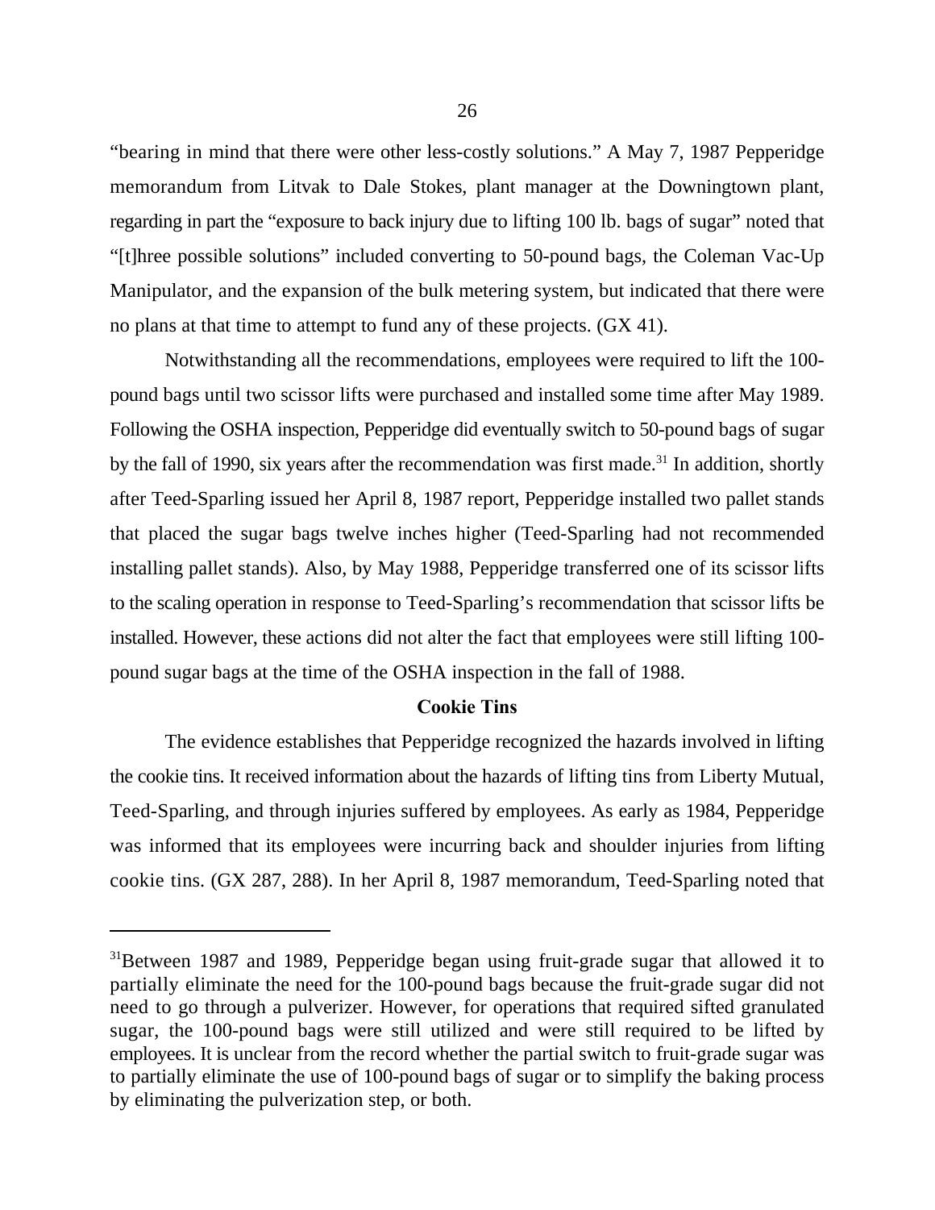"bearing in mind that there were other less-costly solutions." A May 7, 1987 Pepperidge memorandum from Litvak to Dale Stokes, plant manager at the Downingtown plant, regarding in part the "exposure to back injury due to lifting 100 lb. bags of sugar" noted that "[t]hree possible solutions" included converting to 50-pound bags, the Coleman Vac-Up Manipulator, and the expansion of the bulk metering system, but indicated that there were no plans at that time to attempt to fund any of these projects. (GX 41).

Notwithstanding all the recommendations, employees were required to lift the 100-pound bags until two scissor lifts were purchased and installed some time after May 1989. Following the OSHA inspection, Pepperidge did eventually switch to 50-pound bags of sugar by the fall of 1990, six years after the recommendation was first made.[31] In addition, shortly after Teed-Sparling issued her April 8, 1987 report, Pepperidge installed two pallet stands that placed the sugar bags twelve inches higher (Teed-Sparling had not recommended installing pallet stands). Also, by May 1988, Pepperidge transferred one of its scissor lifts to the scaling operation in response to Teed-Sparling's recommendation that scissor lifts be installed. However, these actions did not alter the fact that employees were still lifting 100-pound sugar bags at the time of the OSHA inspection in the fall of 1988.

**Cookie Tins**

The evidence establishes that Pepperidge recognized the hazards involved in lifting the cookie tins. It received information about the hazards of lifting tins from Liberty Mutual, Teed-Sparling, and through injuries suffered by employees. As early as 1984, Pepperidge was informed that its employees were incurring back and shoulder injuries from lifting cookie tins. (GX 287, 288). In her April 8, 1987 memorandum, Teed-Sparling noted that

---

[31]Between 1987 and 1989, Pepperidge began using fruit-grade sugar that allowed it to partially eliminate the need for the 100-pound bags because the fruit-grade sugar did not need to go through a pulverizer. However, for operations that required sifted granulated sugar, the 100-pound bags were still utilized and were still required to be lifted by employees. It is unclear from the record whether the partial switch to fruit-grade sugar was to partially eliminate the use of 100-pound bags of sugar or to simplify the baking process by eliminating the pulverization step, or both.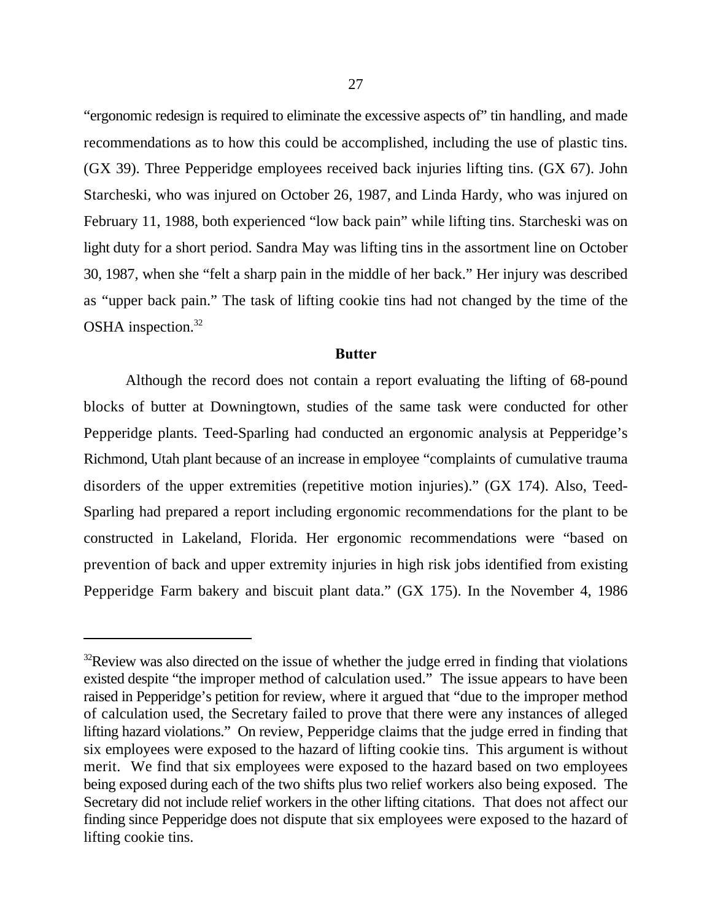"ergonomic redesign is required to eliminate the excessive aspects of" tin handling, and made recommendations as to how this could be accomplished, including the use of plastic tins. (GX 39). Three Pepperidge employees received back injuries lifting tins. (GX 67). John Starcheski, who was injured on October 26, 1987, and Linda Hardy, who was injured on February 11, 1988, both experienced "low back pain" while lifting tins. Starcheski was on light duty for a short period. Sandra May was lifting tins in the assortment line on October 30, 1987, when she "felt a sharp pain in the middle of her back." Her injury was described as "upper back pain." The task of lifting cookie tins had not changed by the time of the OSHA inspection.[32]

**Butter**

Although the record does not contain a report evaluating the lifting of 68-pound blocks of butter at Downingtown, studies of the same task were conducted for other Pepperidge plants. Teed-Sparling had conducted an ergonomic analysis at Pepperidge's Richmond, Utah plant because of an increase in employee "complaints of cumulative trauma disorders of the upper extremities (repetitive motion injuries)." (GX 174). Also, Teed-Sparling had prepared a report including ergonomic recommendations for the plant to be constructed in Lakeland, Florida. Her ergonomic recommendations were "based on prevention of back and upper extremity injuries in high risk jobs identified from existing Pepperidge Farm bakery and biscuit plant data." (GX 175). In the November 4, 1986

---

[32] Review was also directed on the issue of whether the judge erred in finding that violations existed despite "the improper method of calculation used." The issue appears to have been raised in Pepperidge's petition for review, where it argued that "due to the improper method of calculation used, the Secretary failed to prove that there were any instances of alleged lifting hazard violations." On review, Pepperidge claims that the judge erred in finding that six employees were exposed to the hazard of lifting cookie tins. This argument is without merit. We find that six employees were exposed to the hazard based on two employees being exposed during each of the two shifts plus two relief workers also being exposed. The Secretary did not include relief workers in the other lifting citations. That does not affect our finding since Pepperidge does not dispute that six employees were exposed to the hazard of lifting cookie tins.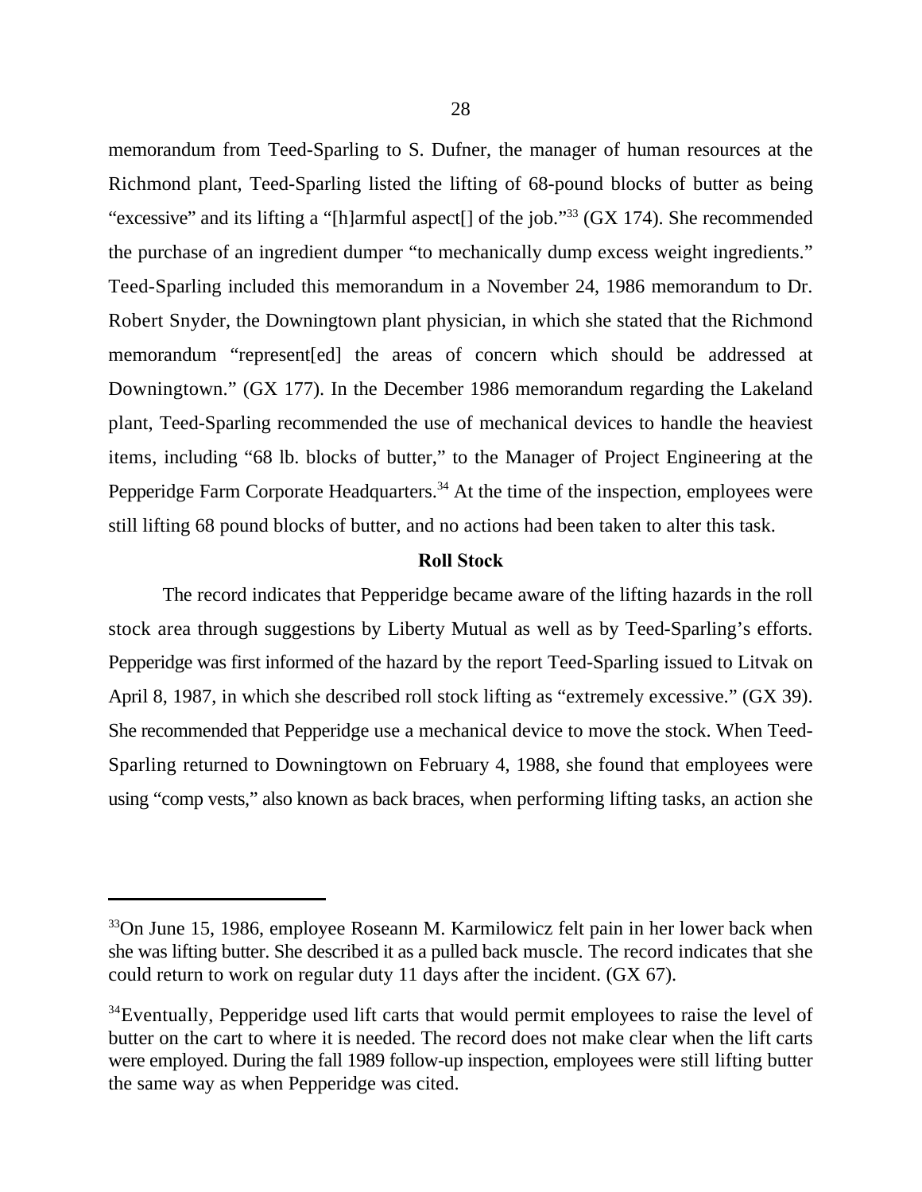memorandum from Teed-Sparling to S. Dufner, the manager of human resources at the Richmond plant, Teed-Sparling listed the lifting of 68-pound blocks of butter as being "excessive" and its lifting a "[h]armful aspect[] of the job."[33] (GX 174). She recommended the purchase of an ingredient dumper "to mechanically dump excess weight ingredients." Teed-Sparling included this memorandum in a November 24, 1986 memorandum to Dr. Robert Snyder, the Downingtown plant physician, in which she stated that the Richmond memorandum "represent[ed] the areas of concern which should be addressed at Downingtown." (GX 177). In the December 1986 memorandum regarding the Lakeland plant, Teed-Sparling recommended the use of mechanical devices to handle the heaviest items, including "68 lb. blocks of butter," to the Manager of Project Engineering at the Pepperidge Farm Corporate Headquarters.[34] At the time of the inspection, employees were still lifting 68 pound blocks of butter, and no actions had been taken to alter this task.

**Roll Stock**

The record indicates that Pepperidge became aware of the lifting hazards in the roll stock area through suggestions by Liberty Mutual as well as by Teed-Sparling's efforts. Pepperidge was first informed of the hazard by the report Teed-Sparling issued to Litvak on April 8, 1987, in which she described roll stock lifting as "extremely excessive." (GX 39). She recommended that Pepperidge use a mechanical device to move the stock. When Teed-Sparling returned to Downingtown on February 4, 1988, she found that employees were using "comp vests," also known as back braces, when performing lifting tasks, an action she

---

[33] On June 15, 1986, employee Roseann M. Karmilowicz felt pain in her lower back when she was lifting butter. She described it as a pulled back muscle. The record indicates that she could return to work on regular duty 11 days after the incident. (GX 67).

[34] Eventually, Pepperidge used lift carts that would permit employees to raise the level of butter on the cart to where it is needed. The record does not make clear when the lift carts were employed. During the fall 1989 follow-up inspection, employees were still lifting butter the same way as when Pepperidge was cited.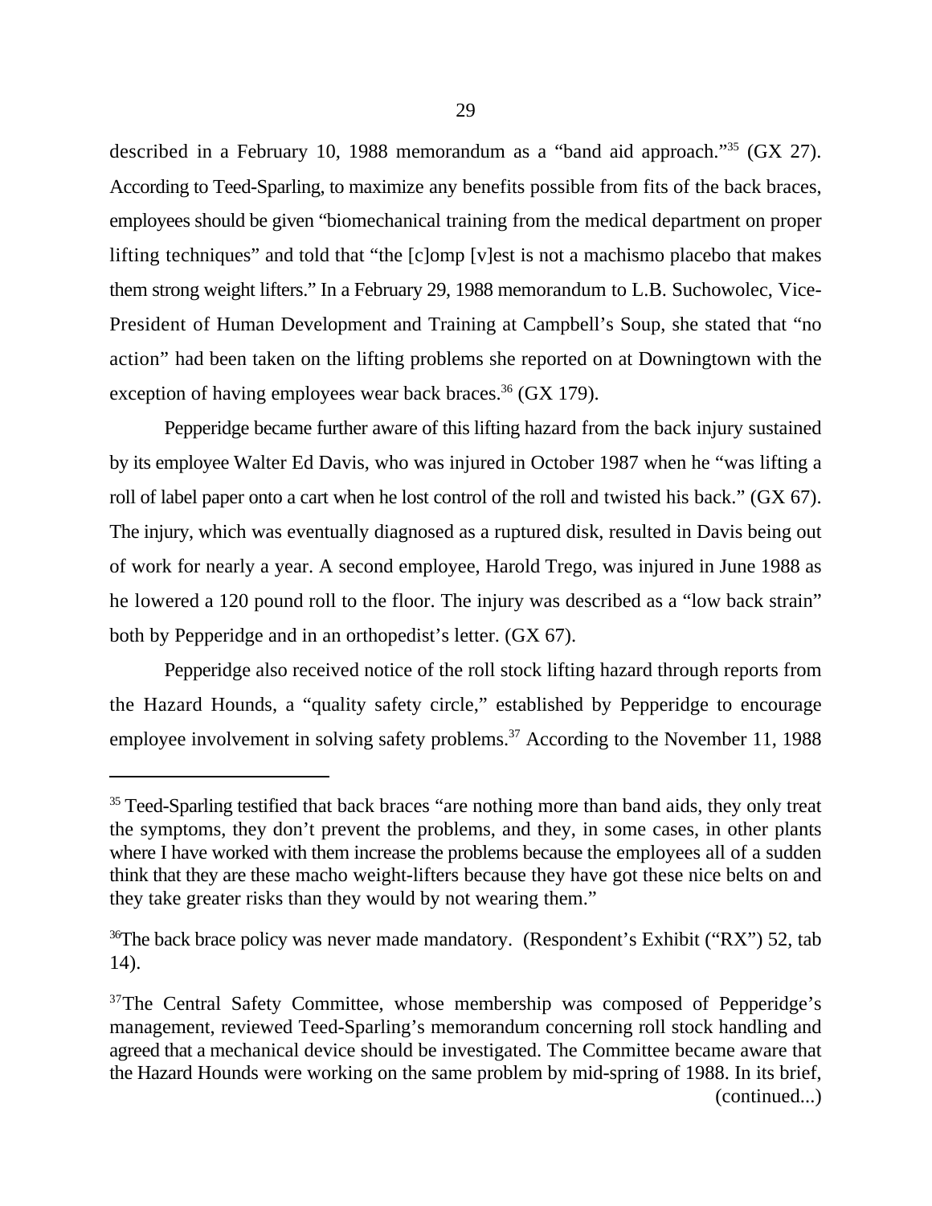described in a February 10, 1988 memorandum as a "band aid approach."[35] (GX 27). According to Teed-Sparling, to maximize any benefits possible from fits of the back braces, employees should be given "biomechanical training from the medical department on proper lifting techniques" and told that "the [c]omp [v]est is not a machismo placebo that makes them strong weight lifters." In a February 29, 1988 memorandum to L.B. Suchowolec, Vice-President of Human Development and Training at Campbell's Soup, she stated that "no action" had been taken on the lifting problems she reported on at Downingtown with the exception of having employees wear back braces.[36] (GX 179).

Pepperidge became further aware of this lifting hazard from the back injury sustained by its employee Walter Ed Davis, who was injured in October 1987 when he "was lifting a roll of label paper onto a cart when he lost control of the roll and twisted his back." (GX 67). The injury, which was eventually diagnosed as a ruptured disk, resulted in Davis being out of work for nearly a year. A second employee, Harold Trego, was injured in June 1988 as he lowered a 120 pound roll to the floor. The injury was described as a "low back strain" both by Pepperidge and in an orthopedist's letter. (GX 67).

Pepperidge also received notice of the roll stock lifting hazard through reports from the Hazard Hounds, a "quality safety circle," established by Pepperidge to encourage employee involvement in solving safety problems.[37] According to the November 11, 1988

---

[35] Teed-Sparling testified that back braces "are nothing more than band aids, they only treat the symptoms, they don't prevent the problems, and they, in some cases, in other plants where I have worked with them increase the problems because the employees all of a sudden think that they are these macho weight-lifters because they have got these nice belts on and they take greater risks than they would by not wearing them."

[36] The back brace policy was never made mandatory. (Respondent's Exhibit ("RX") 52, tab 14).

[37] The Central Safety Committee, whose membership was composed of Pepperidge's management, reviewed Teed-Sparling's memorandum concerning roll stock handling and agreed that a mechanical device should be investigated. The Committee became aware that the Hazard Hounds were working on the same problem by mid-spring of 1988. In its brief, (continued...)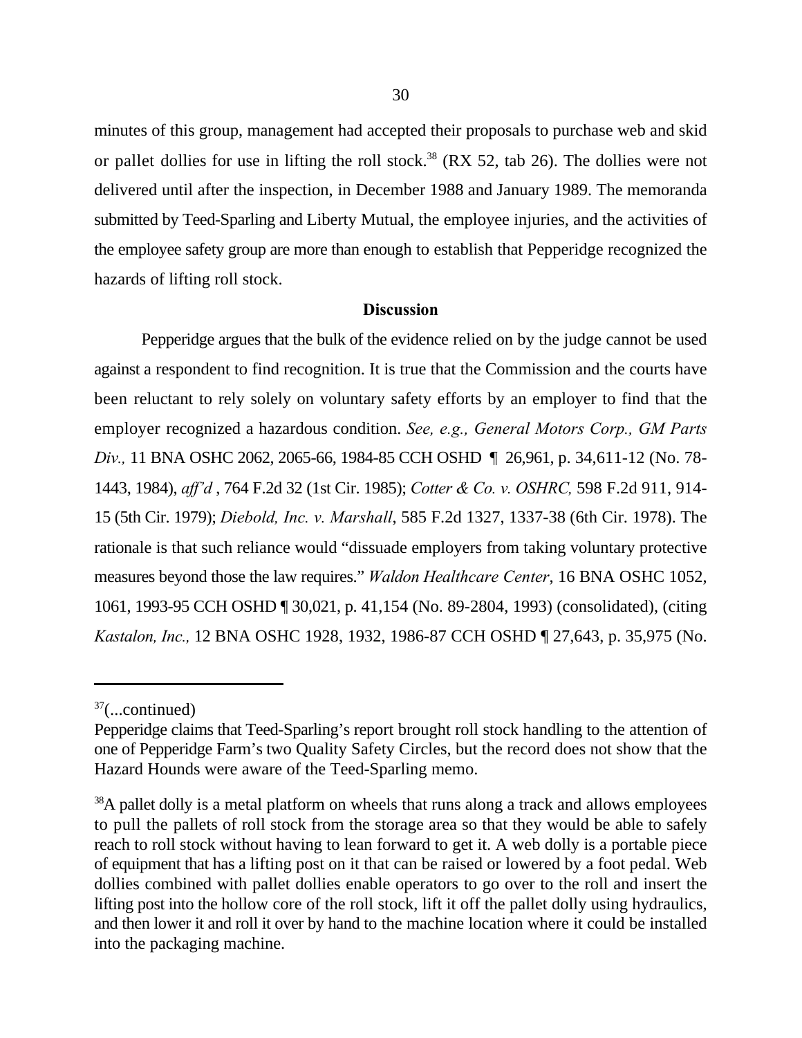minutes of this group, management had accepted their proposals to purchase web and skid or pallet dollies for use in lifting the roll stock.[38] (RX 52, tab 26). The dollies were not delivered until after the inspection, in December 1988 and January 1989. The memoranda submitted by Teed-Sparling and Liberty Mutual, the employee injuries, and the activities of the employee safety group are more than enough to establish that Pepperidge recognized the hazards of lifting roll stock.

**Discussion**

Pepperidge argues that the bulk of the evidence relied on by the judge cannot be used against a respondent to find recognition. It is true that the Commission and the courts have been reluctant to rely solely on voluntary safety efforts by an employer to find that the employer recognized a hazardous condition. *See, e.g., General Motors Corp., GM Parts Div.,* 11 BNA OSHC 2062, 2065-66, 1984-85 CCH OSHD ¶ 26,961, p. 34,611-12 (No. 78-1443, 1984), *aff'd* , 764 F.2d 32 (1st Cir. 1985); *Cotter & Co. v. OSHRC,* 598 F.2d 911, 914-15 (5th Cir. 1979); *Diebold, Inc. v. Marshall*, 585 F.2d 1327, 1337-38 (6th Cir. 1978). The rationale is that such reliance would "dissuade employers from taking voluntary protective measures beyond those the law requires." *Waldon Healthcare Center*, 16 BNA OSHC 1052, 1061, 1993-95 CCH OSHD ¶ 30,021, p. 41,154 (No. 89-2804, 1993) (consolidated), (citing *Kastalon, Inc.,* 12 BNA OSHC 1928, 1932, 1986-87 CCH OSHD ¶ 27,643, p. 35,975 (No.

---

[37](...continued)

Pepperidge claims that Teed-Sparling's report brought roll stock handling to the attention of one of Pepperidge Farm's two Quality Safety Circles, but the record does not show that the Hazard Hounds were aware of the Teed-Sparling memo.

[38]A pallet dolly is a metal platform on wheels that runs along a track and allows employees to pull the pallets of roll stock from the storage area so that they would be able to safely reach to roll stock without having to lean forward to get it. A web dolly is a portable piece of equipment that has a lifting post on it that can be raised or lowered by a foot pedal. Web dollies combined with pallet dollies enable operators to go over to the roll and insert the lifting post into the hollow core of the roll stock, lift it off the pallet dolly using hydraulics, and then lower it and roll it over by hand to the machine location where it could be installed into the packaging machine.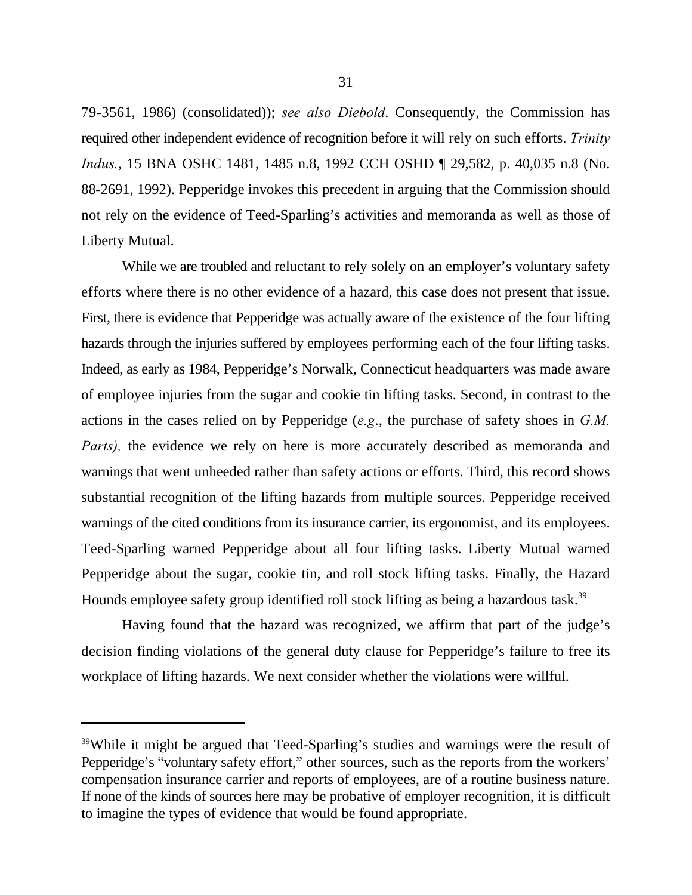79-3561, 1986) (consolidated)); *see also Diebold*. Consequently, the Commission has required other independent evidence of recognition before it will rely on such efforts. *Trinity Indus.*, 15 BNA OSHC 1481, 1485 n.8, 1992 CCH OSHD ¶ 29,582, p. 40,035 n.8 (No. 88-2691, 1992). Pepperidge invokes this precedent in arguing that the Commission should not rely on the evidence of Teed-Sparling's activities and memoranda as well as those of Liberty Mutual.

While we are troubled and reluctant to rely solely on an employer's voluntary safety efforts where there is no other evidence of a hazard, this case does not present that issue. First, there is evidence that Pepperidge was actually aware of the existence of the four lifting hazards through the injuries suffered by employees performing each of the four lifting tasks. Indeed, as early as 1984, Pepperidge's Norwalk, Connecticut headquarters was made aware of employee injuries from the sugar and cookie tin lifting tasks. Second, in contrast to the actions in the cases relied on by Pepperidge (*e.g*., the purchase of safety shoes in *G.M. Parts),* the evidence we rely on here is more accurately described as memoranda and warnings that went unheeded rather than safety actions or efforts. Third, this record shows substantial recognition of the lifting hazards from multiple sources. Pepperidge received warnings of the cited conditions from its insurance carrier, its ergonomist, and its employees. Teed-Sparling warned Pepperidge about all four lifting tasks. Liberty Mutual warned Pepperidge about the sugar, cookie tin, and roll stock lifting tasks. Finally, the Hazard Hounds employee safety group identified roll stock lifting as being a hazardous task.[39]

Having found that the hazard was recognized, we affirm that part of the judge's decision finding violations of the general duty clause for Pepperidge's failure to free its workplace of lifting hazards. We next consider whether the violations were willful.

---

[39]While it might be argued that Teed-Sparling's studies and warnings were the result of Pepperidge's "voluntary safety effort," other sources, such as the reports from the workers' compensation insurance carrier and reports of employees, are of a routine business nature. If none of the kinds of sources here may be probative of employer recognition, it is difficult to imagine the types of evidence that would be found appropriate.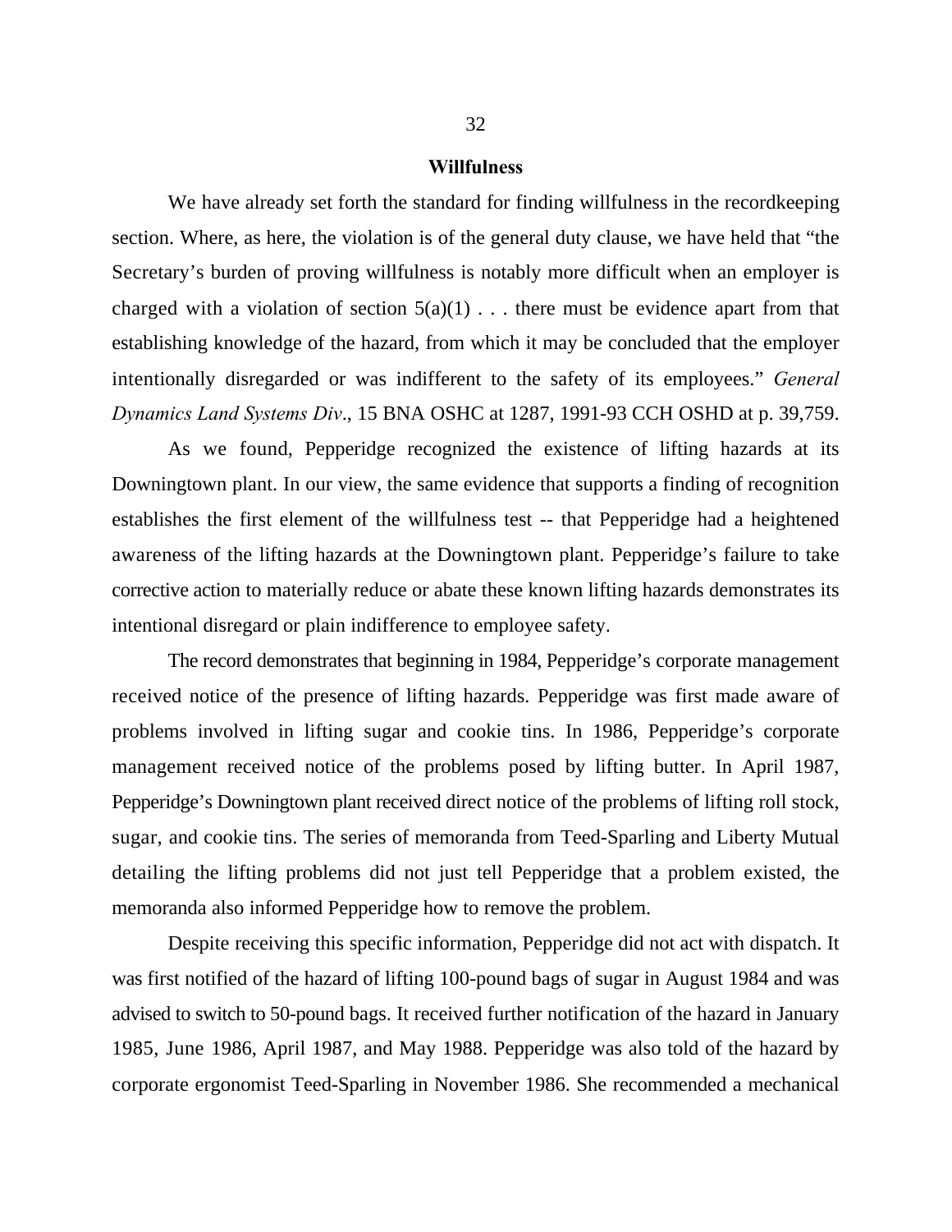## Willfulness

We have already set forth the standard for finding willfulness in the recordkeeping section. Where, as here, the violation is of the general duty clause, we have held that "the Secretary's burden of proving willfulness is notably more difficult when an employer is charged with a violation of section 5(a)(1) . . . there must be evidence apart from that establishing knowledge of the hazard, from which it may be concluded that the employer intentionally disregarded or was indifferent to the safety of its employees." *General Dynamics Land Systems Div*., 15 BNA OSHC at 1287, 1991-93 CCH OSHD at p. 39,759.

As we found, Pepperidge recognized the existence of lifting hazards at its Downingtown plant. In our view, the same evidence that supports a finding of recognition establishes the first element of the willfulness test -- that Pepperidge had a heightened awareness of the lifting hazards at the Downingtown plant. Pepperidge's failure to take corrective action to materially reduce or abate these known lifting hazards demonstrates its intentional disregard or plain indifference to employee safety.

The record demonstrates that beginning in 1984, Pepperidge's corporate management received notice of the presence of lifting hazards. Pepperidge was first made aware of problems involved in lifting sugar and cookie tins. In 1986, Pepperidge's corporate management received notice of the problems posed by lifting butter. In April 1987, Pepperidge's Downingtown plant received direct notice of the problems of lifting roll stock, sugar, and cookie tins. The series of memoranda from Teed-Sparling and Liberty Mutual detailing the lifting problems did not just tell Pepperidge that a problem existed, the memoranda also informed Pepperidge how to remove the problem.

Despite receiving this specific information, Pepperidge did not act with dispatch. It was first notified of the hazard of lifting 100-pound bags of sugar in August 1984 and was advised to switch to 50-pound bags. It received further notification of the hazard in January 1985, June 1986, April 1987, and May 1988. Pepperidge was also told of the hazard by corporate ergonomist Teed-Sparling in November 1986. She recommended a mechanical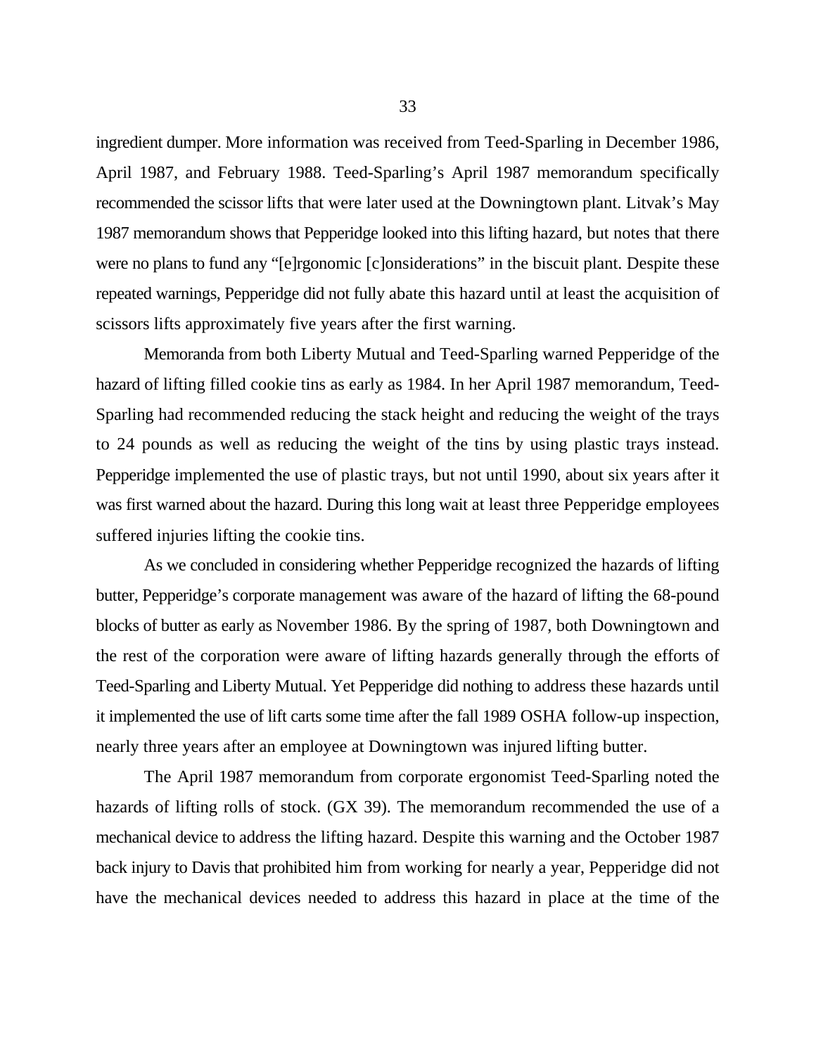ingredient dumper. More information was received from Teed-Sparling in December 1986, April 1987, and February 1988. Teed-Sparling's April 1987 memorandum specifically recommended the scissor lifts that were later used at the Downingtown plant. Litvak's May 1987 memorandum shows that Pepperidge looked into this lifting hazard, but notes that there were no plans to fund any "[e]rgonomic [c]onsiderations" in the biscuit plant. Despite these repeated warnings, Pepperidge did not fully abate this hazard until at least the acquisition of scissors lifts approximately five years after the first warning.

Memoranda from both Liberty Mutual and Teed-Sparling warned Pepperidge of the hazard of lifting filled cookie tins as early as 1984. In her April 1987 memorandum, Teed-Sparling had recommended reducing the stack height and reducing the weight of the trays to 24 pounds as well as reducing the weight of the tins by using plastic trays instead. Pepperidge implemented the use of plastic trays, but not until 1990, about six years after it was first warned about the hazard. During this long wait at least three Pepperidge employees suffered injuries lifting the cookie tins.

As we concluded in considering whether Pepperidge recognized the hazards of lifting butter, Pepperidge's corporate management was aware of the hazard of lifting the 68-pound blocks of butter as early as November 1986. By the spring of 1987, both Downingtown and the rest of the corporation were aware of lifting hazards generally through the efforts of Teed-Sparling and Liberty Mutual. Yet Pepperidge did nothing to address these hazards until it implemented the use of lift carts some time after the fall 1989 OSHA follow-up inspection, nearly three years after an employee at Downingtown was injured lifting butter.

The April 1987 memorandum from corporate ergonomist Teed-Sparling noted the hazards of lifting rolls of stock. (GX 39). The memorandum recommended the use of a mechanical device to address the lifting hazard. Despite this warning and the October 1987 back injury to Davis that prohibited him from working for nearly a year, Pepperidge did not have the mechanical devices needed to address this hazard in place at the time of the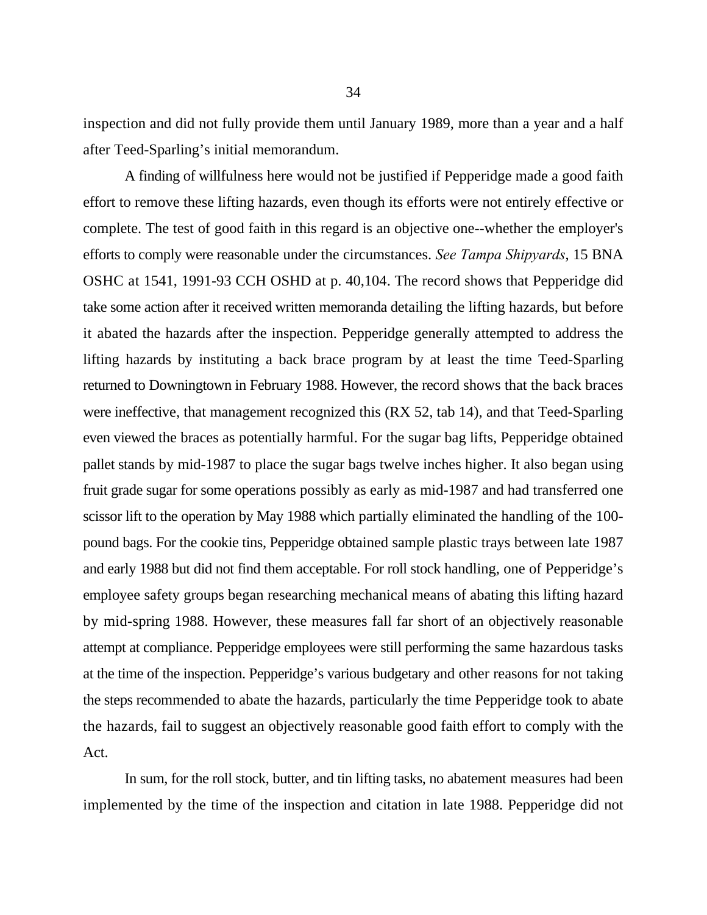inspection and did not fully provide them until January 1989, more than a year and a half after Teed-Sparling's initial memorandum.

A finding of willfulness here would not be justified if Pepperidge made a good faith effort to remove these lifting hazards, even though its efforts were not entirely effective or complete. The test of good faith in this regard is an objective one--whether the employer's efforts to comply were reasonable under the circumstances. *See Tampa Shipyards*, 15 BNA OSHC at 1541, 1991-93 CCH OSHD at p. 40,104. The record shows that Pepperidge did take some action after it received written memoranda detailing the lifting hazards, but before it abated the hazards after the inspection. Pepperidge generally attempted to address the lifting hazards by instituting a back brace program by at least the time Teed-Sparling returned to Downingtown in February 1988. However, the record shows that the back braces were ineffective, that management recognized this (RX 52, tab 14), and that Teed-Sparling even viewed the braces as potentially harmful. For the sugar bag lifts, Pepperidge obtained pallet stands by mid-1987 to place the sugar bags twelve inches higher. It also began using fruit grade sugar for some operations possibly as early as mid-1987 and had transferred one scissor lift to the operation by May 1988 which partially eliminated the handling of the 100-pound bags. For the cookie tins, Pepperidge obtained sample plastic trays between late 1987 and early 1988 but did not find them acceptable. For roll stock handling, one of Pepperidge's employee safety groups began researching mechanical means of abating this lifting hazard by mid-spring 1988. However, these measures fall far short of an objectively reasonable attempt at compliance. Pepperidge employees were still performing the same hazardous tasks at the time of the inspection. Pepperidge's various budgetary and other reasons for not taking the steps recommended to abate the hazards, particularly the time Pepperidge took to abate the hazards, fail to suggest an objectively reasonable good faith effort to comply with the Act.

In sum, for the roll stock, butter, and tin lifting tasks, no abatement measures had been implemented by the time of the inspection and citation in late 1988. Pepperidge did not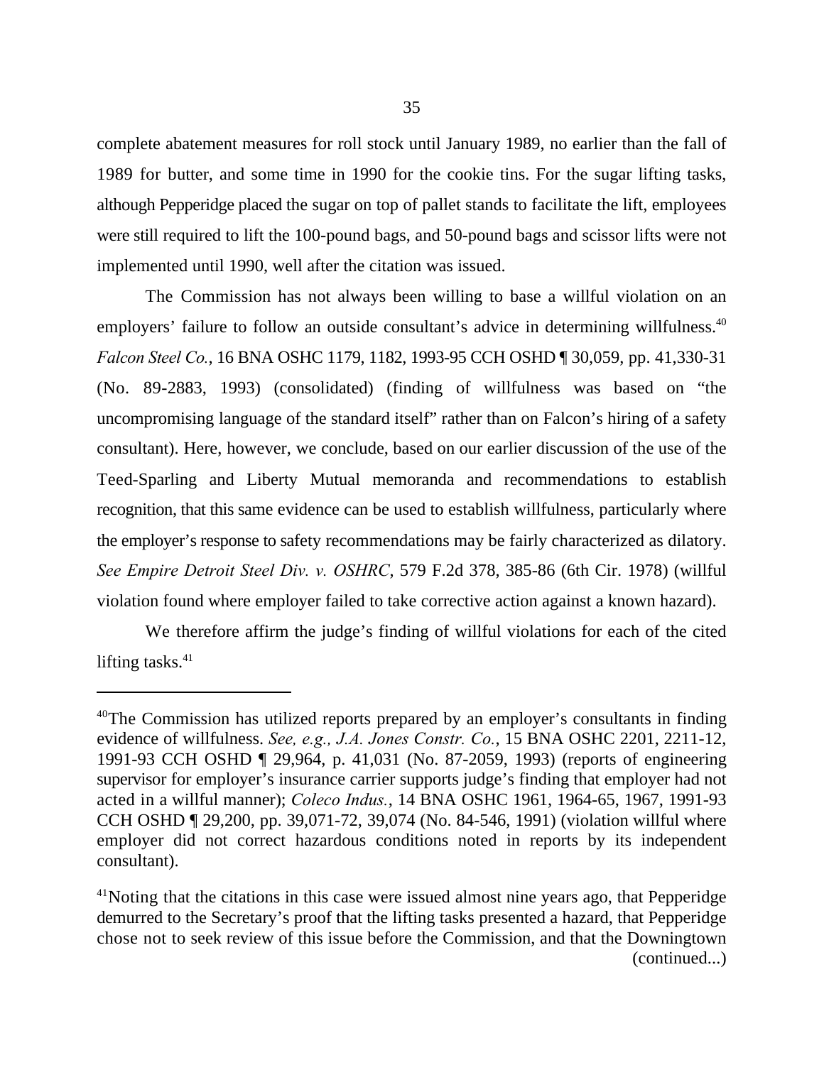complete abatement measures for roll stock until January 1989, no earlier than the fall of 1989 for butter, and some time in 1990 for the cookie tins. For the sugar lifting tasks, although Pepperidge placed the sugar on top of pallet stands to facilitate the lift, employees were still required to lift the 100-pound bags, and 50-pound bags and scissor lifts were not implemented until 1990, well after the citation was issued.

The Commission has not always been willing to base a willful violation on an employers' failure to follow an outside consultant's advice in determining willfulness.[40] *Falcon Steel Co.*, 16 BNA OSHC 1179, 1182, 1993-95 CCH OSHD ¶ 30,059, pp. 41,330-31 (No. 89-2883, 1993) (consolidated) (finding of willfulness was based on "the uncompromising language of the standard itself" rather than on Falcon's hiring of a safety consultant). Here, however, we conclude, based on our earlier discussion of the use of the Teed-Sparling and Liberty Mutual memoranda and recommendations to establish recognition, that this same evidence can be used to establish willfulness, particularly where the employer's response to safety recommendations may be fairly characterized as dilatory. *See Empire Detroit Steel Div. v. OSHRC*, 579 F.2d 378, 385-86 (6th Cir. 1978) (willful violation found where employer failed to take corrective action against a known hazard).

We therefore affirm the judge's finding of willful violations for each of the cited lifting tasks.[41]

---

[40]The Commission has utilized reports prepared by an employer's consultants in finding evidence of willfulness. *See, e.g., J.A. Jones Constr. Co.*, 15 BNA OSHC 2201, 2211-12, 1991-93 CCH OSHD ¶ 29,964, p. 41,031 (No. 87-2059, 1993) (reports of engineering supervisor for employer's insurance carrier supports judge's finding that employer had not acted in a willful manner); *Coleco Indus.*, 14 BNA OSHC 1961, 1964-65, 1967, 1991-93 CCH OSHD ¶ 29,200, pp. 39,071-72, 39,074 (No. 84-546, 1991) (violation willful where employer did not correct hazardous conditions noted in reports by its independent consultant).

[41]Noting that the citations in this case were issued almost nine years ago, that Pepperidge demurred to the Secretary's proof that the lifting tasks presented a hazard, that Pepperidge chose not to seek review of this issue before the Commission, and that the Downingtown (continued...)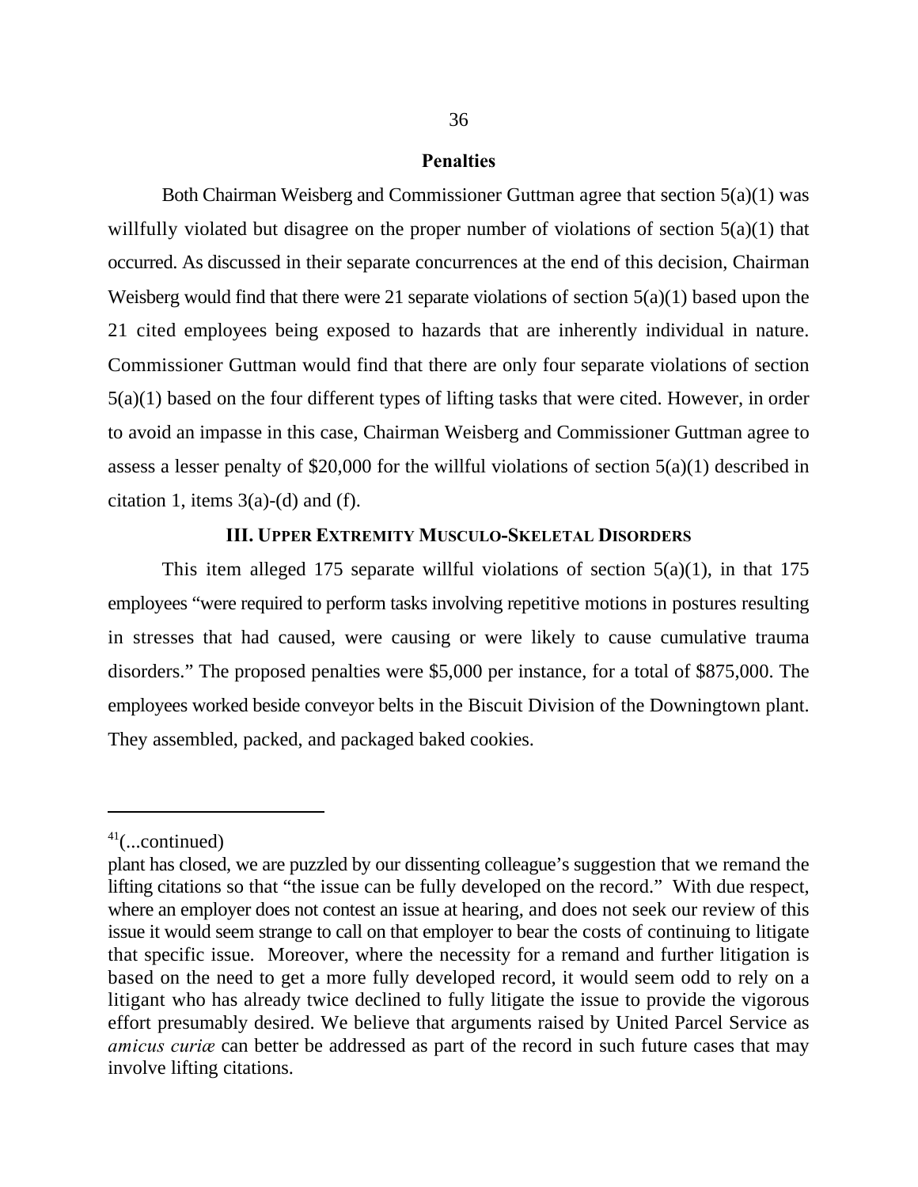**Penalties**

Both Chairman Weisberg and Commissioner Guttman agree that section 5(a)(1) was willfully violated but disagree on the proper number of violations of section 5(a)(1) that occurred. As discussed in their separate concurrences at the end of this decision, Chairman Weisberg would find that there were 21 separate violations of section 5(a)(1) based upon the 21 cited employees being exposed to hazards that are inherently individual in nature. Commissioner Guttman would find that there are only four separate violations of section 5(a)(1) based on the four different types of lifting tasks that were cited. However, in order to avoid an impasse in this case, Chairman Weisberg and Commissioner Guttman agree to assess a lesser penalty of $20,000 for the willful violations of section 5(a)(1) described in citation 1, items 3(a)-(d) and (f).

### III. Upper Extremity Musculo-Skeletal Disorders

This item alleged 175 separate willful violations of section 5(a)(1), in that 175 employees "were required to perform tasks involving repetitive motions in postures resulting in stresses that had caused, were causing or were likely to cause cumulative trauma disorders." The proposed penalties were $5,000 per instance, for a total of $875,000. The employees worked beside conveyor belts in the Biscuit Division of the Downingtown plant. They assembled, packed, and packaged baked cookies.

---

[41](...continued)
plant has closed, we are puzzled by our dissenting colleague's suggestion that we remand the lifting citations so that "the issue can be fully developed on the record." With due respect, where an employer does not contest an issue at hearing, and does not seek our review of this issue it would seem strange to call on that employer to bear the costs of continuing to litigate that specific issue. Moreover, where the necessity for a remand and further litigation is based on the need to get a more fully developed record, it would seem odd to rely on a litigant who has already twice declined to fully litigate the issue to provide the vigorous effort presumably desired. We believe that arguments raised by United Parcel Service as *amicus curiæ* can better be addressed as part of the record in such future cases that may involve lifting citations.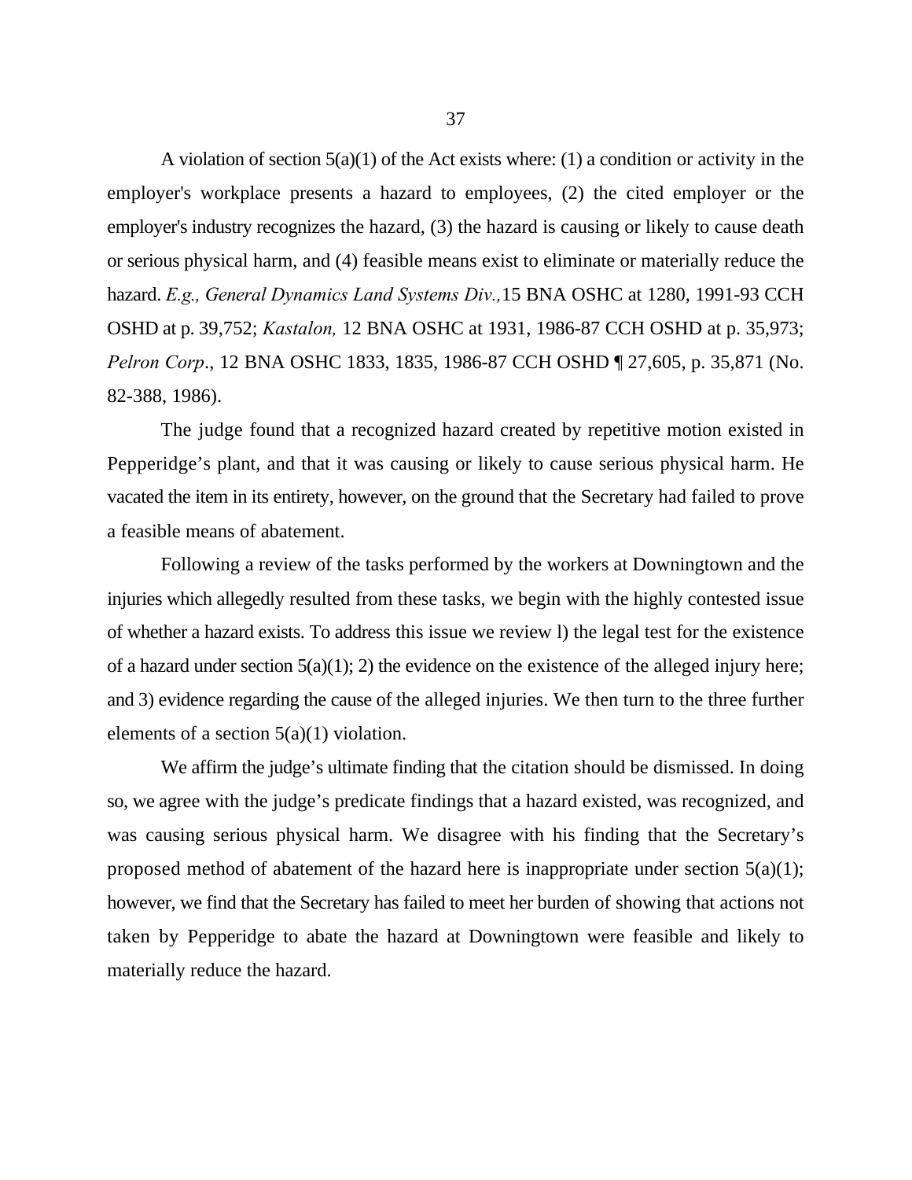A violation of section 5(a)(1) of the Act exists where: (1) a condition or activity in the employer's workplace presents a hazard to employees, (2) the cited employer or the employer's industry recognizes the hazard, (3) the hazard is causing or likely to cause death or serious physical harm, and (4) feasible means exist to eliminate or materially reduce the hazard. *E.g., General Dynamics Land Systems Div.,* 15 BNA OSHC at 1280, 1991-93 CCH OSHD at p. 39,752; *Kastalon,* 12 BNA OSHC at 1931, 1986-87 CCH OSHD at p. 35,973; *Pelron Corp*., 12 BNA OSHC 1833, 1835, 1986-87 CCH OSHD ¶ 27,605, p. 35,871 (No. 82-388, 1986).

The judge found that a recognized hazard created by repetitive motion existed in Pepperidge's plant, and that it was causing or likely to cause serious physical harm. He vacated the item in its entirety, however, on the ground that the Secretary had failed to prove a feasible means of abatement.

Following a review of the tasks performed by the workers at Downingtown and the injuries which allegedly resulted from these tasks, we begin with the highly contested issue of whether a hazard exists. To address this issue we review l) the legal test for the existence of a hazard under section 5(a)(1); 2) the evidence on the existence of the alleged injury here; and 3) evidence regarding the cause of the alleged injuries. We then turn to the three further elements of a section 5(a)(1) violation.

We affirm the judge's ultimate finding that the citation should be dismissed. In doing so, we agree with the judge's predicate findings that a hazard existed, was recognized, and was causing serious physical harm. We disagree with his finding that the Secretary's proposed method of abatement of the hazard here is inappropriate under section 5(a)(1); however, we find that the Secretary has failed to meet her burden of showing that actions not taken by Pepperidge to abate the hazard at Downingtown were feasible and likely to materially reduce the hazard.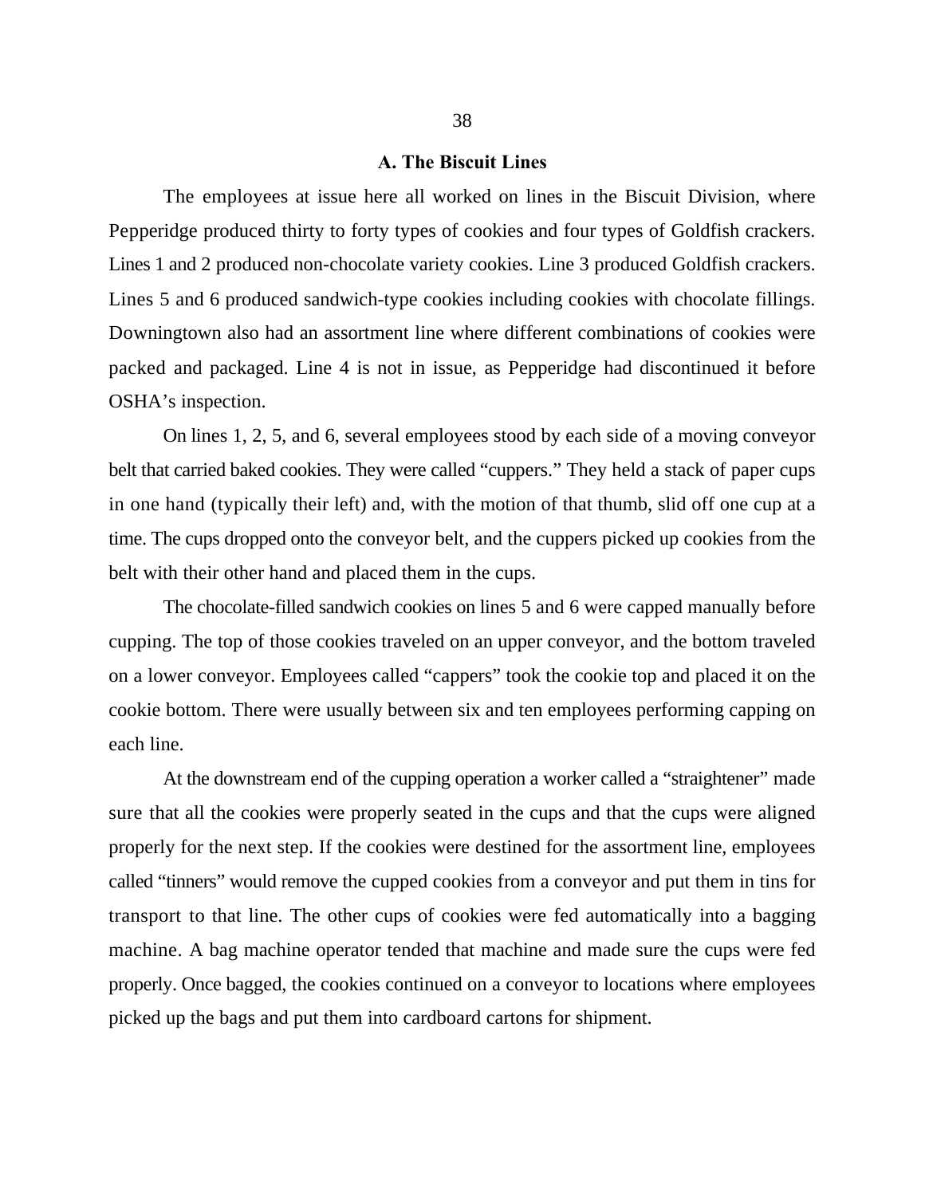### A. The Biscuit Lines

The employees at issue here all worked on lines in the Biscuit Division, where Pepperidge produced thirty to forty types of cookies and four types of Goldfish crackers. Lines 1 and 2 produced non-chocolate variety cookies. Line 3 produced Goldfish crackers. Lines 5 and 6 produced sandwich-type cookies including cookies with chocolate fillings. Downingtown also had an assortment line where different combinations of cookies were packed and packaged. Line 4 is not in issue, as Pepperidge had discontinued it before OSHA's inspection.

On lines 1, 2, 5, and 6, several employees stood by each side of a moving conveyor belt that carried baked cookies. They were called "cuppers." They held a stack of paper cups in one hand (typically their left) and, with the motion of that thumb, slid off one cup at a time. The cups dropped onto the conveyor belt, and the cuppers picked up cookies from the belt with their other hand and placed them in the cups.

The chocolate-filled sandwich cookies on lines 5 and 6 were capped manually before cupping. The top of those cookies traveled on an upper conveyor, and the bottom traveled on a lower conveyor. Employees called "cappers" took the cookie top and placed it on the cookie bottom. There were usually between six and ten employees performing capping on each line.

At the downstream end of the cupping operation a worker called a "straightener" made sure that all the cookies were properly seated in the cups and that the cups were aligned properly for the next step. If the cookies were destined for the assortment line, employees called "tinners" would remove the cupped cookies from a conveyor and put them in tins for transport to that line. The other cups of cookies were fed automatically into a bagging machine. A bag machine operator tended that machine and made sure the cups were fed properly. Once bagged, the cookies continued on a conveyor to locations where employees picked up the bags and put them into cardboard cartons for shipment.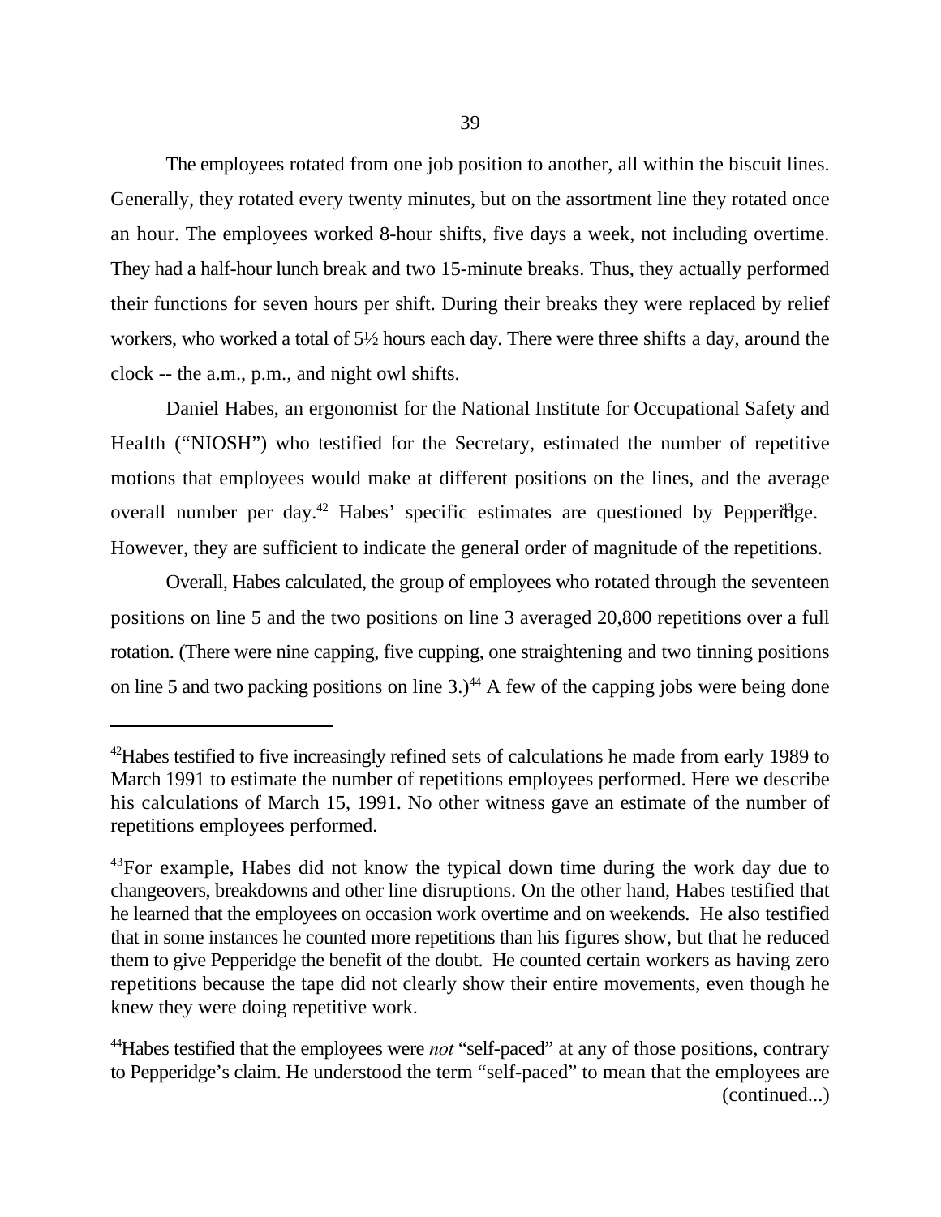The employees rotated from one job position to another, all within the biscuit lines. Generally, they rotated every twenty minutes, but on the assortment line they rotated once an hour. The employees worked 8-hour shifts, five days a week, not including overtime. They had a half-hour lunch break and two 15-minute breaks. Thus, they actually performed their functions for seven hours per shift. During their breaks they were replaced by relief workers, who worked a total of 5½ hours each day. There were three shifts a day, around the clock -- the a.m., p.m., and night owl shifts.

Daniel Habes, an ergonomist for the National Institute for Occupational Safety and Health ("NIOSH") who testified for the Secretary, estimated the number of repetitive motions that employees would make at different positions on the lines, and the average overall number per day.[42] Habes' specific estimates are questioned by Pepperidge.[43] However, they are sufficient to indicate the general order of magnitude of the repetitions.

Overall, Habes calculated, the group of employees who rotated through the seventeen positions on line 5 and the two positions on line 3 averaged 20,800 repetitions over a full rotation. (There were nine capping, five cupping, one straightening and two tinning positions on line 5 and two packing positions on line 3.)[44] A few of the capping jobs were being done

---

[42]Habes testified to five increasingly refined sets of calculations he made from early 1989 to March 1991 to estimate the number of repetitions employees performed. Here we describe his calculations of March 15, 1991. No other witness gave an estimate of the number of repetitions employees performed.

[43]For example, Habes did not know the typical down time during the work day due to changeovers, breakdowns and other line disruptions. On the other hand, Habes testified that he learned that the employees on occasion work overtime and on weekends. He also testified that in some instances he counted more repetitions than his figures show, but that he reduced them to give Pepperidge the benefit of the doubt. He counted certain workers as having zero repetitions because the tape did not clearly show their entire movements, even though he knew they were doing repetitive work.

[44]Habes testified that the employees were *not* "self-paced" at any of those positions, contrary to Pepperidge's claim. He understood the term "self-paced" to mean that the employees are

(continued...)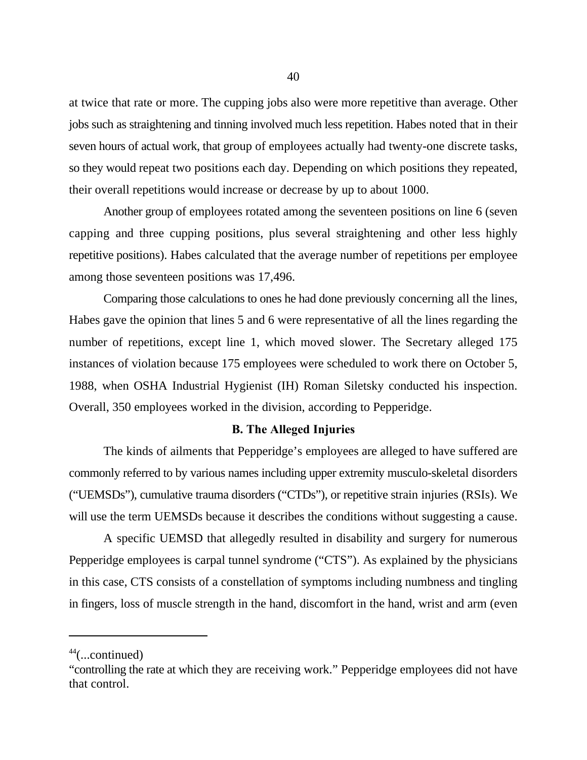at twice that rate or more. The cupping jobs also were more repetitive than average. Other jobs such as straightening and tinning involved much less repetition. Habes noted that in their seven hours of actual work, that group of employees actually had twenty-one discrete tasks, so they would repeat two positions each day. Depending on which positions they repeated, their overall repetitions would increase or decrease by up to about 1000.

Another group of employees rotated among the seventeen positions on line 6 (seven capping and three cupping positions, plus several straightening and other less highly repetitive positions). Habes calculated that the average number of repetitions per employee among those seventeen positions was 17,496.

Comparing those calculations to ones he had done previously concerning all the lines, Habes gave the opinion that lines 5 and 6 were representative of all the lines regarding the number of repetitions, except line 1, which moved slower. The Secretary alleged 175 instances of violation because 175 employees were scheduled to work there on October 5, 1988, when OSHA Industrial Hygienist (IH) Roman Siletsky conducted his inspection. Overall, 350 employees worked in the division, according to Pepperidge.

### B. The Alleged Injuries

The kinds of ailments that Pepperidge's employees are alleged to have suffered are commonly referred to by various names including upper extremity musculo-skeletal disorders ("UEMSDs"), cumulative trauma disorders ("CTDs"), or repetitive strain injuries (RSIs). We will use the term UEMSDs because it describes the conditions without suggesting a cause.

A specific UEMSD that allegedly resulted in disability and surgery for numerous Pepperidge employees is carpal tunnel syndrome ("CTS"). As explained by the physicians in this case, CTS consists of a constellation of symptoms including numbness and tingling in fingers, loss of muscle strength in the hand, discomfort in the hand, wrist and arm (even

---

[44](...continued)
"controlling the rate at which they are receiving work." Pepperidge employees did not have that control.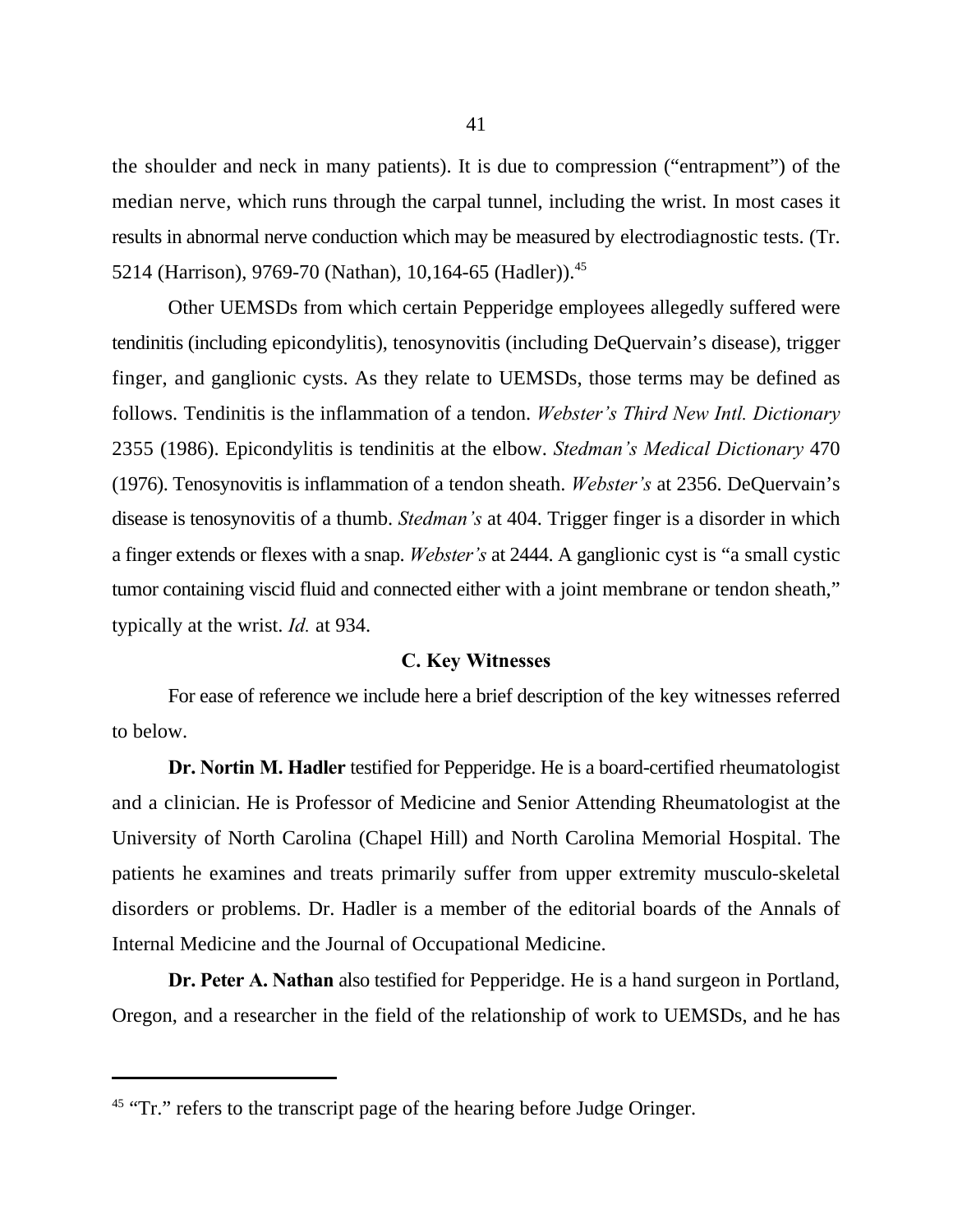the shoulder and neck in many patients). It is due to compression ("entrapment") of the median nerve, which runs through the carpal tunnel, including the wrist. In most cases it results in abnormal nerve conduction which may be measured by electrodiagnostic tests. (Tr. 5214 (Harrison), 9769-70 (Nathan), 10,164-65 (Hadler)).[45]

Other UEMSDs from which certain Pepperidge employees allegedly suffered were tendinitis (including epicondylitis), tenosynovitis (including DeQuervain's disease), trigger finger, and ganglionic cysts. As they relate to UEMSDs, those terms may be defined as follows. Tendinitis is the inflammation of a tendon. *Webster's Third New Intl. Dictionary* 2355 (1986). Epicondylitis is tendinitis at the elbow. *Stedman's Medical Dictionary* 470 (1976). Tenosynovitis is inflammation of a tendon sheath. *Webster's* at 2356. DeQuervain's disease is tenosynovitis of a thumb. *Stedman's* at 404. Trigger finger is a disorder in which a finger extends or flexes with a snap. *Webster's* at 2444. A ganglionic cyst is "a small cystic tumor containing viscid fluid and connected either with a joint membrane or tendon sheath," typically at the wrist. *Id.* at 934.

### C. Key Witnesses

For ease of reference we include here a brief description of the key witnesses referred to below.

**Dr. Nortin M. Hadler** testified for Pepperidge. He is a board-certified rheumatologist and a clinician. He is Professor of Medicine and Senior Attending Rheumatologist at the University of North Carolina (Chapel Hill) and North Carolina Memorial Hospital. The patients he examines and treats primarily suffer from upper extremity musculo-skeletal disorders or problems. Dr. Hadler is a member of the editorial boards of the Annals of Internal Medicine and the Journal of Occupational Medicine.

**Dr. Peter A. Nathan** also testified for Pepperidge. He is a hand surgeon in Portland, Oregon, and a researcher in the field of the relationship of work to UEMSDs, and he has

---

[45] "Tr." refers to the transcript page of the hearing before Judge Oringer.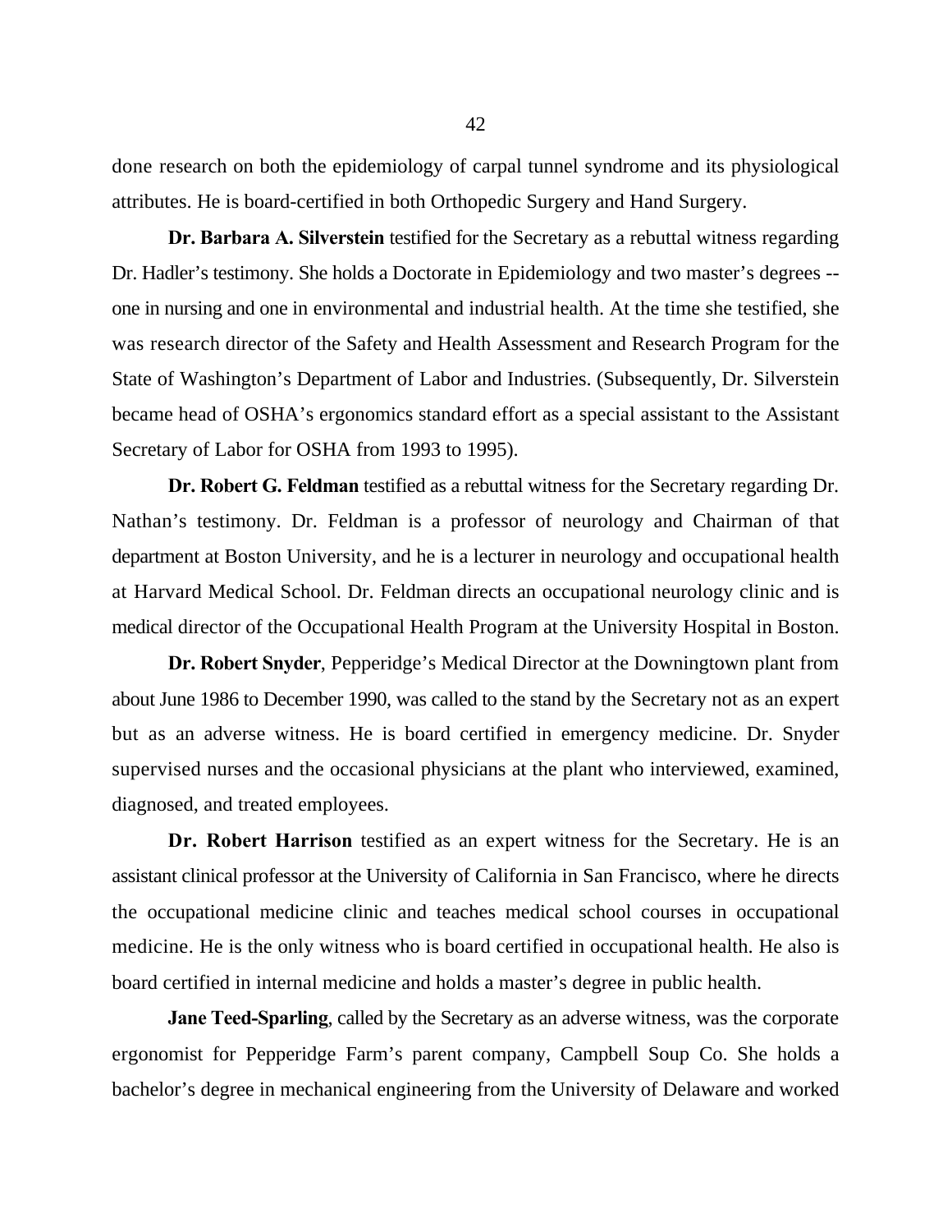done research on both the epidemiology of carpal tunnel syndrome and its physiological attributes. He is board-certified in both Orthopedic Surgery and Hand Surgery.

**Dr. Barbara A. Silverstein** testified for the Secretary as a rebuttal witness regarding Dr. Hadler's testimony. She holds a Doctorate in Epidemiology and two master's degrees -- one in nursing and one in environmental and industrial health. At the time she testified, she was research director of the Safety and Health Assessment and Research Program for the State of Washington's Department of Labor and Industries. (Subsequently, Dr. Silverstein became head of OSHA's ergonomics standard effort as a special assistant to the Assistant Secretary of Labor for OSHA from 1993 to 1995).

**Dr. Robert G. Feldman** testified as a rebuttal witness for the Secretary regarding Dr. Nathan's testimony. Dr. Feldman is a professor of neurology and Chairman of that department at Boston University, and he is a lecturer in neurology and occupational health at Harvard Medical School. Dr. Feldman directs an occupational neurology clinic and is medical director of the Occupational Health Program at the University Hospital in Boston.

**Dr. Robert Snyder**, Pepperidge's Medical Director at the Downingtown plant from about June 1986 to December 1990, was called to the stand by the Secretary not as an expert but as an adverse witness. He is board certified in emergency medicine. Dr. Snyder supervised nurses and the occasional physicians at the plant who interviewed, examined, diagnosed, and treated employees.

**Dr. Robert Harrison** testified as an expert witness for the Secretary. He is an assistant clinical professor at the University of California in San Francisco, where he directs the occupational medicine clinic and teaches medical school courses in occupational medicine. He is the only witness who is board certified in occupational health. He also is board certified in internal medicine and holds a master's degree in public health.

**Jane Teed-Sparling**, called by the Secretary as an adverse witness, was the corporate ergonomist for Pepperidge Farm's parent company, Campbell Soup Co. She holds a bachelor's degree in mechanical engineering from the University of Delaware and worked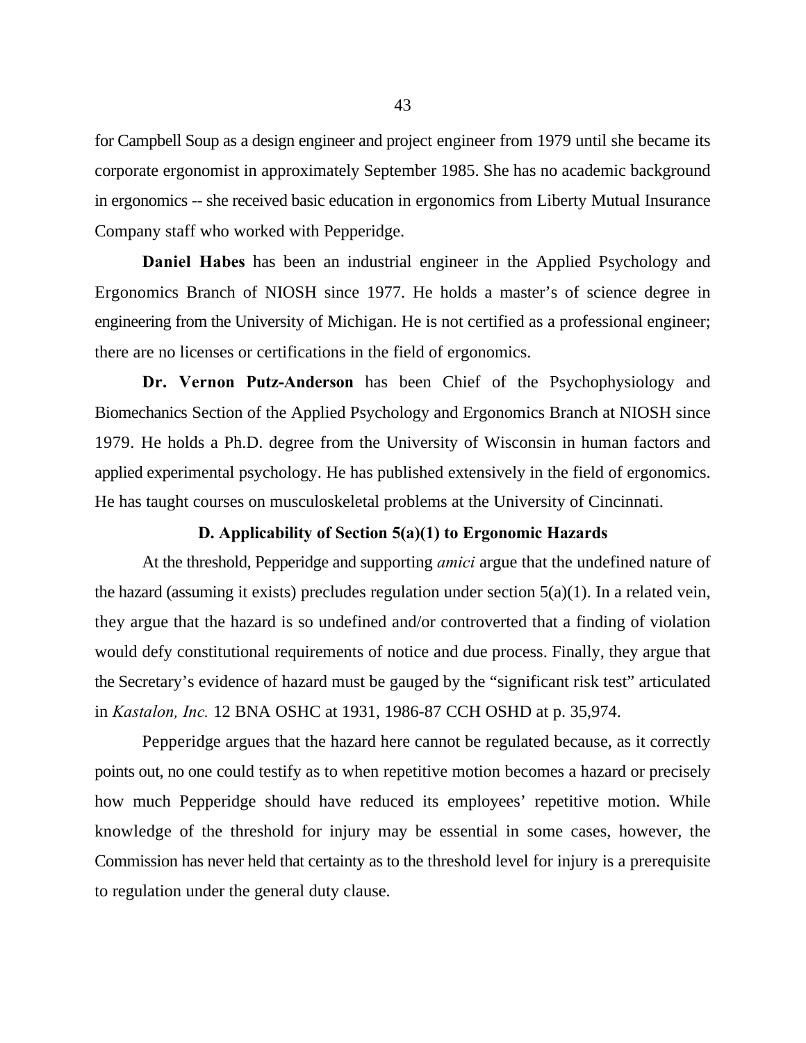for Campbell Soup as a design engineer and project engineer from 1979 until she became its corporate ergonomist in approximately September 1985. She has no academic background in ergonomics -- she received basic education in ergonomics from Liberty Mutual Insurance Company staff who worked with Pepperidge.

**Daniel Habes** has been an industrial engineer in the Applied Psychology and Ergonomics Branch of NIOSH since 1977. He holds a master's of science degree in engineering from the University of Michigan. He is not certified as a professional engineer; there are no licenses or certifications in the field of ergonomics.

**Dr. Vernon Putz-Anderson** has been Chief of the Psychophysiology and Biomechanics Section of the Applied Psychology and Ergonomics Branch at NIOSH since 1979. He holds a Ph.D. degree from the University of Wisconsin in human factors and applied experimental psychology. He has published extensively in the field of ergonomics. He has taught courses on musculoskeletal problems at the University of Cincinnati.

### D. Applicability of Section 5(a)(1) to Ergonomic Hazards

At the threshold, Pepperidge and supporting *amici* argue that the undefined nature of the hazard (assuming it exists) precludes regulation under section 5(a)(1). In a related vein, they argue that the hazard is so undefined and/or controverted that a finding of violation would defy constitutional requirements of notice and due process. Finally, they argue that the Secretary's evidence of hazard must be gauged by the "significant risk test" articulated in *Kastalon, Inc.* 12 BNA OSHC at 1931, 1986-87 CCH OSHD at p. 35,974.

Pepperidge argues that the hazard here cannot be regulated because, as it correctly points out, no one could testify as to when repetitive motion becomes a hazard or precisely how much Pepperidge should have reduced its employees' repetitive motion. While knowledge of the threshold for injury may be essential in some cases, however, the Commission has never held that certainty as to the threshold level for injury is a prerequisite to regulation under the general duty clause.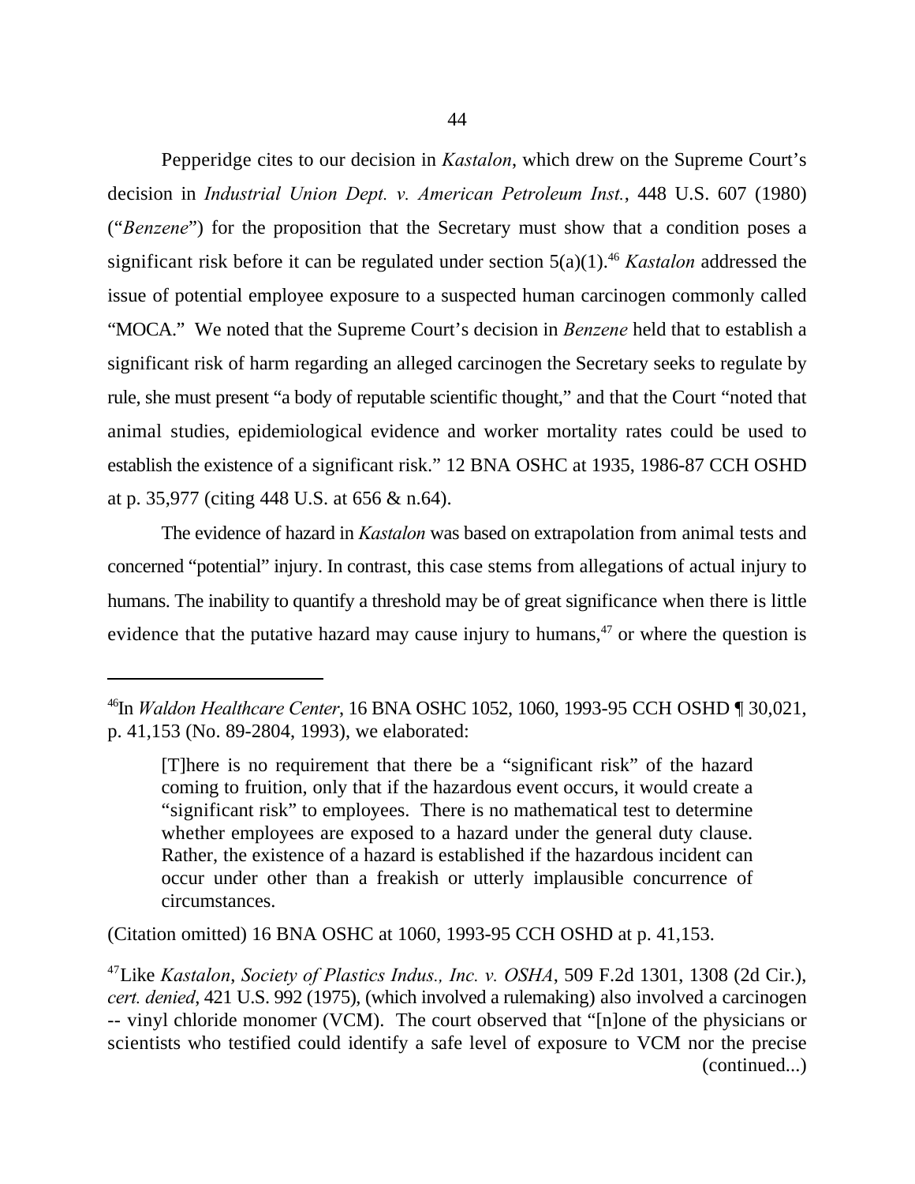Pepperidge cites to our decision in *Kastalon*, which drew on the Supreme Court's decision in *Industrial Union Dept. v. American Petroleum Inst.*, 448 U.S. 607 (1980) ("*Benzene*") for the proposition that the Secretary must show that a condition poses a significant risk before it can be regulated under section 5(a)(1).[46] *Kastalon* addressed the issue of potential employee exposure to a suspected human carcinogen commonly called "MOCA." We noted that the Supreme Court's decision in *Benzene* held that to establish a significant risk of harm regarding an alleged carcinogen the Secretary seeks to regulate by rule, she must present "a body of reputable scientific thought," and that the Court "noted that animal studies, epidemiological evidence and worker mortality rates could be used to establish the existence of a significant risk." 12 BNA OSHC at 1935, 1986-87 CCH OSHD at p. 35,977 (citing 448 U.S. at 656 & n.64).

The evidence of hazard in *Kastalon* was based on extrapolation from animal tests and concerned "potential" injury. In contrast, this case stems from allegations of actual injury to humans. The inability to quantify a threshold may be of great significance when there is little evidence that the putative hazard may cause injury to humans,[47] or where the question is

---

[46]In *Waldon Healthcare Center*, 16 BNA OSHC 1052, 1060, 1993-95 CCH OSHD ¶ 30,021, p. 41,153 (No. 89-2804, 1993), we elaborated:

> [T]here is no requirement that there be a "significant risk" of the hazard coming to fruition, only that if the hazardous event occurs, it would create a "significant risk" to employees. There is no mathematical test to determine whether employees are exposed to a hazard under the general duty clause. Rather, the existence of a hazard is established if the hazardous incident can occur under other than a freakish or utterly implausible concurrence of circumstances.

(Citation omitted) 16 BNA OSHC at 1060, 1993-95 CCH OSHD at p. 41,153.

[47]Like *Kastalon*, *Society of Plastics Indus., Inc. v. OSHA*, 509 F.2d 1301, 1308 (2d Cir.), *cert. denied*, 421 U.S. 992 (1975), (which involved a rulemaking) also involved a carcinogen -- vinyl chloride monomer (VCM). The court observed that "[n]one of the physicians or scientists who testified could identify a safe level of exposure to VCM nor the precise (continued...)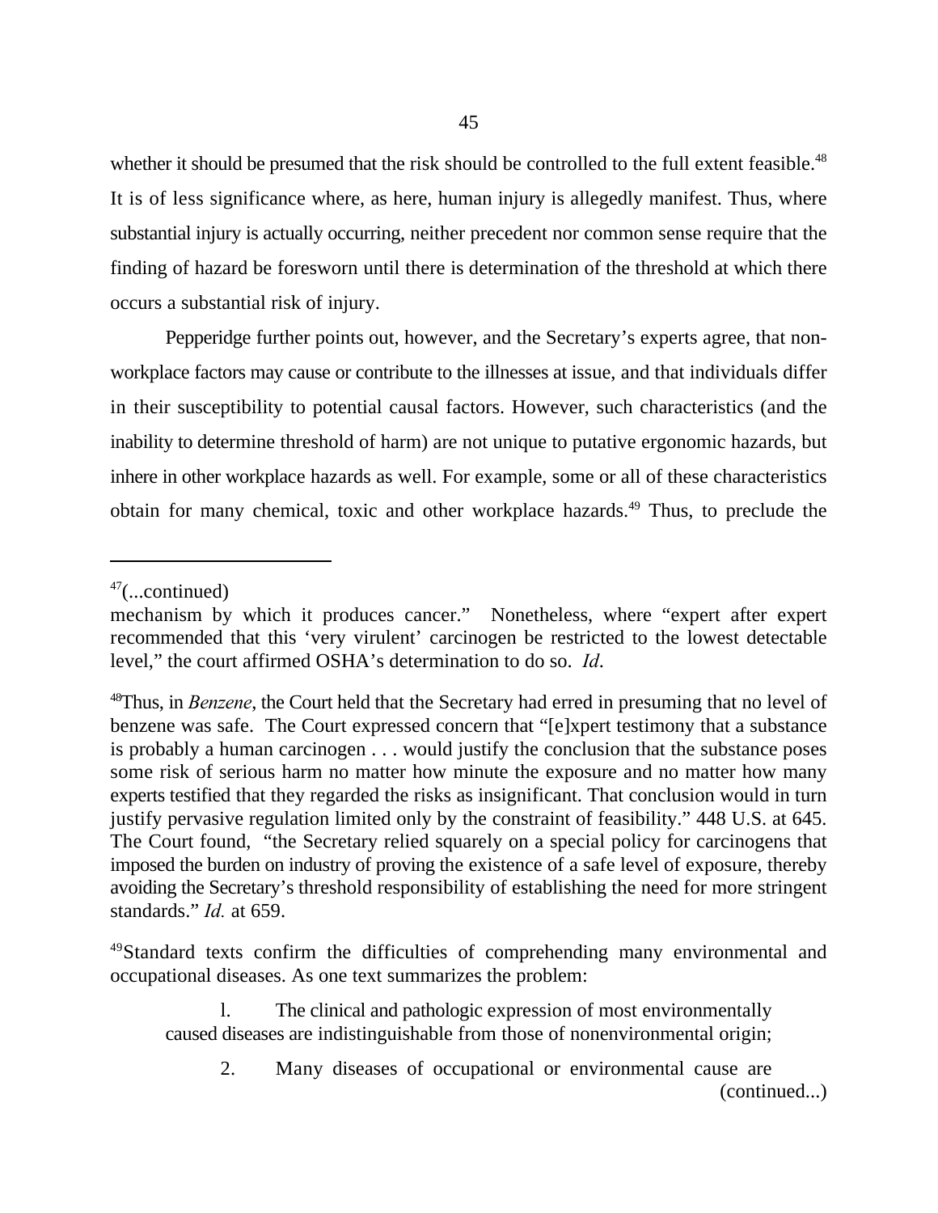whether it should be presumed that the risk should be controlled to the full extent feasible.[48] It is of less significance where, as here, human injury is allegedly manifest. Thus, where substantial injury is actually occurring, neither precedent nor common sense require that the finding of hazard be foresworn until there is determination of the threshold at which there occurs a substantial risk of injury.

Pepperidge further points out, however, and the Secretary's experts agree, that non-workplace factors may cause or contribute to the illnesses at issue, and that individuals differ in their susceptibility to potential causal factors. However, such characteristics (and the inability to determine threshold of harm) are not unique to putative ergonomic hazards, but inhere in other workplace hazards as well. For example, some or all of these characteristics obtain for many chemical, toxic and other workplace hazards.[49] Thus, to preclude the

---

[47](...continued)
mechanism by which it produces cancer." Nonetheless, where "expert after expert recommended that this 'very virulent' carcinogen be restricted to the lowest detectable level," the court affirmed OSHA's determination to do so. *Id*.

[48]Thus, in *Benzene*, the Court held that the Secretary had erred in presuming that no level of benzene was safe. The Court expressed concern that "[e]xpert testimony that a substance is probably a human carcinogen . . . would justify the conclusion that the substance poses some risk of serious harm no matter how minute the exposure and no matter how many experts testified that they regarded the risks as insignificant. That conclusion would in turn justify pervasive regulation limited only by the constraint of feasibility." 448 U.S. at 645. The Court found, "the Secretary relied squarely on a special policy for carcinogens that imposed the burden on industry of proving the existence of a safe level of exposure, thereby avoiding the Secretary's threshold responsibility of establishing the need for more stringent standards." *Id.* at 659.

[49]Standard texts confirm the difficulties of comprehending many environmental and occupational diseases. As one text summarizes the problem:

> l. The clinical and pathologic expression of most environmentally caused diseases are indistinguishable from those of nonenvironmental origin;
>
> 2. Many diseases of occupational or environmental cause are (continued...)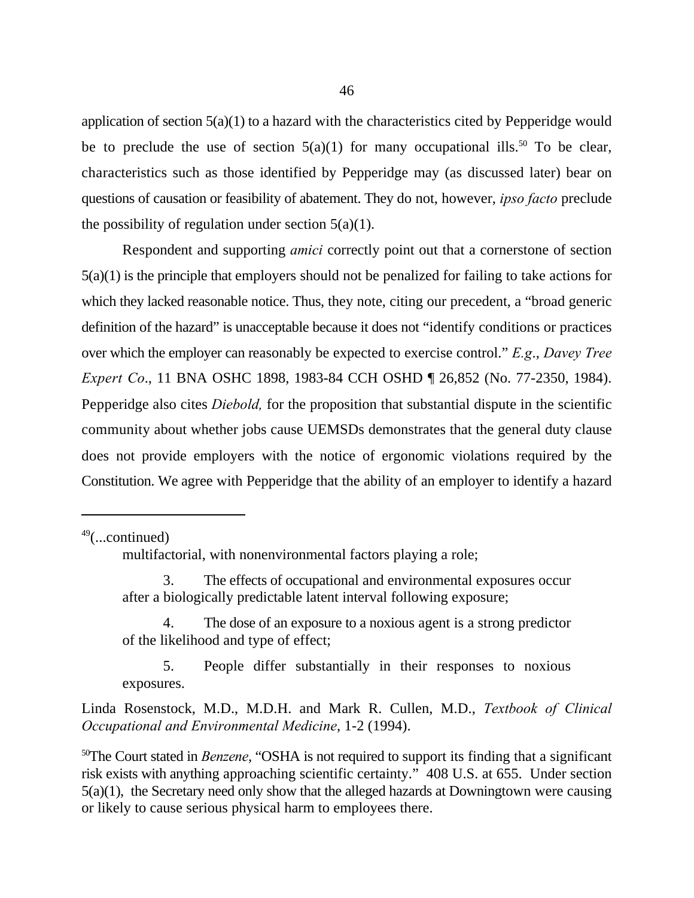application of section 5(a)(1) to a hazard with the characteristics cited by Pepperidge would be to preclude the use of section 5(a)(1) for many occupational ills.[50] To be clear, characteristics such as those identified by Pepperidge may (as discussed later) bear on questions of causation or feasibility of abatement. They do not, however, *ipso facto* preclude the possibility of regulation under section 5(a)(1).

Respondent and supporting *amici* correctly point out that a cornerstone of section 5(a)(1) is the principle that employers should not be penalized for failing to take actions for which they lacked reasonable notice. Thus, they note, citing our precedent, a "broad generic definition of the hazard" is unacceptable because it does not "identify conditions or practices over which the employer can reasonably be expected to exercise control." *E.g*., *Davey Tree Expert Co*., 11 BNA OSHC 1898, 1983-84 CCH OSHD ¶ 26,852 (No. 77-2350, 1984). Pepperidge also cites *Diebold,* for the proposition that substantial dispute in the scientific community about whether jobs cause UEMSDs demonstrates that the general duty clause does not provide employers with the notice of ergonomic violations required by the Constitution. We agree with Pepperidge that the ability of an employer to identify a hazard

---

[49](...continued)

multifactorial, with nonenvironmental factors playing a role;

3. The effects of occupational and environmental exposures occur after a biologically predictable latent interval following exposure;

4. The dose of an exposure to a noxious agent is a strong predictor of the likelihood and type of effect;

5. People differ substantially in their responses to noxious exposures.

Linda Rosenstock, M.D., M.D.H. and Mark R. Cullen, M.D., *Textbook of Clinical Occupational and Environmental Medicine*, 1-2 (1994).

[50]The Court stated in *Benzene*, "OSHA is not required to support its finding that a significant risk exists with anything approaching scientific certainty." 408 U.S. at 655. Under section 5(a)(1), the Secretary need only show that the alleged hazards at Downingtown were causing or likely to cause serious physical harm to employees there.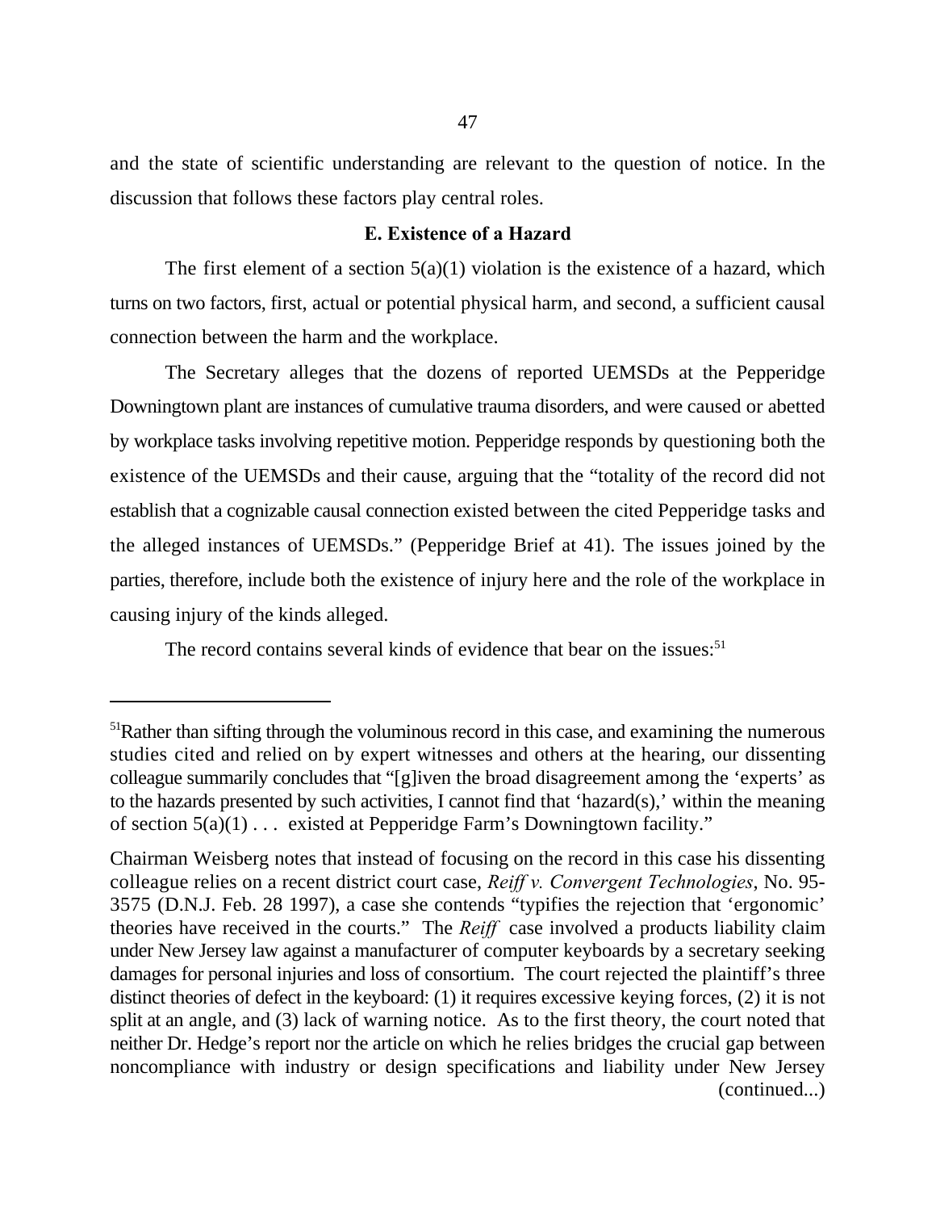and the state of scientific understanding are relevant to the question of notice. In the discussion that follows these factors play central roles.

### E. Existence of a Hazard

The first element of a section 5(a)(1) violation is the existence of a hazard, which turns on two factors, first, actual or potential physical harm, and second, a sufficient causal connection between the harm and the workplace.

The Secretary alleges that the dozens of reported UEMSDs at the Pepperidge Downingtown plant are instances of cumulative trauma disorders, and were caused or abetted by workplace tasks involving repetitive motion. Pepperidge responds by questioning both the existence of the UEMSDs and their cause, arguing that the "totality of the record did not establish that a cognizable causal connection existed between the cited Pepperidge tasks and the alleged instances of UEMSDs." (Pepperidge Brief at 41). The issues joined by the parties, therefore, include both the existence of injury here and the role of the workplace in causing injury of the kinds alleged.

The record contains several kinds of evidence that bear on the issues:[51]

---

[51]Rather than sifting through the voluminous record in this case, and examining the numerous studies cited and relied on by expert witnesses and others at the hearing, our dissenting colleague summarily concludes that "[g]iven the broad disagreement among the 'experts' as to the hazards presented by such activities, I cannot find that 'hazard(s),' within the meaning of section 5(a)(1) . . . existed at Pepperidge Farm's Downingtown facility."

Chairman Weisberg notes that instead of focusing on the record in this case his dissenting colleague relies on a recent district court case, *Reiff v. Convergent Technologies*, No. 95-3575 (D.N.J. Feb. 28 1997), a case she contends "typifies the rejection that 'ergonomic' theories have received in the courts." The *Reiff* case involved a products liability claim under New Jersey law against a manufacturer of computer keyboards by a secretary seeking damages for personal injuries and loss of consortium. The court rejected the plaintiff's three distinct theories of defect in the keyboard: (1) it requires excessive keying forces, (2) it is not split at an angle, and (3) lack of warning notice. As to the first theory, the court noted that neither Dr. Hedge's report nor the article on which he relies bridges the crucial gap between noncompliance with industry or design specifications and liability under New Jersey (continued...)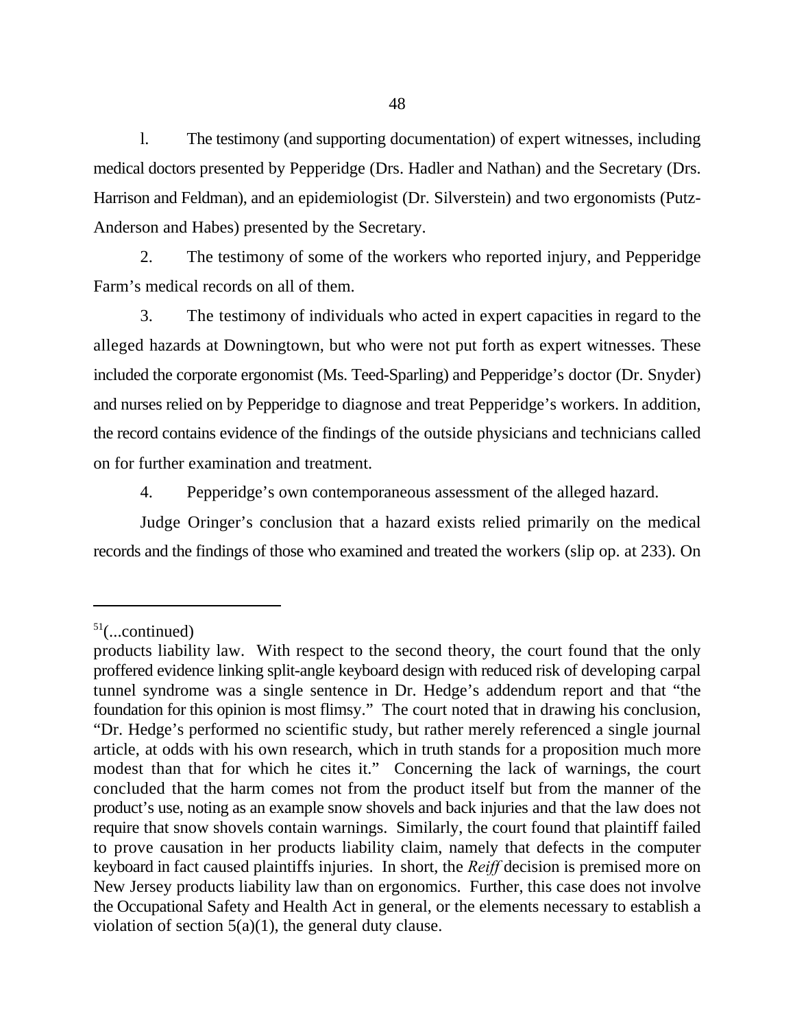l. The testimony (and supporting documentation) of expert witnesses, including medical doctors presented by Pepperidge (Drs. Hadler and Nathan) and the Secretary (Drs. Harrison and Feldman), and an epidemiologist (Dr. Silverstein) and two ergonomists (Putz-Anderson and Habes) presented by the Secretary.

2. The testimony of some of the workers who reported injury, and Pepperidge Farm's medical records on all of them.

3. The testimony of individuals who acted in expert capacities in regard to the alleged hazards at Downingtown, but who were not put forth as expert witnesses. These included the corporate ergonomist (Ms. Teed-Sparling) and Pepperidge's doctor (Dr. Snyder) and nurses relied on by Pepperidge to diagnose and treat Pepperidge's workers. In addition, the record contains evidence of the findings of the outside physicians and technicians called on for further examination and treatment.

4. Pepperidge's own contemporaneous assessment of the alleged hazard.

Judge Oringer's conclusion that a hazard exists relied primarily on the medical records and the findings of those who examined and treated the workers (slip op. at 233). On

---

[51](...continued)
products liability law. With respect to the second theory, the court found that the only proffered evidence linking split-angle keyboard design with reduced risk of developing carpal tunnel syndrome was a single sentence in Dr. Hedge's addendum report and that "the foundation for this opinion is most flimsy." The court noted that in drawing his conclusion, "Dr. Hedge's performed no scientific study, but rather merely referenced a single journal article, at odds with his own research, which in truth stands for a proposition much more modest than that for which he cites it." Concerning the lack of warnings, the court concluded that the harm comes not from the product itself but from the manner of the product's use, noting as an example snow shovels and back injuries and that the law does not require that snow shovels contain warnings. Similarly, the court found that plaintiff failed to prove causation in her products liability claim, namely that defects in the computer keyboard in fact caused plaintiffs injuries. In short, the *Reiff* decision is premised more on New Jersey products liability law than on ergonomics. Further, this case does not involve the Occupational Safety and Health Act in general, or the elements necessary to establish a violation of section 5(a)(1), the general duty clause.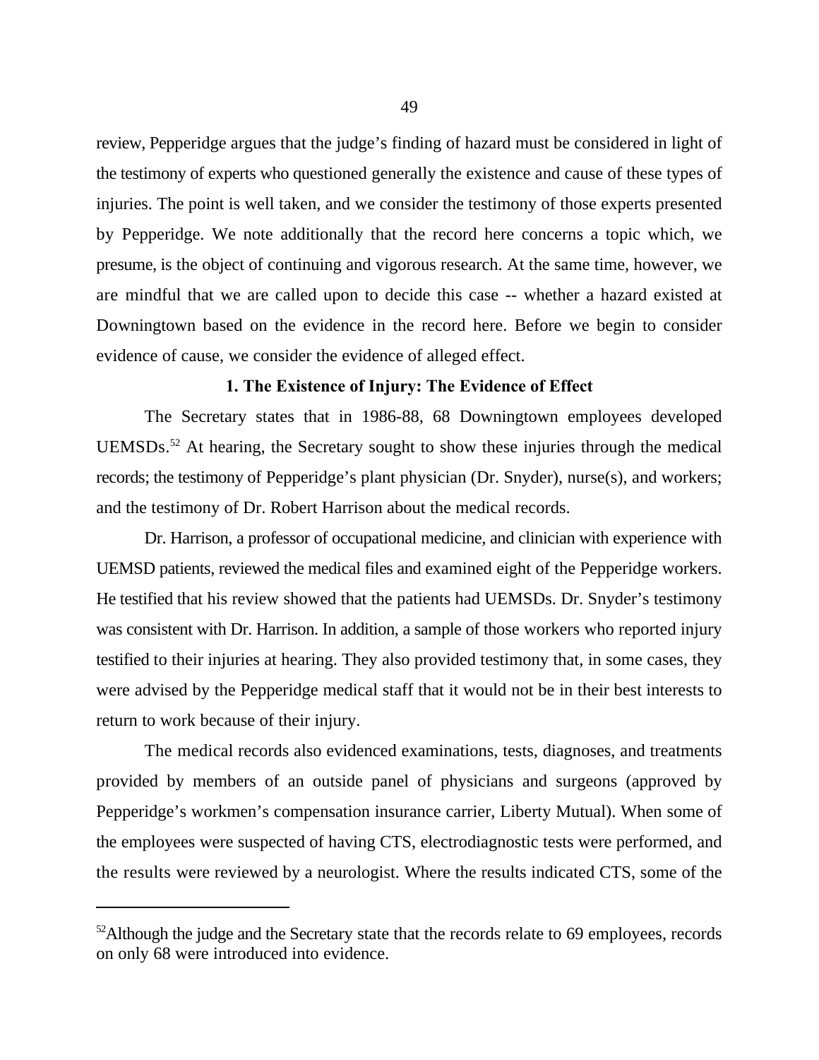review, Pepperidge argues that the judge's finding of hazard must be considered in light of the testimony of experts who questioned generally the existence and cause of these types of injuries. The point is well taken, and we consider the testimony of those experts presented by Pepperidge. We note additionally that the record here concerns a topic which, we presume, is the object of continuing and vigorous research. At the same time, however, we are mindful that we are called upon to decide this case -- whether a hazard existed at Downingtown based on the evidence in the record here. Before we begin to consider evidence of cause, we consider the evidence of alleged effect.

**1. The Existence of Injury: The Evidence of Effect**

The Secretary states that in 1986-88, 68 Downingtown employees developed UEMSDs.[52] At hearing, the Secretary sought to show these injuries through the medical records; the testimony of Pepperidge's plant physician (Dr. Snyder), nurse(s), and workers; and the testimony of Dr. Robert Harrison about the medical records.

Dr. Harrison, a professor of occupational medicine, and clinician with experience with UEMSD patients, reviewed the medical files and examined eight of the Pepperidge workers. He testified that his review showed that the patients had UEMSDs. Dr. Snyder's testimony was consistent with Dr. Harrison. In addition, a sample of those workers who reported injury testified to their injuries at hearing. They also provided testimony that, in some cases, they were advised by the Pepperidge medical staff that it would not be in their best interests to return to work because of their injury.

The medical records also evidenced examinations, tests, diagnoses, and treatments provided by members of an outside panel of physicians and surgeons (approved by Pepperidge's workmen's compensation insurance carrier, Liberty Mutual). When some of the employees were suspected of having CTS, electrodiagnostic tests were performed, and the results were reviewed by a neurologist. Where the results indicated CTS, some of the

---

[52]Although the judge and the Secretary state that the records relate to 69 employees, records on only 68 were introduced into evidence.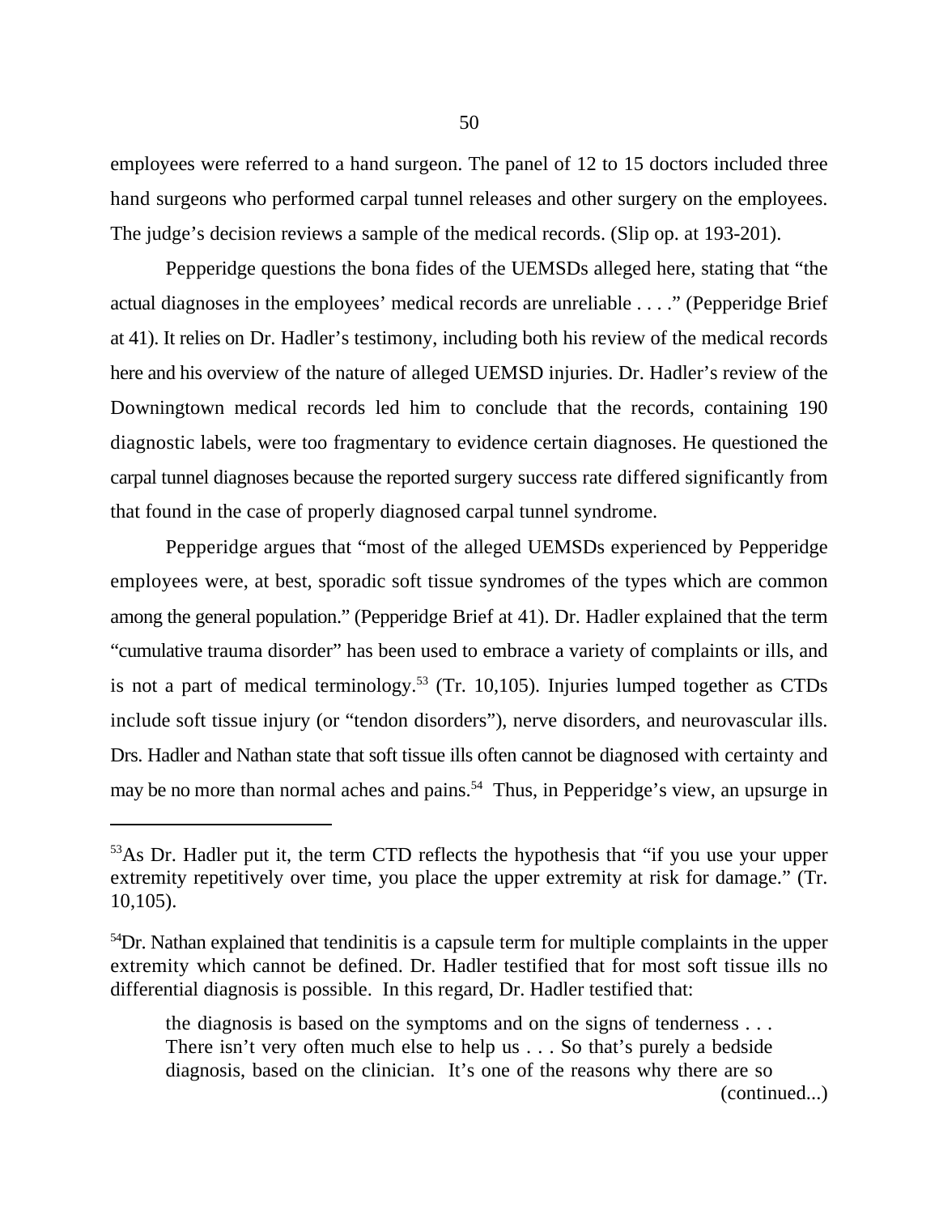employees were referred to a hand surgeon. The panel of 12 to 15 doctors included three hand surgeons who performed carpal tunnel releases and other surgery on the employees. The judge's decision reviews a sample of the medical records. (Slip op. at 193-201).

Pepperidge questions the bona fides of the UEMSDs alleged here, stating that "the actual diagnoses in the employees' medical records are unreliable . . . ." (Pepperidge Brief at 41). It relies on Dr. Hadler's testimony, including both his review of the medical records here and his overview of the nature of alleged UEMSD injuries. Dr. Hadler's review of the Downingtown medical records led him to conclude that the records, containing 190 diagnostic labels, were too fragmentary to evidence certain diagnoses. He questioned the carpal tunnel diagnoses because the reported surgery success rate differed significantly from that found in the case of properly diagnosed carpal tunnel syndrome.

Pepperidge argues that "most of the alleged UEMSDs experienced by Pepperidge employees were, at best, sporadic soft tissue syndromes of the types which are common among the general population." (Pepperidge Brief at 41). Dr. Hadler explained that the term "cumulative trauma disorder" has been used to embrace a variety of complaints or ills, and is not a part of medical terminology.[53] (Tr. 10,105). Injuries lumped together as CTDs include soft tissue injury (or "tendon disorders"), nerve disorders, and neurovascular ills. Drs. Hadler and Nathan state that soft tissue ills often cannot be diagnosed with certainty and may be no more than normal aches and pains.[54] Thus, in Pepperidge's view, an upsurge in

---

[53]As Dr. Hadler put it, the term CTD reflects the hypothesis that "if you use your upper extremity repetitively over time, you place the upper extremity at risk for damage." (Tr. 10,105).

[54]Dr. Nathan explained that tendinitis is a capsule term for multiple complaints in the upper extremity which cannot be defined. Dr. Hadler testified that for most soft tissue ills no differential diagnosis is possible. In this regard, Dr. Hadler testified that:

> the diagnosis is based on the symptoms and on the signs of tenderness . . . There isn't very often much else to help us . . . So that's purely a bedside diagnosis, based on the clinician. It's one of the reasons why there are so

(continued...)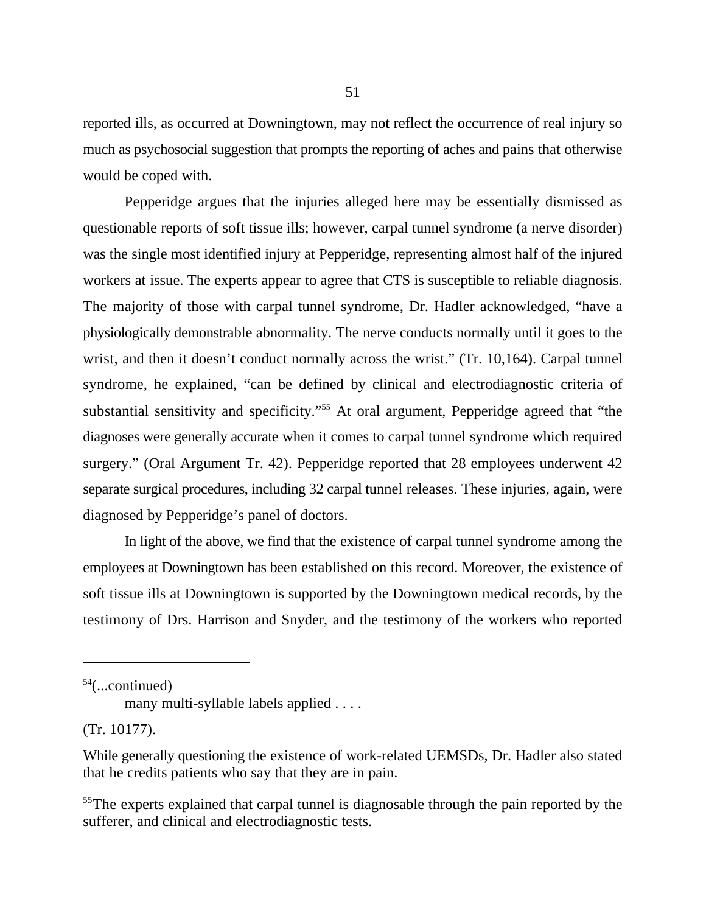reported ills, as occurred at Downingtown, may not reflect the occurrence of real injury so much as psychosocial suggestion that prompts the reporting of aches and pains that otherwise would be coped with.

Pepperidge argues that the injuries alleged here may be essentially dismissed as questionable reports of soft tissue ills; however, carpal tunnel syndrome (a nerve disorder) was the single most identified injury at Pepperidge, representing almost half of the injured workers at issue. The experts appear to agree that CTS is susceptible to reliable diagnosis. The majority of those with carpal tunnel syndrome, Dr. Hadler acknowledged, "have a physiologically demonstrable abnormality. The nerve conducts normally until it goes to the wrist, and then it doesn't conduct normally across the wrist." (Tr. 10,164). Carpal tunnel syndrome, he explained, "can be defined by clinical and electrodiagnostic criteria of substantial sensitivity and specificity."[55] At oral argument, Pepperidge agreed that "the diagnoses were generally accurate when it comes to carpal tunnel syndrome which required surgery." (Oral Argument Tr. 42). Pepperidge reported that 28 employees underwent 42 separate surgical procedures, including 32 carpal tunnel releases. These injuries, again, were diagnosed by Pepperidge's panel of doctors.

In light of the above, we find that the existence of carpal tunnel syndrome among the employees at Downingtown has been established on this record. Moreover, the existence of soft tissue ills at Downingtown is supported by the Downingtown medical records, by the testimony of Drs. Harrison and Snyder, and the testimony of the workers who reported

---

[54](...continued)

many multi-syllable labels applied . . . .

(Tr. 10177).

While generally questioning the existence of work-related UEMSDs, Dr. Hadler also stated that he credits patients who say that they are in pain.

[55]The experts explained that carpal tunnel is diagnosable through the pain reported by the sufferer, and clinical and electrodiagnostic tests.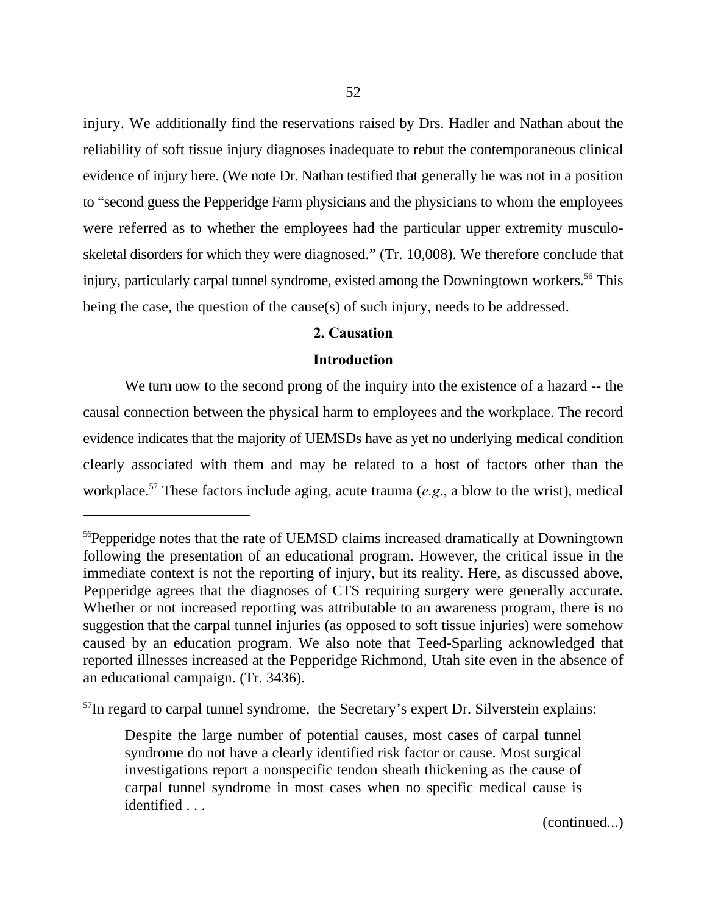injury. We additionally find the reservations raised by Drs. Hadler and Nathan about the reliability of soft tissue injury diagnoses inadequate to rebut the contemporaneous clinical evidence of injury here. (We note Dr. Nathan testified that generally he was not in a position to "second guess the Pepperidge Farm physicians and the physicians to whom the employees were referred as to whether the employees had the particular upper extremity musculo-skeletal disorders for which they were diagnosed." (Tr. 10,008). We therefore conclude that injury, particularly carpal tunnel syndrome, existed among the Downingtown workers.[56] This being the case, the question of the cause(s) of such injury, needs to be addressed.

**2. Causation**

**Introduction**

We turn now to the second prong of the inquiry into the existence of a hazard -- the causal connection between the physical harm to employees and the workplace. The record evidence indicates that the majority of UEMSDs have as yet no underlying medical condition clearly associated with them and may be related to a host of factors other than the workplace.[57] These factors include aging, acute trauma (*e.g*., a blow to the wrist), medical

---

[56]Pepperidge notes that the rate of UEMSD claims increased dramatically at Downingtown following the presentation of an educational program. However, the critical issue in the immediate context is not the reporting of injury, but its reality. Here, as discussed above, Pepperidge agrees that the diagnoses of CTS requiring surgery were generally accurate. Whether or not increased reporting was attributable to an awareness program, there is no suggestion that the carpal tunnel injuries (as opposed to soft tissue injuries) were somehow caused by an education program. We also note that Teed-Sparling acknowledged that reported illnesses increased at the Pepperidge Richmond, Utah site even in the absence of an educational campaign. (Tr. 3436).

[57]In regard to carpal tunnel syndrome, the Secretary's expert Dr. Silverstein explains:

> Despite the large number of potential causes, most cases of carpal tunnel syndrome do not have a clearly identified risk factor or cause. Most surgical investigations report a nonspecific tendon sheath thickening as the cause of carpal tunnel syndrome in most cases when no specific medical cause is identified . . .

(continued...)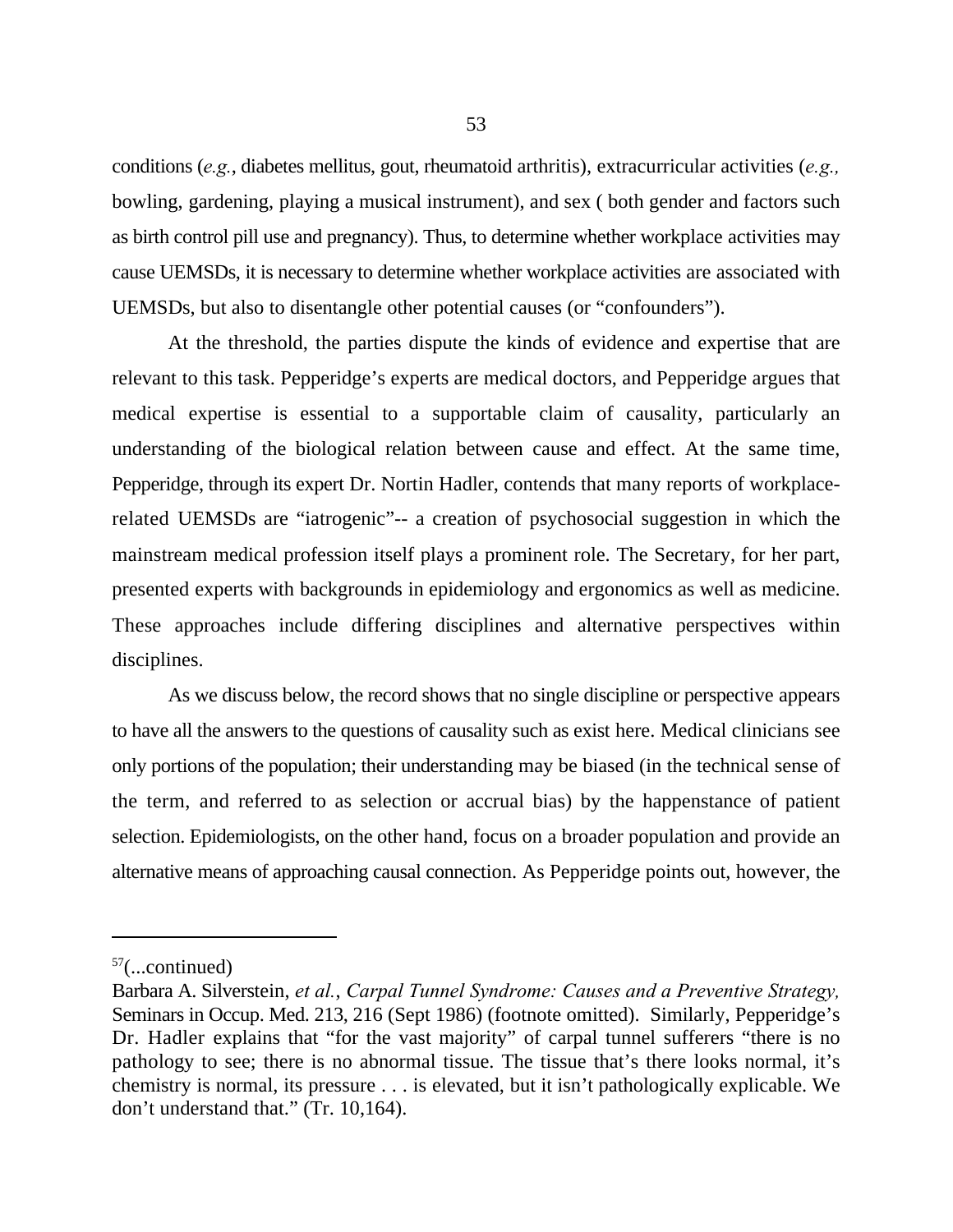conditions (*e.g.*, diabetes mellitus, gout, rheumatoid arthritis), extracurricular activities (*e.g.,* bowling, gardening, playing a musical instrument), and sex ( both gender and factors such as birth control pill use and pregnancy). Thus, to determine whether workplace activities may cause UEMSDs, it is necessary to determine whether workplace activities are associated with UEMSDs, but also to disentangle other potential causes (or "confounders").

At the threshold, the parties dispute the kinds of evidence and expertise that are relevant to this task. Pepperidge's experts are medical doctors, and Pepperidge argues that medical expertise is essential to a supportable claim of causality, particularly an understanding of the biological relation between cause and effect. At the same time, Pepperidge, through its expert Dr. Nortin Hadler, contends that many reports of workplace-related UEMSDs are "iatrogenic"-- a creation of psychosocial suggestion in which the mainstream medical profession itself plays a prominent role. The Secretary, for her part, presented experts with backgrounds in epidemiology and ergonomics as well as medicine. These approaches include differing disciplines and alternative perspectives within disciplines.

As we discuss below, the record shows that no single discipline or perspective appears to have all the answers to the questions of causality such as exist here. Medical clinicians see only portions of the population; their understanding may be biased (in the technical sense of the term, and referred to as selection or accrual bias) by the happenstance of patient selection. Epidemiologists, on the other hand, focus on a broader population and provide an alternative means of approaching causal connection. As Pepperidge points out, however, the

---

[57](...continued)
Barbara A. Silverstein, *et al.*, *Carpal Tunnel Syndrome: Causes and a Preventive Strategy,* Seminars in Occup. Med. 213, 216 (Sept 1986) (footnote omitted). Similarly, Pepperidge's Dr. Hadler explains that "for the vast majority" of carpal tunnel sufferers "there is no pathology to see; there is no abnormal tissue. The tissue that's there looks normal, it's chemistry is normal, its pressure . . . is elevated, but it isn't pathologically explicable. We don't understand that." (Tr. 10,164).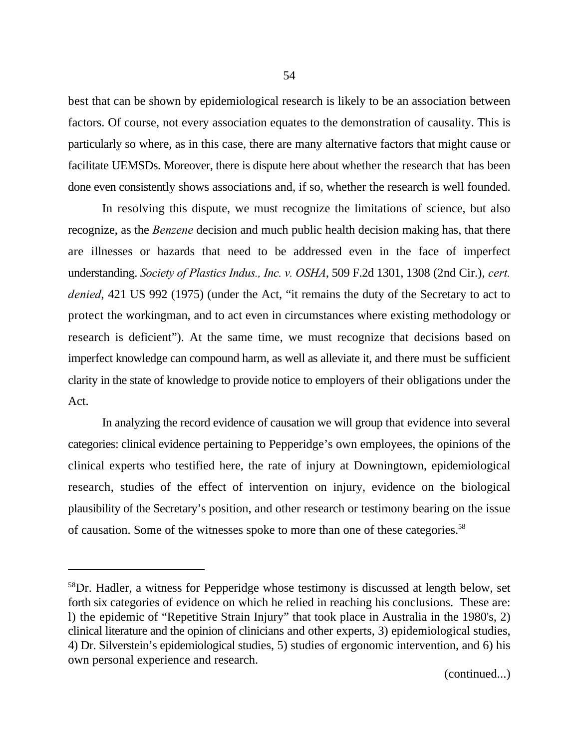best that can be shown by epidemiological research is likely to be an association between factors. Of course, not every association equates to the demonstration of causality. This is particularly so where, as in this case, there are many alternative factors that might cause or facilitate UEMSDs. Moreover, there is dispute here about whether the research that has been done even consistently shows associations and, if so, whether the research is well founded.

In resolving this dispute, we must recognize the limitations of science, but also recognize, as the *Benzene* decision and much public health decision making has, that there are illnesses or hazards that need to be addressed even in the face of imperfect understanding. *Society of Plastics Indus., Inc. v. OSHA*, 509 F.2d 1301, 1308 (2nd Cir.), *cert. denied*, 421 US 992 (1975) (under the Act, "it remains the duty of the Secretary to act to protect the workingman, and to act even in circumstances where existing methodology or research is deficient"). At the same time, we must recognize that decisions based on imperfect knowledge can compound harm, as well as alleviate it, and there must be sufficient clarity in the state of knowledge to provide notice to employers of their obligations under the Act.

In analyzing the record evidence of causation we will group that evidence into several categories: clinical evidence pertaining to Pepperidge's own employees, the opinions of the clinical experts who testified here, the rate of injury at Downingtown, epidemiological research, studies of the effect of intervention on injury, evidence on the biological plausibility of the Secretary's position, and other research or testimony bearing on the issue of causation. Some of the witnesses spoke to more than one of these categories.[58]

---

[58]Dr. Hadler, a witness for Pepperidge whose testimony is discussed at length below, set forth six categories of evidence on which he relied in reaching his conclusions. These are: l) the epidemic of "Repetitive Strain Injury" that took place in Australia in the 1980's, 2) clinical literature and the opinion of clinicians and other experts, 3) epidemiological studies, 4) Dr. Silverstein's epidemiological studies, 5) studies of ergonomic intervention, and 6) his own personal experience and research.

(continued...)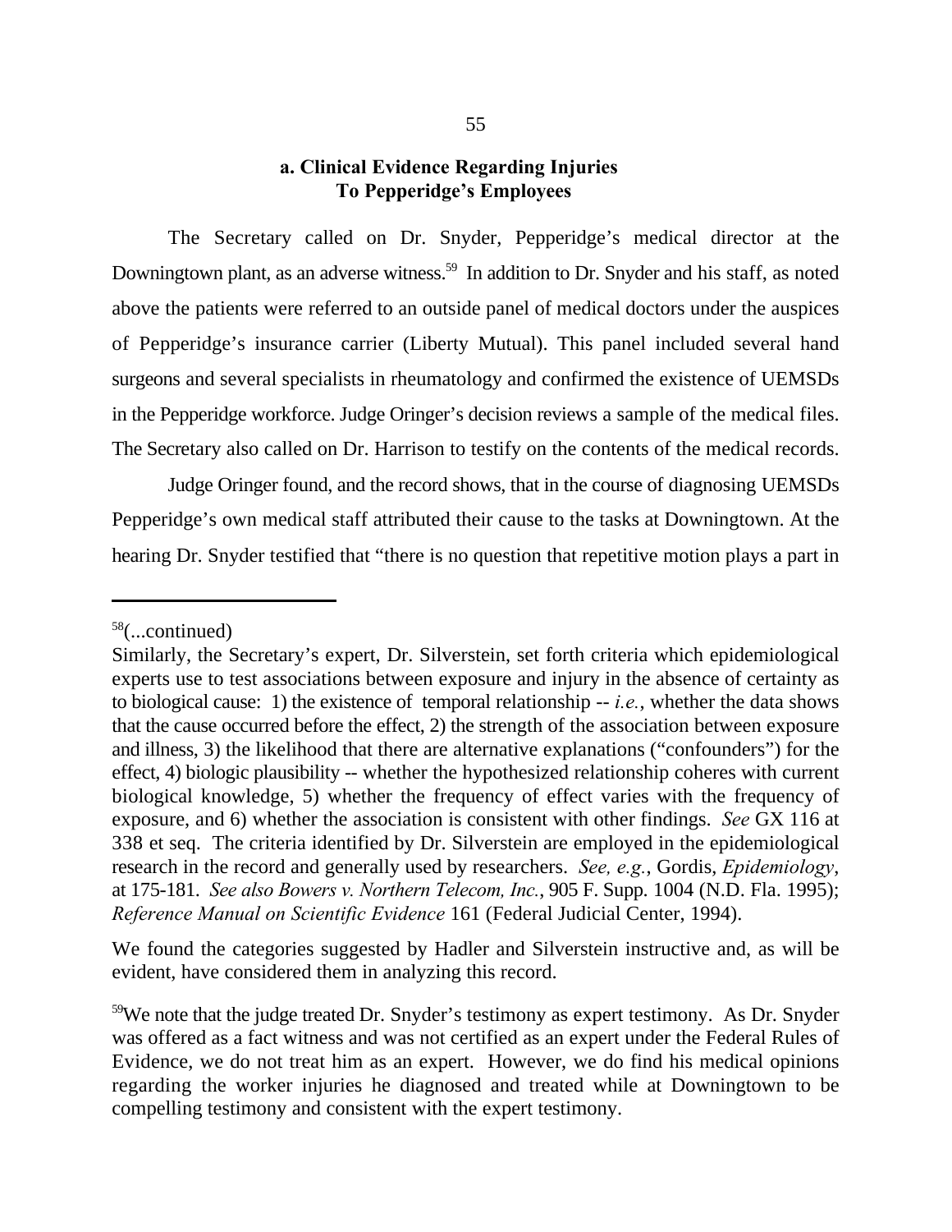### a. Clinical Evidence Regarding Injuries To Pepperidge's Employees

The Secretary called on Dr. Snyder, Pepperidge's medical director at the Downingtown plant, as an adverse witness.[59] In addition to Dr. Snyder and his staff, as noted above the patients were referred to an outside panel of medical doctors under the auspices of Pepperidge's insurance carrier (Liberty Mutual). This panel included several hand surgeons and several specialists in rheumatology and confirmed the existence of UEMSDs in the Pepperidge workforce. Judge Oringer's decision reviews a sample of the medical files. The Secretary also called on Dr. Harrison to testify on the contents of the medical records.

Judge Oringer found, and the record shows, that in the course of diagnosing UEMSDs Pepperidge's own medical staff attributed their cause to the tasks at Downingtown. At the hearing Dr. Snyder testified that "there is no question that repetitive motion plays a part in

---

[58](...continued)

Similarly, the Secretary's expert, Dr. Silverstein, set forth criteria which epidemiological experts use to test associations between exposure and injury in the absence of certainty as to biological cause: 1) the existence of temporal relationship -- *i.e.*, whether the data shows that the cause occurred before the effect, 2) the strength of the association between exposure and illness, 3) the likelihood that there are alternative explanations ("confounders") for the effect, 4) biologic plausibility -- whether the hypothesized relationship coheres with current biological knowledge, 5) whether the frequency of effect varies with the frequency of exposure, and 6) whether the association is consistent with other findings. *See* GX 116 at 338 et seq. The criteria identified by Dr. Silverstein are employed in the epidemiological research in the record and generally used by researchers. *See, e.g.*, Gordis, *Epidemiology*, at 175-181. *See also Bowers v. Northern Telecom, Inc.*, 905 F. Supp. 1004 (N.D. Fla. 1995); *Reference Manual on Scientific Evidence* 161 (Federal Judicial Center, 1994).

We found the categories suggested by Hadler and Silverstein instructive and, as will be evident, have considered them in analyzing this record.

[59]We note that the judge treated Dr. Snyder's testimony as expert testimony. As Dr. Snyder was offered as a fact witness and was not certified as an expert under the Federal Rules of Evidence, we do not treat him as an expert. However, we do find his medical opinions regarding the worker injuries he diagnosed and treated while at Downingtown to be compelling testimony and consistent with the expert testimony.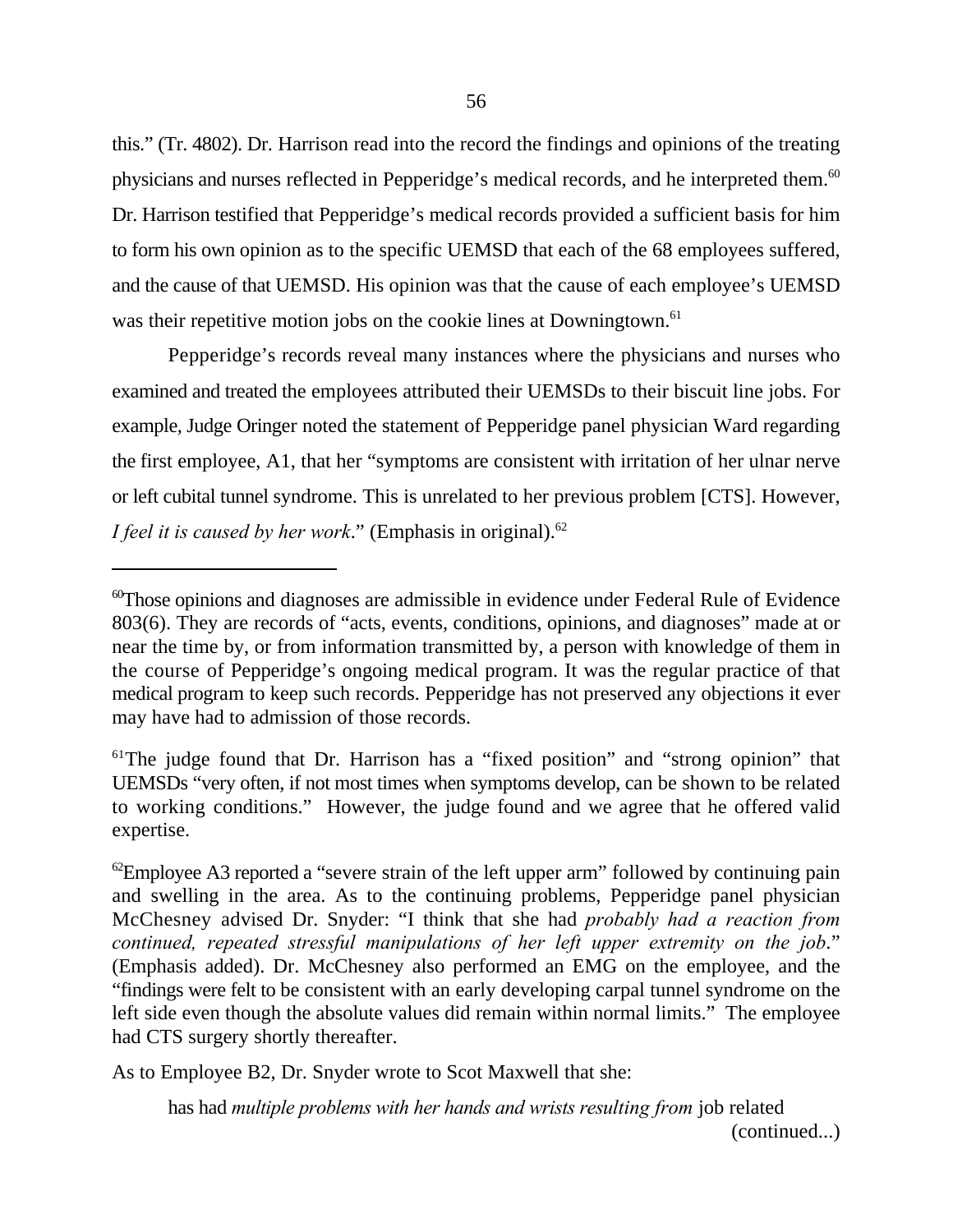this." (Tr. 4802). Dr. Harrison read into the record the findings and opinions of the treating physicians and nurses reflected in Pepperidge's medical records, and he interpreted them.[60] Dr. Harrison testified that Pepperidge's medical records provided a sufficient basis for him to form his own opinion as to the specific UEMSD that each of the 68 employees suffered, and the cause of that UEMSD. His opinion was that the cause of each employee's UEMSD was their repetitive motion jobs on the cookie lines at Downingtown.[61]

Pepperidge's records reveal many instances where the physicians and nurses who examined and treated the employees attributed their UEMSDs to their biscuit line jobs. For example, Judge Oringer noted the statement of Pepperidge panel physician Ward regarding the first employee, A1, that her "symptoms are consistent with irritation of her ulnar nerve or left cubital tunnel syndrome. This is unrelated to her previous problem [CTS]. However, *I feel it is caused by her work*." (Emphasis in original).[62]

---

[60]Those opinions and diagnoses are admissible in evidence under Federal Rule of Evidence 803(6). They are records of "acts, events, conditions, opinions, and diagnoses" made at or near the time by, or from information transmitted by, a person with knowledge of them in the course of Pepperidge's ongoing medical program. It was the regular practice of that medical program to keep such records. Pepperidge has not preserved any objections it ever may have had to admission of those records.

[61]The judge found that Dr. Harrison has a "fixed position" and "strong opinion" that UEMSDs "very often, if not most times when symptoms develop, can be shown to be related to working conditions." However, the judge found and we agree that he offered valid expertise.

[62]Employee A3 reported a "severe strain of the left upper arm" followed by continuing pain and swelling in the area. As to the continuing problems, Pepperidge panel physician McChesney advised Dr. Snyder: "I think that she had *probably had a reaction from continued, repeated stressful manipulations of her left upper extremity on the job*." (Emphasis added). Dr. McChesney also performed an EMG on the employee, and the "findings were felt to be consistent with an early developing carpal tunnel syndrome on the left side even though the absolute values did remain within normal limits." The employee had CTS surgery shortly thereafter.

As to Employee B2, Dr. Snyder wrote to Scot Maxwell that she:

> has had *multiple problems with her hands and wrists resulting from* job related

(continued...)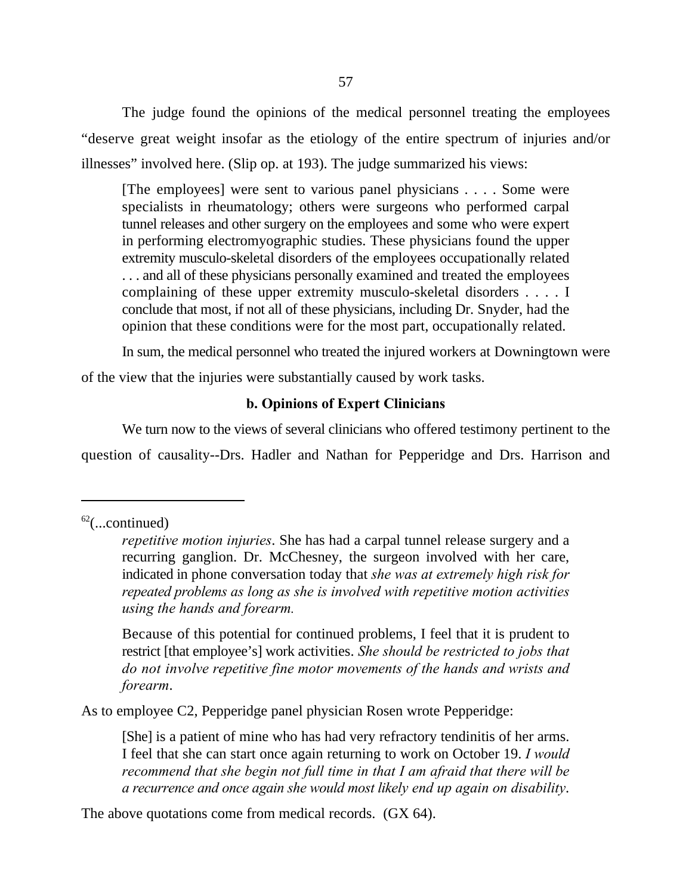The judge found the opinions of the medical personnel treating the employees "deserve great weight insofar as the etiology of the entire spectrum of injuries and/or illnesses" involved here. (Slip op. at 193). The judge summarized his views:

> [The employees] were sent to various panel physicians . . . . Some were specialists in rheumatology; others were surgeons who performed carpal tunnel releases and other surgery on the employees and some who were expert in performing electromyographic studies. These physicians found the upper extremity musculo-skeletal disorders of the employees occupationally related . . . and all of these physicians personally examined and treated the employees complaining of these upper extremity musculo-skeletal disorders . . . . I conclude that most, if not all of these physicians, including Dr. Snyder, had the opinion that these conditions were for the most part, occupationally related.

In sum, the medical personnel who treated the injured workers at Downingtown were of the view that the injuries were substantially caused by work tasks.

#### b. Opinions of Expert Clinicians

We turn now to the views of several clinicians who offered testimony pertinent to the question of causality--Drs. Hadler and Nathan for Pepperidge and Drs. Harrison and

---

[62](...continued)

> *repetitive motion injuries*. She has had a carpal tunnel release surgery and a recurring ganglion. Dr. McChesney, the surgeon involved with her care, indicated in phone conversation today that *she was at extremely high risk for repeated problems as long as she is involved with repetitive motion activities using the hands and forearm.*
>
> Because of this potential for continued problems, I feel that it is prudent to restrict [that employee's] work activities. *She should be restricted to jobs that do not involve repetitive fine motor movements of the hands and wrists and forearm*.

As to employee C2, Pepperidge panel physician Rosen wrote Pepperidge:

> [She] is a patient of mine who has had very refractory tendinitis of her arms. I feel that she can start once again returning to work on October 19. *I would recommend that she begin not full time in that I am afraid that there will be a recurrence and once again she would most likely end up again on disability*.

The above quotations come from medical records. (GX 64).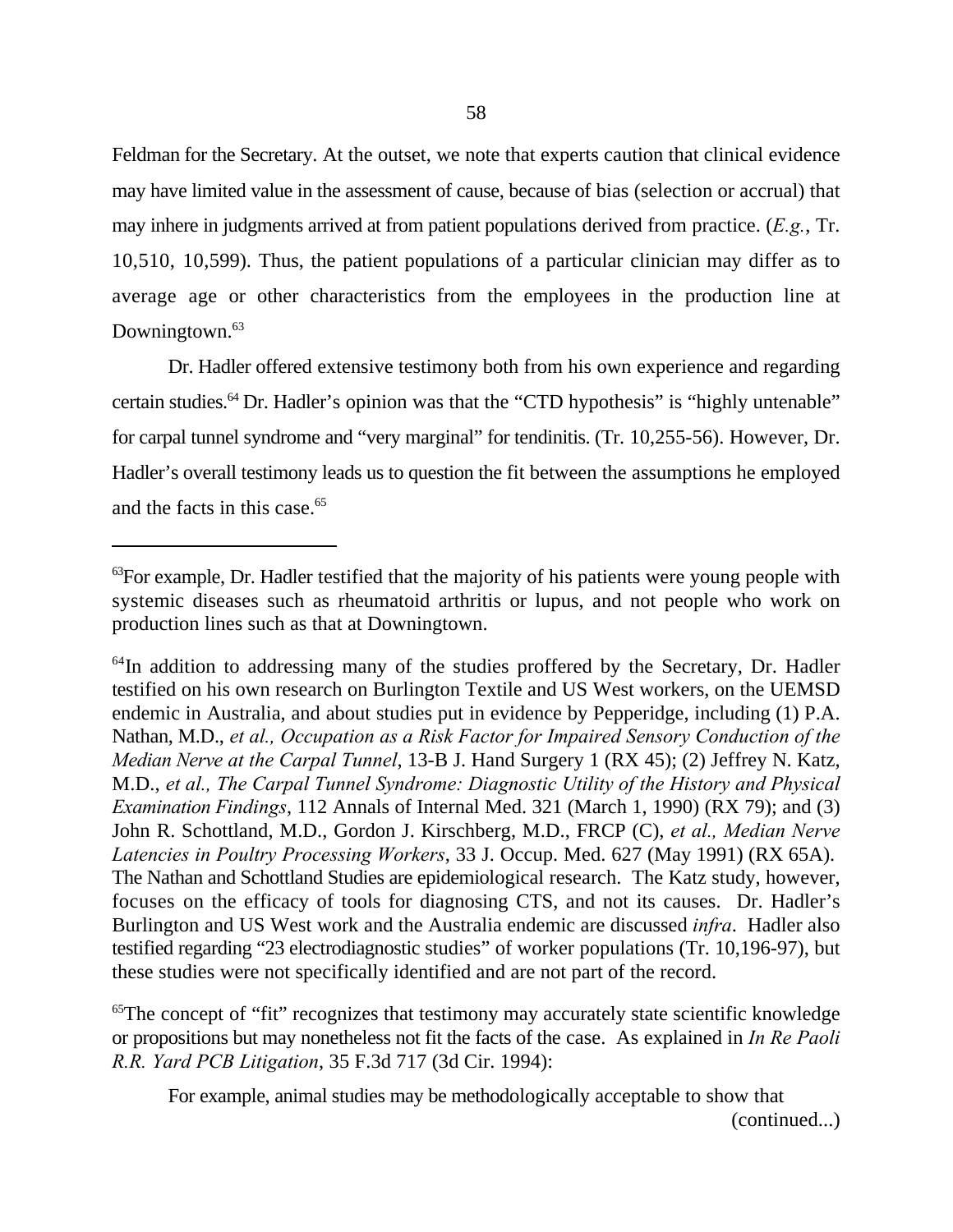Feldman for the Secretary. At the outset, we note that experts caution that clinical evidence may have limited value in the assessment of cause, because of bias (selection or accrual) that may inhere in judgments arrived at from patient populations derived from practice. (*E.g.*, Tr. 10,510, 10,599). Thus, the patient populations of a particular clinician may differ as to average age or other characteristics from the employees in the production line at Downingtown.[63]

Dr. Hadler offered extensive testimony both from his own experience and regarding certain studies.[64] Dr. Hadler's opinion was that the "CTD hypothesis" is "highly untenable" for carpal tunnel syndrome and "very marginal" for tendinitis. (Tr. 10,255-56). However, Dr. Hadler's overall testimony leads us to question the fit between the assumptions he employed and the facts in this case.[65]

---

[63]For example, Dr. Hadler testified that the majority of his patients were young people with systemic diseases such as rheumatoid arthritis or lupus, and not people who work on production lines such as that at Downingtown.

[64]In addition to addressing many of the studies proffered by the Secretary, Dr. Hadler testified on his own research on Burlington Textile and US West workers, on the UEMSD endemic in Australia, and about studies put in evidence by Pepperidge, including (1) P.A. Nathan, M.D., *et al., Occupation as a Risk Factor for Impaired Sensory Conduction of the Median Nerve at the Carpal Tunnel*, 13-B J. Hand Surgery 1 (RX 45); (2) Jeffrey N. Katz, M.D., *et al., The Carpal Tunnel Syndrome: Diagnostic Utility of the History and Physical Examination Findings*, 112 Annals of Internal Med. 321 (March 1, 1990) (RX 79); and (3) John R. Schottland, M.D., Gordon J. Kirschberg, M.D., FRCP (C), *et al., Median Nerve Latencies in Poultry Processing Workers*, 33 J. Occup. Med. 627 (May 1991) (RX 65A). The Nathan and Schottland Studies are epidemiological research. The Katz study, however, focuses on the efficacy of tools for diagnosing CTS, and not its causes. Dr. Hadler's Burlington and US West work and the Australia endemic are discussed *infra*. Hadler also testified regarding "23 electrodiagnostic studies" of worker populations (Tr. 10,196-97), but these studies were not specifically identified and are not part of the record.

[65]The concept of "fit" recognizes that testimony may accurately state scientific knowledge or propositions but may nonetheless not fit the facts of the case. As explained in *In Re Paoli R.R. Yard PCB Litigation*, 35 F.3d 717 (3d Cir. 1994):

> For example, animal studies may be methodologically acceptable to show that

(continued...)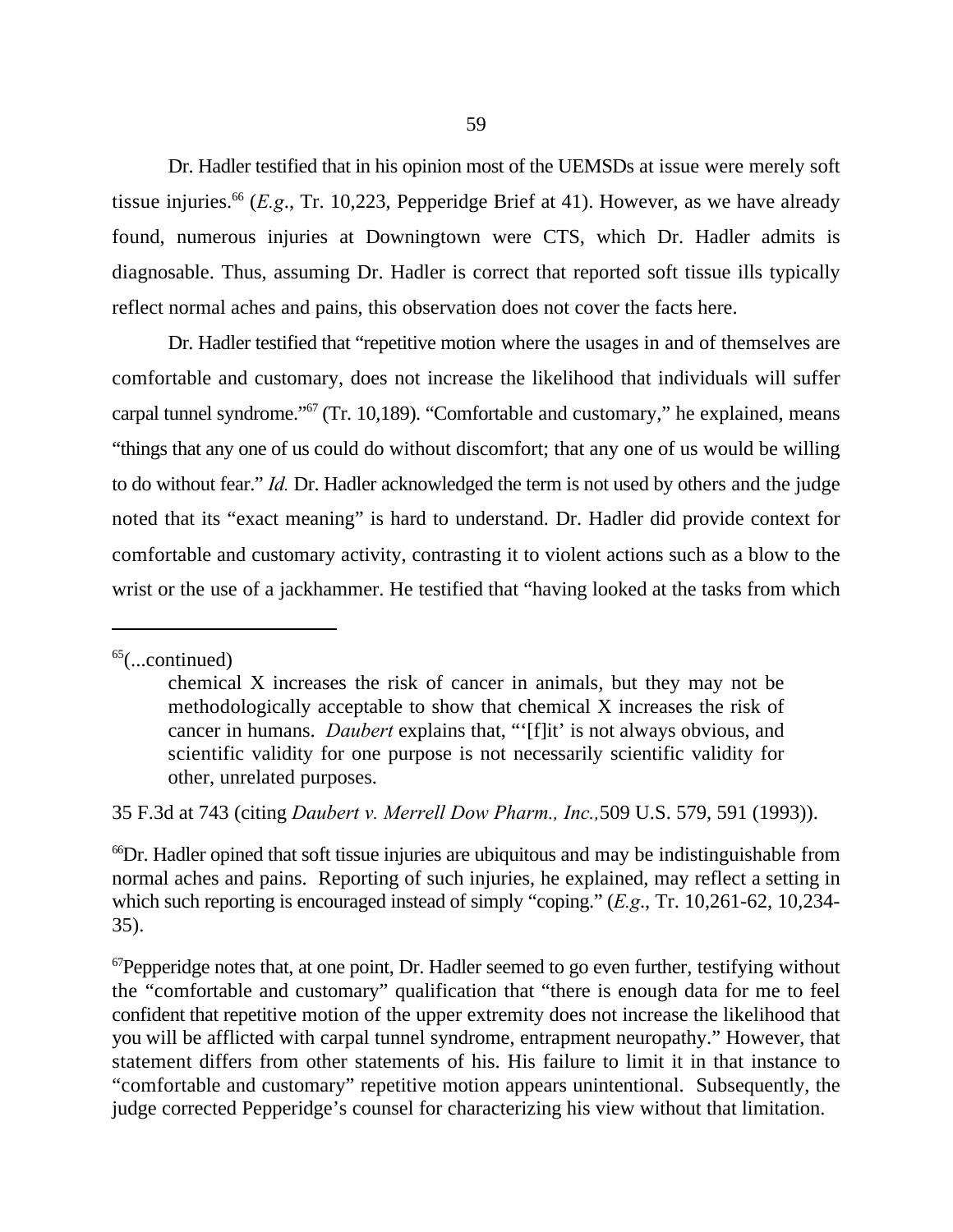Dr. Hadler testified that in his opinion most of the UEMSDs at issue were merely soft tissue injuries.[66] (*E.g*., Tr. 10,223, Pepperidge Brief at 41). However, as we have already found, numerous injuries at Downingtown were CTS, which Dr. Hadler admits is diagnosable. Thus, assuming Dr. Hadler is correct that reported soft tissue ills typically reflect normal aches and pains, this observation does not cover the facts here.

Dr. Hadler testified that "repetitive motion where the usages in and of themselves are comfortable and customary, does not increase the likelihood that individuals will suffer carpal tunnel syndrome."[67] (Tr. 10,189). "Comfortable and customary," he explained, means "things that any one of us could do without discomfort; that any one of us would be willing to do without fear." *Id.* Dr. Hadler acknowledged the term is not used by others and the judge noted that its "exact meaning" is hard to understand. Dr. Hadler did provide context for comfortable and customary activity, contrasting it to violent actions such as a blow to the wrist or the use of a jackhammer. He testified that "having looked at the tasks from which

---

[65](...continued)

> chemical X increases the risk of cancer in animals, but they may not be methodologically acceptable to show that chemical X increases the risk of cancer in humans. *Daubert* explains that, "'[f]it' is not always obvious, and scientific validity for one purpose is not necessarily scientific validity for other, unrelated purposes.

35 F.3d at 743 (citing *Daubert v. Merrell Dow Pharm., Inc.,*509 U.S. 579, 591 (1993)).

[66]Dr. Hadler opined that soft tissue injuries are ubiquitous and may be indistinguishable from normal aches and pains. Reporting of such injuries, he explained, may reflect a setting in which such reporting is encouraged instead of simply "coping." (*E.g*., Tr. 10,261-62, 10,234-35).

[67]Pepperidge notes that, at one point, Dr. Hadler seemed to go even further, testifying without the "comfortable and customary" qualification that "there is enough data for me to feel confident that repetitive motion of the upper extremity does not increase the likelihood that you will be afflicted with carpal tunnel syndrome, entrapment neuropathy." However, that statement differs from other statements of his. His failure to limit it in that instance to "comfortable and customary" repetitive motion appears unintentional. Subsequently, the judge corrected Pepperidge's counsel for characterizing his view without that limitation.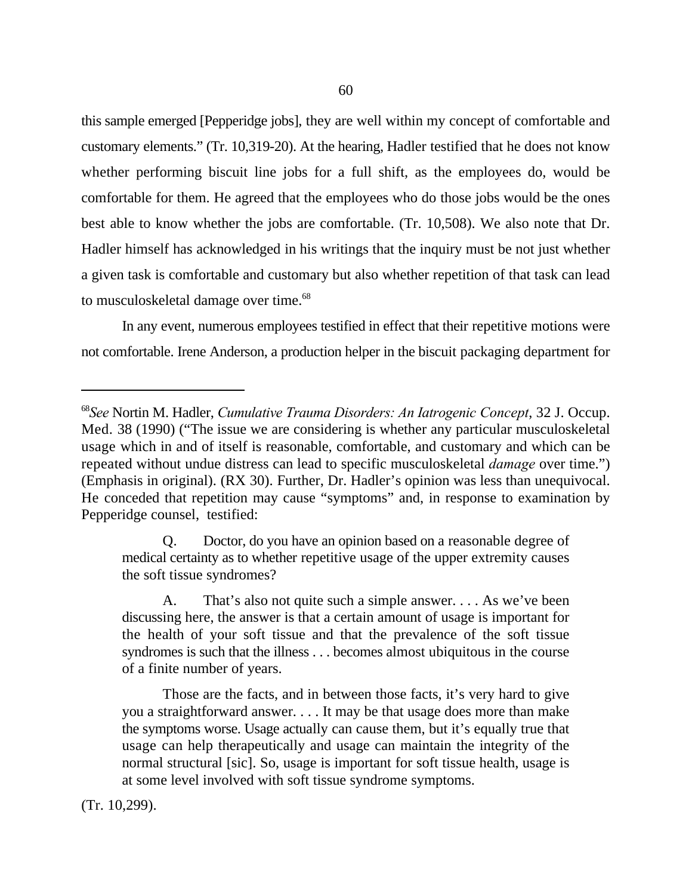this sample emerged [Pepperidge jobs], they are well within my concept of comfortable and customary elements." (Tr. 10,319-20). At the hearing, Hadler testified that he does not know whether performing biscuit line jobs for a full shift, as the employees do, would be comfortable for them. He agreed that the employees who do those jobs would be the ones best able to know whether the jobs are comfortable. (Tr. 10,508). We also note that Dr. Hadler himself has acknowledged in his writings that the inquiry must be not just whether a given task is comfortable and customary but also whether repetition of that task can lead to musculoskeletal damage over time.[68]

In any event, numerous employees testified in effect that their repetitive motions were not comfortable. Irene Anderson, a production helper in the biscuit packaging department for

---

[68]*See* Nortin M. Hadler, *Cumulative Trauma Disorders: An Iatrogenic Concept*, 32 J. Occup. Med. 38 (1990) ("The issue we are considering is whether any particular musculoskeletal usage which in and of itself is reasonable, comfortable, and customary and which can be repeated without undue distress can lead to specific musculoskeletal *damage* over time.") (Emphasis in original). (RX 30). Further, Dr. Hadler's opinion was less than unequivocal. He conceded that repetition may cause "symptoms" and, in response to examination by Pepperidge counsel, testified:

> Q. Doctor, do you have an opinion based on a reasonable degree of medical certainty as to whether repetitive usage of the upper extremity causes the soft tissue syndromes?
>
> A. That's also not quite such a simple answer. . . . As we've been discussing here, the answer is that a certain amount of usage is important for the health of your soft tissue and that the prevalence of the soft tissue syndromes is such that the illness . . . becomes almost ubiquitous in the course of a finite number of years.
>
> Those are the facts, and in between those facts, it's very hard to give you a straightforward answer. . . . It may be that usage does more than make the symptoms worse. Usage actually can cause them, but it's equally true that usage can help therapeutically and usage can maintain the integrity of the normal structural [sic]. So, usage is important for soft tissue health, usage is at some level involved with soft tissue syndrome symptoms.

(Tr. 10,299).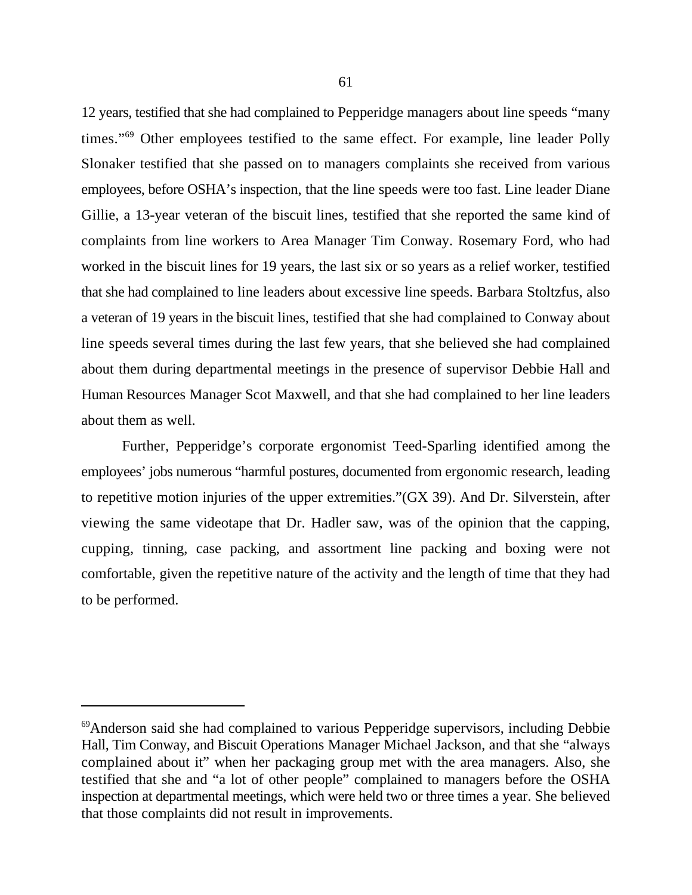12 years, testified that she had complained to Pepperidge managers about line speeds "many times."[69] Other employees testified to the same effect. For example, line leader Polly Slonaker testified that she passed on to managers complaints she received from various employees, before OSHA's inspection, that the line speeds were too fast. Line leader Diane Gillie, a 13-year veteran of the biscuit lines, testified that she reported the same kind of complaints from line workers to Area Manager Tim Conway. Rosemary Ford, who had worked in the biscuit lines for 19 years, the last six or so years as a relief worker, testified that she had complained to line leaders about excessive line speeds. Barbara Stoltzfus, also a veteran of 19 years in the biscuit lines, testified that she had complained to Conway about line speeds several times during the last few years, that she believed she had complained about them during departmental meetings in the presence of supervisor Debbie Hall and Human Resources Manager Scot Maxwell, and that she had complained to her line leaders about them as well.

Further, Pepperidge's corporate ergonomist Teed-Sparling identified among the employees' jobs numerous "harmful postures, documented from ergonomic research, leading to repetitive motion injuries of the upper extremities."(GX 39). And Dr. Silverstein, after viewing the same videotape that Dr. Hadler saw, was of the opinion that the capping, cupping, tinning, case packing, and assortment line packing and boxing were not comfortable, given the repetitive nature of the activity and the length of time that they had to be performed.

---

[69]Anderson said she had complained to various Pepperidge supervisors, including Debbie Hall, Tim Conway, and Biscuit Operations Manager Michael Jackson, and that she "always complained about it" when her packaging group met with the area managers. Also, she testified that she and "a lot of other people" complained to managers before the OSHA inspection at departmental meetings, which were held two or three times a year. She believed that those complaints did not result in improvements.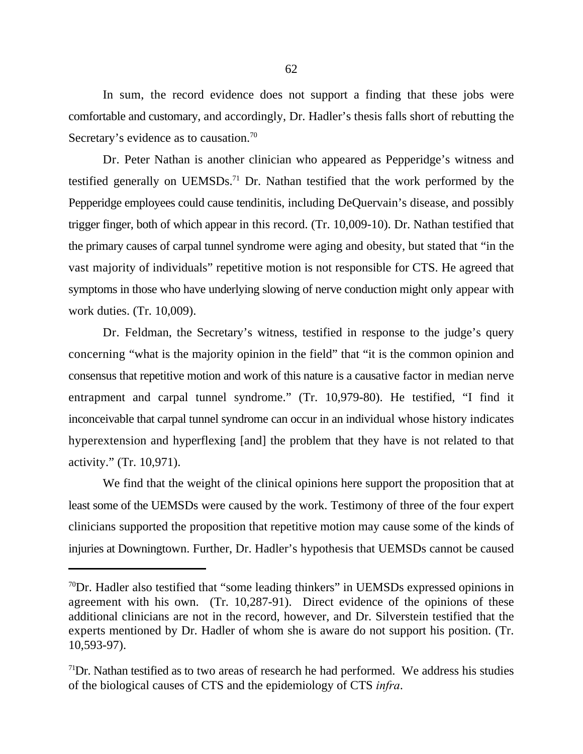In sum, the record evidence does not support a finding that these jobs were comfortable and customary, and accordingly, Dr. Hadler's thesis falls short of rebutting the Secretary's evidence as to causation.[70]

Dr. Peter Nathan is another clinician who appeared as Pepperidge's witness and testified generally on UEMSDs.[71] Dr. Nathan testified that the work performed by the Pepperidge employees could cause tendinitis, including DeQuervain's disease, and possibly trigger finger, both of which appear in this record. (Tr. 10,009-10). Dr. Nathan testified that the primary causes of carpal tunnel syndrome were aging and obesity, but stated that "in the vast majority of individuals" repetitive motion is not responsible for CTS. He agreed that symptoms in those who have underlying slowing of nerve conduction might only appear with work duties. (Tr. 10,009).

Dr. Feldman, the Secretary's witness, testified in response to the judge's query concerning "what is the majority opinion in the field" that "it is the common opinion and consensus that repetitive motion and work of this nature is a causative factor in median nerve entrapment and carpal tunnel syndrome." (Tr. 10,979-80). He testified, "I find it inconceivable that carpal tunnel syndrome can occur in an individual whose history indicates hyperextension and hyperflexing [and] the problem that they have is not related to that activity." (Tr. 10,971).

We find that the weight of the clinical opinions here support the proposition that at least some of the UEMSDs were caused by the work. Testimony of three of the four expert clinicians supported the proposition that repetitive motion may cause some of the kinds of injuries at Downingtown. Further, Dr. Hadler's hypothesis that UEMSDs cannot be caused

---

[70]Dr. Hadler also testified that "some leading thinkers" in UEMSDs expressed opinions in agreement with his own. (Tr. 10,287-91). Direct evidence of the opinions of these additional clinicians are not in the record, however, and Dr. Silverstein testified that the experts mentioned by Dr. Hadler of whom she is aware do not support his position. (Tr. 10,593-97).

[71]Dr. Nathan testified as to two areas of research he had performed. We address his studies of the biological causes of CTS and the epidemiology of CTS *infra*.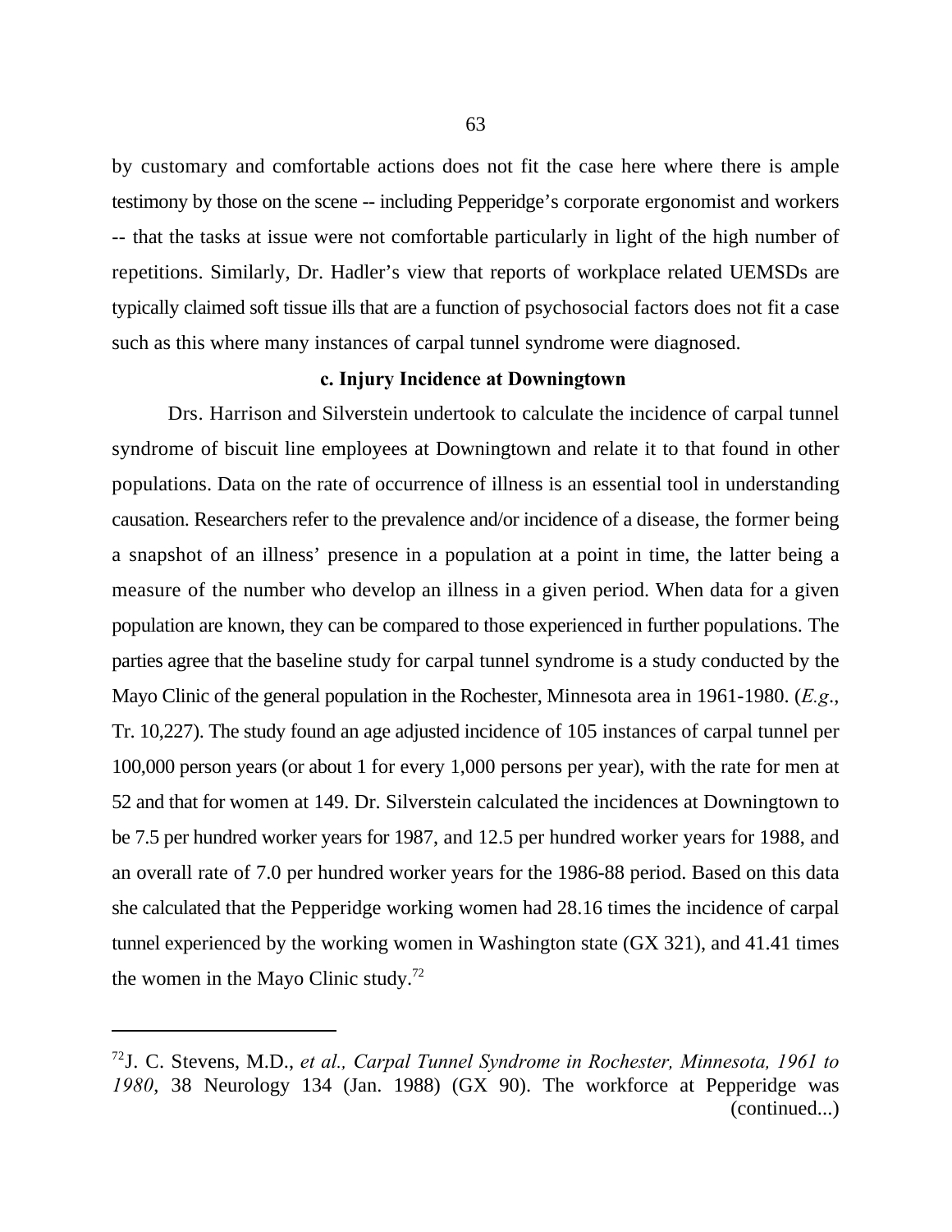by customary and comfortable actions does not fit the case here where there is ample testimony by those on the scene -- including Pepperidge's corporate ergonomist and workers -- that the tasks at issue were not comfortable particularly in light of the high number of repetitions. Similarly, Dr. Hadler's view that reports of workplace related UEMSDs are typically claimed soft tissue ills that are a function of psychosocial factors does not fit a case such as this where many instances of carpal tunnel syndrome were diagnosed.

### c. Injury Incidence at Downingtown

Drs. Harrison and Silverstein undertook to calculate the incidence of carpal tunnel syndrome of biscuit line employees at Downingtown and relate it to that found in other populations. Data on the rate of occurrence of illness is an essential tool in understanding causation. Researchers refer to the prevalence and/or incidence of a disease, the former being a snapshot of an illness' presence in a population at a point in time, the latter being a measure of the number who develop an illness in a given period. When data for a given population are known, they can be compared to those experienced in further populations. The parties agree that the baseline study for carpal tunnel syndrome is a study conducted by the Mayo Clinic of the general population in the Rochester, Minnesota area in 1961-1980. (*E.g*., Tr. 10,227). The study found an age adjusted incidence of 105 instances of carpal tunnel per 100,000 person years (or about 1 for every 1,000 persons per year), with the rate for men at 52 and that for women at 149. Dr. Silverstein calculated the incidences at Downingtown to be 7.5 per hundred worker years for 1987, and 12.5 per hundred worker years for 1988, and an overall rate of 7.0 per hundred worker years for the 1986-88 period. Based on this data she calculated that the Pepperidge working women had 28.16 times the incidence of carpal tunnel experienced by the working women in Washington state (GX 321), and 41.41 times the women in the Mayo Clinic study.[72]

---

[72] J. C. Stevens, M.D., *et al., Carpal Tunnel Syndrome in Rochester, Minnesota, 1961 to 1980*, 38 Neurology 134 (Jan. 1988) (GX 90). The workforce at Pepperidge was (continued...)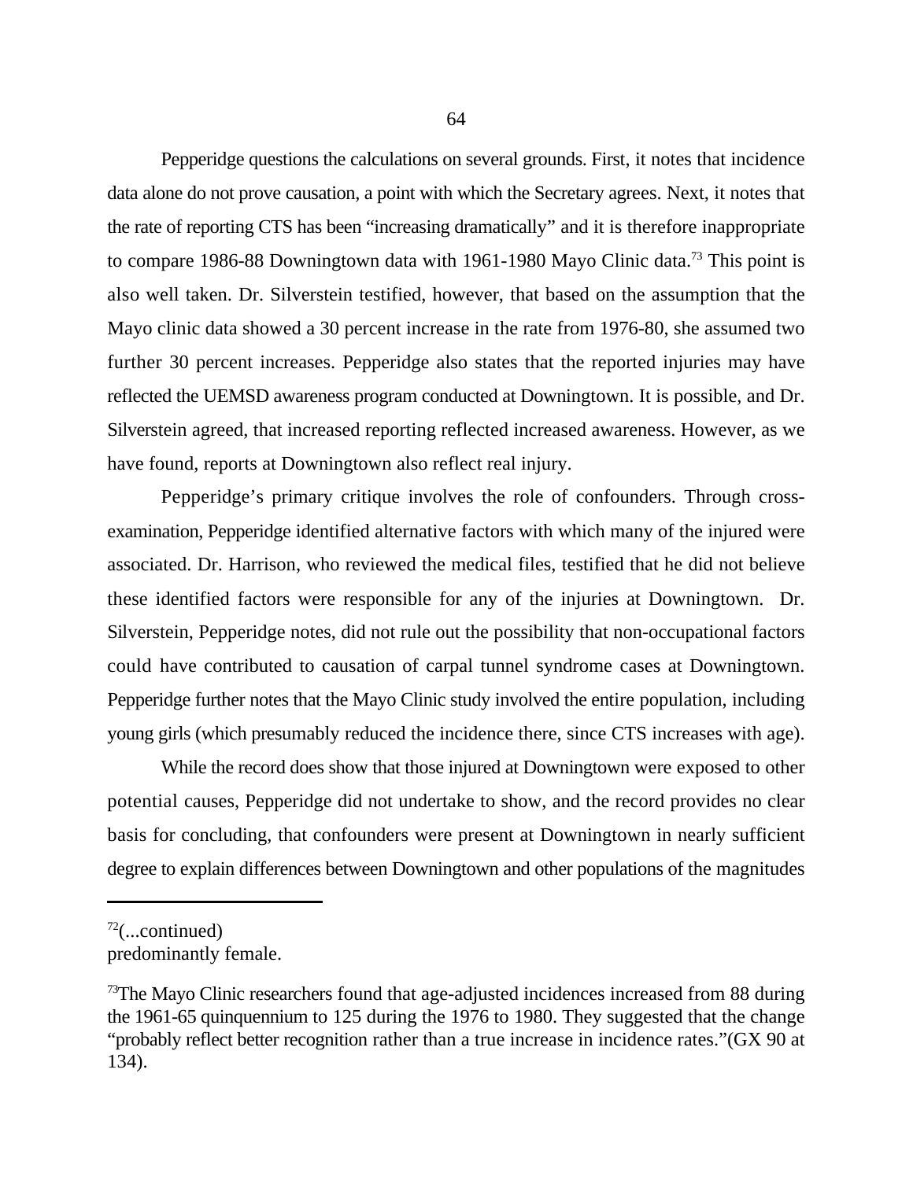Pepperidge questions the calculations on several grounds. First, it notes that incidence data alone do not prove causation, a point with which the Secretary agrees. Next, it notes that the rate of reporting CTS has been "increasing dramatically" and it is therefore inappropriate to compare 1986-88 Downingtown data with 1961-1980 Mayo Clinic data.[73] This point is also well taken. Dr. Silverstein testified, however, that based on the assumption that the Mayo clinic data showed a 30 percent increase in the rate from 1976-80, she assumed two further 30 percent increases. Pepperidge also states that the reported injuries may have reflected the UEMSD awareness program conducted at Downingtown. It is possible, and Dr. Silverstein agreed, that increased reporting reflected increased awareness. However, as we have found, reports at Downingtown also reflect real injury.

Pepperidge's primary critique involves the role of confounders. Through cross-examination, Pepperidge identified alternative factors with which many of the injured were associated. Dr. Harrison, who reviewed the medical files, testified that he did not believe these identified factors were responsible for any of the injuries at Downingtown. Dr. Silverstein, Pepperidge notes, did not rule out the possibility that non-occupational factors could have contributed to causation of carpal tunnel syndrome cases at Downingtown. Pepperidge further notes that the Mayo Clinic study involved the entire population, including young girls (which presumably reduced the incidence there, since CTS increases with age).

While the record does show that those injured at Downingtown were exposed to other potential causes, Pepperidge did not undertake to show, and the record provides no clear basis for concluding, that confounders were present at Downingtown in nearly sufficient degree to explain differences between Downingtown and other populations of the magnitudes

---

[72](...continued)
predominantly female.

[73]The Mayo Clinic researchers found that age-adjusted incidences increased from 88 during the 1961-65 quinquennium to 125 during the 1976 to 1980. They suggested that the change "probably reflect better recognition rather than a true increase in incidence rates."(GX 90 at 134).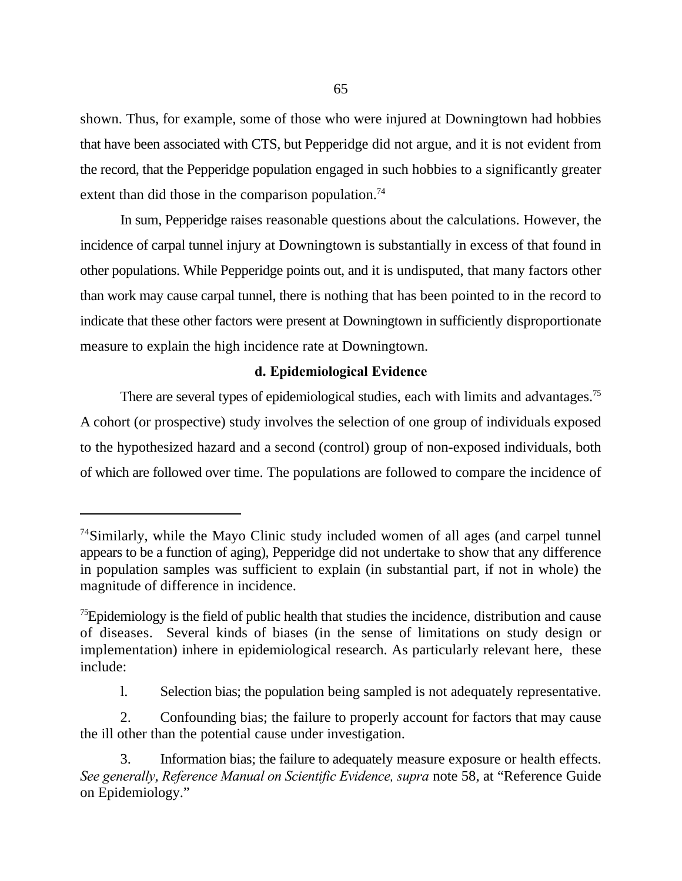shown. Thus, for example, some of those who were injured at Downingtown had hobbies that have been associated with CTS, but Pepperidge did not argue, and it is not evident from the record, that the Pepperidge population engaged in such hobbies to a significantly greater extent than did those in the comparison population.[74]

In sum, Pepperidge raises reasonable questions about the calculations. However, the incidence of carpal tunnel injury at Downingtown is substantially in excess of that found in other populations. While Pepperidge points out, and it is undisputed, that many factors other than work may cause carpal tunnel, there is nothing that has been pointed to in the record to indicate that these other factors were present at Downingtown in sufficiently disproportionate measure to explain the high incidence rate at Downingtown.

**d. Epidemiological Evidence**

There are several types of epidemiological studies, each with limits and advantages.[75] A cohort (or prospective) study involves the selection of one group of individuals exposed to the hypothesized hazard and a second (control) group of non-exposed individuals, both of which are followed over time. The populations are followed to compare the incidence of

---

[74]Similarly, while the Mayo Clinic study included women of all ages (and carpel tunnel appears to be a function of aging), Pepperidge did not undertake to show that any difference in population samples was sufficient to explain (in substantial part, if not in whole) the magnitude of difference in incidence.

[75]Epidemiology is the field of public health that studies the incidence, distribution and cause of diseases. Several kinds of biases (in the sense of limitations on study design or implementation) inhere in epidemiological research. As particularly relevant here, these include:

l. Selection bias; the population being sampled is not adequately representative.

2. Confounding bias; the failure to properly account for factors that may cause the ill other than the potential cause under investigation.

3. Information bias; the failure to adequately measure exposure or health effects. *See generally*, *Reference Manual on Scientific Evidence, supra* note 58, at "Reference Guide on Epidemiology."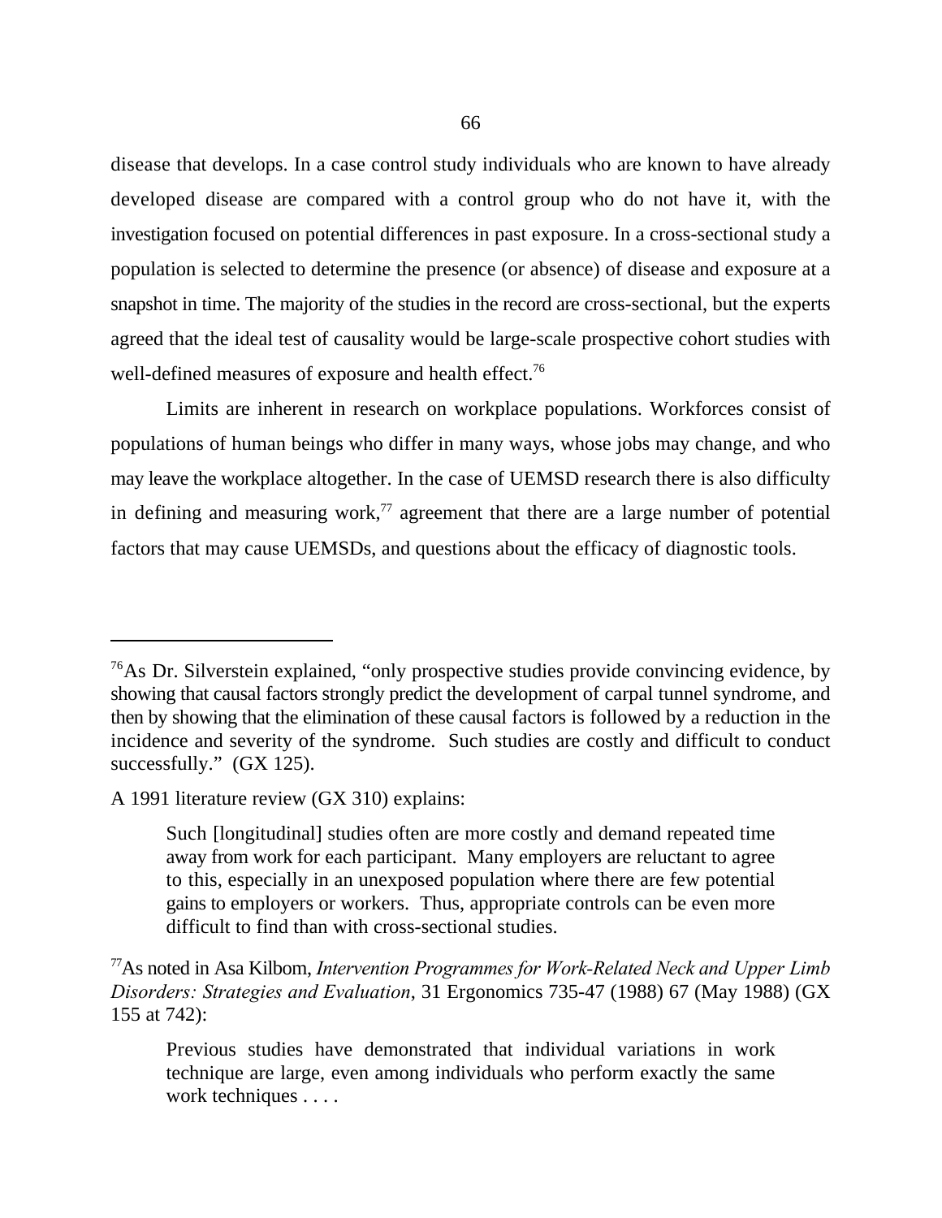disease that develops. In a case control study individuals who are known to have already developed disease are compared with a control group who do not have it, with the investigation focused on potential differences in past exposure. In a cross-sectional study a population is selected to determine the presence (or absence) of disease and exposure at a snapshot in time. The majority of the studies in the record are cross-sectional, but the experts agreed that the ideal test of causality would be large-scale prospective cohort studies with well-defined measures of exposure and health effect.[76]

Limits are inherent in research on workplace populations. Workforces consist of populations of human beings who differ in many ways, whose jobs may change, and who may leave the workplace altogether. In the case of UEMSD research there is also difficulty in defining and measuring work,[77] agreement that there are a large number of potential factors that may cause UEMSDs, and questions about the efficacy of diagnostic tools.

---

[76]As Dr. Silverstein explained, "only prospective studies provide convincing evidence, by showing that causal factors strongly predict the development of carpal tunnel syndrome, and then by showing that the elimination of these causal factors is followed by a reduction in the incidence and severity of the syndrome. Such studies are costly and difficult to conduct successfully." (GX 125).

A 1991 literature review (GX 310) explains:

> Such [longitudinal] studies often are more costly and demand repeated time away from work for each participant. Many employers are reluctant to agree to this, especially in an unexposed population where there are few potential gains to employers or workers. Thus, appropriate controls can be even more difficult to find than with cross-sectional studies.

[77]As noted in Asa Kilbom, *Intervention Programmes for Work-Related Neck and Upper Limb Disorders: Strategies and Evaluation*, 31 Ergonomics 735-47 (1988) 67 (May 1988) (GX 155 at 742):

> Previous studies have demonstrated that individual variations in work technique are large, even among individuals who perform exactly the same work techniques . . . .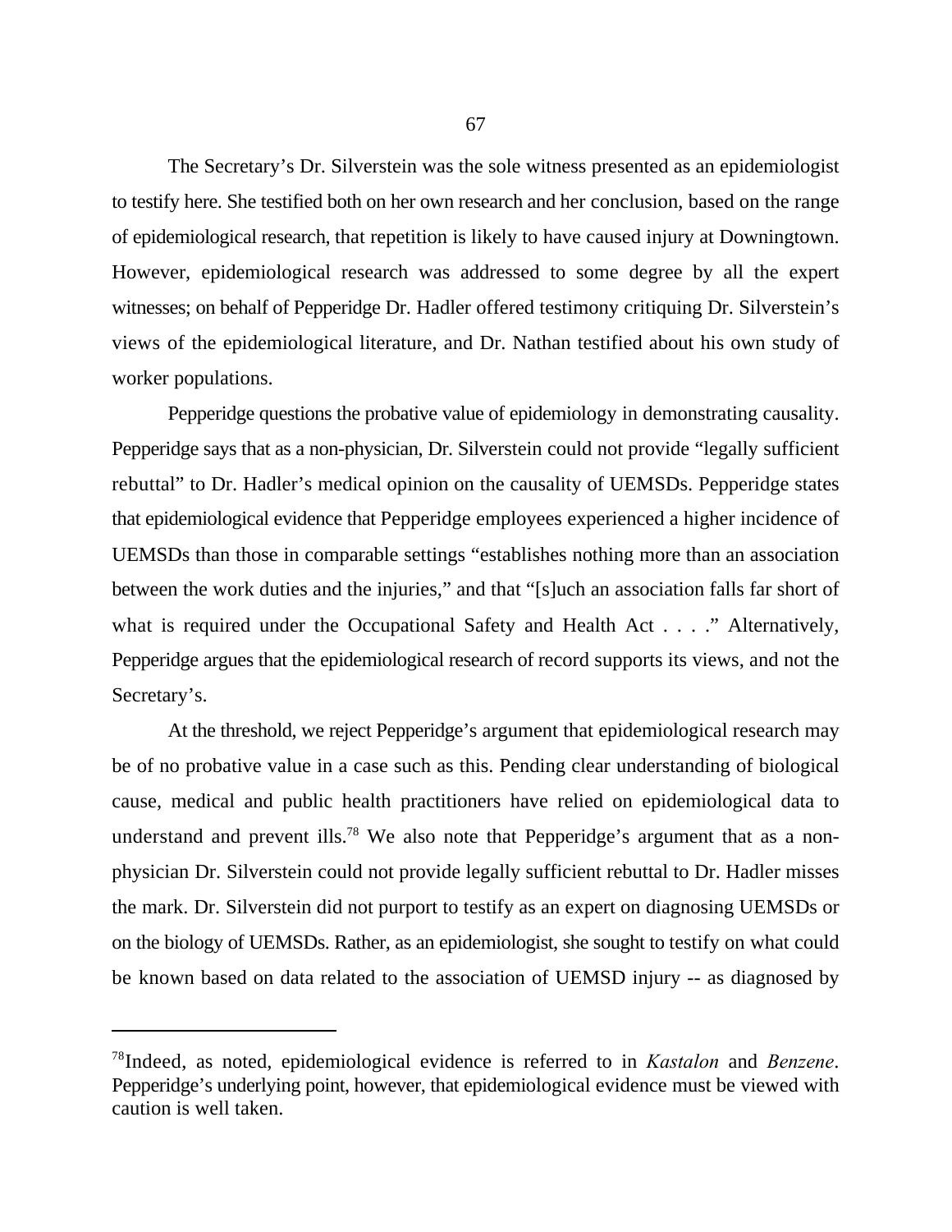The Secretary's Dr. Silverstein was the sole witness presented as an epidemiologist to testify here. She testified both on her own research and her conclusion, based on the range of epidemiological research, that repetition is likely to have caused injury at Downingtown. However, epidemiological research was addressed to some degree by all the expert witnesses; on behalf of Pepperidge Dr. Hadler offered testimony critiquing Dr. Silverstein's views of the epidemiological literature, and Dr. Nathan testified about his own study of worker populations.

Pepperidge questions the probative value of epidemiology in demonstrating causality. Pepperidge says that as a non-physician, Dr. Silverstein could not provide "legally sufficient rebuttal" to Dr. Hadler's medical opinion on the causality of UEMSDs. Pepperidge states that epidemiological evidence that Pepperidge employees experienced a higher incidence of UEMSDs than those in comparable settings "establishes nothing more than an association between the work duties and the injuries," and that "[s]uch an association falls far short of what is required under the Occupational Safety and Health Act . . . ." Alternatively, Pepperidge argues that the epidemiological research of record supports its views, and not the Secretary's.

At the threshold, we reject Pepperidge's argument that epidemiological research may be of no probative value in a case such as this. Pending clear understanding of biological cause, medical and public health practitioners have relied on epidemiological data to understand and prevent ills.[78] We also note that Pepperidge's argument that as a non-physician Dr. Silverstein could not provide legally sufficient rebuttal to Dr. Hadler misses the mark. Dr. Silverstein did not purport to testify as an expert on diagnosing UEMSDs or on the biology of UEMSDs. Rather, as an epidemiologist, she sought to testify on what could be known based on data related to the association of UEMSD injury -- as diagnosed by

---

[78]Indeed, as noted, epidemiological evidence is referred to in *Kastalon* and *Benzene*. Pepperidge's underlying point, however, that epidemiological evidence must be viewed with caution is well taken.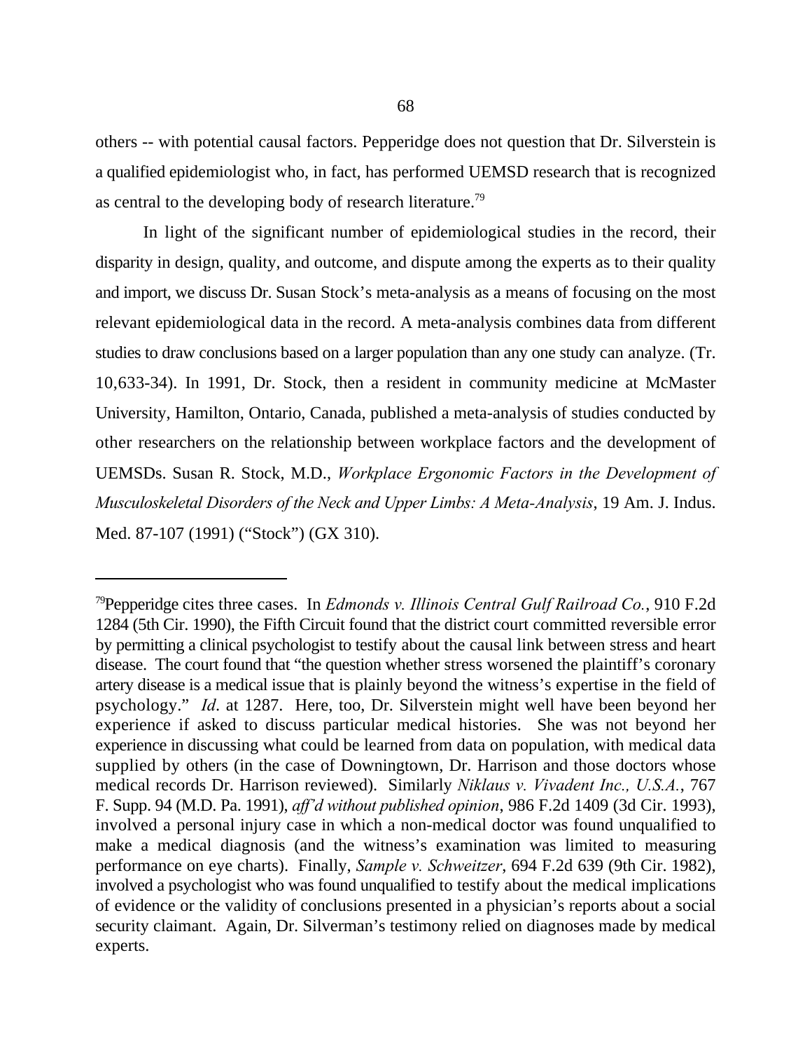others -- with potential causal factors. Pepperidge does not question that Dr. Silverstein is a qualified epidemiologist who, in fact, has performed UEMSD research that is recognized as central to the developing body of research literature.[79]

In light of the significant number of epidemiological studies in the record, their disparity in design, quality, and outcome, and dispute among the experts as to their quality and import, we discuss Dr. Susan Stock's meta-analysis as a means of focusing on the most relevant epidemiological data in the record. A meta-analysis combines data from different studies to draw conclusions based on a larger population than any one study can analyze. (Tr. 10,633-34). In 1991, Dr. Stock, then a resident in community medicine at McMaster University, Hamilton, Ontario, Canada, published a meta-analysis of studies conducted by other researchers on the relationship between workplace factors and the development of UEMSDs. Susan R. Stock, M.D., *Workplace Ergonomic Factors in the Development of Musculoskeletal Disorders of the Neck and Upper Limbs: A Meta-Analysis*, 19 Am. J. Indus. Med. 87-107 (1991) ("Stock") (GX 310).

---

[79]Pepperidge cites three cases. In *Edmonds v. Illinois Central Gulf Railroad Co.*, 910 F.2d 1284 (5th Cir. 1990), the Fifth Circuit found that the district court committed reversible error by permitting a clinical psychologist to testify about the causal link between stress and heart disease. The court found that "the question whether stress worsened the plaintiff's coronary artery disease is a medical issue that is plainly beyond the witness's expertise in the field of psychology." *Id*. at 1287. Here, too, Dr. Silverstein might well have been beyond her experience if asked to discuss particular medical histories. She was not beyond her experience in discussing what could be learned from data on population, with medical data supplied by others (in the case of Downingtown, Dr. Harrison and those doctors whose medical records Dr. Harrison reviewed). Similarly *Niklaus v. Vivadent Inc., U.S.A.*, 767 F. Supp. 94 (M.D. Pa. 1991), *aff'd without published opinion*, 986 F.2d 1409 (3d Cir. 1993), involved a personal injury case in which a non-medical doctor was found unqualified to make a medical diagnosis (and the witness's examination was limited to measuring performance on eye charts). Finally, *Sample v. Schweitzer*, 694 F.2d 639 (9th Cir. 1982), involved a psychologist who was found unqualified to testify about the medical implications of evidence or the validity of conclusions presented in a physician's reports about a social security claimant. Again, Dr. Silverman's testimony relied on diagnoses made by medical experts.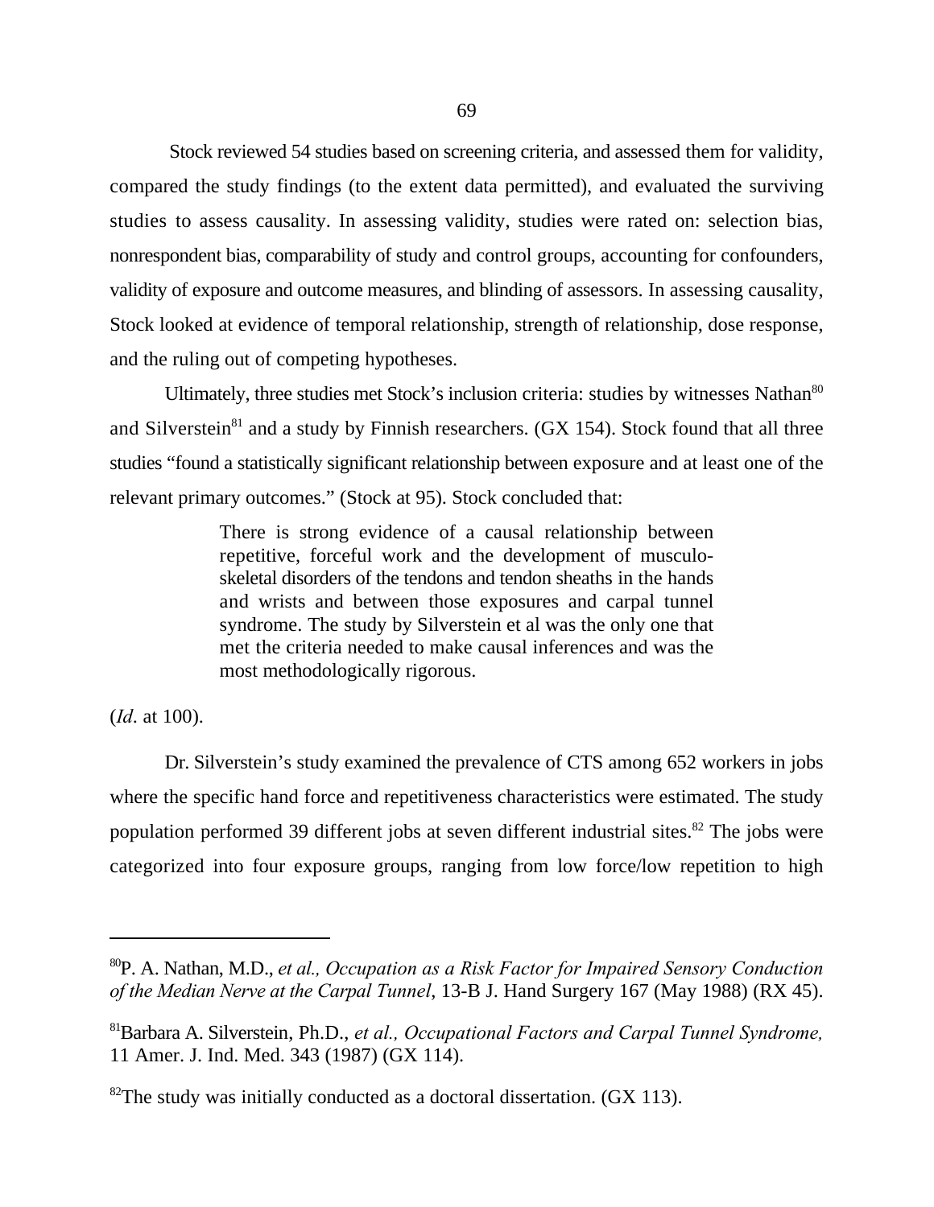Stock reviewed 54 studies based on screening criteria, and assessed them for validity, compared the study findings (to the extent data permitted), and evaluated the surviving studies to assess causality. In assessing validity, studies were rated on: selection bias, nonrespondent bias, comparability of study and control groups, accounting for confounders, validity of exposure and outcome measures, and blinding of assessors. In assessing causality, Stock looked at evidence of temporal relationship, strength of relationship, dose response, and the ruling out of competing hypotheses.

Ultimately, three studies met Stock's inclusion criteria: studies by witnesses Nathan[80] and Silverstein[81] and a study by Finnish researchers. (GX 154). Stock found that all three studies "found a statistically significant relationship between exposure and at least one of the relevant primary outcomes." (Stock at 95). Stock concluded that:

> There is strong evidence of a causal relationship between repetitive, forceful work and the development of musculo-skeletal disorders of the tendons and tendon sheaths in the hands and wrists and between those exposures and carpal tunnel syndrome. The study by Silverstein et al was the only one that met the criteria needed to make causal inferences and was the most methodologically rigorous.

(*Id*. at 100).

Dr. Silverstein's study examined the prevalence of CTS among 652 workers in jobs where the specific hand force and repetitiveness characteristics were estimated. The study population performed 39 different jobs at seven different industrial sites.[82] The jobs were categorized into four exposure groups, ranging from low force/low repetition to high

---

[80]P. A. Nathan, M.D., *et al., Occupation as a Risk Factor for Impaired Sensory Conduction of the Median Nerve at the Carpal Tunnel*, 13-B J. Hand Surgery 167 (May 1988) (RX 45).

[81]Barbara A. Silverstein, Ph.D., *et al., Occupational Factors and Carpal Tunnel Syndrome,* 11 Amer. J. Ind. Med. 343 (1987) (GX 114).

[82]The study was initially conducted as a doctoral dissertation. (GX 113).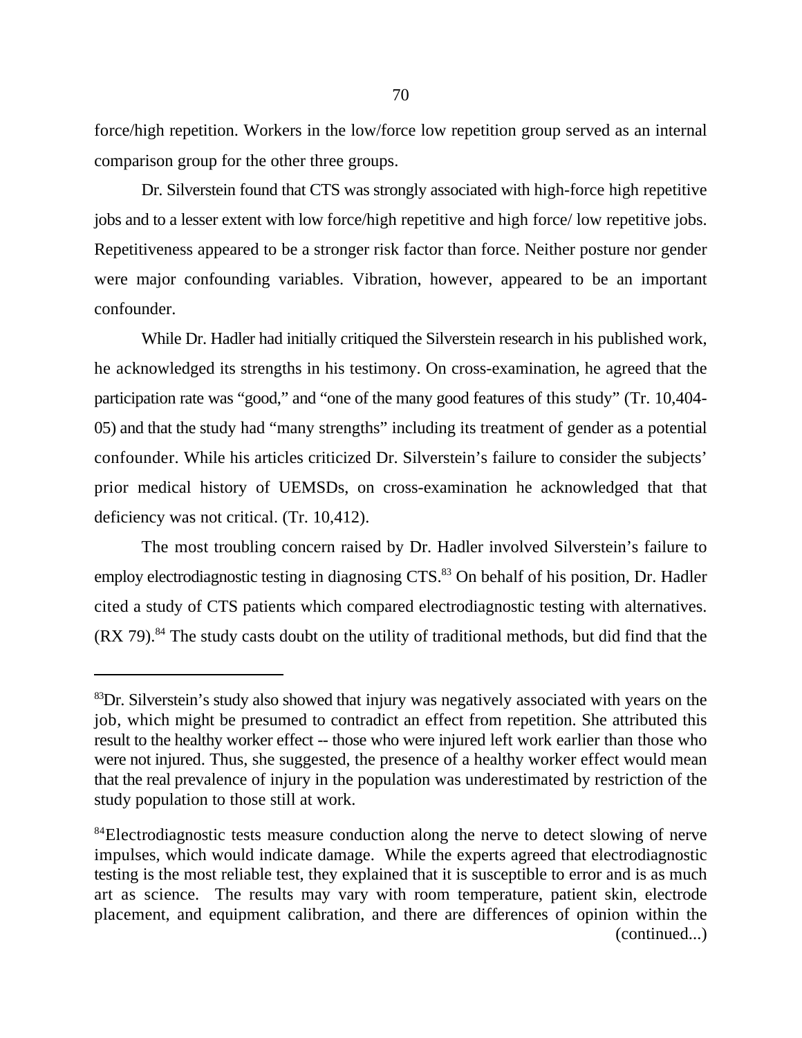force/high repetition. Workers in the low/force low repetition group served as an internal comparison group for the other three groups.

Dr. Silverstein found that CTS was strongly associated with high-force high repetitive jobs and to a lesser extent with low force/high repetitive and high force/ low repetitive jobs. Repetitiveness appeared to be a stronger risk factor than force. Neither posture nor gender were major confounding variables. Vibration, however, appeared to be an important confounder.

While Dr. Hadler had initially critiqued the Silverstein research in his published work, he acknowledged its strengths in his testimony. On cross-examination, he agreed that the participation rate was "good," and "one of the many good features of this study" (Tr. 10,404-05) and that the study had "many strengths" including its treatment of gender as a potential confounder. While his articles criticized Dr. Silverstein's failure to consider the subjects' prior medical history of UEMSDs, on cross-examination he acknowledged that that deficiency was not critical. (Tr. 10,412).

The most troubling concern raised by Dr. Hadler involved Silverstein's failure to employ electrodiagnostic testing in diagnosing CTS.[83] On behalf of his position, Dr. Hadler cited a study of CTS patients which compared electrodiagnostic testing with alternatives. (RX 79).[84] The study casts doubt on the utility of traditional methods, but did find that the

---

[83]Dr. Silverstein's study also showed that injury was negatively associated with years on the job, which might be presumed to contradict an effect from repetition. She attributed this result to the healthy worker effect -- those who were injured left work earlier than those who were not injured. Thus, she suggested, the presence of a healthy worker effect would mean that the real prevalence of injury in the population was underestimated by restriction of the study population to those still at work.

[84]Electrodiagnostic tests measure conduction along the nerve to detect slowing of nerve impulses, which would indicate damage. While the experts agreed that electrodiagnostic testing is the most reliable test, they explained that it is susceptible to error and is as much art as science. The results may vary with room temperature, patient skin, electrode placement, and equipment calibration, and there are differences of opinion within the (continued...)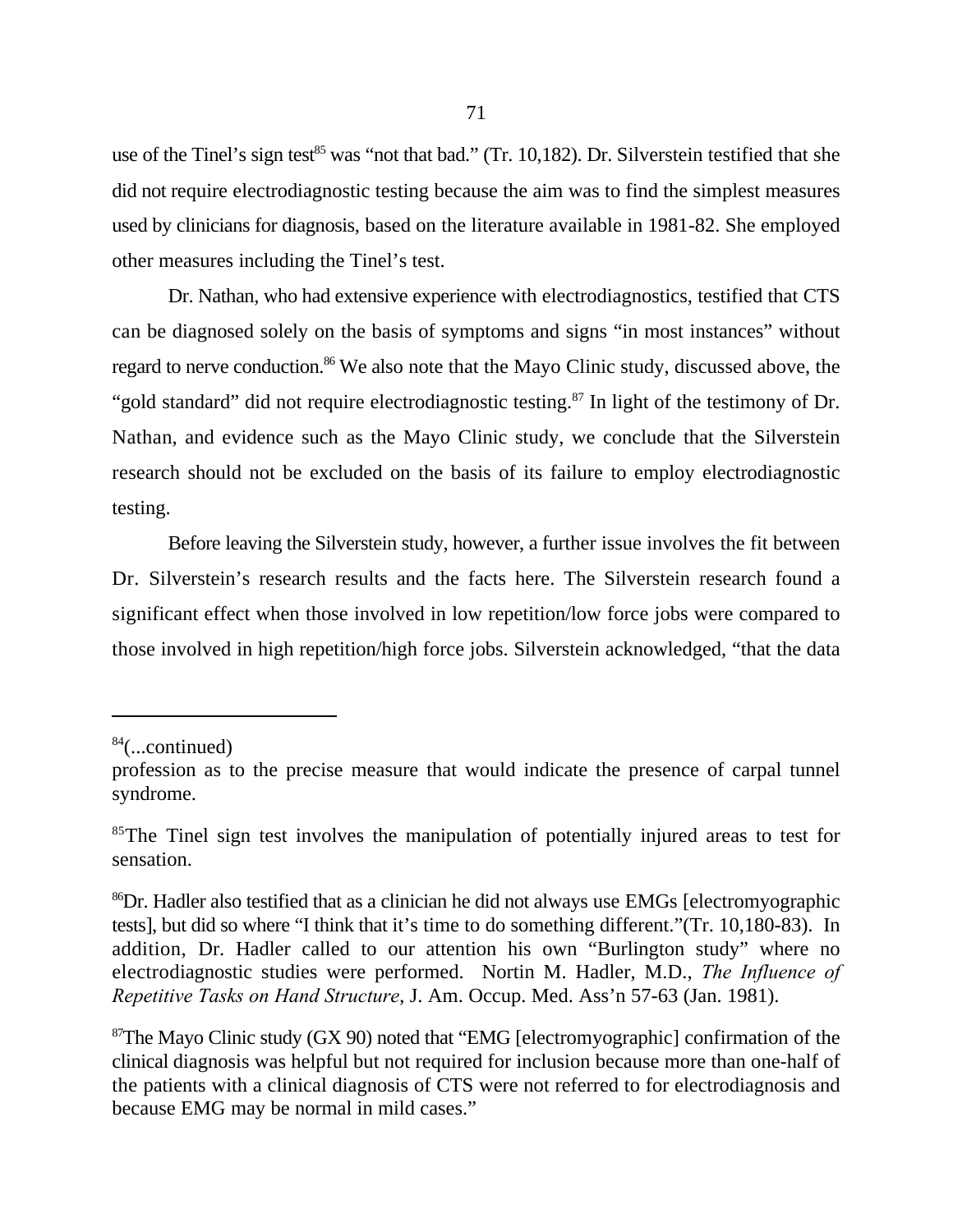use of the Tinel's sign test[85] was "not that bad." (Tr. 10,182). Dr. Silverstein testified that she did not require electrodiagnostic testing because the aim was to find the simplest measures used by clinicians for diagnosis, based on the literature available in 1981-82. She employed other measures including the Tinel's test.

Dr. Nathan, who had extensive experience with electrodiagnostics, testified that CTS can be diagnosed solely on the basis of symptoms and signs "in most instances" without regard to nerve conduction.[86] We also note that the Mayo Clinic study, discussed above, the "gold standard" did not require electrodiagnostic testing.[87] In light of the testimony of Dr. Nathan, and evidence such as the Mayo Clinic study, we conclude that the Silverstein research should not be excluded on the basis of its failure to employ electrodiagnostic testing.

Before leaving the Silverstein study, however, a further issue involves the fit between Dr. Silverstein's research results and the facts here. The Silverstein research found a significant effect when those involved in low repetition/low force jobs were compared to those involved in high repetition/high force jobs. Silverstein acknowledged, "that the data

---

[84](...continued)
profession as to the precise measure that would indicate the presence of carpal tunnel syndrome.

[85]The Tinel sign test involves the manipulation of potentially injured areas to test for sensation.

[86]Dr. Hadler also testified that as a clinician he did not always use EMGs [electromyographic tests], but did so where "I think that it's time to do something different."(Tr. 10,180-83). In addition, Dr. Hadler called to our attention his own "Burlington study" where no electrodiagnostic studies were performed. Nortin M. Hadler, M.D., *The Influence of Repetitive Tasks on Hand Structure*, J. Am. Occup. Med. Ass'n 57-63 (Jan. 1981).

[87]The Mayo Clinic study (GX 90) noted that "EMG [electromyographic] confirmation of the clinical diagnosis was helpful but not required for inclusion because more than one-half of the patients with a clinical diagnosis of CTS were not referred to for electrodiagnosis and because EMG may be normal in mild cases."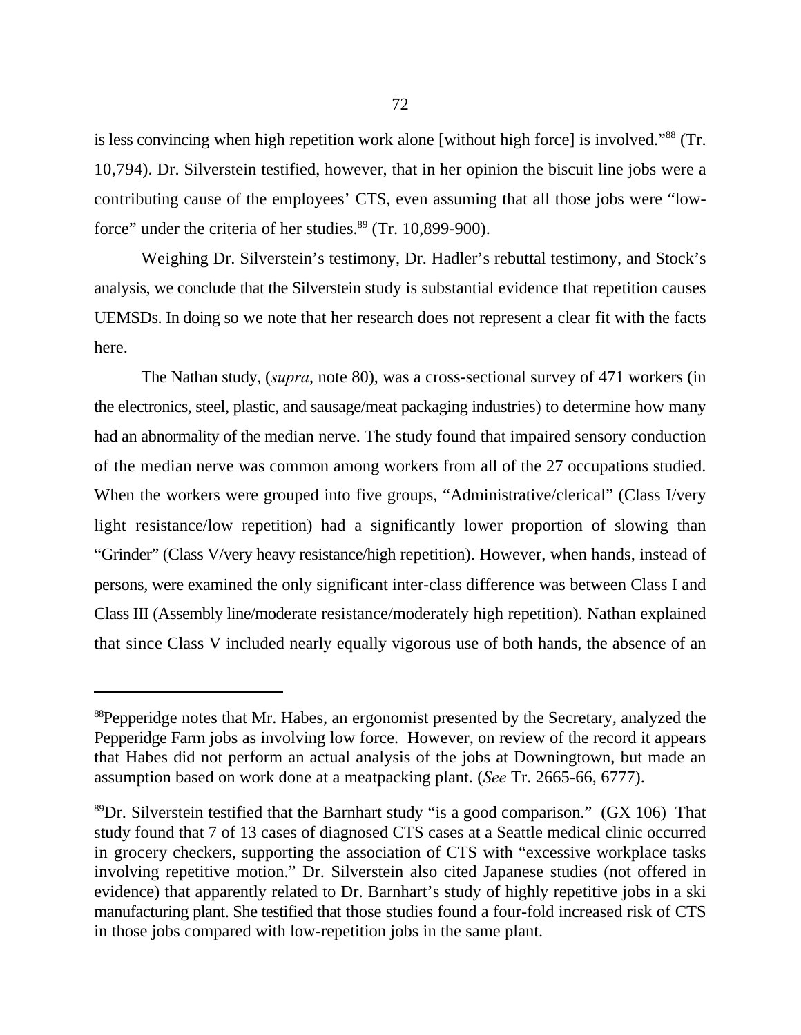is less convincing when high repetition work alone [without high force] is involved."[88] (Tr. 10,794). Dr. Silverstein testified, however, that in her opinion the biscuit line jobs were a contributing cause of the employees' CTS, even assuming that all those jobs were "low-force" under the criteria of her studies.[89] (Tr. 10,899-900).

Weighing Dr. Silverstein's testimony, Dr. Hadler's rebuttal testimony, and Stock's analysis, we conclude that the Silverstein study is substantial evidence that repetition causes UEMSDs. In doing so we note that her research does not represent a clear fit with the facts here.

The Nathan study, (*supra*, note 80), was a cross-sectional survey of 471 workers (in the electronics, steel, plastic, and sausage/meat packaging industries) to determine how many had an abnormality of the median nerve. The study found that impaired sensory conduction of the median nerve was common among workers from all of the 27 occupations studied. When the workers were grouped into five groups, "Administrative/clerical" (Class I/very light resistance/low repetition) had a significantly lower proportion of slowing than "Grinder" (Class V/very heavy resistance/high repetition). However, when hands, instead of persons, were examined the only significant inter-class difference was between Class I and Class III (Assembly line/moderate resistance/moderately high repetition). Nathan explained that since Class V included nearly equally vigorous use of both hands, the absence of an

---

[88]Pepperidge notes that Mr. Habes, an ergonomist presented by the Secretary, analyzed the Pepperidge Farm jobs as involving low force. However, on review of the record it appears that Habes did not perform an actual analysis of the jobs at Downingtown, but made an assumption based on work done at a meatpacking plant. (*See* Tr. 2665-66, 6777).

[89]Dr. Silverstein testified that the Barnhart study "is a good comparison." (GX 106) That study found that 7 of 13 cases of diagnosed CTS cases at a Seattle medical clinic occurred in grocery checkers, supporting the association of CTS with "excessive workplace tasks involving repetitive motion." Dr. Silverstein also cited Japanese studies (not offered in evidence) that apparently related to Dr. Barnhart's study of highly repetitive jobs in a ski manufacturing plant. She testified that those studies found a four-fold increased risk of CTS in those jobs compared with low-repetition jobs in the same plant.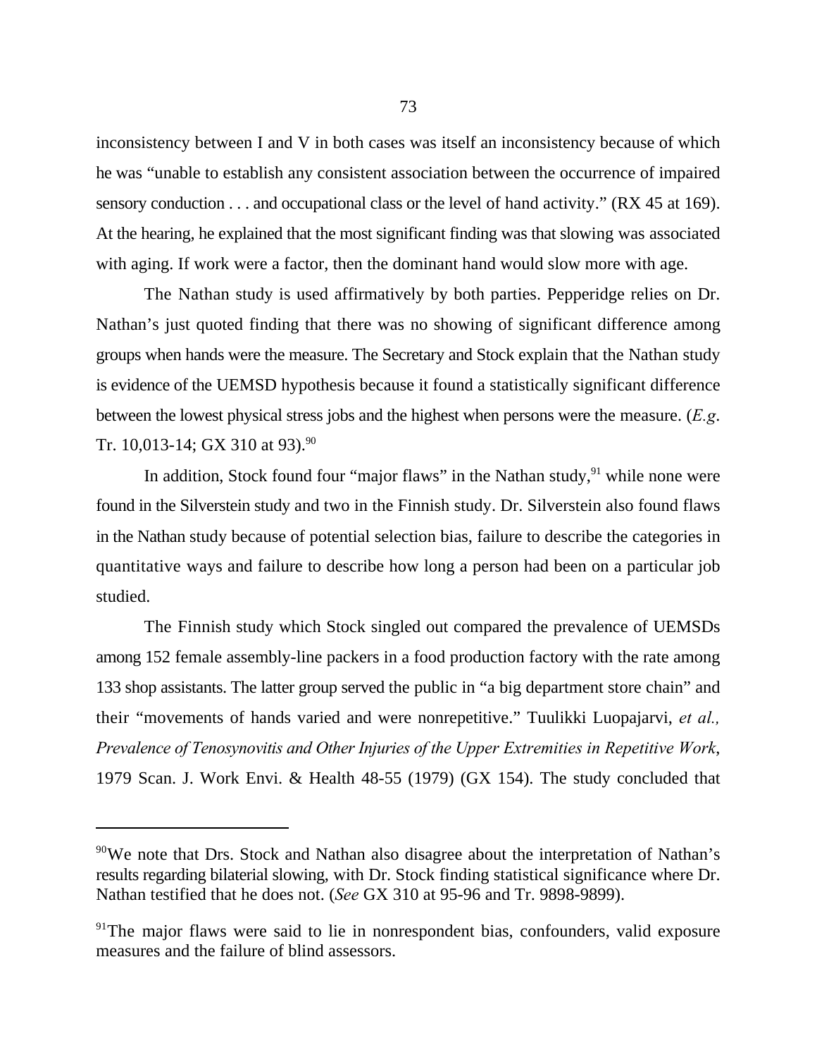inconsistency between I and V in both cases was itself an inconsistency because of which he was "unable to establish any consistent association between the occurrence of impaired sensory conduction . . . and occupational class or the level of hand activity." (RX 45 at 169). At the hearing, he explained that the most significant finding was that slowing was associated with aging. If work were a factor, then the dominant hand would slow more with age.

The Nathan study is used affirmatively by both parties. Pepperidge relies on Dr. Nathan's just quoted finding that there was no showing of significant difference among groups when hands were the measure. The Secretary and Stock explain that the Nathan study is evidence of the UEMSD hypothesis because it found a statistically significant difference between the lowest physical stress jobs and the highest when persons were the measure. (*E.g*. Tr. 10,013-14; GX 310 at 93).[90]

In addition, Stock found four "major flaws" in the Nathan study,[91] while none were found in the Silverstein study and two in the Finnish study. Dr. Silverstein also found flaws in the Nathan study because of potential selection bias, failure to describe the categories in quantitative ways and failure to describe how long a person had been on a particular job studied.

The Finnish study which Stock singled out compared the prevalence of UEMSDs among 152 female assembly-line packers in a food production factory with the rate among 133 shop assistants. The latter group served the public in "a big department store chain" and their "movements of hands varied and were nonrepetitive." Tuulikki Luopajarvi, *et al., Prevalence of Tenosynovitis and Other Injuries of the Upper Extremities in Repetitive Work*, 1979 Scan. J. Work Envi. & Health 48-55 (1979) (GX 154). The study concluded that

---

[90]We note that Drs. Stock and Nathan also disagree about the interpretation of Nathan's results regarding bilaterial slowing, with Dr. Stock finding statistical significance where Dr. Nathan testified that he does not. (*See* GX 310 at 95-96 and Tr. 9898-9899).

[91]The major flaws were said to lie in nonrespondent bias, confounders, valid exposure measures and the failure of blind assessors.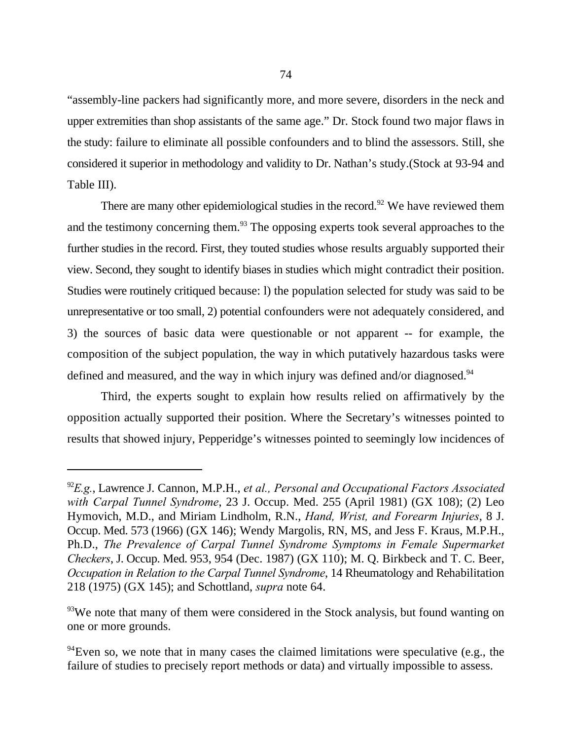"assembly-line packers had significantly more, and more severe, disorders in the neck and upper extremities than shop assistants of the same age." Dr. Stock found two major flaws in the study: failure to eliminate all possible confounders and to blind the assessors. Still, she considered it superior in methodology and validity to Dr. Nathan's study.(Stock at 93-94 and Table III).

There are many other epidemiological studies in the record.[92] We have reviewed them and the testimony concerning them.[93] The opposing experts took several approaches to the further studies in the record. First, they touted studies whose results arguably supported their view. Second, they sought to identify biases in studies which might contradict their position. Studies were routinely critiqued because: l) the population selected for study was said to be unrepresentative or too small, 2) potential confounders were not adequately considered, and 3) the sources of basic data were questionable or not apparent -- for example, the composition of the subject population, the way in which putatively hazardous tasks were defined and measured, and the way in which injury was defined and/or diagnosed.[94]

Third, the experts sought to explain how results relied on affirmatively by the opposition actually supported their position. Where the Secretary's witnesses pointed to results that showed injury, Pepperidge's witnesses pointed to seemingly low incidences of

---

[92] *E.g.*, Lawrence J. Cannon, M.P.H., *et al., Personal and Occupational Factors Associated with Carpal Tunnel Syndrome*, 23 J. Occup. Med. 255 (April 1981) (GX 108); (2) Leo Hymovich, M.D., and Miriam Lindholm, R.N., *Hand, Wrist, and Forearm Injuries*, 8 J. Occup. Med. 573 (1966) (GX 146); Wendy Margolis, RN, MS, and Jess F. Kraus, M.P.H., Ph.D., *The Prevalence of Carpal Tunnel Syndrome Symptoms in Female Supermarket Checkers*, J. Occup. Med. 953, 954 (Dec. 1987) (GX 110); M. Q. Birkbeck and T. C. Beer, *Occupation in Relation to the Carpal Tunnel Syndrome*, 14 Rheumatology and Rehabilitation 218 (1975) (GX 145); and Schottland, *supra* note 64.

[93] We note that many of them were considered in the Stock analysis, but found wanting on one or more grounds.

[94] Even so, we note that in many cases the claimed limitations were speculative (e.g., the failure of studies to precisely report methods or data) and virtually impossible to assess.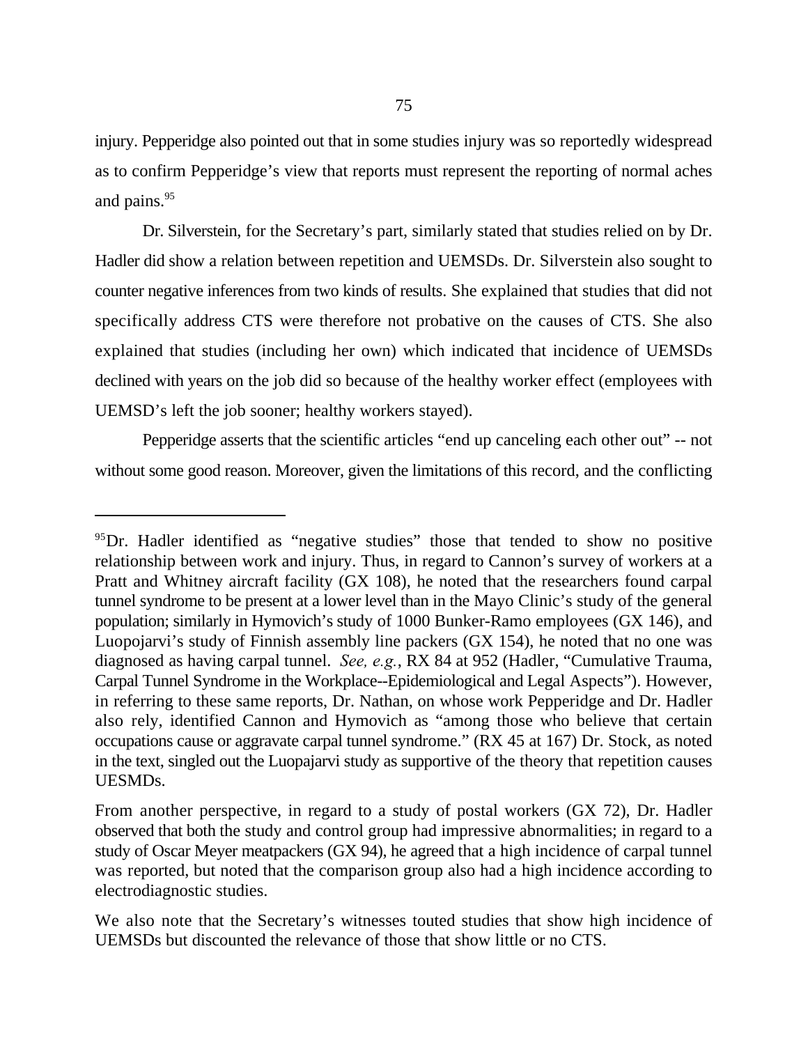injury. Pepperidge also pointed out that in some studies injury was so reportedly widespread as to confirm Pepperidge's view that reports must represent the reporting of normal aches and pains.[95]

Dr. Silverstein, for the Secretary's part, similarly stated that studies relied on by Dr. Hadler did show a relation between repetition and UEMSDs. Dr. Silverstein also sought to counter negative inferences from two kinds of results. She explained that studies that did not specifically address CTS were therefore not probative on the causes of CTS. She also explained that studies (including her own) which indicated that incidence of UEMSDs declined with years on the job did so because of the healthy worker effect (employees with UEMSD's left the job sooner; healthy workers stayed).

Pepperidge asserts that the scientific articles "end up canceling each other out" -- not without some good reason. Moreover, given the limitations of this record, and the conflicting

---

[95]Dr. Hadler identified as "negative studies" those that tended to show no positive relationship between work and injury. Thus, in regard to Cannon's survey of workers at a Pratt and Whitney aircraft facility (GX 108), he noted that the researchers found carpal tunnel syndrome to be present at a lower level than in the Mayo Clinic's study of the general population; similarly in Hymovich's study of 1000 Bunker-Ramo employees (GX 146), and Luopojarvi's study of Finnish assembly line packers (GX 154), he noted that no one was diagnosed as having carpal tunnel. *See, e.g.*, RX 84 at 952 (Hadler, "Cumulative Trauma, Carpal Tunnel Syndrome in the Workplace--Epidemiological and Legal Aspects"). However, in referring to these same reports, Dr. Nathan, on whose work Pepperidge and Dr. Hadler also rely, identified Cannon and Hymovich as "among those who believe that certain occupations cause or aggravate carpal tunnel syndrome." (RX 45 at 167) Dr. Stock, as noted in the text, singled out the Luopajarvi study as supportive of the theory that repetition causes UESMDs.

From another perspective, in regard to a study of postal workers (GX 72), Dr. Hadler observed that both the study and control group had impressive abnormalities; in regard to a study of Oscar Meyer meatpackers (GX 94), he agreed that a high incidence of carpal tunnel was reported, but noted that the comparison group also had a high incidence according to electrodiagnostic studies.

We also note that the Secretary's witnesses touted studies that show high incidence of UEMSDs but discounted the relevance of those that show little or no CTS.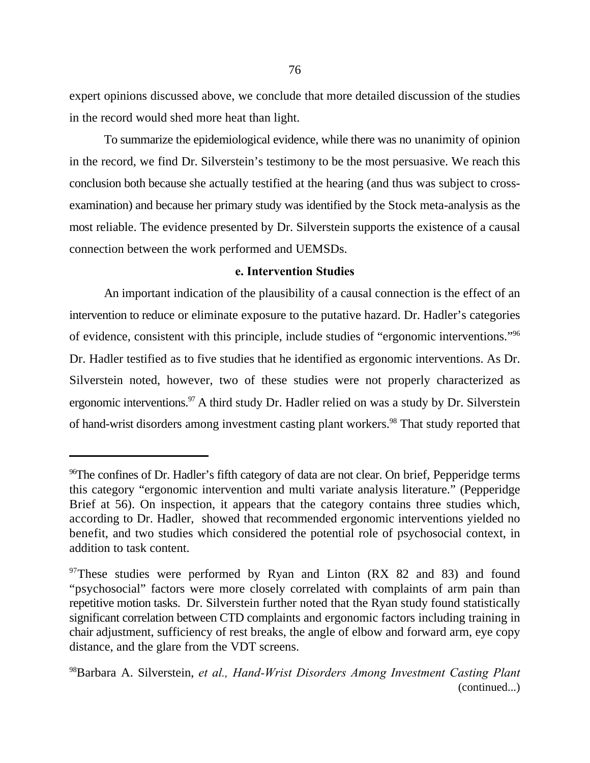expert opinions discussed above, we conclude that more detailed discussion of the studies in the record would shed more heat than light.

To summarize the epidemiological evidence, while there was no unanimity of opinion in the record, we find Dr. Silverstein's testimony to be the most persuasive. We reach this conclusion both because she actually testified at the hearing (and thus was subject to cross-examination) and because her primary study was identified by the Stock meta-analysis as the most reliable. The evidence presented by Dr. Silverstein supports the existence of a causal connection between the work performed and UEMSDs.

**e. Intervention Studies**

An important indication of the plausibility of a causal connection is the effect of an intervention to reduce or eliminate exposure to the putative hazard. Dr. Hadler's categories of evidence, consistent with this principle, include studies of "ergonomic interventions."[96] Dr. Hadler testified as to five studies that he identified as ergonomic interventions. As Dr. Silverstein noted, however, two of these studies were not properly characterized as ergonomic interventions.[97] A third study Dr. Hadler relied on was a study by Dr. Silverstein of hand-wrist disorders among investment casting plant workers.[98] That study reported that

---

[96]The confines of Dr. Hadler's fifth category of data are not clear. On brief, Pepperidge terms this category "ergonomic intervention and multi variate analysis literature." (Pepperidge Brief at 56). On inspection, it appears that the category contains three studies which, according to Dr. Hadler, showed that recommended ergonomic interventions yielded no benefit, and two studies which considered the potential role of psychosocial context, in addition to task content.

[97]These studies were performed by Ryan and Linton (RX 82 and 83) and found "psychosocial" factors were more closely correlated with complaints of arm pain than repetitive motion tasks. Dr. Silverstein further noted that the Ryan study found statistically significant correlation between CTD complaints and ergonomic factors including training in chair adjustment, sufficiency of rest breaks, the angle of elbow and forward arm, eye copy distance, and the glare from the VDT screens.

[98]Barbara A. Silverstein, *et al., Hand-Wrist Disorders Among Investment Casting Plant* (continued...)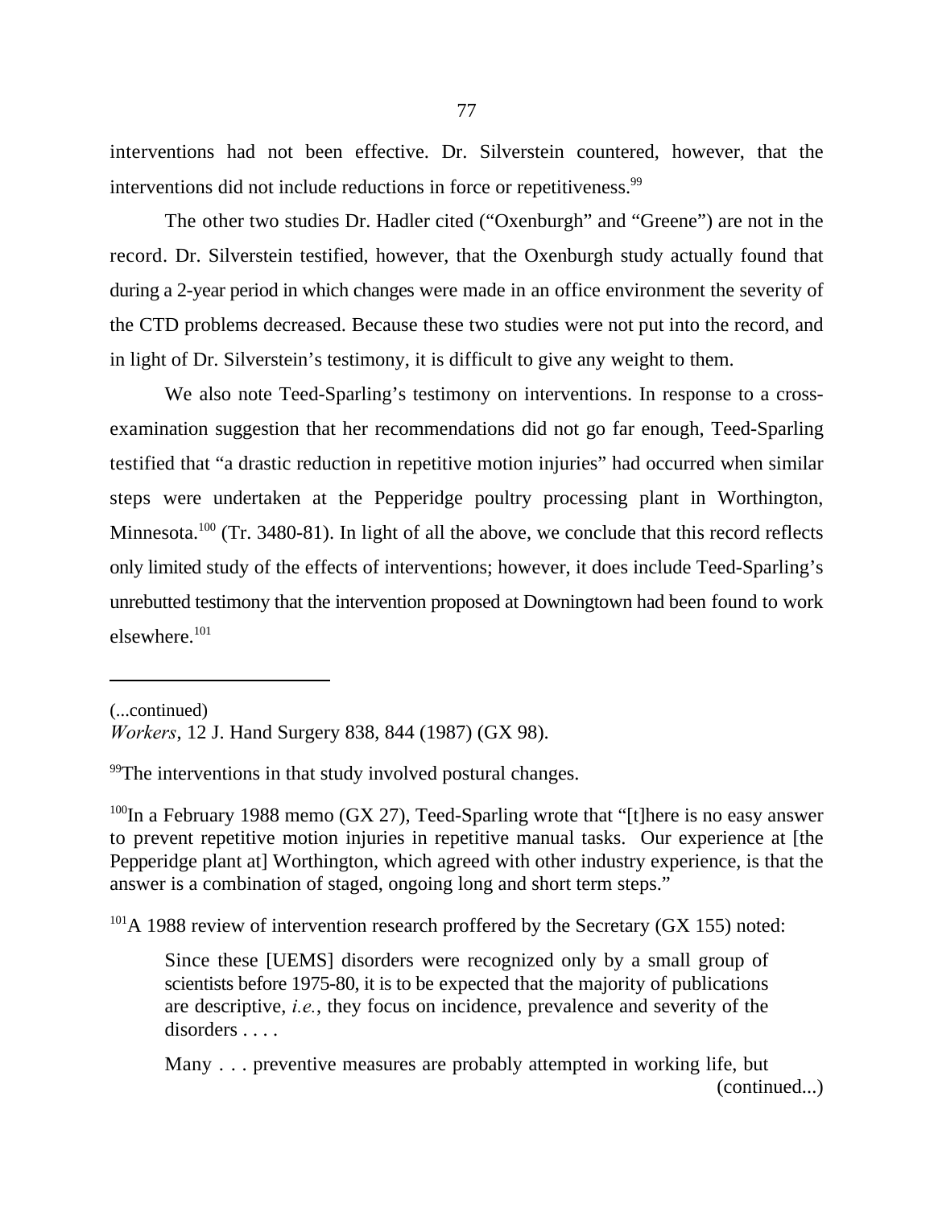interventions had not been effective. Dr. Silverstein countered, however, that the interventions did not include reductions in force or repetitiveness.[99]

The other two studies Dr. Hadler cited ("Oxenburgh" and "Greene") are not in the record. Dr. Silverstein testified, however, that the Oxenburgh study actually found that during a 2-year period in which changes were made in an office environment the severity of the CTD problems decreased. Because these two studies were not put into the record, and in light of Dr. Silverstein's testimony, it is difficult to give any weight to them.

We also note Teed-Sparling's testimony on interventions. In response to a cross-examination suggestion that her recommendations did not go far enough, Teed-Sparling testified that "a drastic reduction in repetitive motion injuries" had occurred when similar steps were undertaken at the Pepperidge poultry processing plant in Worthington, Minnesota.[100] (Tr. 3480-81). In light of all the above, we conclude that this record reflects only limited study of the effects of interventions; however, it does include Teed-Sparling's unrebutted testimony that the intervention proposed at Downingtown had been found to work elsewhere.[101]

---

(...continued)
*Workers*, 12 J. Hand Surgery 838, 844 (1987) (GX 98).

[99] The interventions in that study involved postural changes.

[100] In a February 1988 memo (GX 27), Teed-Sparling wrote that "[t]here is no easy answer to prevent repetitive motion injuries in repetitive manual tasks. Our experience at [the Pepperidge plant at] Worthington, which agreed with other industry experience, is that the answer is a combination of staged, ongoing long and short term steps."

[101] A 1988 review of intervention research proffered by the Secretary (GX 155) noted:

> Since these [UEMS] disorders were recognized only by a small group of scientists before 1975-80, it is to be expected that the majority of publications are descriptive, *i.e.*, they focus on incidence, prevalence and severity of the disorders . . . .
>
> Many . . . preventive measures are probably attempted in working life, but

(continued...)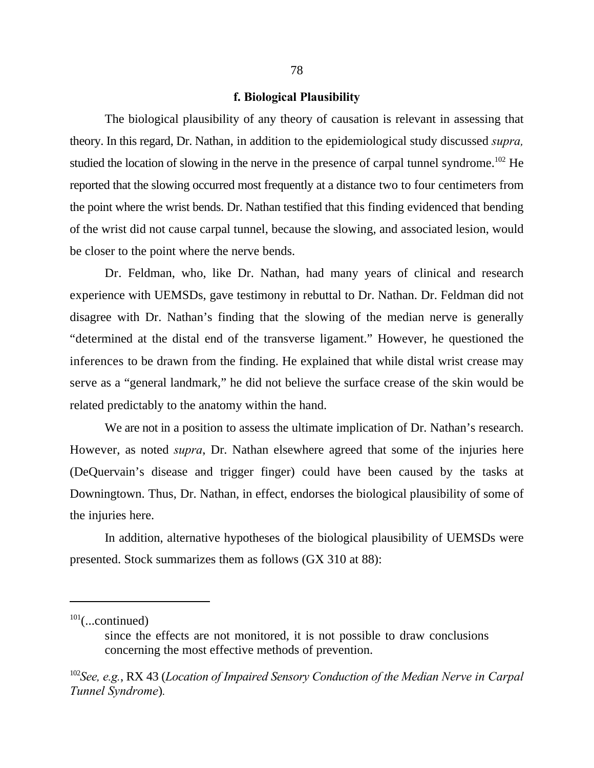#### f. Biological Plausibility

The biological plausibility of any theory of causation is relevant in assessing that theory. In this regard, Dr. Nathan, in addition to the epidemiological study discussed *supra,* studied the location of slowing in the nerve in the presence of carpal tunnel syndrome.[102] He reported that the slowing occurred most frequently at a distance two to four centimeters from the point where the wrist bends. Dr. Nathan testified that this finding evidenced that bending of the wrist did not cause carpal tunnel, because the slowing, and associated lesion, would be closer to the point where the nerve bends.

Dr. Feldman, who, like Dr. Nathan, had many years of clinical and research experience with UEMSDs, gave testimony in rebuttal to Dr. Nathan. Dr. Feldman did not disagree with Dr. Nathan's finding that the slowing of the median nerve is generally "determined at the distal end of the transverse ligament." However, he questioned the inferences to be drawn from the finding. He explained that while distal wrist crease may serve as a "general landmark," he did not believe the surface crease of the skin would be related predictably to the anatomy within the hand.

We are not in a position to assess the ultimate implication of Dr. Nathan's research. However, as noted *supra*, Dr. Nathan elsewhere agreed that some of the injuries here (DeQuervain's disease and trigger finger) could have been caused by the tasks at Downingtown. Thus, Dr. Nathan, in effect, endorses the biological plausibility of some of the injuries here.

In addition, alternative hypotheses of the biological plausibility of UEMSDs were presented. Stock summarizes them as follows (GX 310 at 88):

---

[101](...continued)

> since the effects are not monitored, it is not possible to draw conclusions concerning the most effective methods of prevention.

[102]*See, e.g.*, RX 43 (*Location of Impaired Sensory Conduction of the Median Nerve in Carpal Tunnel Syndrome*).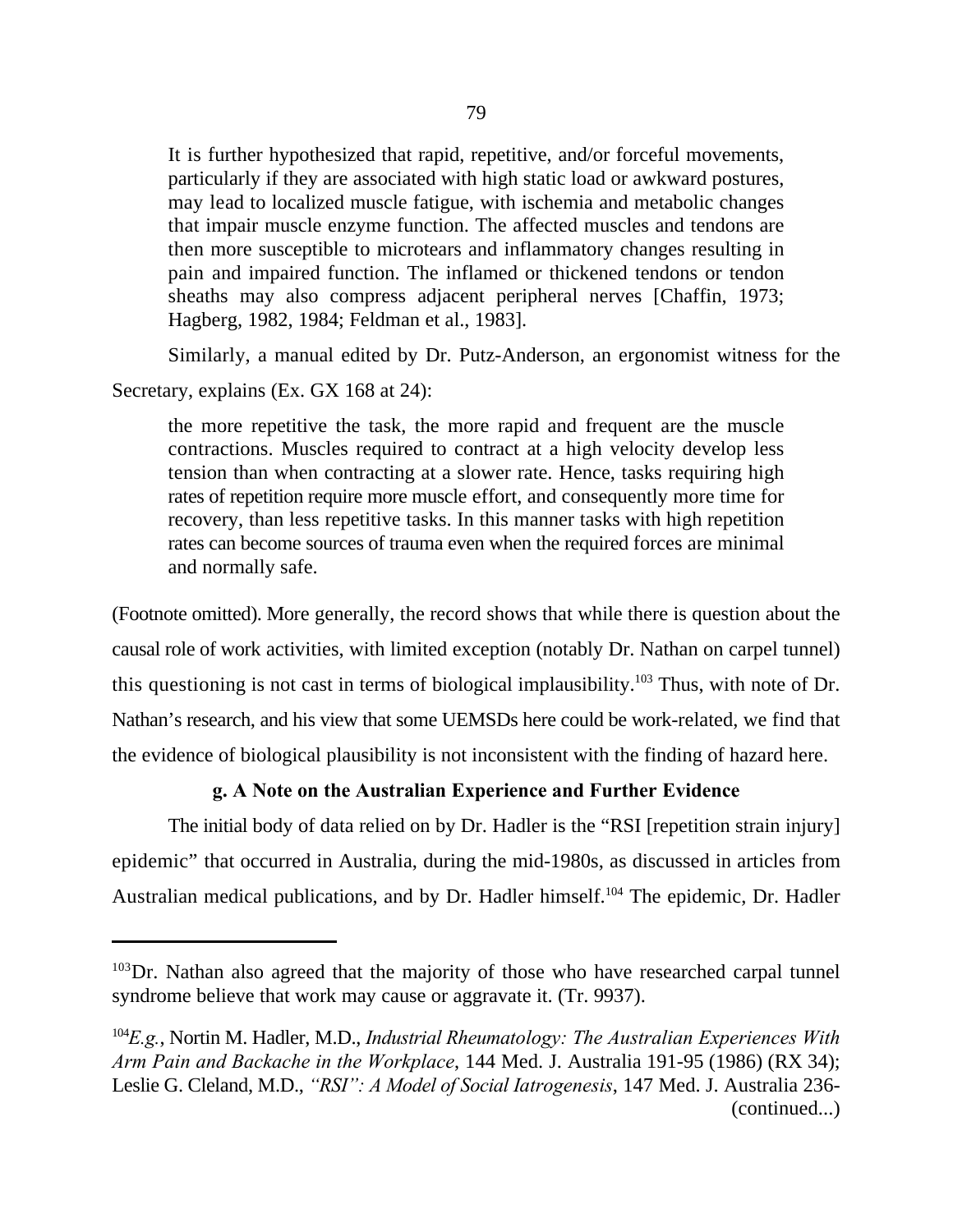> It is further hypothesized that rapid, repetitive, and/or forceful movements, particularly if they are associated with high static load or awkward postures, may lead to localized muscle fatigue, with ischemia and metabolic changes that impair muscle enzyme function. The affected muscles and tendons are then more susceptible to microtears and inflammatory changes resulting in pain and impaired function. The inflamed or thickened tendons or tendon sheaths may also compress adjacent peripheral nerves [Chaffin, 1973; Hagberg, 1982, 1984; Feldman et al., 1983].

Similarly, a manual edited by Dr. Putz-Anderson, an ergonomist witness for the Secretary, explains (Ex. GX 168 at 24):

> the more repetitive the task, the more rapid and frequent are the muscle contractions. Muscles required to contract at a high velocity develop less tension than when contracting at a slower rate. Hence, tasks requiring high rates of repetition require more muscle effort, and consequently more time for recovery, than less repetitive tasks. In this manner tasks with high repetition rates can become sources of trauma even when the required forces are minimal and normally safe.

(Footnote omitted). More generally, the record shows that while there is question about the causal role of work activities, with limited exception (notably Dr. Nathan on carpel tunnel) this questioning is not cast in terms of biological implausibility.[103] Thus, with note of Dr. Nathan's research, and his view that some UEMSDs here could be work-related, we find that the evidence of biological plausibility is not inconsistent with the finding of hazard here.

### g. A Note on the Australian Experience and Further Evidence

The initial body of data relied on by Dr. Hadler is the "RSI [repetition strain injury] epidemic" that occurred in Australia, during the mid-1980s, as discussed in articles from Australian medical publications, and by Dr. Hadler himself.[104] The epidemic, Dr. Hadler

---

[103]Dr. Nathan also agreed that the majority of those who have researched carpal tunnel syndrome believe that work may cause or aggravate it. (Tr. 9937).

[104]*E.g.*, Nortin M. Hadler, M.D., *Industrial Rheumatology: The Australian Experiences With Arm Pain and Backache in the Workplace*, 144 Med. J. Australia 191-95 (1986) (RX 34); Leslie G. Cleland, M.D., *"RSI": A Model of Social Iatrogenesis*, 147 Med. J. Australia 236-
(continued...)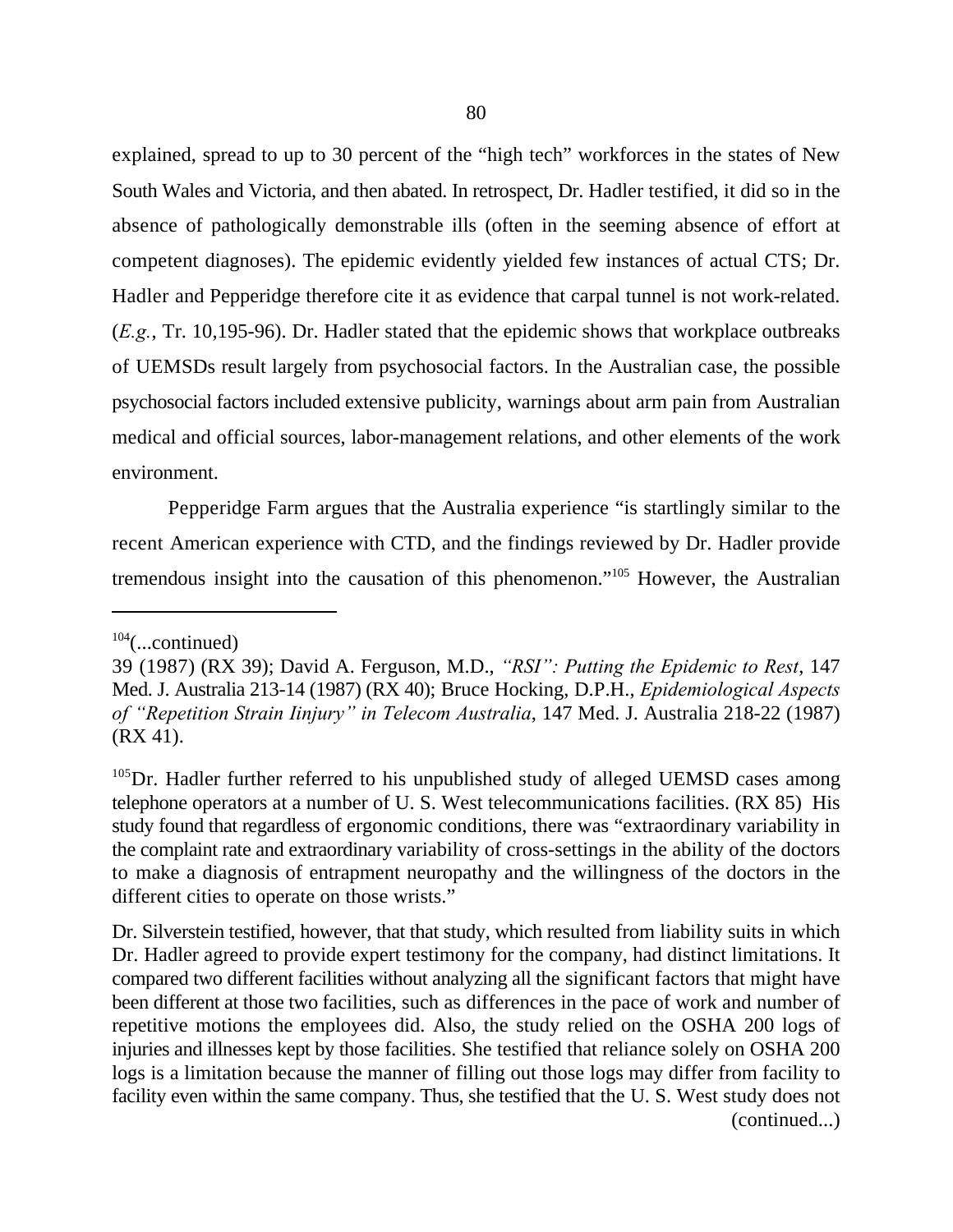explained, spread to up to 30 percent of the "high tech" workforces in the states of New South Wales and Victoria, and then abated. In retrospect, Dr. Hadler testified, it did so in the absence of pathologically demonstrable ills (often in the seeming absence of effort at competent diagnoses). The epidemic evidently yielded few instances of actual CTS; Dr. Hadler and Pepperidge therefore cite it as evidence that carpal tunnel is not work-related. (*E.g.*, Tr. 10,195-96). Dr. Hadler stated that the epidemic shows that workplace outbreaks of UEMSDs result largely from psychosocial factors. In the Australian case, the possible psychosocial factors included extensive publicity, warnings about arm pain from Australian medical and official sources, labor-management relations, and other elements of the work environment.

Pepperidge Farm argues that the Australia experience "is startlingly similar to the recent American experience with CTD, and the findings reviewed by Dr. Hadler provide tremendous insight into the causation of this phenomenon."[105] However, the Australian

---

[104](...continued)
39 (1987) (RX 39); David A. Ferguson, M.D., *"RSI": Putting the Epidemic to Rest*, 147 Med. J. Australia 213-14 (1987) (RX 40); Bruce Hocking, D.P.H., *Epidemiological Aspects of "Repetition Strain Iinjury" in Telecom Australia*, 147 Med. J. Australia 218-22 (1987) (RX 41).

[105]Dr. Hadler further referred to his unpublished study of alleged UEMSD cases among telephone operators at a number of U. S. West telecommunications facilities. (RX 85) His study found that regardless of ergonomic conditions, there was "extraordinary variability in the complaint rate and extraordinary variability of cross-settings in the ability of the doctors to make a diagnosis of entrapment neuropathy and the willingness of the doctors in the different cities to operate on those wrists."

Dr. Silverstein testified, however, that that study, which resulted from liability suits in which Dr. Hadler agreed to provide expert testimony for the company, had distinct limitations. It compared two different facilities without analyzing all the significant factors that might have been different at those two facilities, such as differences in the pace of work and number of repetitive motions the employees did. Also, the study relied on the OSHA 200 logs of injuries and illnesses kept by those facilities. She testified that reliance solely on OSHA 200 logs is a limitation because the manner of filling out those logs may differ from facility to facility even within the same company. Thus, she testified that the U. S. West study does not (continued...)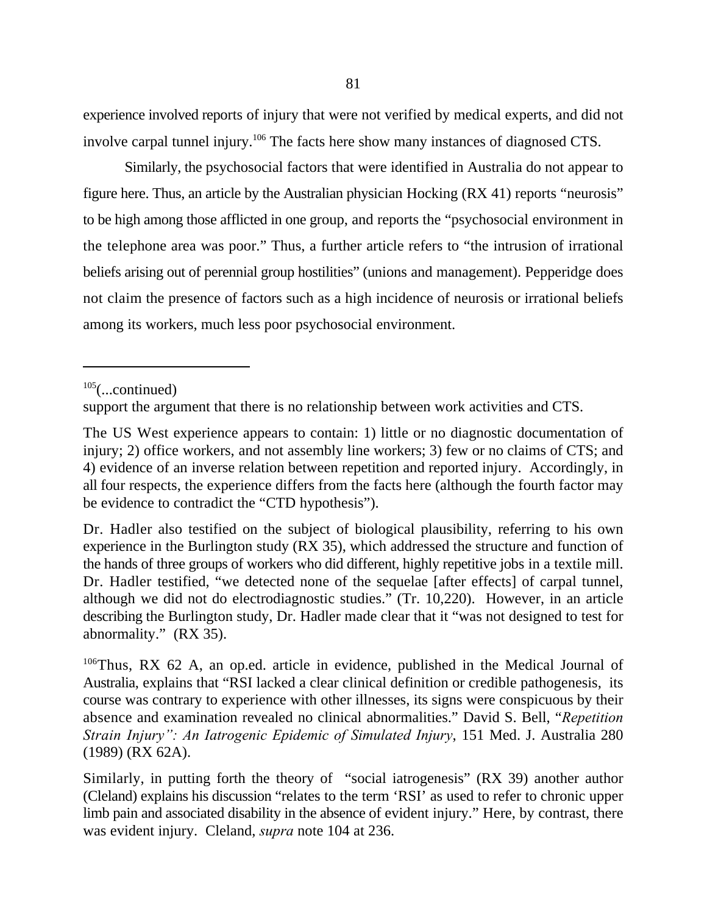experience involved reports of injury that were not verified by medical experts, and did not involve carpal tunnel injury.[106] The facts here show many instances of diagnosed CTS.

Similarly, the psychosocial factors that were identified in Australia do not appear to figure here. Thus, an article by the Australian physician Hocking (RX 41) reports "neurosis" to be high among those afflicted in one group, and reports the "psychosocial environment in the telephone area was poor." Thus, a further article refers to "the intrusion of irrational beliefs arising out of perennial group hostilities" (unions and management). Pepperidge does not claim the presence of factors such as a high incidence of neurosis or irrational beliefs among its workers, much less poor psychosocial environment.

---

[105](...continued)

support the argument that there is no relationship between work activities and CTS.

The US West experience appears to contain: 1) little or no diagnostic documentation of injury; 2) office workers, and not assembly line workers; 3) few or no claims of CTS; and 4) evidence of an inverse relation between repetition and reported injury. Accordingly, in all four respects, the experience differs from the facts here (although the fourth factor may be evidence to contradict the "CTD hypothesis").

Dr. Hadler also testified on the subject of biological plausibility, referring to his own experience in the Burlington study (RX 35), which addressed the structure and function of the hands of three groups of workers who did different, highly repetitive jobs in a textile mill. Dr. Hadler testified, "we detected none of the sequelae [after effects] of carpal tunnel, although we did not do electrodiagnostic studies." (Tr. 10,220). However, in an article describing the Burlington study, Dr. Hadler made clear that it "was not designed to test for abnormality." (RX 35).

[106]Thus, RX 62 A, an op.ed. article in evidence, published in the Medical Journal of Australia, explains that "RSI lacked a clear clinical definition or credible pathogenesis, its course was contrary to experience with other illnesses, its signs were conspicuous by their absence and examination revealed no clinical abnormalities." David S. Bell, "*Repetition Strain Injury": An Iatrogenic Epidemic of Simulated Injury*, 151 Med. J. Australia 280 (1989) (RX 62A).

Similarly, in putting forth the theory of "social iatrogenesis" (RX 39) another author (Cleland) explains his discussion "relates to the term 'RSI' as used to refer to chronic upper limb pain and associated disability in the absence of evident injury." Here, by contrast, there was evident injury. Cleland, *supra* note 104 at 236.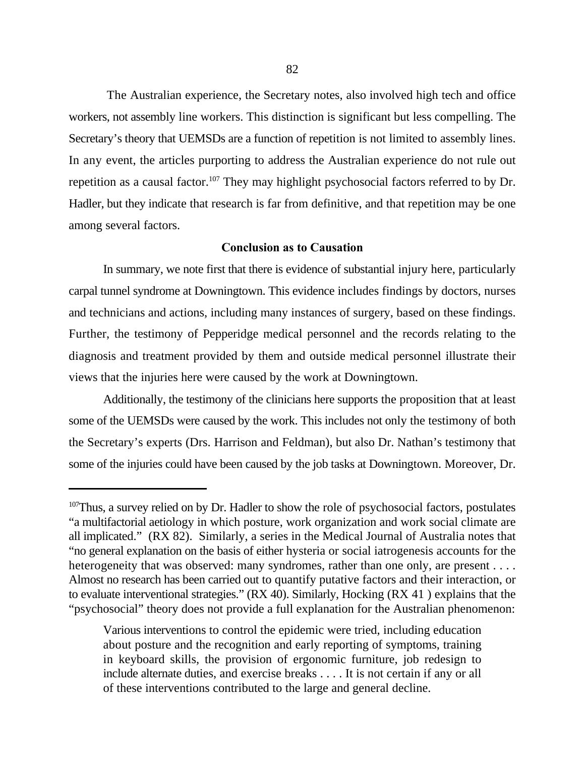The Australian experience, the Secretary notes, also involved high tech and office workers, not assembly line workers. This distinction is significant but less compelling. The Secretary's theory that UEMSDs are a function of repetition is not limited to assembly lines. In any event, the articles purporting to address the Australian experience do not rule out repetition as a causal factor.[107] They may highlight psychosocial factors referred to by Dr. Hadler, but they indicate that research is far from definitive, and that repetition may be one among several factors.

**Conclusion as to Causation**

In summary, we note first that there is evidence of substantial injury here, particularly carpal tunnel syndrome at Downingtown. This evidence includes findings by doctors, nurses and technicians and actions, including many instances of surgery, based on these findings. Further, the testimony of Pepperidge medical personnel and the records relating to the diagnosis and treatment provided by them and outside medical personnel illustrate their views that the injuries here were caused by the work at Downingtown.

Additionally, the testimony of the clinicians here supports the proposition that at least some of the UEMSDs were caused by the work. This includes not only the testimony of both the Secretary's experts (Drs. Harrison and Feldman), but also Dr. Nathan's testimony that some of the injuries could have been caused by the job tasks at Downingtown. Moreover, Dr.

---

[107] Thus, a survey relied on by Dr. Hadler to show the role of psychosocial factors, postulates "a multifactorial aetiology in which posture, work organization and work social climate are all implicated." (RX 82). Similarly, a series in the Medical Journal of Australia notes that "no general explanation on the basis of either hysteria or social iatrogenesis accounts for the heterogeneity that was observed: many syndromes, rather than one only, are present . . . . Almost no research has been carried out to quantify putative factors and their interaction, or to evaluate interventional strategies." (RX 40). Similarly, Hocking (RX 41 ) explains that the "psychosocial" theory does not provide a full explanation for the Australian phenomenon:

> Various interventions to control the epidemic were tried, including education about posture and the recognition and early reporting of symptoms, training in keyboard skills, the provision of ergonomic furniture, job redesign to include alternate duties, and exercise breaks . . . . It is not certain if any or all of these interventions contributed to the large and general decline.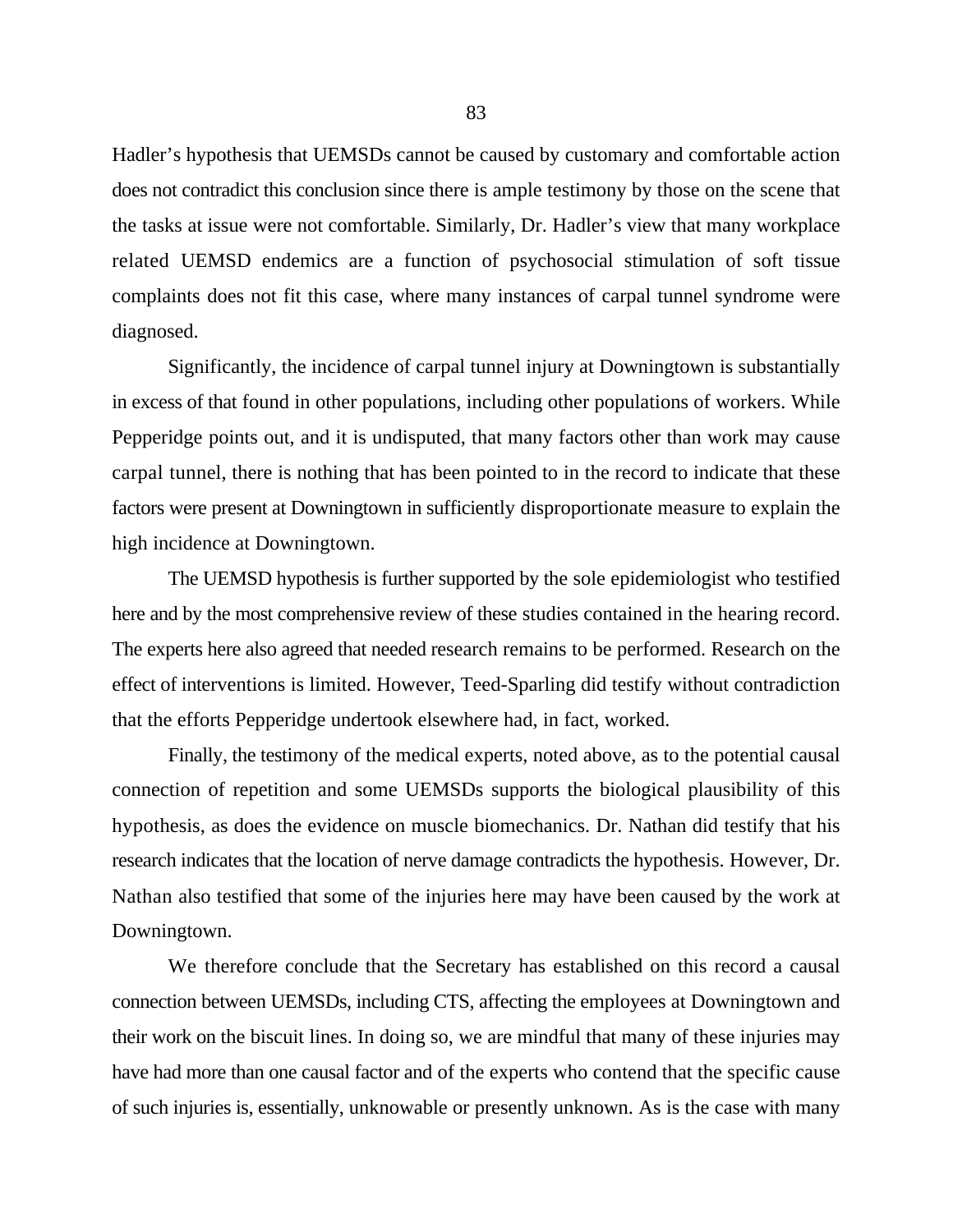Hadler's hypothesis that UEMSDs cannot be caused by customary and comfortable action does not contradict this conclusion since there is ample testimony by those on the scene that the tasks at issue were not comfortable. Similarly, Dr. Hadler's view that many workplace related UEMSD endemics are a function of psychosocial stimulation of soft tissue complaints does not fit this case, where many instances of carpal tunnel syndrome were diagnosed.

Significantly, the incidence of carpal tunnel injury at Downingtown is substantially in excess of that found in other populations, including other populations of workers. While Pepperidge points out, and it is undisputed, that many factors other than work may cause carpal tunnel, there is nothing that has been pointed to in the record to indicate that these factors were present at Downingtown in sufficiently disproportionate measure to explain the high incidence at Downingtown.

The UEMSD hypothesis is further supported by the sole epidemiologist who testified here and by the most comprehensive review of these studies contained in the hearing record. The experts here also agreed that needed research remains to be performed. Research on the effect of interventions is limited. However, Teed-Sparling did testify without contradiction that the efforts Pepperidge undertook elsewhere had, in fact, worked.

Finally, the testimony of the medical experts, noted above, as to the potential causal connection of repetition and some UEMSDs supports the biological plausibility of this hypothesis, as does the evidence on muscle biomechanics. Dr. Nathan did testify that his research indicates that the location of nerve damage contradicts the hypothesis. However, Dr. Nathan also testified that some of the injuries here may have been caused by the work at Downingtown.

We therefore conclude that the Secretary has established on this record a causal connection between UEMSDs, including CTS, affecting the employees at Downingtown and their work on the biscuit lines. In doing so, we are mindful that many of these injuries may have had more than one causal factor and of the experts who contend that the specific cause of such injuries is, essentially, unknowable or presently unknown. As is the case with many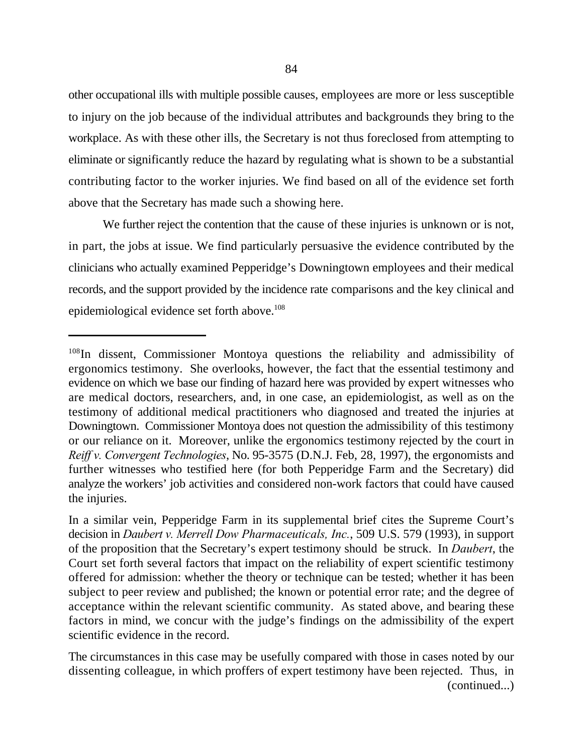other occupational ills with multiple possible causes, employees are more or less susceptible to injury on the job because of the individual attributes and backgrounds they bring to the workplace. As with these other ills, the Secretary is not thus foreclosed from attempting to eliminate or significantly reduce the hazard by regulating what is shown to be a substantial contributing factor to the worker injuries. We find based on all of the evidence set forth above that the Secretary has made such a showing here.

We further reject the contention that the cause of these injuries is unknown or is not, in part, the jobs at issue. We find particularly persuasive the evidence contributed by the clinicians who actually examined Pepperidge's Downingtown employees and their medical records, and the support provided by the incidence rate comparisons and the key clinical and epidemiological evidence set forth above.[108]

---

[108]In dissent, Commissioner Montoya questions the reliability and admissibility of ergonomics testimony. She overlooks, however, the fact that the essential testimony and evidence on which we base our finding of hazard here was provided by expert witnesses who are medical doctors, researchers, and, in one case, an epidemiologist, as well as on the testimony of additional medical practitioners who diagnosed and treated the injuries at Downingtown. Commissioner Montoya does not question the admissibility of this testimony or our reliance on it. Moreover, unlike the ergonomics testimony rejected by the court in *Reiff v. Convergent Technologies*, No. 95-3575 (D.N.J. Feb, 28, 1997), the ergonomists and further witnesses who testified here (for both Pepperidge Farm and the Secretary) did analyze the workers' job activities and considered non-work factors that could have caused the injuries.

In a similar vein, Pepperidge Farm in its supplemental brief cites the Supreme Court's decision in *Daubert v. Merrell Dow Pharmaceuticals, Inc.*, 509 U.S. 579 (1993), in support of the proposition that the Secretary's expert testimony should be struck. In *Daubert*, the Court set forth several factors that impact on the reliability of expert scientific testimony offered for admission: whether the theory or technique can be tested; whether it has been subject to peer review and published; the known or potential error rate; and the degree of acceptance within the relevant scientific community. As stated above, and bearing these factors in mind, we concur with the judge's findings on the admissibility of the expert scientific evidence in the record.

The circumstances in this case may be usefully compared with those in cases noted by our dissenting colleague, in which proffers of expert testimony have been rejected. Thus, in (continued...)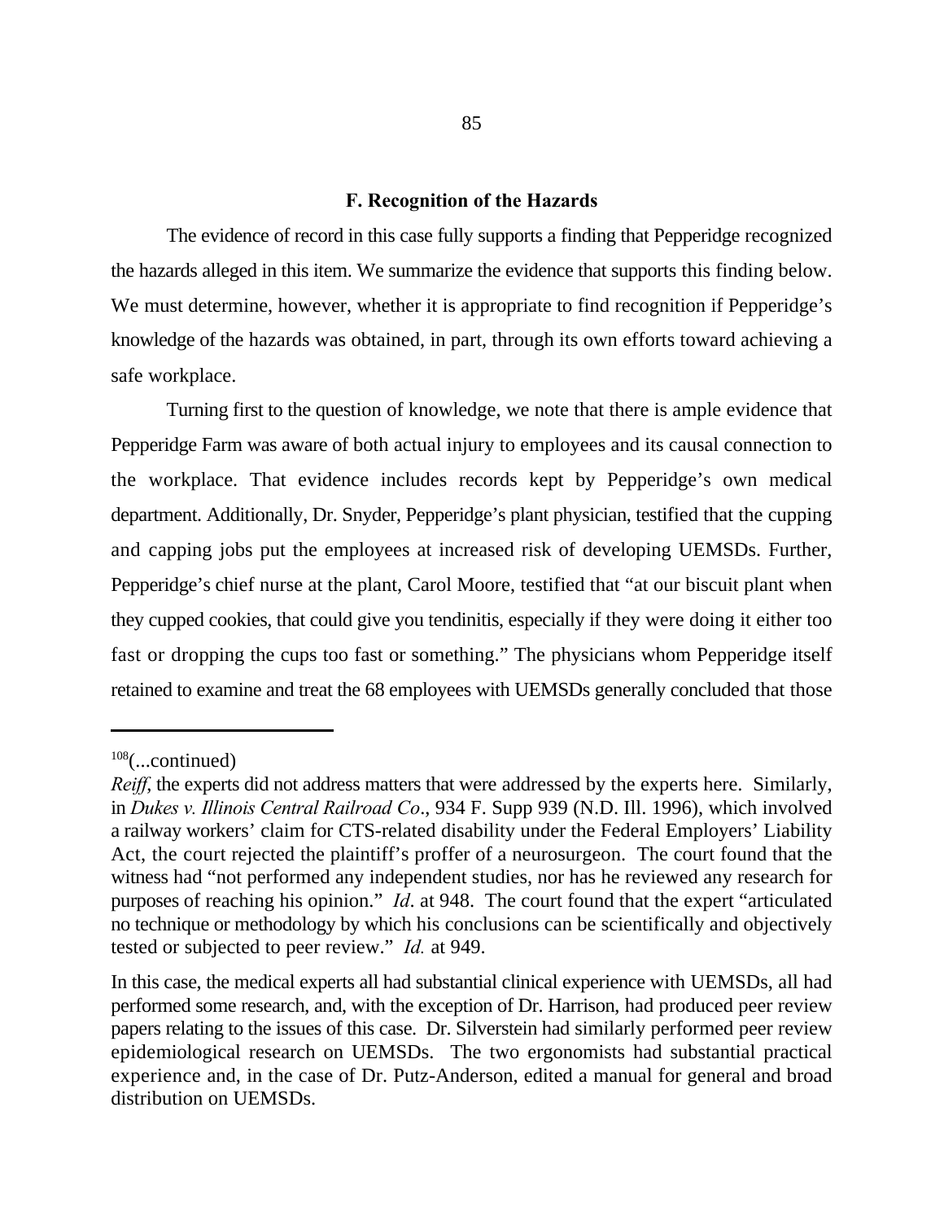### F. Recognition of the Hazards

The evidence of record in this case fully supports a finding that Pepperidge recognized the hazards alleged in this item. We summarize the evidence that supports this finding below. We must determine, however, whether it is appropriate to find recognition if Pepperidge's knowledge of the hazards was obtained, in part, through its own efforts toward achieving a safe workplace.

Turning first to the question of knowledge, we note that there is ample evidence that Pepperidge Farm was aware of both actual injury to employees and its causal connection to the workplace. That evidence includes records kept by Pepperidge's own medical department. Additionally, Dr. Snyder, Pepperidge's plant physician, testified that the cupping and capping jobs put the employees at increased risk of developing UEMSDs. Further, Pepperidge's chief nurse at the plant, Carol Moore, testified that "at our biscuit plant when they cupped cookies, that could give you tendinitis, especially if they were doing it either too fast or dropping the cups too fast or something." The physicians whom Pepperidge itself retained to examine and treat the 68 employees with UEMSDs generally concluded that those

---

[108](...continued)

*Reiff*, the experts did not address matters that were addressed by the experts here. Similarly, in *Dukes v. Illinois Central Railroad Co*., 934 F. Supp 939 (N.D. Ill. 1996), which involved a railway workers' claim for CTS-related disability under the Federal Employers' Liability Act, the court rejected the plaintiff's proffer of a neurosurgeon. The court found that the witness had "not performed any independent studies, nor has he reviewed any research for purposes of reaching his opinion." *Id*. at 948. The court found that the expert "articulated no technique or methodology by which his conclusions can be scientifically and objectively tested or subjected to peer review." *Id.* at 949.

In this case, the medical experts all had substantial clinical experience with UEMSDs, all had performed some research, and, with the exception of Dr. Harrison, had produced peer review papers relating to the issues of this case. Dr. Silverstein had similarly performed peer review epidemiological research on UEMSDs. The two ergonomists had substantial practical experience and, in the case of Dr. Putz-Anderson, edited a manual for general and broad distribution on UEMSDs.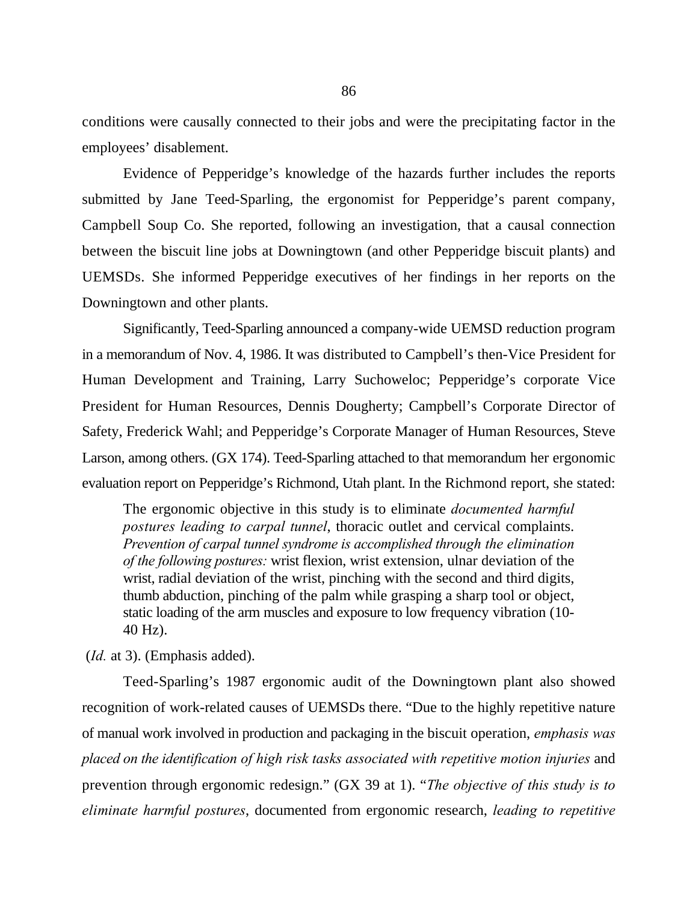conditions were causally connected to their jobs and were the precipitating factor in the employees' disablement.

Evidence of Pepperidge's knowledge of the hazards further includes the reports submitted by Jane Teed-Sparling, the ergonomist for Pepperidge's parent company, Campbell Soup Co. She reported, following an investigation, that a causal connection between the biscuit line jobs at Downingtown (and other Pepperidge biscuit plants) and UEMSDs. She informed Pepperidge executives of her findings in her reports on the Downingtown and other plants.

Significantly, Teed-Sparling announced a company-wide UEMSD reduction program in a memorandum of Nov. 4, 1986. It was distributed to Campbell's then-Vice President for Human Development and Training, Larry Suchoweloc; Pepperidge's corporate Vice President for Human Resources, Dennis Dougherty; Campbell's Corporate Director of Safety, Frederick Wahl; and Pepperidge's Corporate Manager of Human Resources, Steve Larson, among others. (GX 174). Teed-Sparling attached to that memorandum her ergonomic evaluation report on Pepperidge's Richmond, Utah plant. In the Richmond report, she stated:

> The ergonomic objective in this study is to eliminate *documented harmful postures leading to carpal tunnel*, thoracic outlet and cervical complaints. *Prevention of carpal tunnel syndrome is accomplished through the elimination of the following postures:* wrist flexion, wrist extension, ulnar deviation of the wrist, radial deviation of the wrist, pinching with the second and third digits, thumb abduction, pinching of the palm while grasping a sharp tool or object, static loading of the arm muscles and exposure to low frequency vibration (10-40 Hz).

(*Id.* at 3). (Emphasis added).

Teed-Sparling's 1987 ergonomic audit of the Downingtown plant also showed recognition of work-related causes of UEMSDs there. "Due to the highly repetitive nature of manual work involved in production and packaging in the biscuit operation, *emphasis was placed on the identification of high risk tasks associated with repetitive motion injuries* and prevention through ergonomic redesign." (GX 39 at 1). "*The objective of this study is to eliminate harmful postures*, documented from ergonomic research, *leading to repetitive*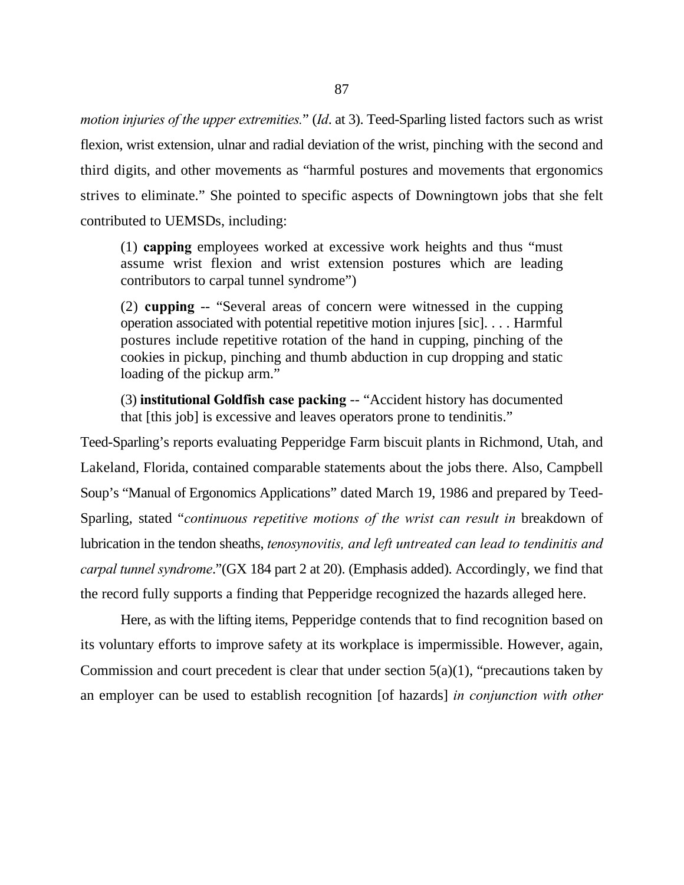*motion injuries of the upper extremities.*" (*Id*. at 3). Teed-Sparling listed factors such as wrist flexion, wrist extension, ulnar and radial deviation of the wrist, pinching with the second and third digits, and other movements as "harmful postures and movements that ergonomics strives to eliminate." She pointed to specific aspects of Downingtown jobs that she felt contributed to UEMSDs, including:

> (1) **capping** employees worked at excessive work heights and thus "must assume wrist flexion and wrist extension postures which are leading contributors to carpal tunnel syndrome")
>
> (2) **cupping** -- "Several areas of concern were witnessed in the cupping operation associated with potential repetitive motion injures [sic]. . . . Harmful postures include repetitive rotation of the hand in cupping, pinching of the cookies in pickup, pinching and thumb abduction in cup dropping and static loading of the pickup arm."
>
> (3) **institutional Goldfish case packing** -- "Accident history has documented that [this job] is excessive and leaves operators prone to tendinitis."

Teed-Sparling's reports evaluating Pepperidge Farm biscuit plants in Richmond, Utah, and Lakeland, Florida, contained comparable statements about the jobs there. Also, Campbell Soup's "Manual of Ergonomics Applications" dated March 19, 1986 and prepared by Teed-Sparling, stated "*continuous repetitive motions of the wrist can result in* breakdown of lubrication in the tendon sheaths, *tenosynovitis, and left untreated can lead to tendinitis and carpal tunnel syndrome*."(GX 184 part 2 at 20). (Emphasis added). Accordingly, we find that the record fully supports a finding that Pepperidge recognized the hazards alleged here.

Here, as with the lifting items, Pepperidge contends that to find recognition based on its voluntary efforts to improve safety at its workplace is impermissible. However, again, Commission and court precedent is clear that under section 5(a)(1), "precautions taken by an employer can be used to establish recognition [of hazards] *in conjunction with other*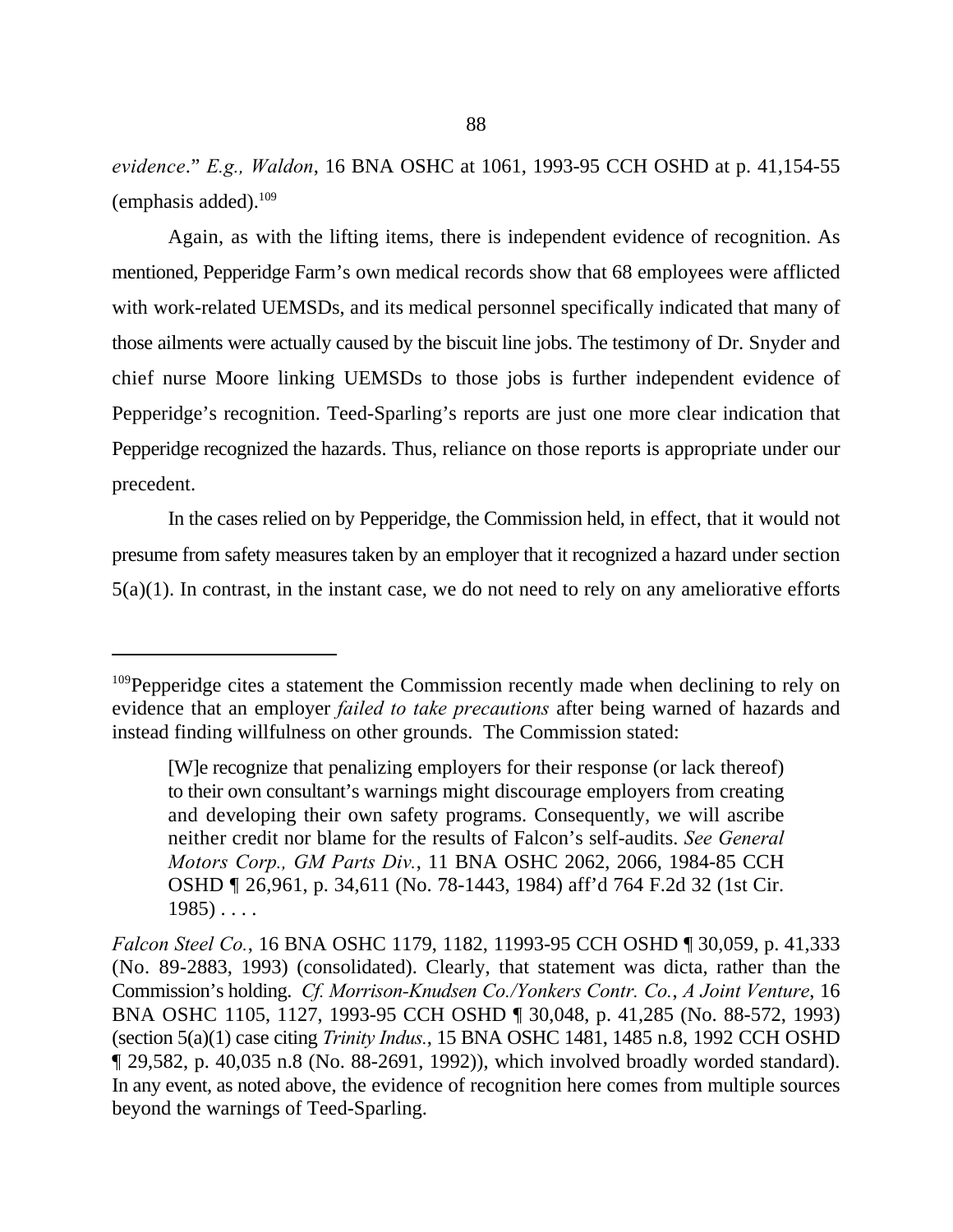*evidence*." *E.g., Waldon*, 16 BNA OSHC at 1061, 1993-95 CCH OSHD at p. 41,154-55 (emphasis added).[109]

Again, as with the lifting items, there is independent evidence of recognition. As mentioned, Pepperidge Farm's own medical records show that 68 employees were afflicted with work-related UEMSDs, and its medical personnel specifically indicated that many of those ailments were actually caused by the biscuit line jobs. The testimony of Dr. Snyder and chief nurse Moore linking UEMSDs to those jobs is further independent evidence of Pepperidge's recognition. Teed-Sparling's reports are just one more clear indication that Pepperidge recognized the hazards. Thus, reliance on those reports is appropriate under our precedent.

In the cases relied on by Pepperidge, the Commission held, in effect, that it would not presume from safety measures taken by an employer that it recognized a hazard under section 5(a)(1). In contrast, in the instant case, we do not need to rely on any ameliorative efforts

---

[109]Pepperidge cites a statement the Commission recently made when declining to rely on evidence that an employer *failed to take precautions* after being warned of hazards and instead finding willfulness on other grounds. The Commission stated:

> [W]e recognize that penalizing employers for their response (or lack thereof) to their own consultant's warnings might discourage employers from creating and developing their own safety programs. Consequently, we will ascribe neither credit nor blame for the results of Falcon's self-audits. *See General Motors Corp., GM Parts Div.*, 11 BNA OSHC 2062, 2066, 1984-85 CCH OSHD ¶ 26,961, p. 34,611 (No. 78-1443, 1984) aff'd 764 F.2d 32 (1st Cir. 1985) . . . .

*Falcon Steel Co.*, 16 BNA OSHC 1179, 1182, 11993-95 CCH OSHD ¶ 30,059, p. 41,333 (No. 89-2883, 1993) (consolidated). Clearly, that statement was dicta, rather than the Commission's holding. *Cf. Morrison-Knudsen Co./Yonkers Contr. Co., A Joint Venture*, 16 BNA OSHC 1105, 1127, 1993-95 CCH OSHD ¶ 30,048, p. 41,285 (No. 88-572, 1993) (section 5(a)(1) case citing *Trinity Indus.*, 15 BNA OSHC 1481, 1485 n.8, 1992 CCH OSHD ¶ 29,582, p. 40,035 n.8 (No. 88-2691, 1992)), which involved broadly worded standard). In any event, as noted above, the evidence of recognition here comes from multiple sources beyond the warnings of Teed-Sparling.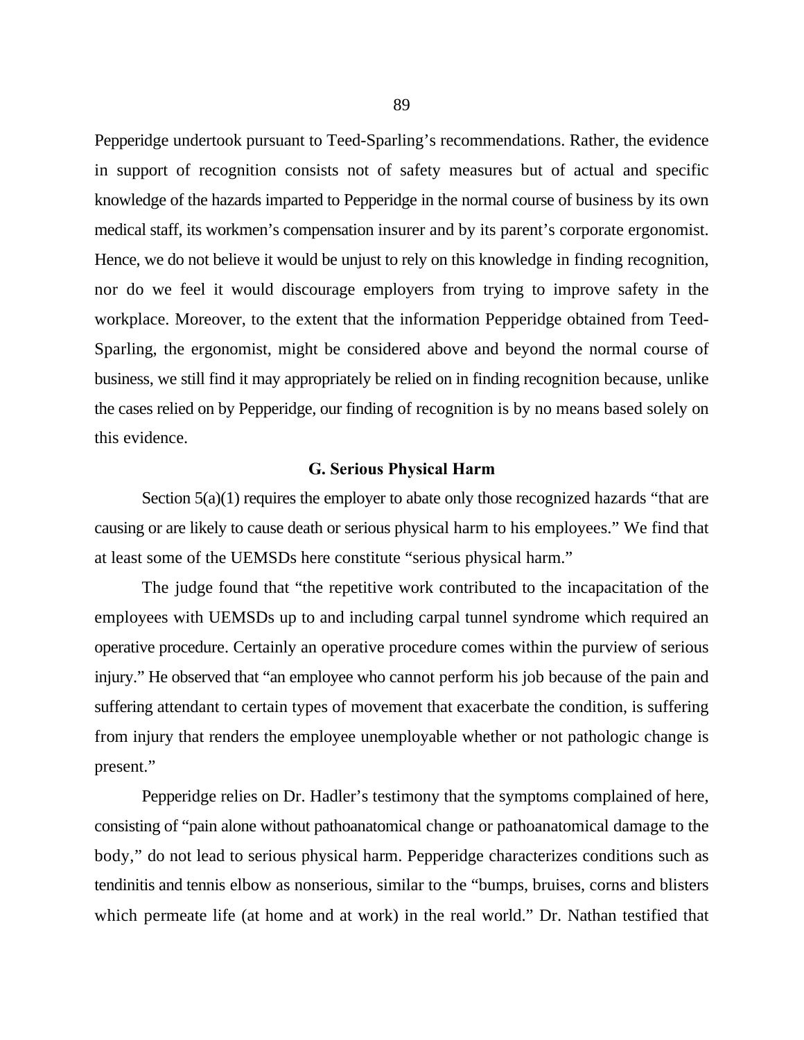Pepperidge undertook pursuant to Teed-Sparling's recommendations. Rather, the evidence in support of recognition consists not of safety measures but of actual and specific knowledge of the hazards imparted to Pepperidge in the normal course of business by its own medical staff, its workmen's compensation insurer and by its parent's corporate ergonomist. Hence, we do not believe it would be unjust to rely on this knowledge in finding recognition, nor do we feel it would discourage employers from trying to improve safety in the workplace. Moreover, to the extent that the information Pepperidge obtained from Teed-Sparling, the ergonomist, might be considered above and beyond the normal course of business, we still find it may appropriately be relied on in finding recognition because, unlike the cases relied on by Pepperidge, our finding of recognition is by no means based solely on this evidence.

### G. Serious Physical Harm

Section 5(a)(1) requires the employer to abate only those recognized hazards "that are causing or are likely to cause death or serious physical harm to his employees." We find that at least some of the UEMSDs here constitute "serious physical harm."

The judge found that "the repetitive work contributed to the incapacitation of the employees with UEMSDs up to and including carpal tunnel syndrome which required an operative procedure. Certainly an operative procedure comes within the purview of serious injury." He observed that "an employee who cannot perform his job because of the pain and suffering attendant to certain types of movement that exacerbate the condition, is suffering from injury that renders the employee unemployable whether or not pathologic change is present."

Pepperidge relies on Dr. Hadler's testimony that the symptoms complained of here, consisting of "pain alone without pathoanatomical change or pathoanatomical damage to the body," do not lead to serious physical harm. Pepperidge characterizes conditions such as tendinitis and tennis elbow as nonserious, similar to the "bumps, bruises, corns and blisters which permeate life (at home and at work) in the real world." Dr. Nathan testified that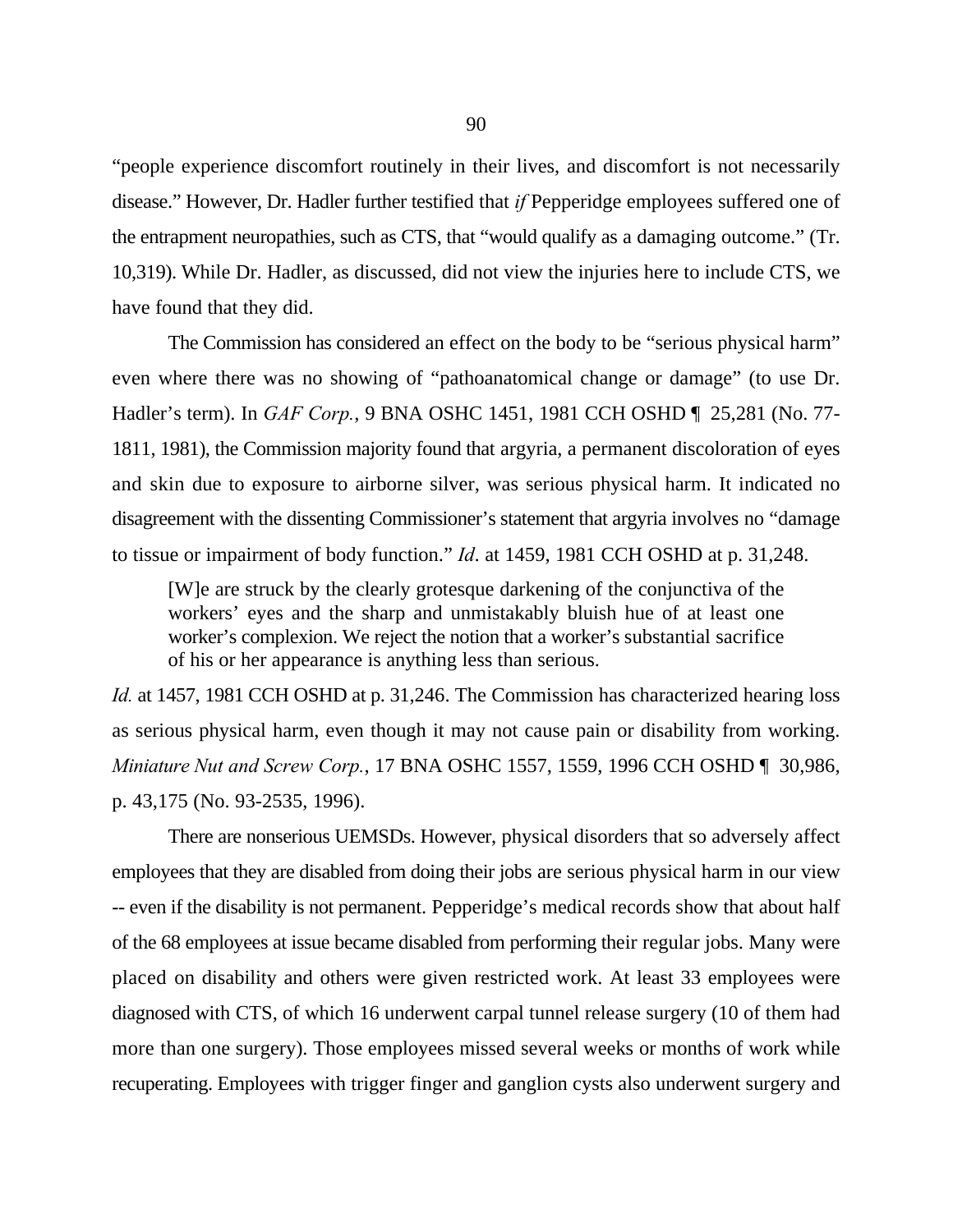"people experience discomfort routinely in their lives, and discomfort is not necessarily disease." However, Dr. Hadler further testified that *if* Pepperidge employees suffered one of the entrapment neuropathies, such as CTS, that "would qualify as a damaging outcome." (Tr. 10,319). While Dr. Hadler, as discussed, did not view the injuries here to include CTS, we have found that they did.

The Commission has considered an effect on the body to be "serious physical harm" even where there was no showing of "pathoanatomical change or damage" (to use Dr. Hadler's term). In *GAF Corp.*, 9 BNA OSHC 1451, 1981 CCH OSHD ¶ 25,281 (No. 77-1811, 1981), the Commission majority found that argyria, a permanent discoloration of eyes and skin due to exposure to airborne silver, was serious physical harm. It indicated no disagreement with the dissenting Commissioner's statement that argyria involves no "damage to tissue or impairment of body function." *Id*. at 1459, 1981 CCH OSHD at p. 31,248.

> [W]e are struck by the clearly grotesque darkening of the conjunctiva of the workers' eyes and the sharp and unmistakably bluish hue of at least one worker's complexion. We reject the notion that a worker's substantial sacrifice of his or her appearance is anything less than serious.

*Id.* at 1457, 1981 CCH OSHD at p. 31,246. The Commission has characterized hearing loss as serious physical harm, even though it may not cause pain or disability from working. *Miniature Nut and Screw Corp.*, 17 BNA OSHC 1557, 1559, 1996 CCH OSHD ¶ 30,986, p. 43,175 (No. 93-2535, 1996).

There are nonserious UEMSDs. However, physical disorders that so adversely affect employees that they are disabled from doing their jobs are serious physical harm in our view -- even if the disability is not permanent. Pepperidge's medical records show that about half of the 68 employees at issue became disabled from performing their regular jobs. Many were placed on disability and others were given restricted work. At least 33 employees were diagnosed with CTS, of which 16 underwent carpal tunnel release surgery (10 of them had more than one surgery). Those employees missed several weeks or months of work while recuperating. Employees with trigger finger and ganglion cysts also underwent surgery and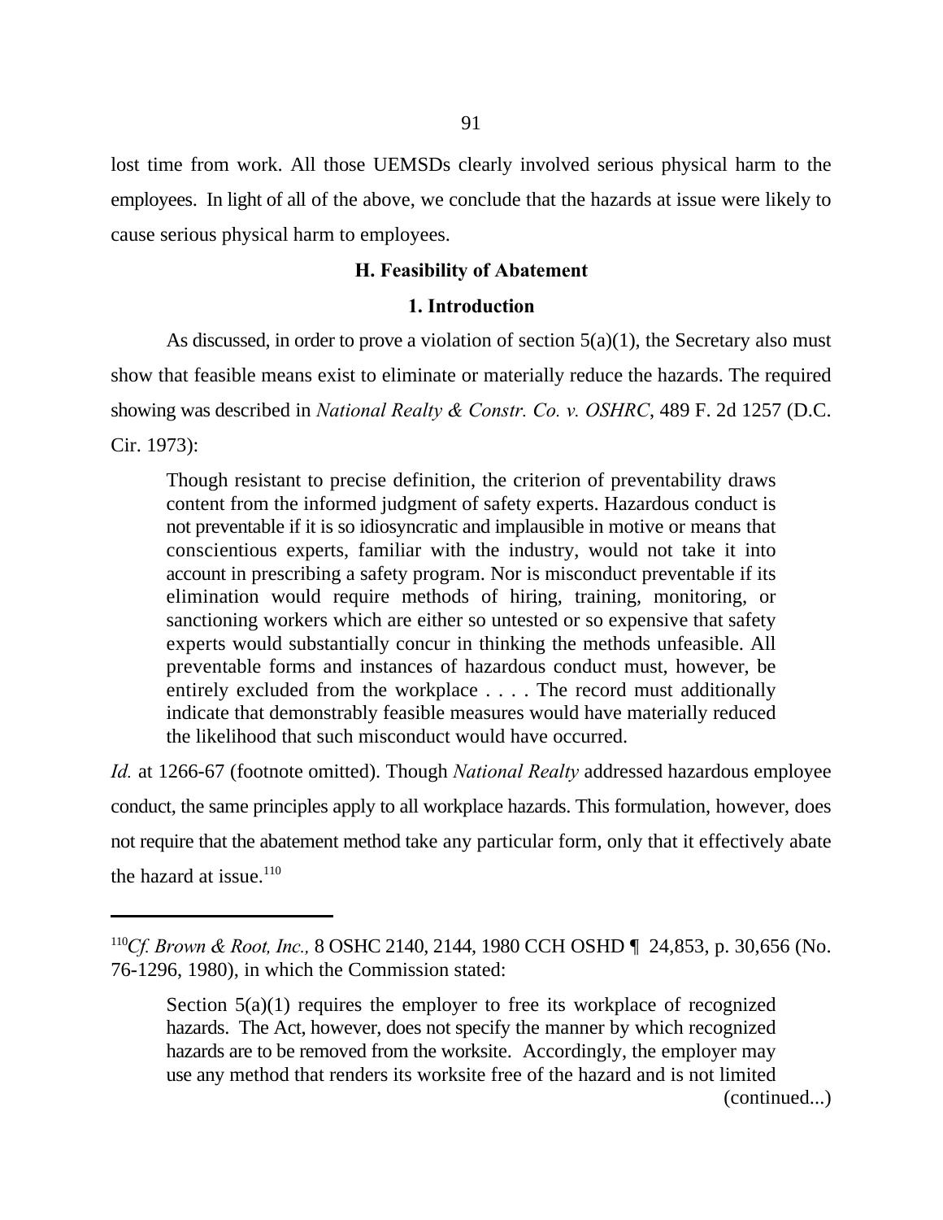lost time from work. All those UEMSDs clearly involved serious physical harm to the employees. In light of all of the above, we conclude that the hazards at issue were likely to cause serious physical harm to employees.

### H. Feasibility of Abatement

#### 1. Introduction

As discussed, in order to prove a violation of section 5(a)(1), the Secretary also must show that feasible means exist to eliminate or materially reduce the hazards. The required showing was described in *National Realty & Constr. Co. v. OSHRC*, 489 F. 2d 1257 (D.C. Cir. 1973):

> Though resistant to precise definition, the criterion of preventability draws content from the informed judgment of safety experts. Hazardous conduct is not preventable if it is so idiosyncratic and implausible in motive or means that conscientious experts, familiar with the industry, would not take it into account in prescribing a safety program. Nor is misconduct preventable if its elimination would require methods of hiring, training, monitoring, or sanctioning workers which are either so untested or so expensive that safety experts would substantially concur in thinking the methods unfeasible. All preventable forms and instances of hazardous conduct must, however, be entirely excluded from the workplace . . . . The record must additionally indicate that demonstrably feasible measures would have materially reduced the likelihood that such misconduct would have occurred.

*Id.* at 1266-67 (footnote omitted). Though *National Realty* addressed hazardous employee conduct, the same principles apply to all workplace hazards. This formulation, however, does not require that the abatement method take any particular form, only that it effectively abate the hazard at issue.[110]

---

[110]*Cf. Brown & Root, Inc.,* 8 OSHC 2140, 2144, 1980 CCH OSHD ¶ 24,853, p. 30,656 (No. 76-1296, 1980), in which the Commission stated:

> Section 5(a)(1) requires the employer to free its workplace of recognized hazards. The Act, however, does not specify the manner by which recognized hazards are to be removed from the worksite. Accordingly, the employer may use any method that renders its worksite free of the hazard and is not limited

(continued...)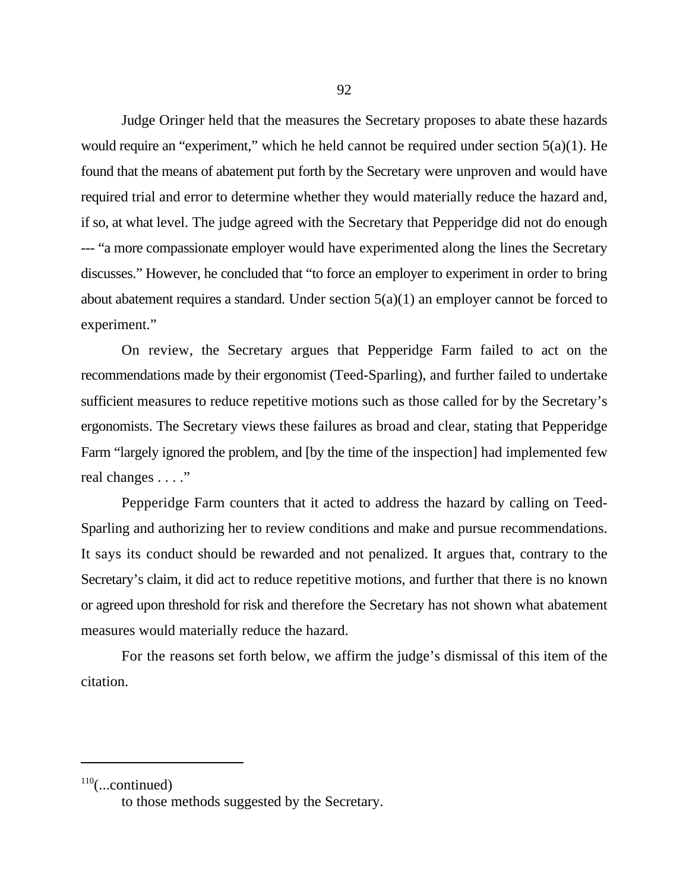Judge Oringer held that the measures the Secretary proposes to abate these hazards would require an "experiment," which he held cannot be required under section 5(a)(1). He found that the means of abatement put forth by the Secretary were unproven and would have required trial and error to determine whether they would materially reduce the hazard and, if so, at what level. The judge agreed with the Secretary that Pepperidge did not do enough --- "a more compassionate employer would have experimented along the lines the Secretary discusses." However, he concluded that "to force an employer to experiment in order to bring about abatement requires a standard. Under section 5(a)(1) an employer cannot be forced to experiment."

On review, the Secretary argues that Pepperidge Farm failed to act on the recommendations made by their ergonomist (Teed-Sparling), and further failed to undertake sufficient measures to reduce repetitive motions such as those called for by the Secretary's ergonomists. The Secretary views these failures as broad and clear, stating that Pepperidge Farm "largely ignored the problem, and [by the time of the inspection] had implemented few real changes . . . ."

Pepperidge Farm counters that it acted to address the hazard by calling on Teed-Sparling and authorizing her to review conditions and make and pursue recommendations. It says its conduct should be rewarded and not penalized. It argues that, contrary to the Secretary's claim, it did act to reduce repetitive motions, and further that there is no known or agreed upon threshold for risk and therefore the Secretary has not shown what abatement measures would materially reduce the hazard.

For the reasons set forth below, we affirm the judge's dismissal of this item of the citation.

---

[110](...continued)

to those methods suggested by the Secretary.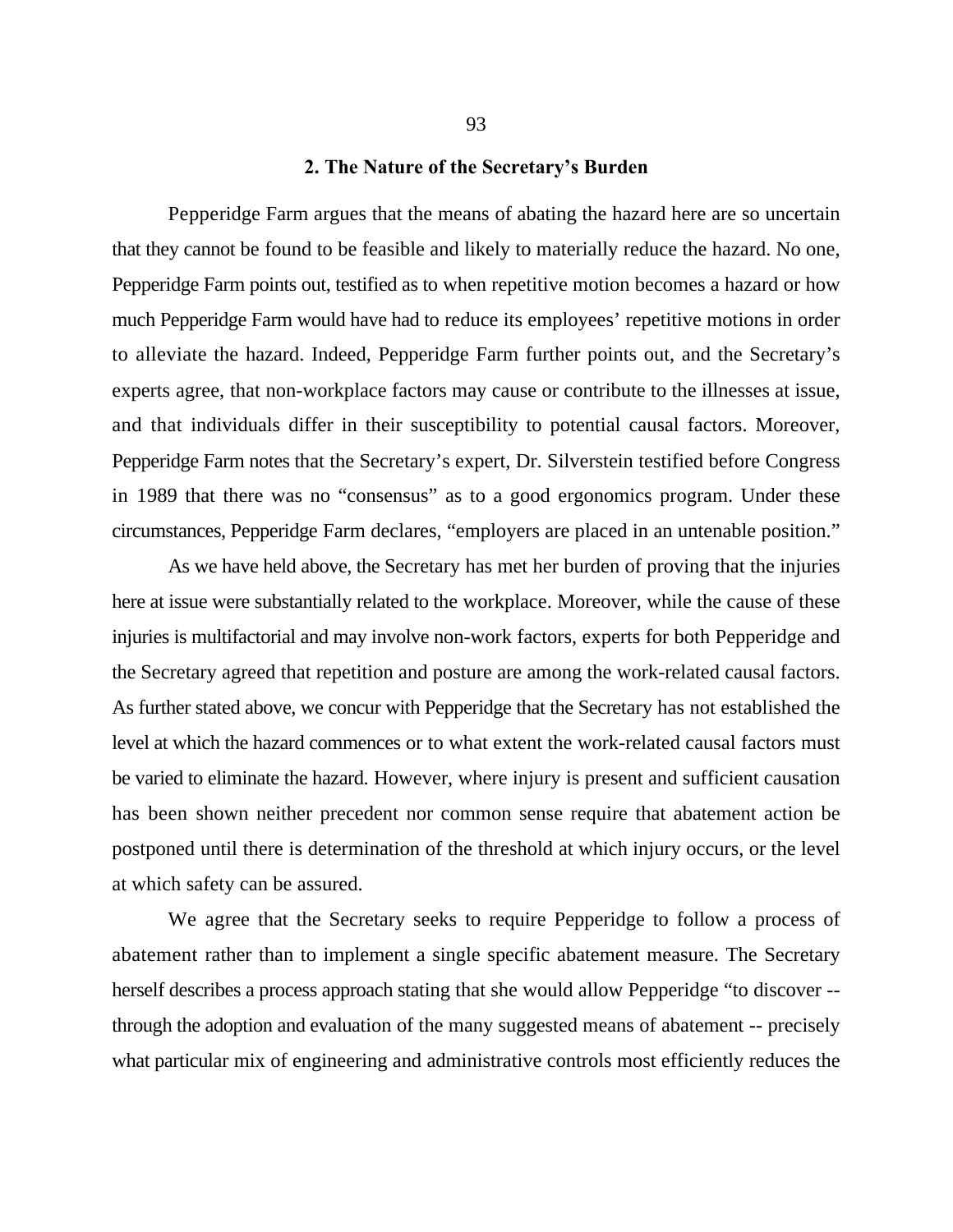## 2. The Nature of the Secretary's Burden

Pepperidge Farm argues that the means of abating the hazard here are so uncertain that they cannot be found to be feasible and likely to materially reduce the hazard. No one, Pepperidge Farm points out, testified as to when repetitive motion becomes a hazard or how much Pepperidge Farm would have had to reduce its employees' repetitive motions in order to alleviate the hazard. Indeed, Pepperidge Farm further points out, and the Secretary's experts agree, that non-workplace factors may cause or contribute to the illnesses at issue, and that individuals differ in their susceptibility to potential causal factors. Moreover, Pepperidge Farm notes that the Secretary's expert, Dr. Silverstein testified before Congress in 1989 that there was no "consensus" as to a good ergonomics program. Under these circumstances, Pepperidge Farm declares, "employers are placed in an untenable position."

As we have held above, the Secretary has met her burden of proving that the injuries here at issue were substantially related to the workplace. Moreover, while the cause of these injuries is multifactorial and may involve non-work factors, experts for both Pepperidge and the Secretary agreed that repetition and posture are among the work-related causal factors. As further stated above, we concur with Pepperidge that the Secretary has not established the level at which the hazard commences or to what extent the work-related causal factors must be varied to eliminate the hazard. However, where injury is present and sufficient causation has been shown neither precedent nor common sense require that abatement action be postponed until there is determination of the threshold at which injury occurs, or the level at which safety can be assured.

We agree that the Secretary seeks to require Pepperidge to follow a process of abatement rather than to implement a single specific abatement measure. The Secretary herself describes a process approach stating that she would allow Pepperidge "to discover -- through the adoption and evaluation of the many suggested means of abatement -- precisely what particular mix of engineering and administrative controls most efficiently reduces the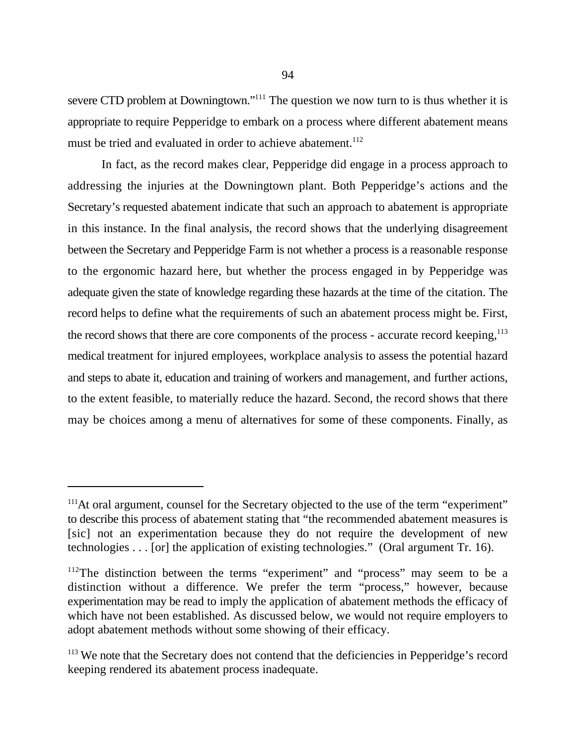severe CTD problem at Downingtown."[111] The question we now turn to is thus whether it is appropriate to require Pepperidge to embark on a process where different abatement means must be tried and evaluated in order to achieve abatement.[112]

In fact, as the record makes clear, Pepperidge did engage in a process approach to addressing the injuries at the Downingtown plant. Both Pepperidge's actions and the Secretary's requested abatement indicate that such an approach to abatement is appropriate in this instance. In the final analysis, the record shows that the underlying disagreement between the Secretary and Pepperidge Farm is not whether a process is a reasonable response to the ergonomic hazard here, but whether the process engaged in by Pepperidge was adequate given the state of knowledge regarding these hazards at the time of the citation. The record helps to define what the requirements of such an abatement process might be. First, the record shows that there are core components of the process - accurate record keeping,[113] medical treatment for injured employees, workplace analysis to assess the potential hazard and steps to abate it, education and training of workers and management, and further actions, to the extent feasible, to materially reduce the hazard. Second, the record shows that there may be choices among a menu of alternatives for some of these components. Finally, as

---

[111] At oral argument, counsel for the Secretary objected to the use of the term "experiment" to describe this process of abatement stating that "the recommended abatement measures is [sic] not an experimentation because they do not require the development of new technologies . . . [or] the application of existing technologies." (Oral argument Tr. 16).

[112] The distinction between the terms "experiment" and "process" may seem to be a distinction without a difference. We prefer the term "process," however, because experimentation may be read to imply the application of abatement methods the efficacy of which have not been established. As discussed below, we would not require employers to adopt abatement methods without some showing of their efficacy.

[113] We note that the Secretary does not contend that the deficiencies in Pepperidge's record keeping rendered its abatement process inadequate.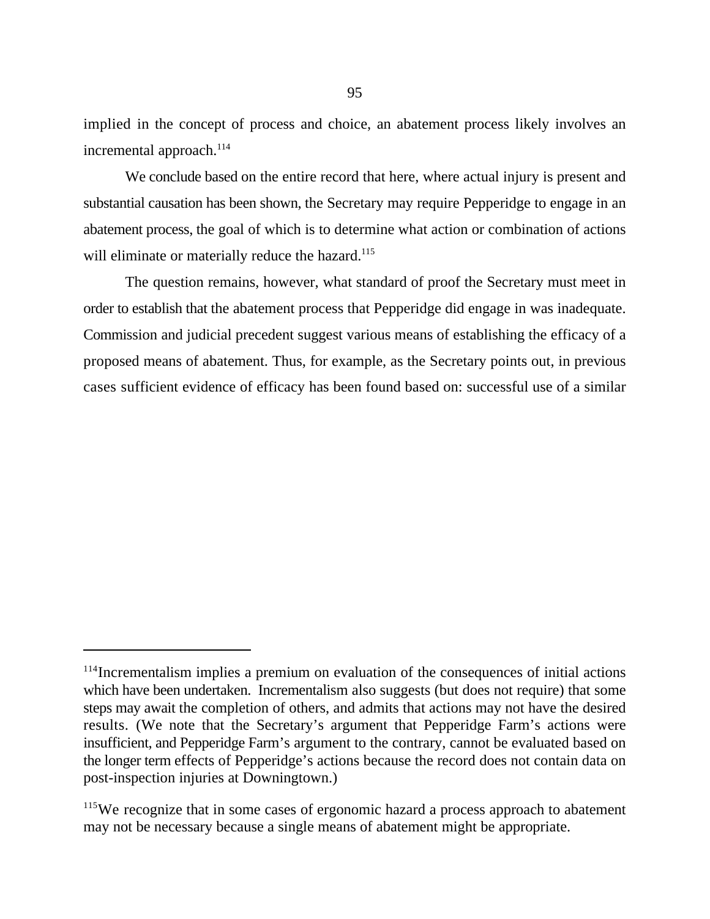implied in the concept of process and choice, an abatement process likely involves an incremental approach.[114]

We conclude based on the entire record that here, where actual injury is present and substantial causation has been shown, the Secretary may require Pepperidge to engage in an abatement process, the goal of which is to determine what action or combination of actions will eliminate or materially reduce the hazard.[115]

The question remains, however, what standard of proof the Secretary must meet in order to establish that the abatement process that Pepperidge did engage in was inadequate. Commission and judicial precedent suggest various means of establishing the efficacy of a proposed means of abatement. Thus, for example, as the Secretary points out, in previous cases sufficient evidence of efficacy has been found based on: successful use of a similar

---

[114]Incrementalism implies a premium on evaluation of the consequences of initial actions which have been undertaken. Incrementalism also suggests (but does not require) that some steps may await the completion of others, and admits that actions may not have the desired results. (We note that the Secretary's argument that Pepperidge Farm's actions were insufficient, and Pepperidge Farm's argument to the contrary, cannot be evaluated based on the longer term effects of Pepperidge's actions because the record does not contain data on post-inspection injuries at Downingtown.)

[115]We recognize that in some cases of ergonomic hazard a process approach to abatement may not be necessary because a single means of abatement might be appropriate.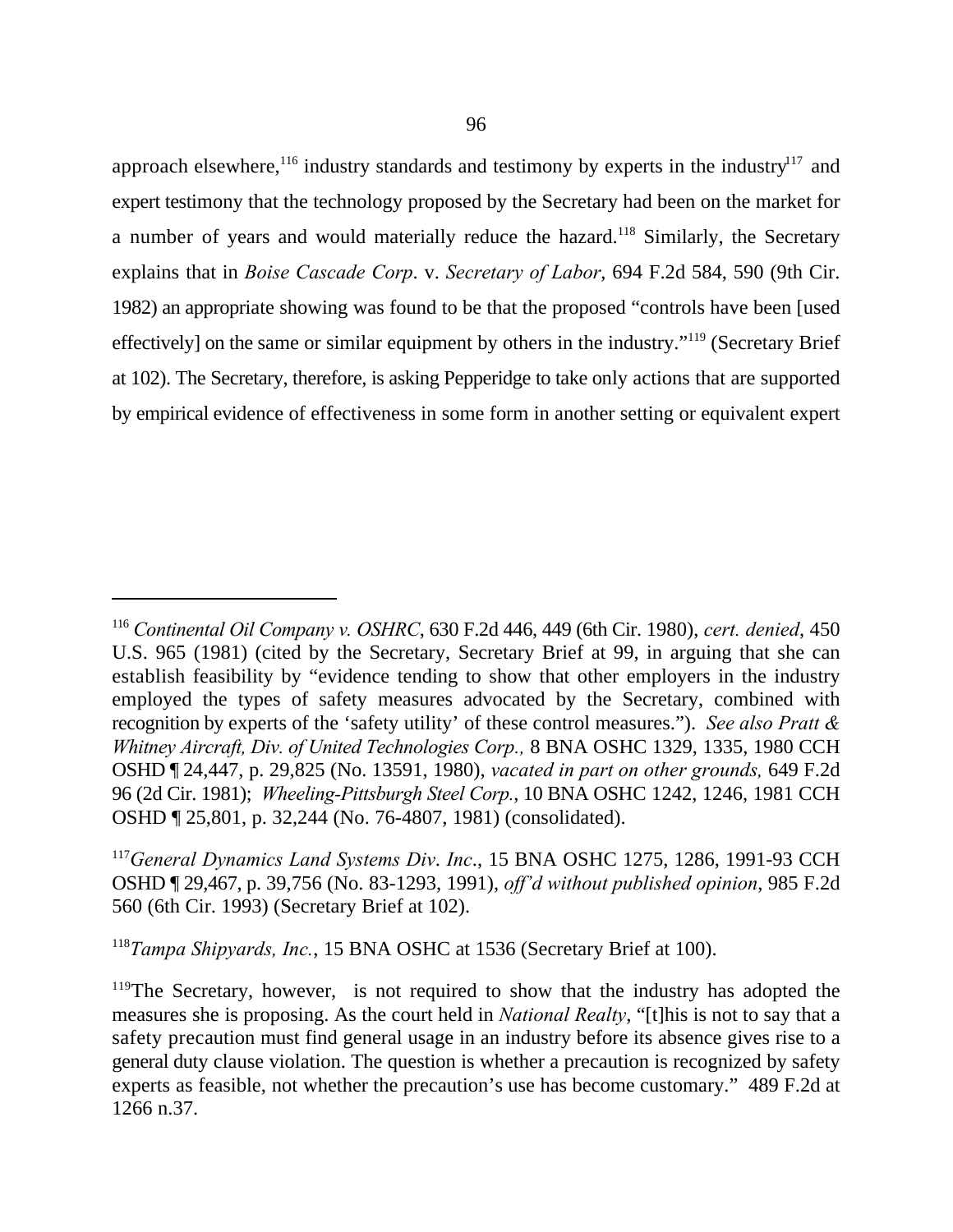approach elsewhere,[116] industry standards and testimony by experts in the industry[117] and expert testimony that the technology proposed by the Secretary had been on the market for a number of years and would materially reduce the hazard.[118] Similarly, the Secretary explains that in *Boise Cascade Corp*. v. *Secretary of Labor*, 694 F.2d 584, 590 (9th Cir. 1982) an appropriate showing was found to be that the proposed "controls have been [used effectively] on the same or similar equipment by others in the industry."[119] (Secretary Brief at 102). The Secretary, therefore, is asking Pepperidge to take only actions that are supported by empirical evidence of effectiveness in some form in another setting or equivalent expert

---

[116] *Continental Oil Company v. OSHRC*, 630 F.2d 446, 449 (6th Cir. 1980), *cert. denied*, 450 U.S. 965 (1981) (cited by the Secretary, Secretary Brief at 99, in arguing that she can establish feasibility by "evidence tending to show that other employers in the industry employed the types of safety measures advocated by the Secretary, combined with recognition by experts of the 'safety utility' of these control measures."). *See also Pratt & Whitney Aircraft, Div. of United Technologies Corp.,* 8 BNA OSHC 1329, 1335, 1980 CCH OSHD ¶ 24,447, p. 29,825 (No. 13591, 1980), *vacated in part on other grounds,* 649 F.2d 96 (2d Cir. 1981); *Wheeling-Pittsburgh Steel Corp.*, 10 BNA OSHC 1242, 1246, 1981 CCH OSHD ¶ 25,801, p. 32,244 (No. 76-4807, 1981) (consolidated).

[117] *General Dynamics Land Systems Div*. *Inc*., 15 BNA OSHC 1275, 1286, 1991-93 CCH OSHD ¶ 29,467, p. 39,756 (No. 83-1293, 1991), *off'd without published opinion*, 985 F.2d 560 (6th Cir. 1993) (Secretary Brief at 102).

[118] *Tampa Shipyards, Inc.*, 15 BNA OSHC at 1536 (Secretary Brief at 100).

[119] The Secretary, however, is not required to show that the industry has adopted the measures she is proposing. As the court held in *National Realty*, "[t]his is not to say that a safety precaution must find general usage in an industry before its absence gives rise to a general duty clause violation. The question is whether a precaution is recognized by safety experts as feasible, not whether the precaution's use has become customary." 489 F.2d at 1266 n.37.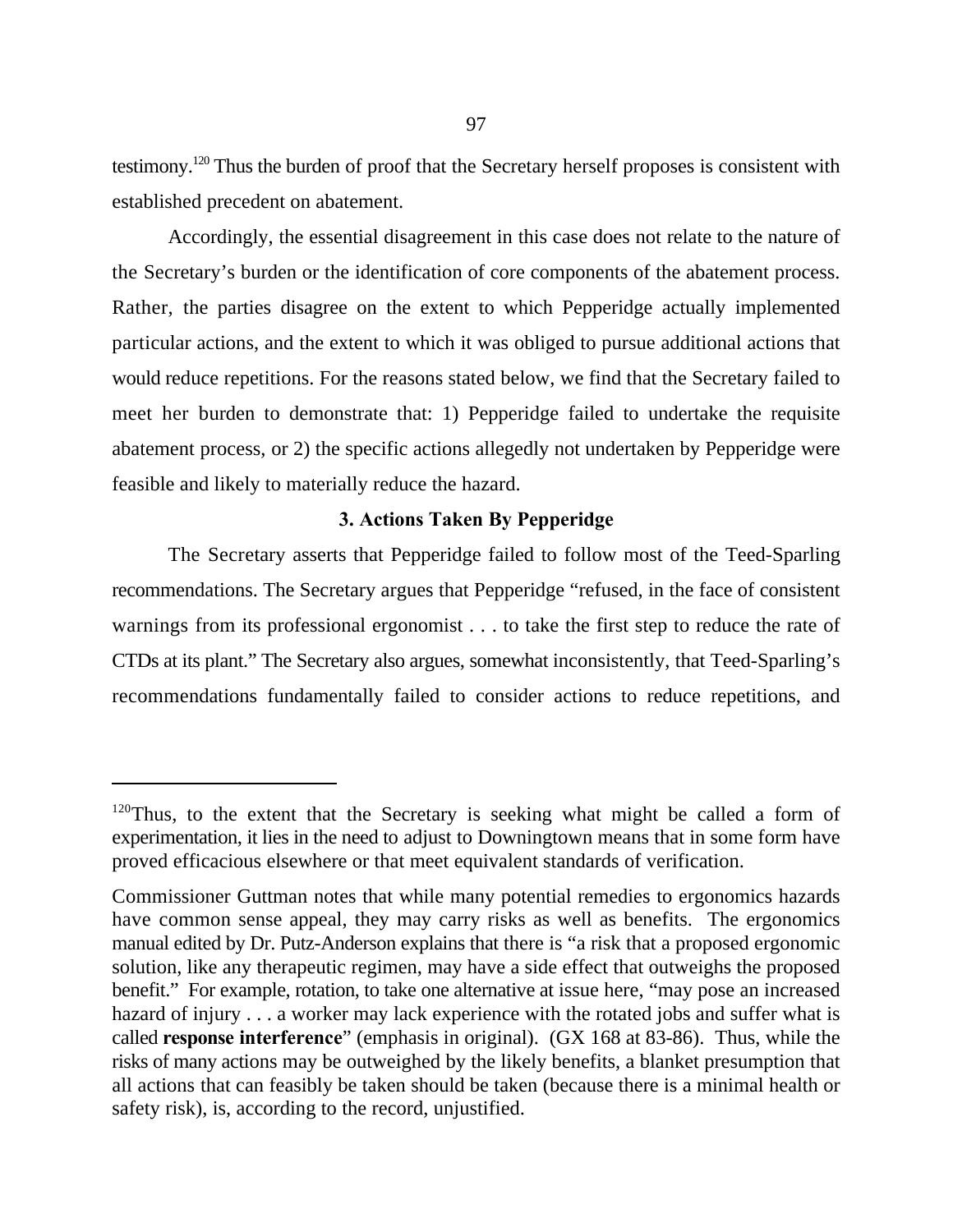testimony.[120] Thus the burden of proof that the Secretary herself proposes is consistent with established precedent on abatement.

Accordingly, the essential disagreement in this case does not relate to the nature of the Secretary's burden or the identification of core components of the abatement process. Rather, the parties disagree on the extent to which Pepperidge actually implemented particular actions, and the extent to which it was obliged to pursue additional actions that would reduce repetitions. For the reasons stated below, we find that the Secretary failed to meet her burden to demonstrate that: 1) Pepperidge failed to undertake the requisite abatement process, or 2) the specific actions allegedly not undertaken by Pepperidge were feasible and likely to materially reduce the hazard.

### 3. Actions Taken By Pepperidge

The Secretary asserts that Pepperidge failed to follow most of the Teed-Sparling recommendations. The Secretary argues that Pepperidge "refused, in the face of consistent warnings from its professional ergonomist . . . to take the first step to reduce the rate of CTDs at its plant." The Secretary also argues, somewhat inconsistently, that Teed-Sparling's recommendations fundamentally failed to consider actions to reduce repetitions, and

---

[120]Thus, to the extent that the Secretary is seeking what might be called a form of experimentation, it lies in the need to adjust to Downingtown means that in some form have proved efficacious elsewhere or that meet equivalent standards of verification.

Commissioner Guttman notes that while many potential remedies to ergonomics hazards have common sense appeal, they may carry risks as well as benefits. The ergonomics manual edited by Dr. Putz-Anderson explains that there is "a risk that a proposed ergonomic solution, like any therapeutic regimen, may have a side effect that outweighs the proposed benefit." For example, rotation, to take one alternative at issue here, "may pose an increased hazard of injury . . . a worker may lack experience with the rotated jobs and suffer what is called **response interference**" (emphasis in original). (GX 168 at 83-86). Thus, while the risks of many actions may be outweighed by the likely benefits, a blanket presumption that all actions that can feasibly be taken should be taken (because there is a minimal health or safety risk), is, according to the record, unjustified.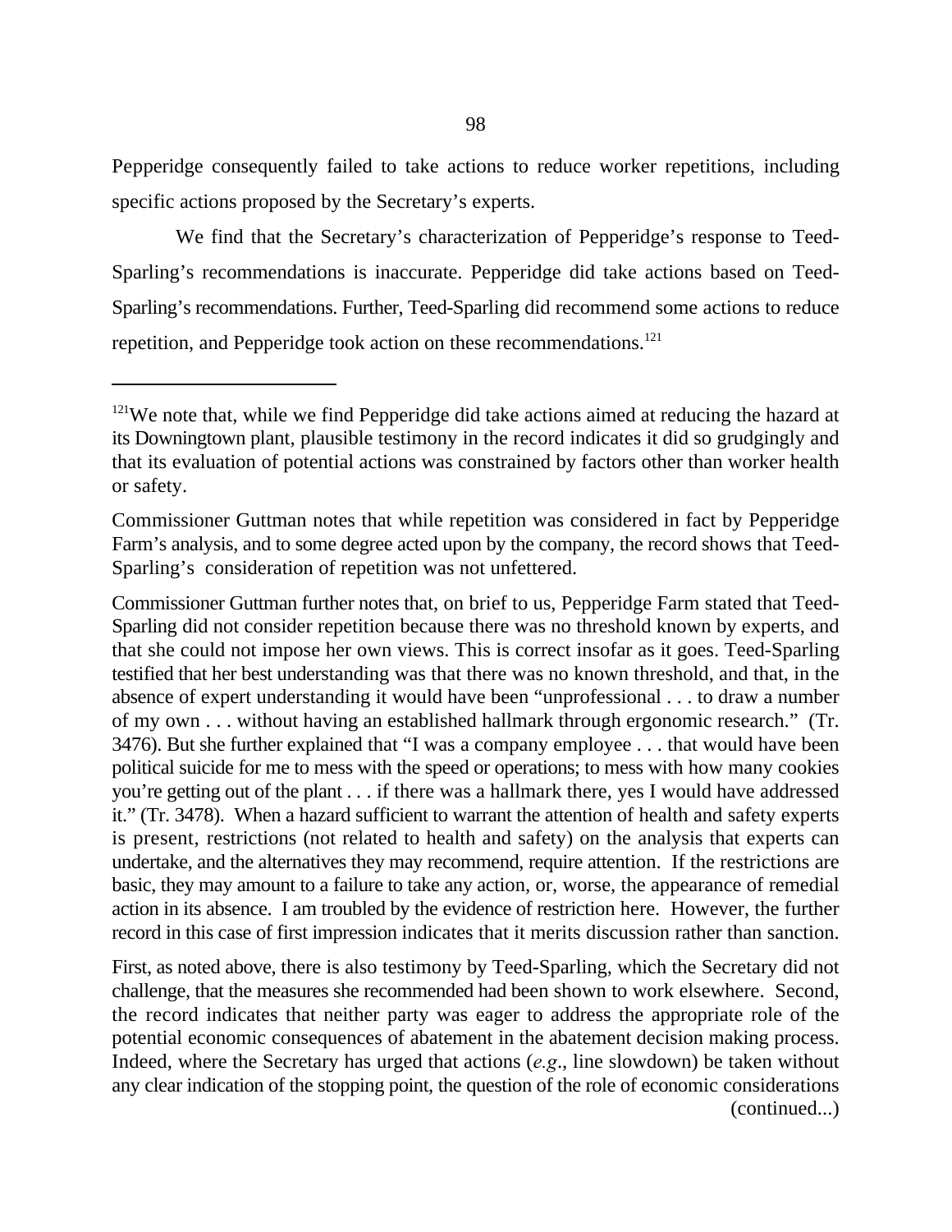Pepperidge consequently failed to take actions to reduce worker repetitions, including specific actions proposed by the Secretary's experts.

We find that the Secretary's characterization of Pepperidge's response to Teed-Sparling's recommendations is inaccurate. Pepperidge did take actions based on Teed-Sparling's recommendations. Further, Teed-Sparling did recommend some actions to reduce repetition, and Pepperidge took action on these recommendations.[121]

---

[121]We note that, while we find Pepperidge did take actions aimed at reducing the hazard at its Downingtown plant, plausible testimony in the record indicates it did so grudgingly and that its evaluation of potential actions was constrained by factors other than worker health or safety.

Commissioner Guttman notes that while repetition was considered in fact by Pepperidge Farm's analysis, and to some degree acted upon by the company, the record shows that Teed-Sparling's consideration of repetition was not unfettered.

Commissioner Guttman further notes that, on brief to us, Pepperidge Farm stated that Teed-Sparling did not consider repetition because there was no threshold known by experts, and that she could not impose her own views. This is correct insofar as it goes. Teed-Sparling testified that her best understanding was that there was no known threshold, and that, in the absence of expert understanding it would have been "unprofessional . . . to draw a number of my own . . . without having an established hallmark through ergonomic research." (Tr. 3476). But she further explained that "I was a company employee . . . that would have been political suicide for me to mess with the speed or operations; to mess with how many cookies you're getting out of the plant . . . if there was a hallmark there, yes I would have addressed it." (Tr. 3478). When a hazard sufficient to warrant the attention of health and safety experts is present, restrictions (not related to health and safety) on the analysis that experts can undertake, and the alternatives they may recommend, require attention. If the restrictions are basic, they may amount to a failure to take any action, or, worse, the appearance of remedial action in its absence. I am troubled by the evidence of restriction here. However, the further record in this case of first impression indicates that it merits discussion rather than sanction.

First, as noted above, there is also testimony by Teed-Sparling, which the Secretary did not challenge, that the measures she recommended had been shown to work elsewhere. Second, the record indicates that neither party was eager to address the appropriate role of the potential economic consequences of abatement in the abatement decision making process. Indeed, where the Secretary has urged that actions (*e.g*., line slowdown) be taken without any clear indication of the stopping point, the question of the role of economic considerations (continued...)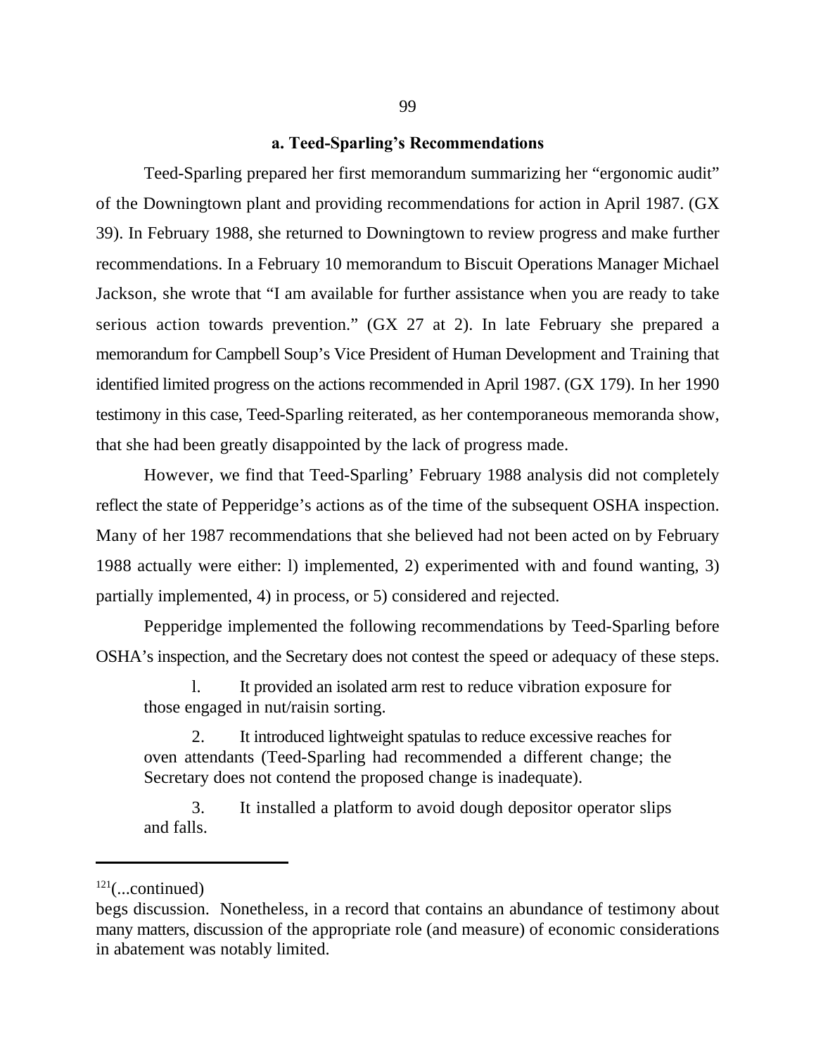### a. Teed-Sparling's Recommendations

Teed-Sparling prepared her first memorandum summarizing her "ergonomic audit" of the Downingtown plant and providing recommendations for action in April 1987. (GX 39). In February 1988, she returned to Downingtown to review progress and make further recommendations. In a February 10 memorandum to Biscuit Operations Manager Michael Jackson, she wrote that "I am available for further assistance when you are ready to take serious action towards prevention." (GX 27 at 2). In late February she prepared a memorandum for Campbell Soup's Vice President of Human Development and Training that identified limited progress on the actions recommended in April 1987. (GX 179). In her 1990 testimony in this case, Teed-Sparling reiterated, as her contemporaneous memoranda show, that she had been greatly disappointed by the lack of progress made.

However, we find that Teed-Sparling' February 1988 analysis did not completely reflect the state of Pepperidge's actions as of the time of the subsequent OSHA inspection. Many of her 1987 recommendations that she believed had not been acted on by February 1988 actually were either: l) implemented, 2) experimented with and found wanting, 3) partially implemented, 4) in process, or 5) considered and rejected.

Pepperidge implemented the following recommendations by Teed-Sparling before OSHA's inspection, and the Secretary does not contest the speed or adequacy of these steps.

> l. It provided an isolated arm rest to reduce vibration exposure for those engaged in nut/raisin sorting.
>
> 2. It introduced lightweight spatulas to reduce excessive reaches for oven attendants (Teed-Sparling had recommended a different change; the Secretary does not contend the proposed change is inadequate).
>
> 3. It installed a platform to avoid dough depositor operator slips and falls.

---

[121](...continued)

begs discussion. Nonetheless, in a record that contains an abundance of testimony about many matters, discussion of the appropriate role (and measure) of economic considerations in abatement was notably limited.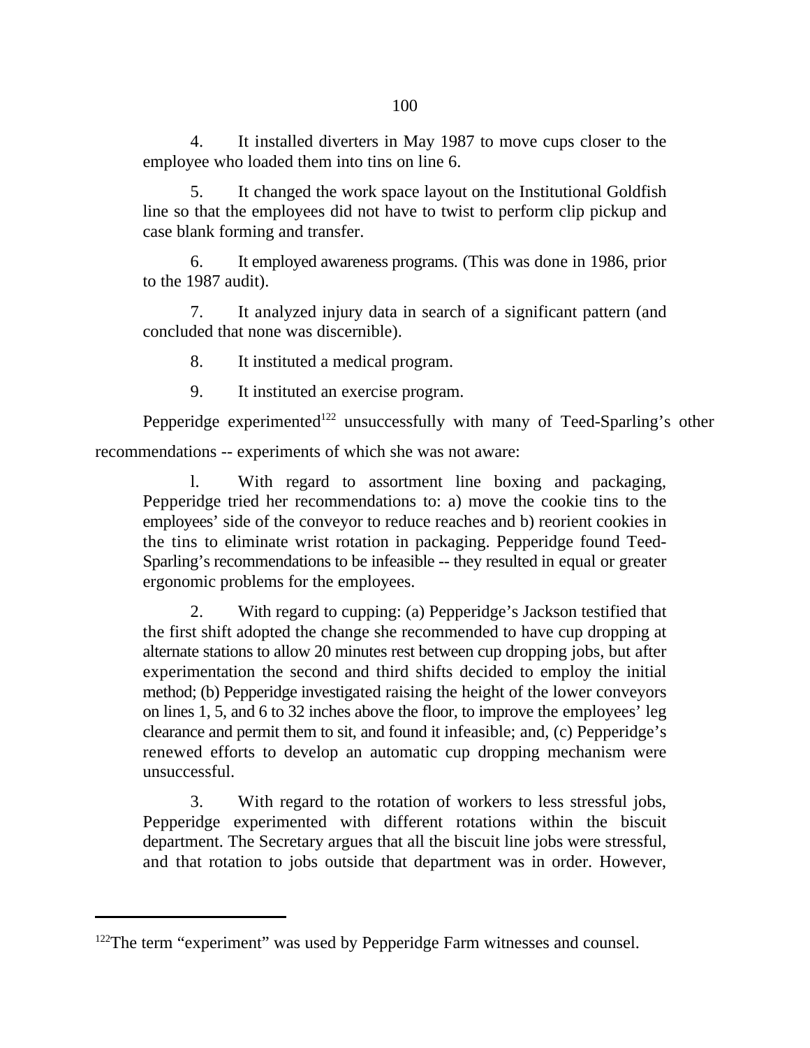4. It installed diverters in May 1987 to move cups closer to the employee who loaded them into tins on line 6.

5. It changed the work space layout on the Institutional Goldfish line so that the employees did not have to twist to perform clip pickup and case blank forming and transfer.

6. It employed awareness programs. (This was done in 1986, prior to the 1987 audit).

7. It analyzed injury data in search of a significant pattern (and concluded that none was discernible).

8. It instituted a medical program.

9. It instituted an exercise program.

Pepperidge experimented[122] unsuccessfully with many of Teed-Sparling's other recommendations -- experiments of which she was not aware:

l. With regard to assortment line boxing and packaging, Pepperidge tried her recommendations to: a) move the cookie tins to the employees' side of the conveyor to reduce reaches and b) reorient cookies in the tins to eliminate wrist rotation in packaging. Pepperidge found Teed-Sparling's recommendations to be infeasible -- they resulted in equal or greater ergonomic problems for the employees.

2. With regard to cupping: (a) Pepperidge's Jackson testified that the first shift adopted the change she recommended to have cup dropping at alternate stations to allow 20 minutes rest between cup dropping jobs, but after experimentation the second and third shifts decided to employ the initial method; (b) Pepperidge investigated raising the height of the lower conveyors on lines 1, 5, and 6 to 32 inches above the floor, to improve the employees' leg clearance and permit them to sit, and found it infeasible; and, (c) Pepperidge's renewed efforts to develop an automatic cup dropping mechanism were unsuccessful.

3. With regard to the rotation of workers to less stressful jobs, Pepperidge experimented with different rotations within the biscuit department. The Secretary argues that all the biscuit line jobs were stressful, and that rotation to jobs outside that department was in order. However,

[122]The term "experiment" was used by Pepperidge Farm witnesses and counsel.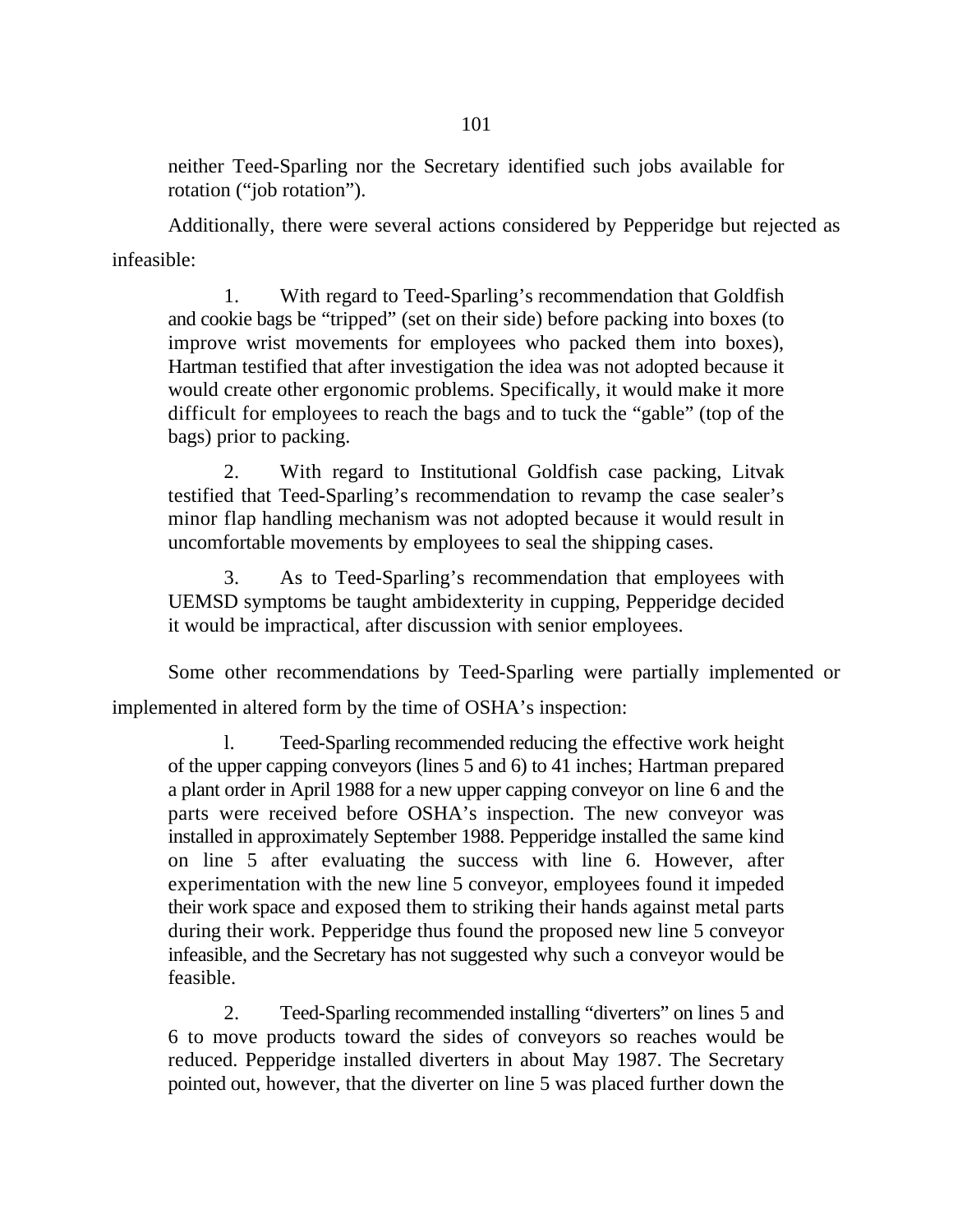neither Teed-Sparling nor the Secretary identified such jobs available for rotation ("job rotation").

Additionally, there were several actions considered by Pepperidge but rejected as infeasible:

> 1. With regard to Teed-Sparling's recommendation that Goldfish and cookie bags be "tripped" (set on their side) before packing into boxes (to improve wrist movements for employees who packed them into boxes), Hartman testified that after investigation the idea was not adopted because it would create other ergonomic problems. Specifically, it would make it more difficult for employees to reach the bags and to tuck the "gable" (top of the bags) prior to packing.
>
> 2. With regard to Institutional Goldfish case packing, Litvak testified that Teed-Sparling's recommendation to revamp the case sealer's minor flap handling mechanism was not adopted because it would result in uncomfortable movements by employees to seal the shipping cases.
>
> 3. As to Teed-Sparling's recommendation that employees with UEMSD symptoms be taught ambidexterity in cupping, Pepperidge decided it would be impractical, after discussion with senior employees.

Some other recommendations by Teed-Sparling were partially implemented or implemented in altered form by the time of OSHA's inspection:

> l. Teed-Sparling recommended reducing the effective work height of the upper capping conveyors (lines 5 and 6) to 41 inches; Hartman prepared a plant order in April 1988 for a new upper capping conveyor on line 6 and the parts were received before OSHA's inspection. The new conveyor was installed in approximately September 1988. Pepperidge installed the same kind on line 5 after evaluating the success with line 6. However, after experimentation with the new line 5 conveyor, employees found it impeded their work space and exposed them to striking their hands against metal parts during their work. Pepperidge thus found the proposed new line 5 conveyor infeasible, and the Secretary has not suggested why such a conveyor would be feasible.
>
> 2. Teed-Sparling recommended installing "diverters" on lines 5 and 6 to move products toward the sides of conveyors so reaches would be reduced. Pepperidge installed diverters in about May 1987. The Secretary pointed out, however, that the diverter on line 5 was placed further down the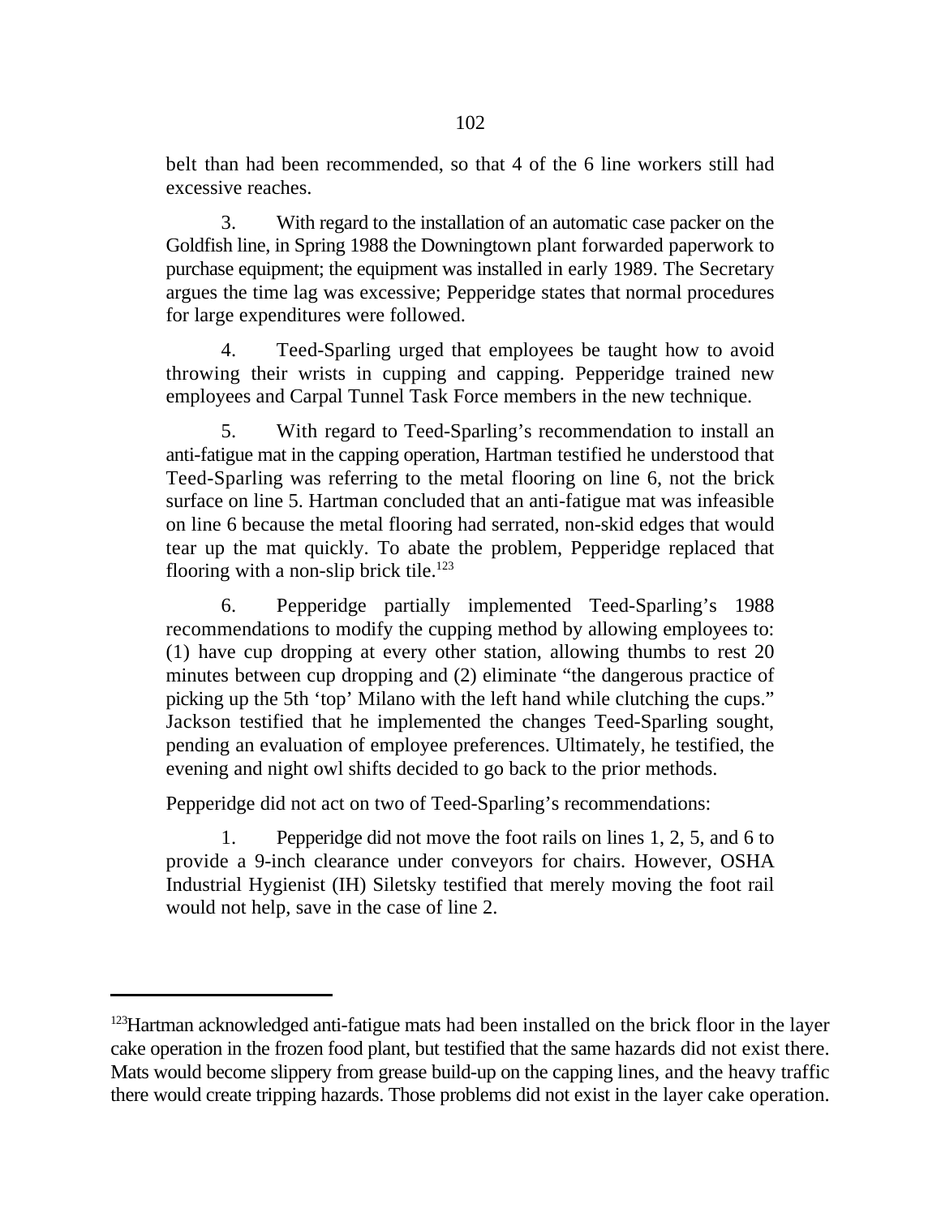belt than had been recommended, so that 4 of the 6 line workers still had excessive reaches.

3. With regard to the installation of an automatic case packer on the Goldfish line, in Spring 1988 the Downingtown plant forwarded paperwork to purchase equipment; the equipment was installed in early 1989. The Secretary argues the time lag was excessive; Pepperidge states that normal procedures for large expenditures were followed.

4. Teed-Sparling urged that employees be taught how to avoid throwing their wrists in cupping and capping. Pepperidge trained new employees and Carpal Tunnel Task Force members in the new technique.

5. With regard to Teed-Sparling's recommendation to install an anti-fatigue mat in the capping operation, Hartman testified he understood that Teed-Sparling was referring to the metal flooring on line 6, not the brick surface on line 5. Hartman concluded that an anti-fatigue mat was infeasible on line 6 because the metal flooring had serrated, non-skid edges that would tear up the mat quickly. To abate the problem, Pepperidge replaced that flooring with a non-slip brick tile.[123]

6. Pepperidge partially implemented Teed-Sparling's 1988 recommendations to modify the cupping method by allowing employees to: (1) have cup dropping at every other station, allowing thumbs to rest 20 minutes between cup dropping and (2) eliminate "the dangerous practice of picking up the 5th 'top' Milano with the left hand while clutching the cups." Jackson testified that he implemented the changes Teed-Sparling sought, pending an evaluation of employee preferences. Ultimately, he testified, the evening and night owl shifts decided to go back to the prior methods.

Pepperidge did not act on two of Teed-Sparling's recommendations:

1. Pepperidge did not move the foot rails on lines 1, 2, 5, and 6 to provide a 9-inch clearance under conveyors for chairs. However, OSHA Industrial Hygienist (IH) Siletsky testified that merely moving the foot rail would not help, save in the case of line 2.

---

[123]Hartman acknowledged anti-fatigue mats had been installed on the brick floor in the layer cake operation in the frozen food plant, but testified that the same hazards did not exist there. Mats would become slippery from grease build-up on the capping lines, and the heavy traffic there would create tripping hazards. Those problems did not exist in the layer cake operation.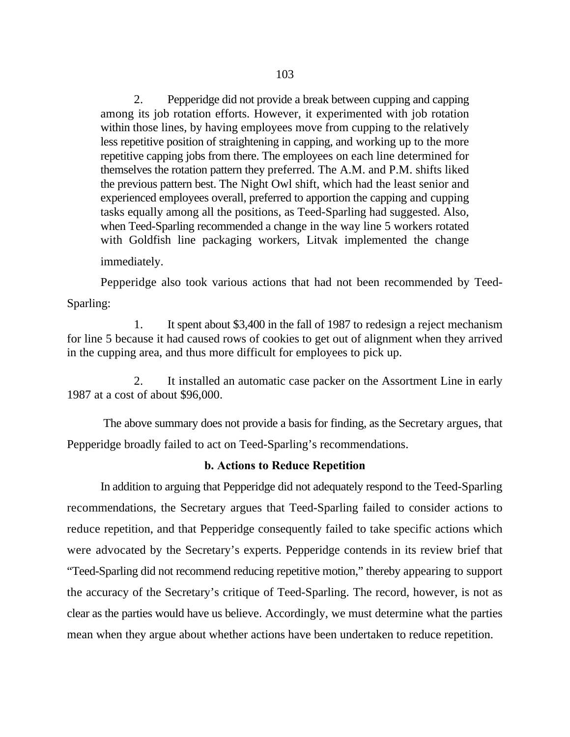2. Pepperidge did not provide a break between cupping and capping among its job rotation efforts. However, it experimented with job rotation within those lines, by having employees move from cupping to the relatively less repetitive position of straightening in capping, and working up to the more repetitive capping jobs from there. The employees on each line determined for themselves the rotation pattern they preferred. The A.M. and P.M. shifts liked the previous pattern best. The Night Owl shift, which had the least senior and experienced employees overall, preferred to apportion the capping and cupping tasks equally among all the positions, as Teed-Sparling had suggested. Also, when Teed-Sparling recommended a change in the way line 5 workers rotated with Goldfish line packaging workers, Litvak implemented the change immediately.

Pepperidge also took various actions that had not been recommended by Teed-Sparling:

1. It spent about $3,400 in the fall of 1987 to redesign a reject mechanism for line 5 because it had caused rows of cookies to get out of alignment when they arrived in the cupping area, and thus more difficult for employees to pick up.

2. It installed an automatic case packer on the Assortment Line in early 1987 at a cost of about $96,000.

The above summary does not provide a basis for finding, as the Secretary argues, that Pepperidge broadly failed to act on Teed-Sparling's recommendations.

**b. Actions to Reduce Repetition**

In addition to arguing that Pepperidge did not adequately respond to the Teed-Sparling recommendations, the Secretary argues that Teed-Sparling failed to consider actions to reduce repetition, and that Pepperidge consequently failed to take specific actions which were advocated by the Secretary's experts. Pepperidge contends in its review brief that "Teed-Sparling did not recommend reducing repetitive motion," thereby appearing to support the accuracy of the Secretary's critique of Teed-Sparling. The record, however, is not as clear as the parties would have us believe. Accordingly, we must determine what the parties mean when they argue about whether actions have been undertaken to reduce repetition.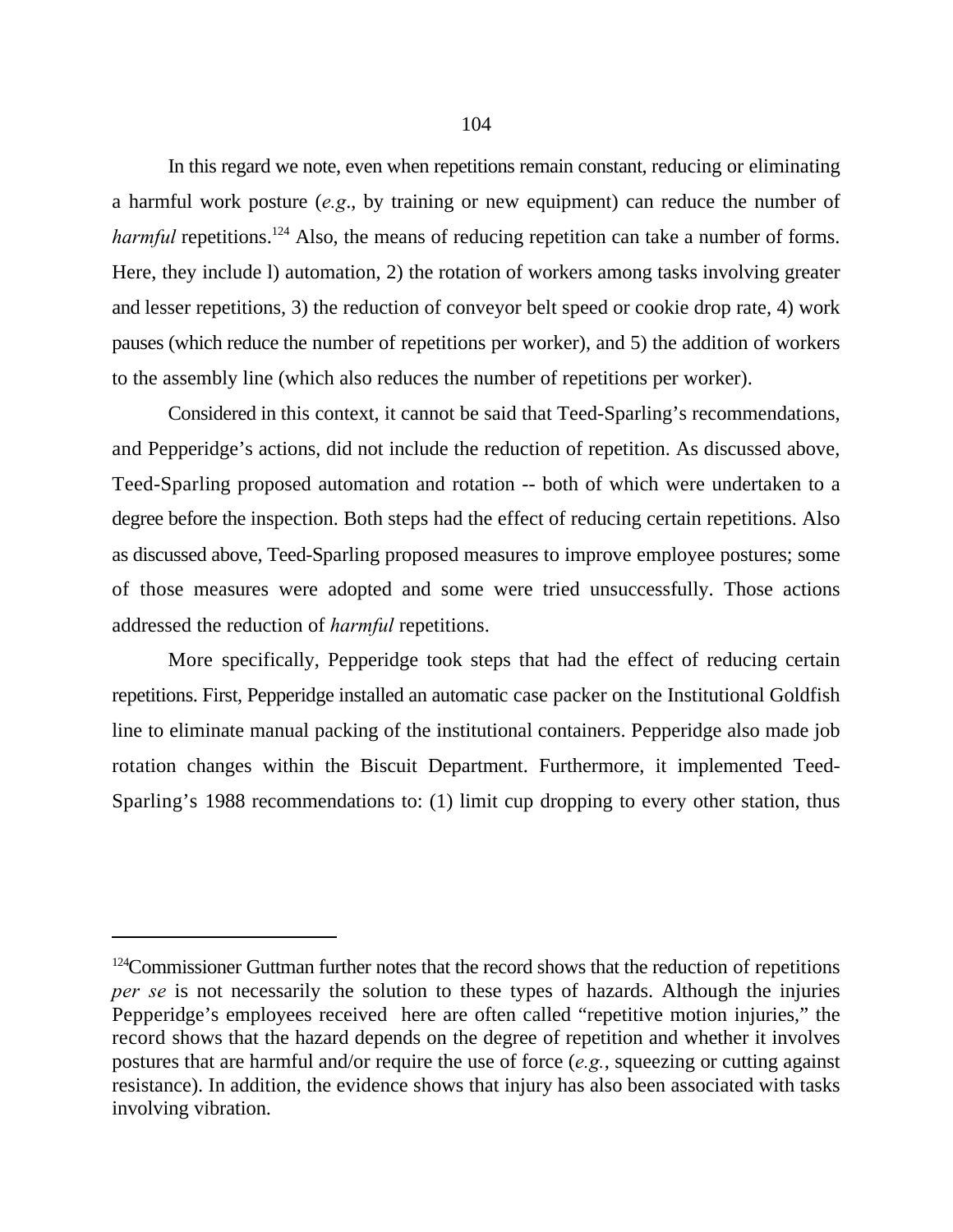In this regard we note, even when repetitions remain constant, reducing or eliminating a harmful work posture (*e.g*., by training or new equipment) can reduce the number of *harmful* repetitions.[124] Also, the means of reducing repetition can take a number of forms. Here, they include l) automation, 2) the rotation of workers among tasks involving greater and lesser repetitions, 3) the reduction of conveyor belt speed or cookie drop rate, 4) work pauses (which reduce the number of repetitions per worker), and 5) the addition of workers to the assembly line (which also reduces the number of repetitions per worker).

Considered in this context, it cannot be said that Teed-Sparling's recommendations, and Pepperidge's actions, did not include the reduction of repetition. As discussed above, Teed-Sparling proposed automation and rotation -- both of which were undertaken to a degree before the inspection. Both steps had the effect of reducing certain repetitions. Also as discussed above, Teed-Sparling proposed measures to improve employee postures; some of those measures were adopted and some were tried unsuccessfully. Those actions addressed the reduction of *harmful* repetitions.

More specifically, Pepperidge took steps that had the effect of reducing certain repetitions. First, Pepperidge installed an automatic case packer on the Institutional Goldfish line to eliminate manual packing of the institutional containers. Pepperidge also made job rotation changes within the Biscuit Department. Furthermore, it implemented Teed-Sparling's 1988 recommendations to: (1) limit cup dropping to every other station, thus

---

[124]Commissioner Guttman further notes that the record shows that the reduction of repetitions *per se* is not necessarily the solution to these types of hazards. Although the injuries Pepperidge's employees received here are often called "repetitive motion injuries," the record shows that the hazard depends on the degree of repetition and whether it involves postures that are harmful and/or require the use of force (*e.g.*, squeezing or cutting against resistance). In addition, the evidence shows that injury has also been associated with tasks involving vibration.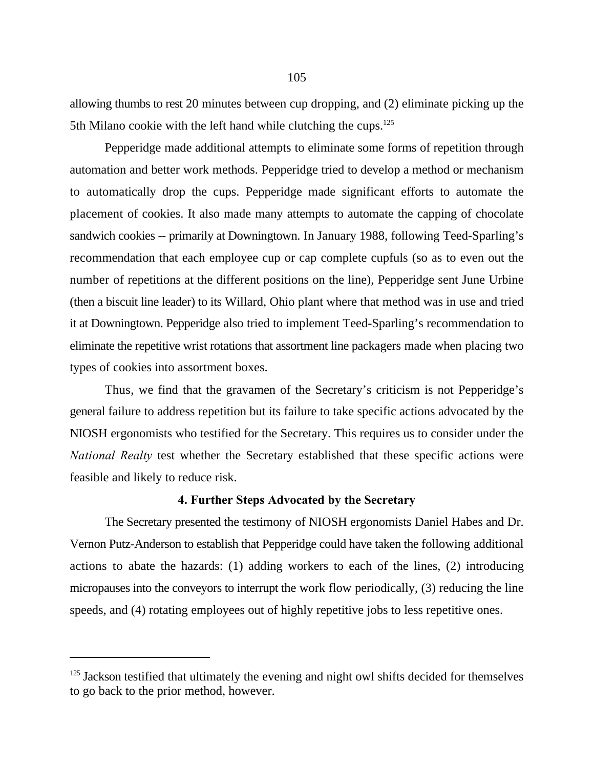allowing thumbs to rest 20 minutes between cup dropping, and (2) eliminate picking up the 5th Milano cookie with the left hand while clutching the cups.[125]

Pepperidge made additional attempts to eliminate some forms of repetition through automation and better work methods. Pepperidge tried to develop a method or mechanism to automatically drop the cups. Pepperidge made significant efforts to automate the placement of cookies. It also made many attempts to automate the capping of chocolate sandwich cookies -- primarily at Downingtown. In January 1988, following Teed-Sparling's recommendation that each employee cup or cap complete cupfuls (so as to even out the number of repetitions at the different positions on the line), Pepperidge sent June Urbine (then a biscuit line leader) to its Willard, Ohio plant where that method was in use and tried it at Downingtown. Pepperidge also tried to implement Teed-Sparling's recommendation to eliminate the repetitive wrist rotations that assortment line packagers made when placing two types of cookies into assortment boxes.

Thus, we find that the gravamen of the Secretary's criticism is not Pepperidge's general failure to address repetition but its failure to take specific actions advocated by the NIOSH ergonomists who testified for the Secretary. This requires us to consider under the *National Realty* test whether the Secretary established that these specific actions were feasible and likely to reduce risk.

### 4. Further Steps Advocated by the Secretary

The Secretary presented the testimony of NIOSH ergonomists Daniel Habes and Dr. Vernon Putz-Anderson to establish that Pepperidge could have taken the following additional actions to abate the hazards: (1) adding workers to each of the lines, (2) introducing micropauses into the conveyors to interrupt the work flow periodically, (3) reducing the line speeds, and (4) rotating employees out of highly repetitive jobs to less repetitive ones.

---

[125] Jackson testified that ultimately the evening and night owl shifts decided for themselves to go back to the prior method, however.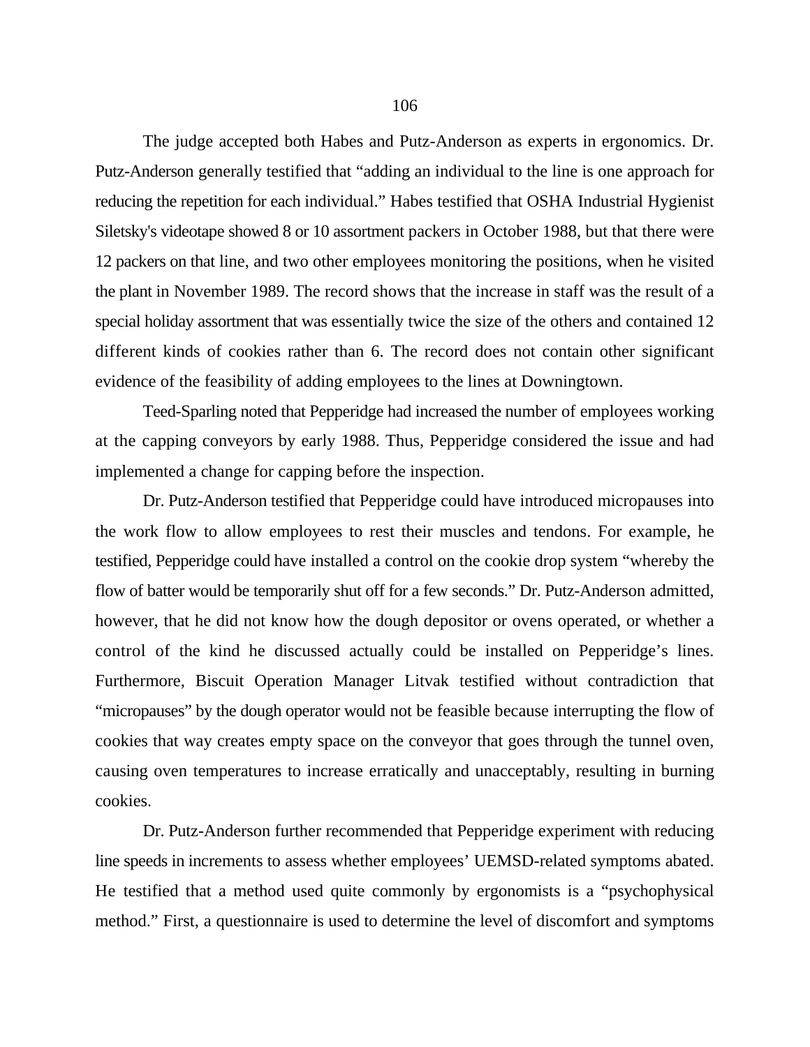The judge accepted both Habes and Putz-Anderson as experts in ergonomics. Dr. Putz-Anderson generally testified that "adding an individual to the line is one approach for reducing the repetition for each individual." Habes testified that OSHA Industrial Hygienist Siletsky's videotape showed 8 or 10 assortment packers in October 1988, but that there were 12 packers on that line, and two other employees monitoring the positions, when he visited the plant in November 1989. The record shows that the increase in staff was the result of a special holiday assortment that was essentially twice the size of the others and contained 12 different kinds of cookies rather than 6. The record does not contain other significant evidence of the feasibility of adding employees to the lines at Downingtown.

Teed-Sparling noted that Pepperidge had increased the number of employees working at the capping conveyors by early 1988. Thus, Pepperidge considered the issue and had implemented a change for capping before the inspection.

Dr. Putz-Anderson testified that Pepperidge could have introduced micropauses into the work flow to allow employees to rest their muscles and tendons. For example, he testified, Pepperidge could have installed a control on the cookie drop system "whereby the flow of batter would be temporarily shut off for a few seconds." Dr. Putz-Anderson admitted, however, that he did not know how the dough depositor or ovens operated, or whether a control of the kind he discussed actually could be installed on Pepperidge's lines. Furthermore, Biscuit Operation Manager Litvak testified without contradiction that "micropauses" by the dough operator would not be feasible because interrupting the flow of cookies that way creates empty space on the conveyor that goes through the tunnel oven, causing oven temperatures to increase erratically and unacceptably, resulting in burning cookies.

Dr. Putz-Anderson further recommended that Pepperidge experiment with reducing line speeds in increments to assess whether employees' UEMSD-related symptoms abated. He testified that a method used quite commonly by ergonomists is a "psychophysical method." First, a questionnaire is used to determine the level of discomfort and symptoms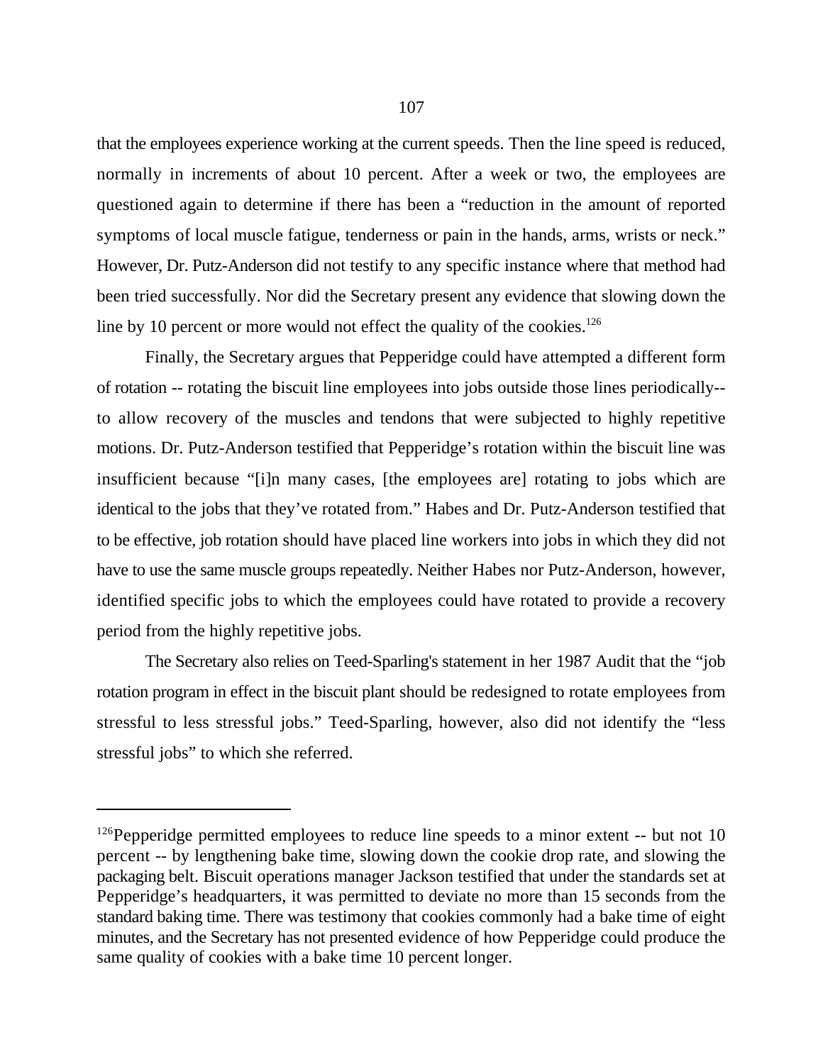that the employees experience working at the current speeds. Then the line speed is reduced, normally in increments of about 10 percent. After a week or two, the employees are questioned again to determine if there has been a "reduction in the amount of reported symptoms of local muscle fatigue, tenderness or pain in the hands, arms, wrists or neck." However, Dr. Putz-Anderson did not testify to any specific instance where that method had been tried successfully. Nor did the Secretary present any evidence that slowing down the line by 10 percent or more would not effect the quality of the cookies.[126]

Finally, the Secretary argues that Pepperidge could have attempted a different form of rotation -- rotating the biscuit line employees into jobs outside those lines periodically-- to allow recovery of the muscles and tendons that were subjected to highly repetitive motions. Dr. Putz-Anderson testified that Pepperidge's rotation within the biscuit line was insufficient because "[i]n many cases, [the employees are] rotating to jobs which are identical to the jobs that they've rotated from." Habes and Dr. Putz-Anderson testified that to be effective, job rotation should have placed line workers into jobs in which they did not have to use the same muscle groups repeatedly. Neither Habes nor Putz-Anderson, however, identified specific jobs to which the employees could have rotated to provide a recovery period from the highly repetitive jobs.

The Secretary also relies on Teed-Sparling's statement in her 1987 Audit that the "job rotation program in effect in the biscuit plant should be redesigned to rotate employees from stressful to less stressful jobs." Teed-Sparling, however, also did not identify the "less stressful jobs" to which she referred.

---

[126]Pepperidge permitted employees to reduce line speeds to a minor extent -- but not 10 percent -- by lengthening bake time, slowing down the cookie drop rate, and slowing the packaging belt. Biscuit operations manager Jackson testified that under the standards set at Pepperidge's headquarters, it was permitted to deviate no more than 15 seconds from the standard baking time. There was testimony that cookies commonly had a bake time of eight minutes, and the Secretary has not presented evidence of how Pepperidge could produce the same quality of cookies with a bake time 10 percent longer.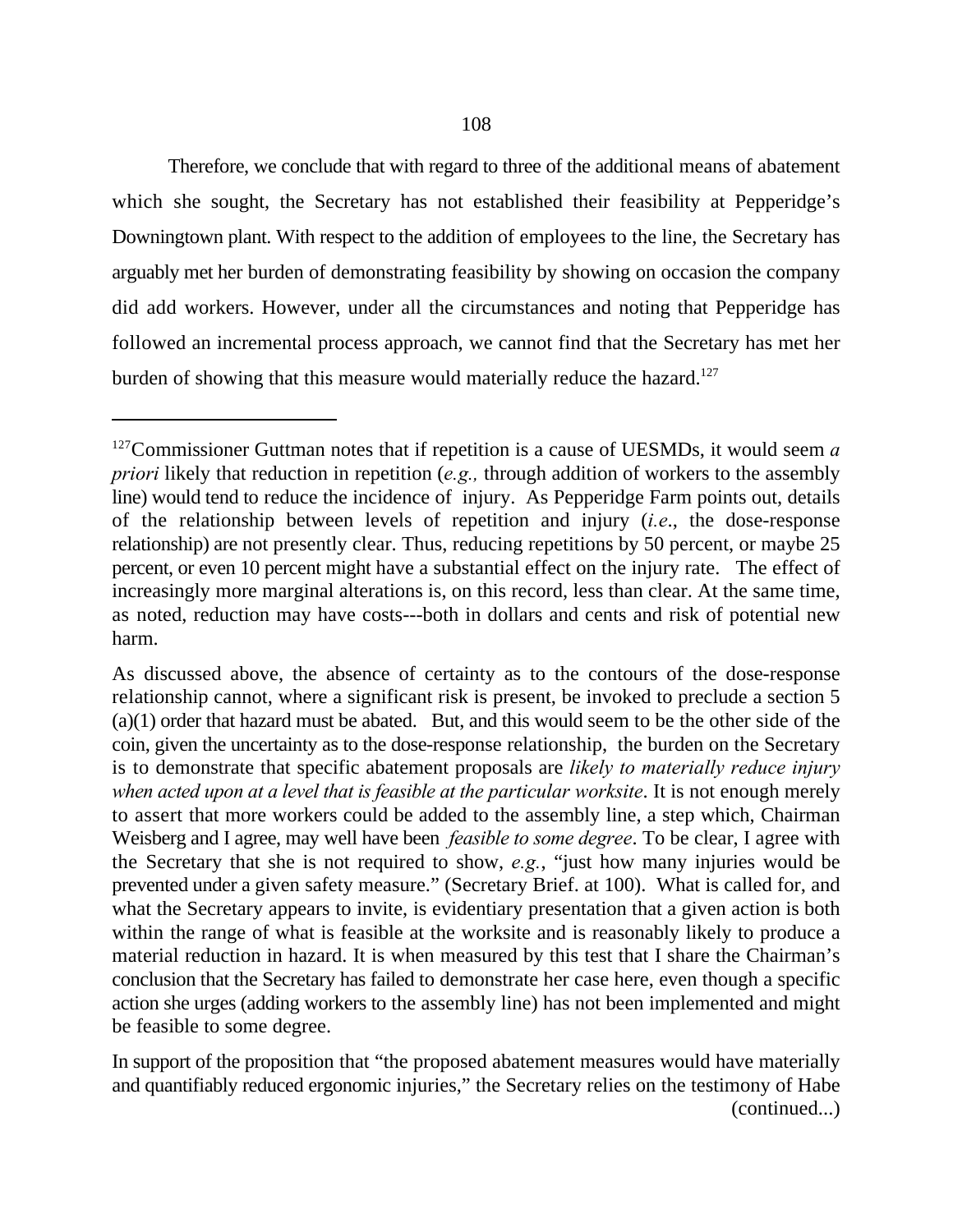Therefore, we conclude that with regard to three of the additional means of abatement which she sought, the Secretary has not established their feasibility at Pepperidge's Downingtown plant. With respect to the addition of employees to the line, the Secretary has arguably met her burden of demonstrating feasibility by showing on occasion the company did add workers. However, under all the circumstances and noting that Pepperidge has followed an incremental process approach, we cannot find that the Secretary has met her burden of showing that this measure would materially reduce the hazard.[127]

---

[127]Commissioner Guttman notes that if repetition is a cause of UESMDs, it would seem *a priori* likely that reduction in repetition (*e.g.,* through addition of workers to the assembly line) would tend to reduce the incidence of injury. As Pepperidge Farm points out, details of the relationship between levels of repetition and injury (*i.e.*, the dose-response relationship) are not presently clear. Thus, reducing repetitions by 50 percent, or maybe 25 percent, or even 10 percent might have a substantial effect on the injury rate. The effect of increasingly more marginal alterations is, on this record, less than clear. At the same time, as noted, reduction may have costs---both in dollars and cents and risk of potential new harm.

As discussed above, the absence of certainty as to the contours of the dose-response relationship cannot, where a significant risk is present, be invoked to preclude a section 5 (a)(1) order that hazard must be abated. But, and this would seem to be the other side of the coin, given the uncertainty as to the dose-response relationship, the burden on the Secretary is to demonstrate that specific abatement proposals are *likely to materially reduce injury when acted upon at a level that is feasible at the particular worksite*. It is not enough merely to assert that more workers could be added to the assembly line, a step which, Chairman Weisberg and I agree, may well have been *feasible to some degree*. To be clear, I agree with the Secretary that she is not required to show, *e.g.*, "just how many injuries would be prevented under a given safety measure." (Secretary Brief. at 100). What is called for, and what the Secretary appears to invite, is evidentiary presentation that a given action is both within the range of what is feasible at the worksite and is reasonably likely to produce a material reduction in hazard. It is when measured by this test that I share the Chairman's conclusion that the Secretary has failed to demonstrate her case here, even though a specific action she urges (adding workers to the assembly line) has not been implemented and might be feasible to some degree.

In support of the proposition that "the proposed abatement measures would have materially and quantifiably reduced ergonomic injuries," the Secretary relies on the testimony of Habe (continued...)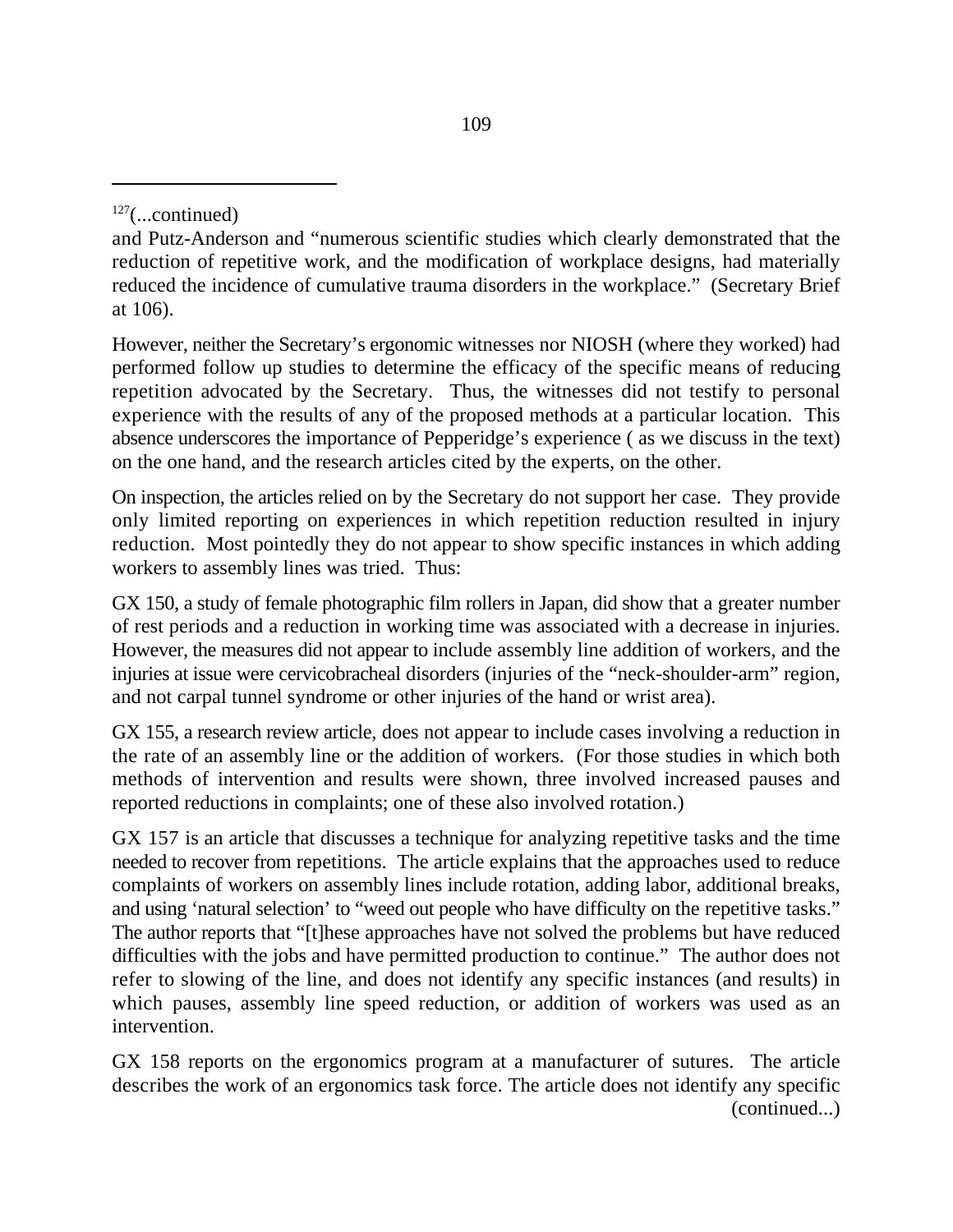[127](...continued)

and Putz-Anderson and "numerous scientific studies which clearly demonstrated that the reduction of repetitive work, and the modification of workplace designs, had materially reduced the incidence of cumulative trauma disorders in the workplace." (Secretary Brief at 106).

However, neither the Secretary's ergonomic witnesses nor NIOSH (where they worked) had performed follow up studies to determine the efficacy of the specific means of reducing repetition advocated by the Secretary. Thus, the witnesses did not testify to personal experience with the results of any of the proposed methods at a particular location. This absence underscores the importance of Pepperidge's experience ( as we discuss in the text) on the one hand, and the research articles cited by the experts, on the other.

On inspection, the articles relied on by the Secretary do not support her case. They provide only limited reporting on experiences in which repetition reduction resulted in injury reduction. Most pointedly they do not appear to show specific instances in which adding workers to assembly lines was tried. Thus:

GX 150, a study of female photographic film rollers in Japan, did show that a greater number of rest periods and a reduction in working time was associated with a decrease in injuries. However, the measures did not appear to include assembly line addition of workers, and the injuries at issue were cervicobracheal disorders (injuries of the "neck-shoulder-arm" region, and not carpal tunnel syndrome or other injuries of the hand or wrist area).

GX 155, a research review article, does not appear to include cases involving a reduction in the rate of an assembly line or the addition of workers. (For those studies in which both methods of intervention and results were shown, three involved increased pauses and reported reductions in complaints; one of these also involved rotation.)

GX 157 is an article that discusses a technique for analyzing repetitive tasks and the time needed to recover from repetitions. The article explains that the approaches used to reduce complaints of workers on assembly lines include rotation, adding labor, additional breaks, and using 'natural selection' to "weed out people who have difficulty on the repetitive tasks." The author reports that "[t]hese approaches have not solved the problems but have reduced difficulties with the jobs and have permitted production to continue." The author does not refer to slowing of the line, and does not identify any specific instances (and results) in which pauses, assembly line speed reduction, or addition of workers was used as an intervention.

GX 158 reports on the ergonomics program at a manufacturer of sutures. The article describes the work of an ergonomics task force. The article does not identify any specific (continued...)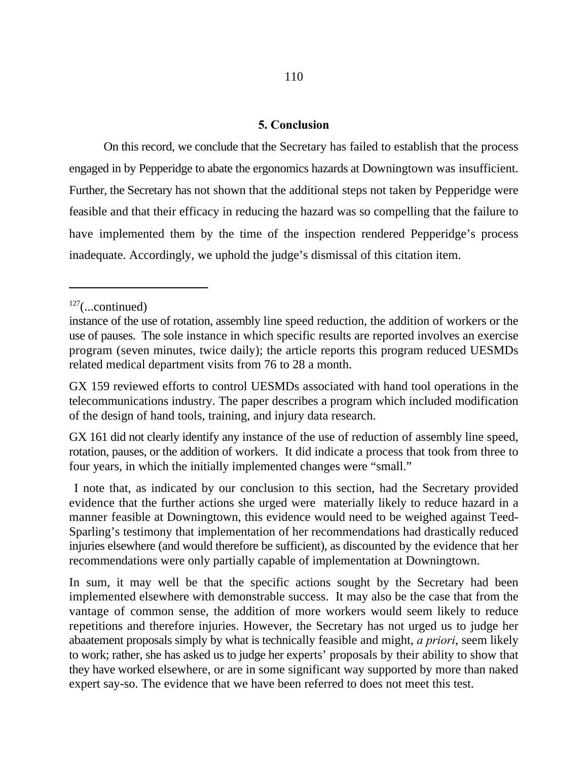**5. Conclusion**

On this record, we conclude that the Secretary has failed to establish that the process engaged in by Pepperidge to abate the ergonomics hazards at Downingtown was insufficient. Further, the Secretary has not shown that the additional steps not taken by Pepperidge were feasible and that their efficacy in reducing the hazard was so compelling that the failure to have implemented them by the time of the inspection rendered Pepperidge's process inadequate. Accordingly, we uphold the judge's dismissal of this citation item.

---

[127](...continued)

instance of the use of rotation, assembly line speed reduction, the addition of workers or the use of pauses. The sole instance in which specific results are reported involves an exercise program (seven minutes, twice daily); the article reports this program reduced UESMDs related medical department visits from 76 to 28 a month.

GX 159 reviewed efforts to control UESMDs associated with hand tool operations in the telecommunications industry. The paper describes a program which included modification of the design of hand tools, training, and injury data research.

GX 161 did not clearly identify any instance of the use of reduction of assembly line speed, rotation, pauses, or the addition of workers. It did indicate a process that took from three to four years, in which the initially implemented changes were "small."

I note that, as indicated by our conclusion to this section, had the Secretary provided evidence that the further actions she urged were materially likely to reduce hazard in a manner feasible at Downingtown, this evidence would need to be weighed against Teed-Sparling's testimony that implementation of her recommendations had drastically reduced injuries elsewhere (and would therefore be sufficient), as discounted by the evidence that her recommendations were only partially capable of implementation at Downingtown.

In sum, it may well be that the specific actions sought by the Secretary had been implemented elsewhere with demonstrable success. It may also be the case that from the vantage of common sense, the addition of more workers would seem likely to reduce repetitions and therefore injuries. However, the Secretary has not urged us to judge her abaatement proposals simply by what is technically feasible and might, *a priori*, seem likely to work; rather, she has asked us to judge her experts' proposals by their ability to show that they have worked elsewhere, or are in some significant way supported by more than naked expert say-so. The evidence that we have been referred to does not meet this test.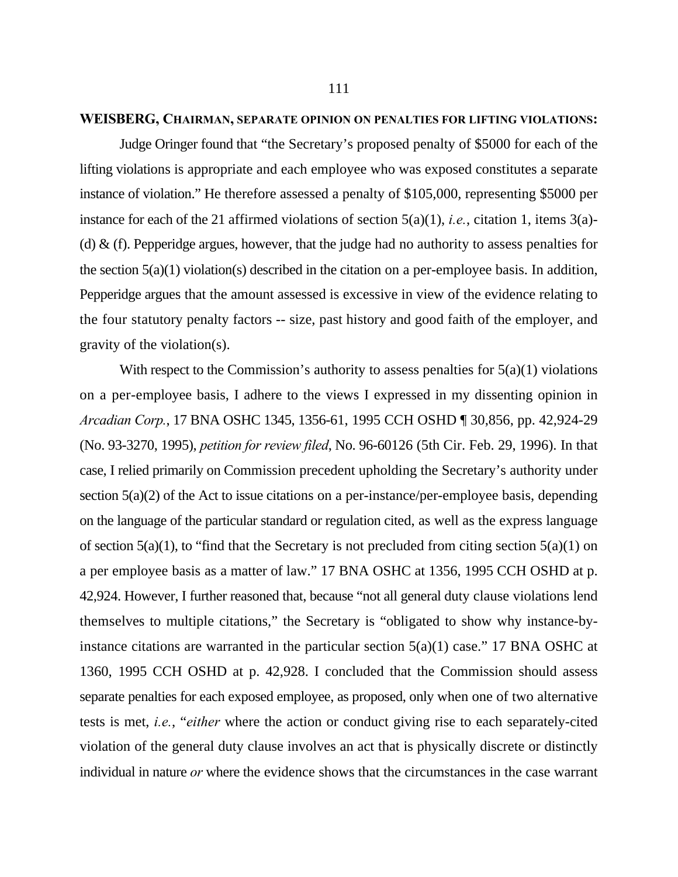**WEISBERG, CHAIRMAN, SEPARATE OPINION ON PENALTIES FOR LIFTING VIOLATIONS:**

Judge Oringer found that "the Secretary's proposed penalty of $5000 for each of the lifting violations is appropriate and each employee who was exposed constitutes a separate instance of violation." He therefore assessed a penalty of $105,000, representing $5000 per instance for each of the 21 affirmed violations of section 5(a)(1), *i.e.*, citation 1, items 3(a)-(d) & (f). Pepperidge argues, however, that the judge had no authority to assess penalties for the section 5(a)(1) violation(s) described in the citation on a per-employee basis. In addition, Pepperidge argues that the amount assessed is excessive in view of the evidence relating to the four statutory penalty factors -- size, past history and good faith of the employer, and gravity of the violation(s).

With respect to the Commission's authority to assess penalties for 5(a)(1) violations on a per-employee basis, I adhere to the views I expressed in my dissenting opinion in *Arcadian Corp.*, 17 BNA OSHC 1345, 1356-61, 1995 CCH OSHD ¶ 30,856, pp. 42,924-29 (No. 93-3270, 1995), *petition for review filed*, No. 96-60126 (5th Cir. Feb. 29, 1996). In that case, I relied primarily on Commission precedent upholding the Secretary's authority under section 5(a)(2) of the Act to issue citations on a per-instance/per-employee basis, depending on the language of the particular standard or regulation cited, as well as the express language of section 5(a)(1), to "find that the Secretary is not precluded from citing section 5(a)(1) on a per employee basis as a matter of law." 17 BNA OSHC at 1356, 1995 CCH OSHD at p. 42,924. However, I further reasoned that, because "not all general duty clause violations lend themselves to multiple citations," the Secretary is "obligated to show why instance-by-instance citations are warranted in the particular section 5(a)(1) case." 17 BNA OSHC at 1360, 1995 CCH OSHD at p. 42,928. I concluded that the Commission should assess separate penalties for each exposed employee, as proposed, only when one of two alternative tests is met, *i.e.*, "*either* where the action or conduct giving rise to each separately-cited violation of the general duty clause involves an act that is physically discrete or distinctly individual in nature *or* where the evidence shows that the circumstances in the case warrant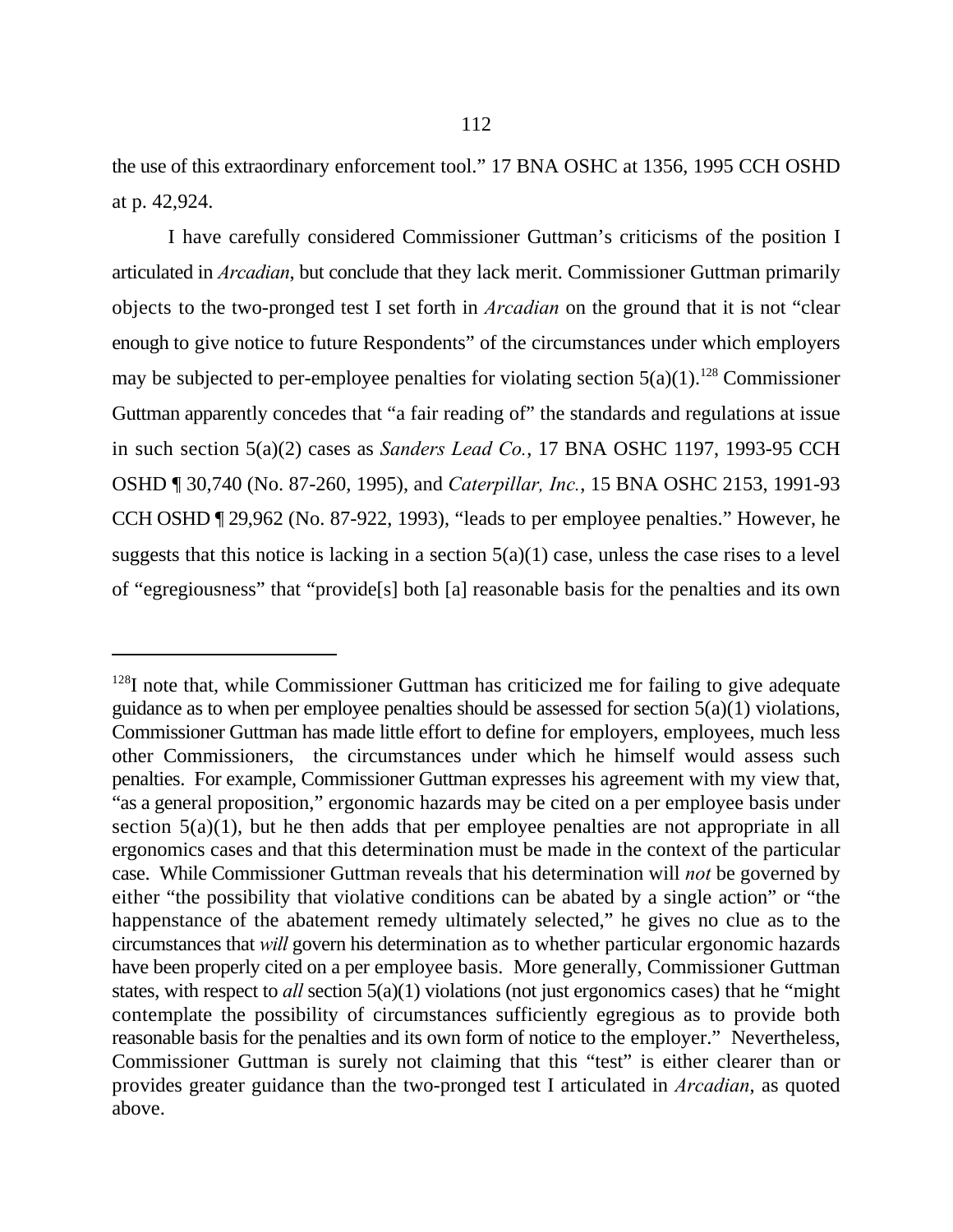the use of this extraordinary enforcement tool." 17 BNA OSHC at 1356, 1995 CCH OSHD at p. 42,924.

I have carefully considered Commissioner Guttman's criticisms of the position I articulated in *Arcadian*, but conclude that they lack merit. Commissioner Guttman primarily objects to the two-pronged test I set forth in *Arcadian* on the ground that it is not "clear enough to give notice to future Respondents" of the circumstances under which employers may be subjected to per-employee penalties for violating section 5(a)(1).[128] Commissioner Guttman apparently concedes that "a fair reading of" the standards and regulations at issue in such section 5(a)(2) cases as *Sanders Lead Co.*, 17 BNA OSHC 1197, 1993-95 CCH OSHD ¶ 30,740 (No. 87-260, 1995), and *Caterpillar, Inc.*, 15 BNA OSHC 2153, 1991-93 CCH OSHD ¶ 29,962 (No. 87-922, 1993), "leads to per employee penalties." However, he suggests that this notice is lacking in a section 5(a)(1) case, unless the case rises to a level of "egregiousness" that "provide[s] both [a] reasonable basis for the penalties and its own

---

[128]I note that, while Commissioner Guttman has criticized me for failing to give adequate guidance as to when per employee penalties should be assessed for section 5(a)(1) violations, Commissioner Guttman has made little effort to define for employers, employees, much less other Commissioners, the circumstances under which he himself would assess such penalties. For example, Commissioner Guttman expresses his agreement with my view that, "as a general proposition," ergonomic hazards may be cited on a per employee basis under section 5(a)(1), but he then adds that per employee penalties are not appropriate in all ergonomics cases and that this determination must be made in the context of the particular case. While Commissioner Guttman reveals that his determination will *not* be governed by either "the possibility that violative conditions can be abated by a single action" or "the happenstance of the abatement remedy ultimately selected," he gives no clue as to the circumstances that *will* govern his determination as to whether particular ergonomic hazards have been properly cited on a per employee basis. More generally, Commissioner Guttman states, with respect to *all* section 5(a)(1) violations (not just ergonomics cases) that he "might contemplate the possibility of circumstances sufficiently egregious as to provide both reasonable basis for the penalties and its own form of notice to the employer." Nevertheless, Commissioner Guttman is surely not claiming that this "test" is either clearer than or provides greater guidance than the two-pronged test I articulated in *Arcadian*, as quoted above.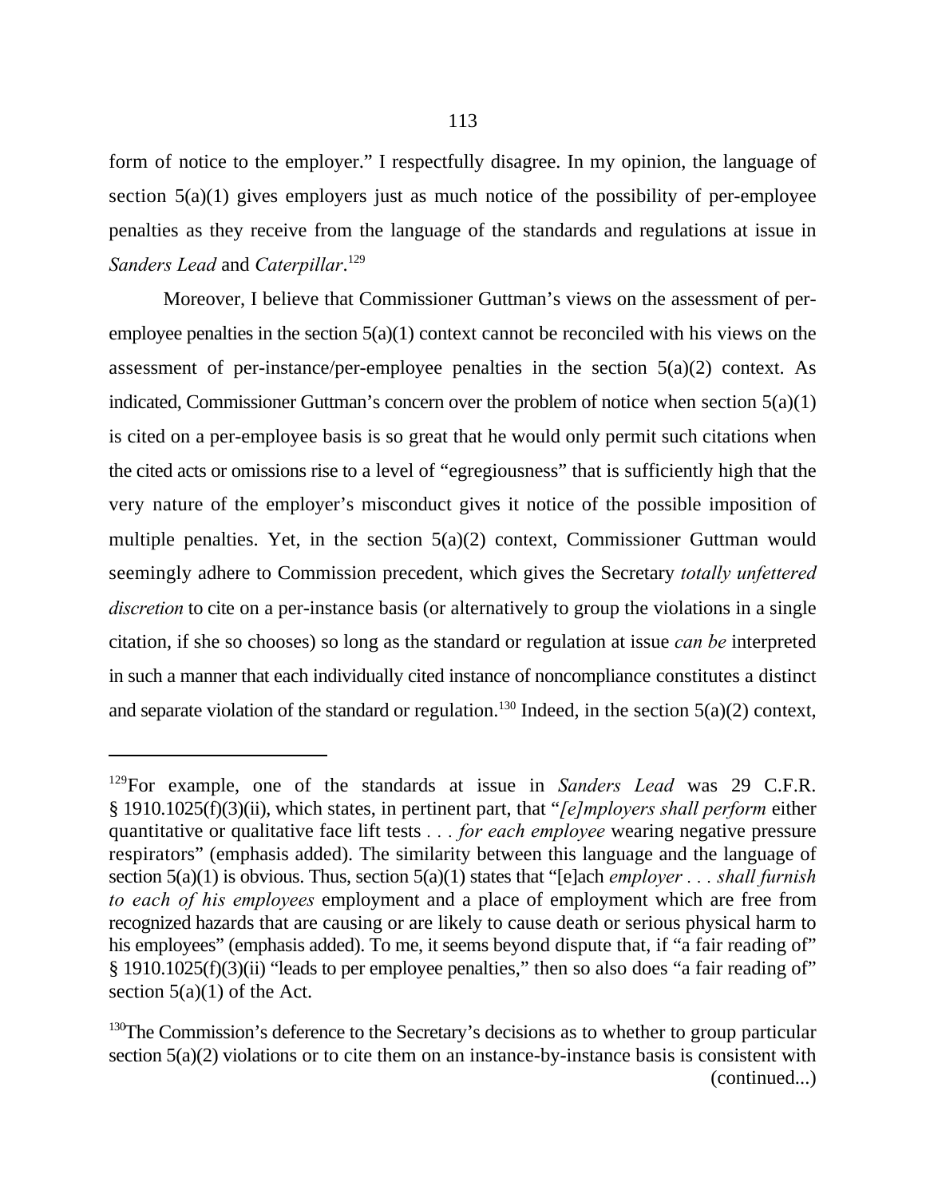form of notice to the employer." I respectfully disagree. In my opinion, the language of section 5(a)(1) gives employers just as much notice of the possibility of per-employee penalties as they receive from the language of the standards and regulations at issue in *Sanders Lead* and *Caterpillar*.[129]

Moreover, I believe that Commissioner Guttman's views on the assessment of per-employee penalties in the section 5(a)(1) context cannot be reconciled with his views on the assessment of per-instance/per-employee penalties in the section 5(a)(2) context. As indicated, Commissioner Guttman's concern over the problem of notice when section 5(a)(1) is cited on a per-employee basis is so great that he would only permit such citations when the cited acts or omissions rise to a level of "egregiousness" that is sufficiently high that the very nature of the employer's misconduct gives it notice of the possible imposition of multiple penalties. Yet, in the section 5(a)(2) context, Commissioner Guttman would seemingly adhere to Commission precedent, which gives the Secretary *totally unfettered discretion* to cite on a per-instance basis (or alternatively to group the violations in a single citation, if she so chooses) so long as the standard or regulation at issue *can be* interpreted in such a manner that each individually cited instance of noncompliance constitutes a distinct and separate violation of the standard or regulation.[130] Indeed, in the section 5(a)(2) context,

---

[129]For example, one of the standards at issue in *Sanders Lead* was 29 C.F.R. § 1910.1025(f)(3)(ii), which states, in pertinent part, that "*[e]mployers shall perform* either quantitative or qualitative face lift tests . . . *for each employee* wearing negative pressure respirators" (emphasis added). The similarity between this language and the language of section 5(a)(1) is obvious. Thus, section 5(a)(1) states that "[e]ach *employer . . . shall furnish to each of his employees* employment and a place of employment which are free from recognized hazards that are causing or are likely to cause death or serious physical harm to his employees" (emphasis added). To me, it seems beyond dispute that, if "a fair reading of" § 1910.1025(f)(3)(ii) "leads to per employee penalties," then so also does "a fair reading of" section 5(a)(1) of the Act.

[130]The Commission's deference to the Secretary's decisions as to whether to group particular section 5(a)(2) violations or to cite them on an instance-by-instance basis is consistent with (continued...)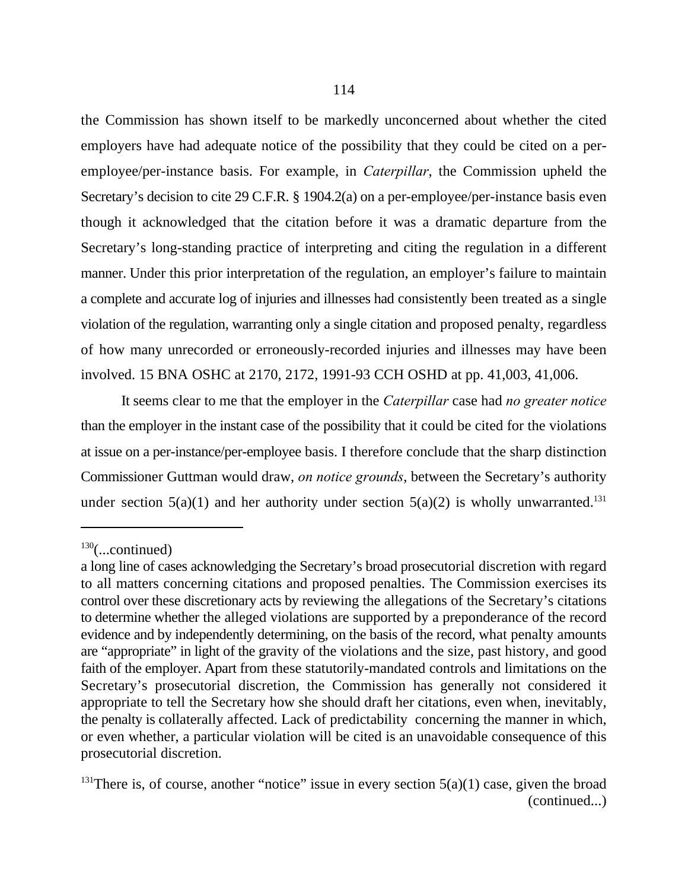the Commission has shown itself to be markedly unconcerned about whether the cited employers have had adequate notice of the possibility that they could be cited on a per-employee/per-instance basis. For example, in *Caterpillar*, the Commission upheld the Secretary's decision to cite 29 C.F.R. § 1904.2(a) on a per-employee/per-instance basis even though it acknowledged that the citation before it was a dramatic departure from the Secretary's long-standing practice of interpreting and citing the regulation in a different manner. Under this prior interpretation of the regulation, an employer's failure to maintain a complete and accurate log of injuries and illnesses had consistently been treated as a single violation of the regulation, warranting only a single citation and proposed penalty, regardless of how many unrecorded or erroneously-recorded injuries and illnesses may have been involved. 15 BNA OSHC at 2170, 2172, 1991-93 CCH OSHD at pp. 41,003, 41,006.

It seems clear to me that the employer in the *Caterpillar* case had *no greater notice* than the employer in the instant case of the possibility that it could be cited for the violations at issue on a per-instance/per-employee basis. I therefore conclude that the sharp distinction Commissioner Guttman would draw, *on notice grounds*, between the Secretary's authority under section 5(a)(1) and her authority under section 5(a)(2) is wholly unwarranted.[131]

---

[130](...continued)

a long line of cases acknowledging the Secretary's broad prosecutorial discretion with regard to all matters concerning citations and proposed penalties. The Commission exercises its control over these discretionary acts by reviewing the allegations of the Secretary's citations to determine whether the alleged violations are supported by a preponderance of the record evidence and by independently determining, on the basis of the record, what penalty amounts are "appropriate" in light of the gravity of the violations and the size, past history, and good faith of the employer. Apart from these statutorily-mandated controls and limitations on the Secretary's prosecutorial discretion, the Commission has generally not considered it appropriate to tell the Secretary how she should draft her citations, even when, inevitably, the penalty is collaterally affected. Lack of predictability concerning the manner in which, or even whether, a particular violation will be cited is an unavoidable consequence of this prosecutorial discretion.

[131]There is, of course, another "notice" issue in every section 5(a)(1) case, given the broad (continued...)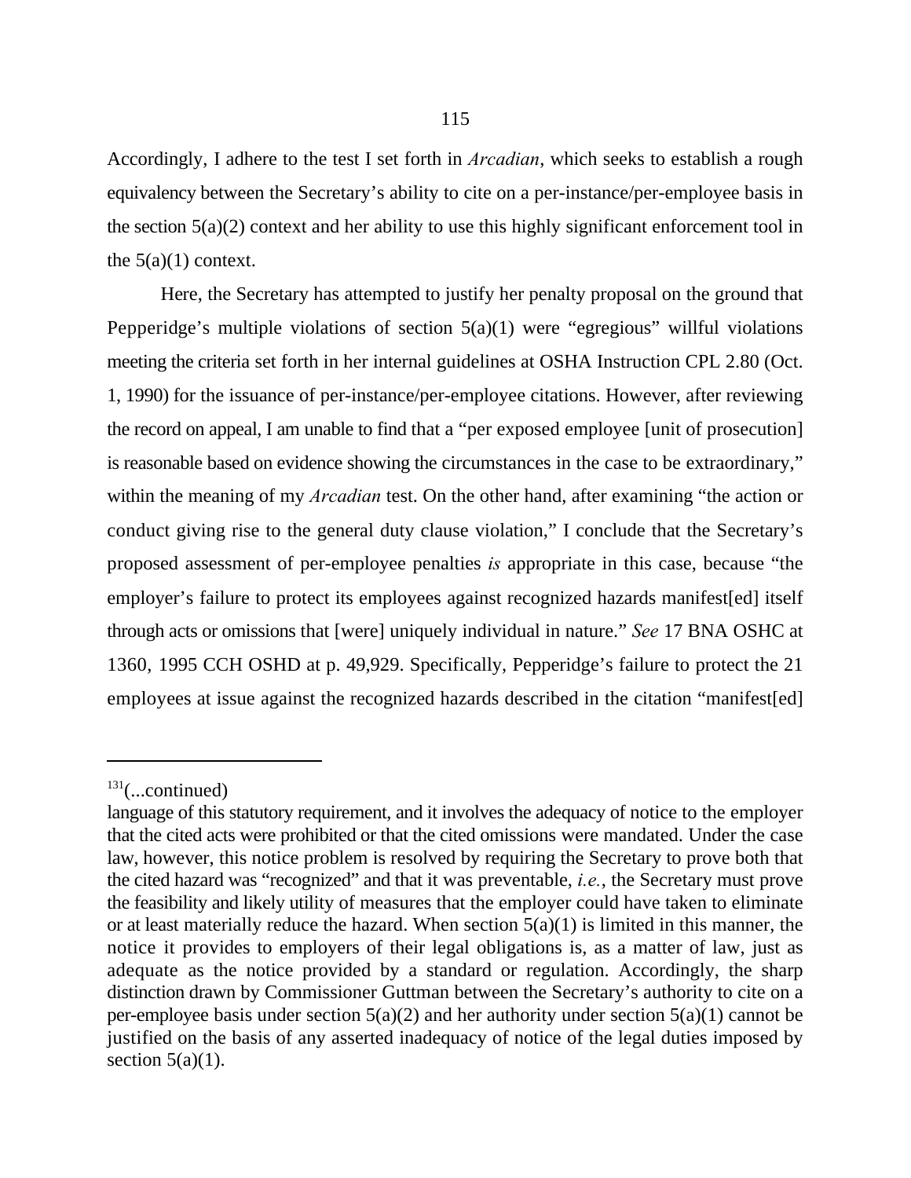Accordingly, I adhere to the test I set forth in *Arcadian*, which seeks to establish a rough equivalency between the Secretary's ability to cite on a per-instance/per-employee basis in the section 5(a)(2) context and her ability to use this highly significant enforcement tool in the 5(a)(1) context.

Here, the Secretary has attempted to justify her penalty proposal on the ground that Pepperidge's multiple violations of section 5(a)(1) were "egregious" willful violations meeting the criteria set forth in her internal guidelines at OSHA Instruction CPL 2.80 (Oct. 1, 1990) for the issuance of per-instance/per-employee citations. However, after reviewing the record on appeal, I am unable to find that a "per exposed employee [unit of prosecution] is reasonable based on evidence showing the circumstances in the case to be extraordinary," within the meaning of my *Arcadian* test. On the other hand, after examining "the action or conduct giving rise to the general duty clause violation," I conclude that the Secretary's proposed assessment of per-employee penalties *is* appropriate in this case, because "the employer's failure to protect its employees against recognized hazards manifest[ed] itself through acts or omissions that [were] uniquely individual in nature." *See* 17 BNA OSHC at 1360, 1995 CCH OSHD at p. 49,929. Specifically, Pepperidge's failure to protect the 21 employees at issue against the recognized hazards described in the citation "manifest[ed]

---

[131](...continued)
language of this statutory requirement, and it involves the adequacy of notice to the employer that the cited acts were prohibited or that the cited omissions were mandated. Under the case law, however, this notice problem is resolved by requiring the Secretary to prove both that the cited hazard was "recognized" and that it was preventable, *i.e.*, the Secretary must prove the feasibility and likely utility of measures that the employer could have taken to eliminate or at least materially reduce the hazard. When section 5(a)(1) is limited in this manner, the notice it provides to employers of their legal obligations is, as a matter of law, just as adequate as the notice provided by a standard or regulation. Accordingly, the sharp distinction drawn by Commissioner Guttman between the Secretary's authority to cite on a per-employee basis under section 5(a)(2) and her authority under section 5(a)(1) cannot be justified on the basis of any asserted inadequacy of notice of the legal duties imposed by section 5(a)(1).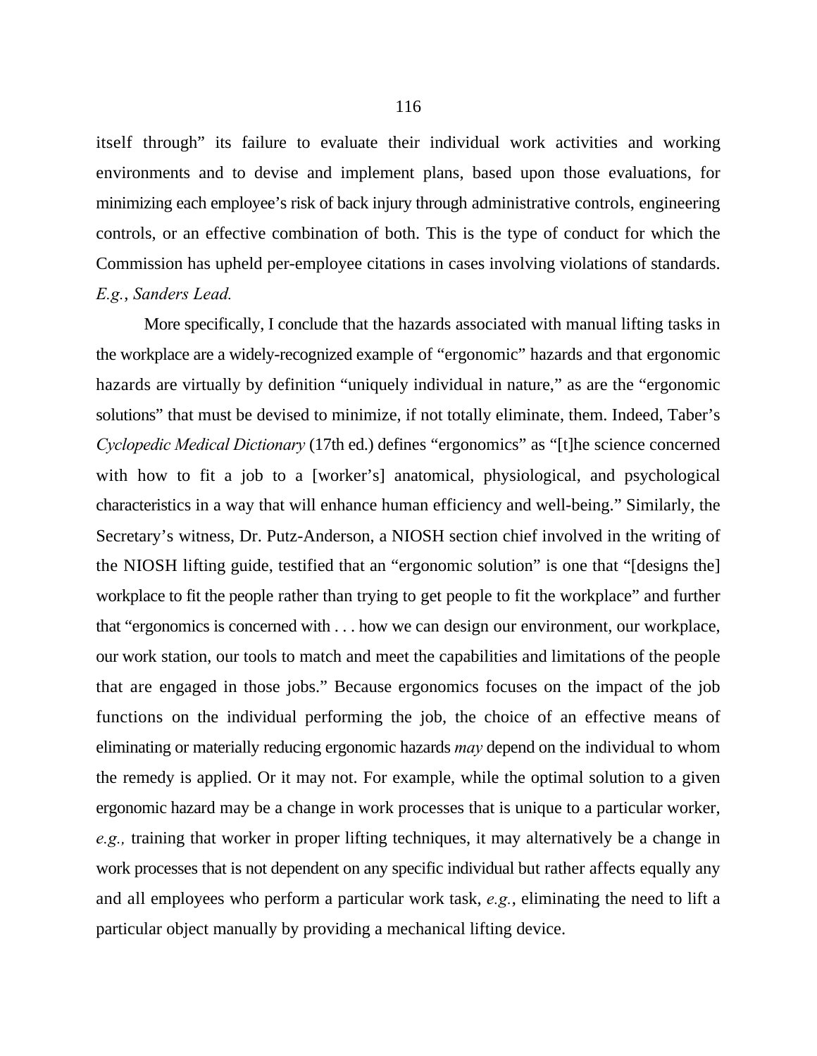itself through" its failure to evaluate their individual work activities and working environments and to devise and implement plans, based upon those evaluations, for minimizing each employee's risk of back injury through administrative controls, engineering controls, or an effective combination of both. This is the type of conduct for which the Commission has upheld per-employee citations in cases involving violations of standards. *E.g.*, *Sanders Lead.*

More specifically, I conclude that the hazards associated with manual lifting tasks in the workplace are a widely-recognized example of "ergonomic" hazards and that ergonomic hazards are virtually by definition "uniquely individual in nature," as are the "ergonomic solutions" that must be devised to minimize, if not totally eliminate, them. Indeed, Taber's *Cyclopedic Medical Dictionary* (17th ed.) defines "ergonomics" as "[t]he science concerned with how to fit a job to a [worker's] anatomical, physiological, and psychological characteristics in a way that will enhance human efficiency and well-being." Similarly, the Secretary's witness, Dr. Putz-Anderson, a NIOSH section chief involved in the writing of the NIOSH lifting guide, testified that an "ergonomic solution" is one that "[designs the] workplace to fit the people rather than trying to get people to fit the workplace" and further that "ergonomics is concerned with . . . how we can design our environment, our workplace, our work station, our tools to match and meet the capabilities and limitations of the people that are engaged in those jobs." Because ergonomics focuses on the impact of the job functions on the individual performing the job, the choice of an effective means of eliminating or materially reducing ergonomic hazards *may* depend on the individual to whom the remedy is applied. Or it may not. For example, while the optimal solution to a given ergonomic hazard may be a change in work processes that is unique to a particular worker, *e.g.,* training that worker in proper lifting techniques, it may alternatively be a change in work processes that is not dependent on any specific individual but rather affects equally any and all employees who perform a particular work task, *e.g.*, eliminating the need to lift a particular object manually by providing a mechanical lifting device.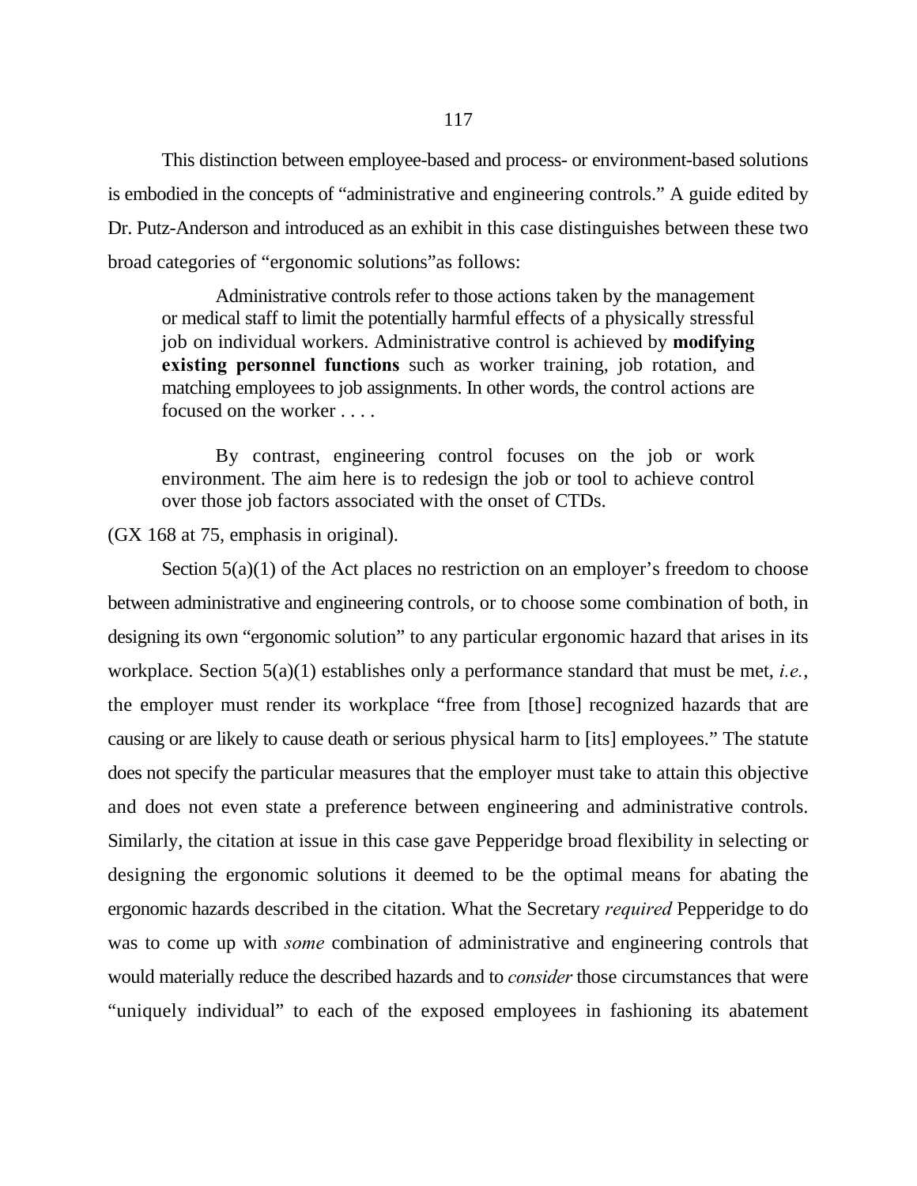This distinction between employee-based and process- or environment-based solutions is embodied in the concepts of "administrative and engineering controls." A guide edited by Dr. Putz-Anderson and introduced as an exhibit in this case distinguishes between these two broad categories of "ergonomic solutions"as follows:

> Administrative controls refer to those actions taken by the management or medical staff to limit the potentially harmful effects of a physically stressful job on individual workers. Administrative control is achieved by **modifying existing personnel functions** such as worker training, job rotation, and matching employees to job assignments. In other words, the control actions are focused on the worker . . . .
>
> By contrast, engineering control focuses on the job or work environment. The aim here is to redesign the job or tool to achieve control over those job factors associated with the onset of CTDs.

(GX 168 at 75, emphasis in original).

Section 5(a)(1) of the Act places no restriction on an employer's freedom to choose between administrative and engineering controls, or to choose some combination of both, in designing its own "ergonomic solution" to any particular ergonomic hazard that arises in its workplace. Section 5(a)(1) establishes only a performance standard that must be met, *i.e.*, the employer must render its workplace "free from [those] recognized hazards that are causing or are likely to cause death or serious physical harm to [its] employees." The statute does not specify the particular measures that the employer must take to attain this objective and does not even state a preference between engineering and administrative controls. Similarly, the citation at issue in this case gave Pepperidge broad flexibility in selecting or designing the ergonomic solutions it deemed to be the optimal means for abating the ergonomic hazards described in the citation. What the Secretary *required* Pepperidge to do was to come up with *some* combination of administrative and engineering controls that would materially reduce the described hazards and to *consider* those circumstances that were "uniquely individual" to each of the exposed employees in fashioning its abatement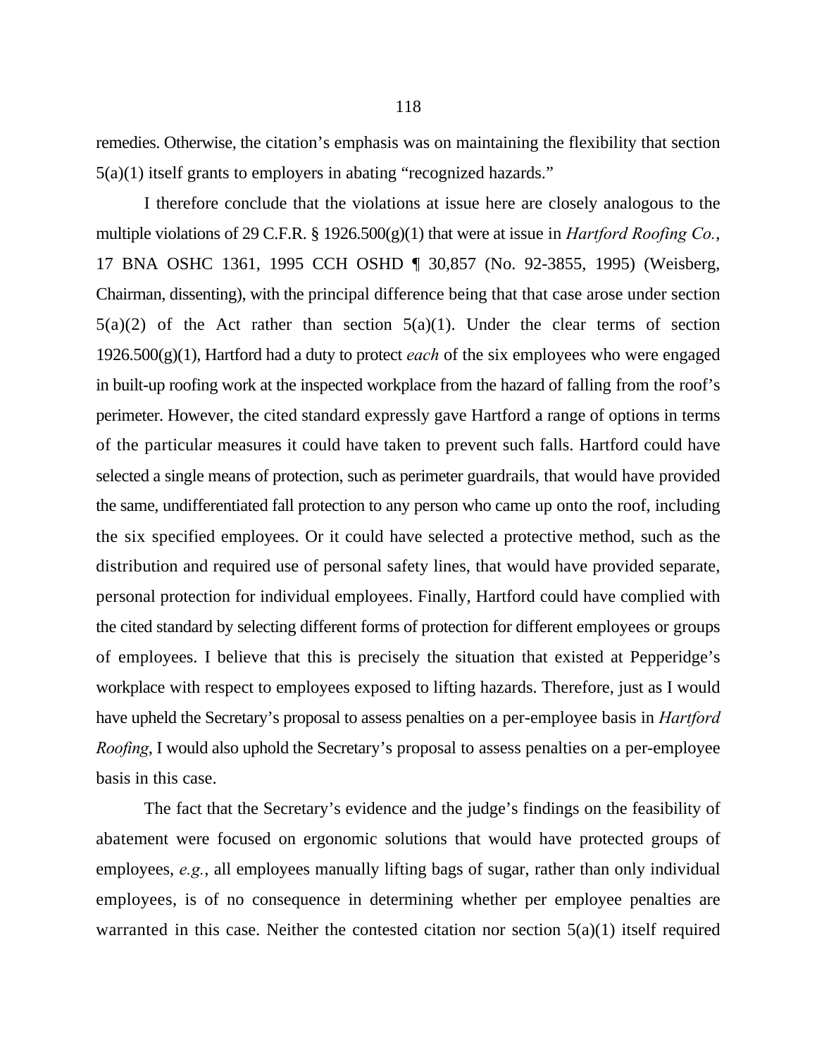remedies. Otherwise, the citation's emphasis was on maintaining the flexibility that section 5(a)(1) itself grants to employers in abating "recognized hazards."

I therefore conclude that the violations at issue here are closely analogous to the multiple violations of 29 C.F.R. § 1926.500(g)(1) that were at issue in *Hartford Roofing Co.*, 17 BNA OSHC 1361, 1995 CCH OSHD ¶ 30,857 (No. 92-3855, 1995) (Weisberg, Chairman, dissenting), with the principal difference being that that case arose under section 5(a)(2) of the Act rather than section 5(a)(1). Under the clear terms of section 1926.500(g)(1), Hartford had a duty to protect *each* of the six employees who were engaged in built-up roofing work at the inspected workplace from the hazard of falling from the roof's perimeter. However, the cited standard expressly gave Hartford a range of options in terms of the particular measures it could have taken to prevent such falls. Hartford could have selected a single means of protection, such as perimeter guardrails, that would have provided the same, undifferentiated fall protection to any person who came up onto the roof, including the six specified employees. Or it could have selected a protective method, such as the distribution and required use of personal safety lines, that would have provided separate, personal protection for individual employees. Finally, Hartford could have complied with the cited standard by selecting different forms of protection for different employees or groups of employees. I believe that this is precisely the situation that existed at Pepperidge's workplace with respect to employees exposed to lifting hazards. Therefore, just as I would have upheld the Secretary's proposal to assess penalties on a per-employee basis in *Hartford Roofing*, I would also uphold the Secretary's proposal to assess penalties on a per-employee basis in this case.

The fact that the Secretary's evidence and the judge's findings on the feasibility of abatement were focused on ergonomic solutions that would have protected groups of employees, *e.g.*, all employees manually lifting bags of sugar, rather than only individual employees, is of no consequence in determining whether per employee penalties are warranted in this case. Neither the contested citation nor section 5(a)(1) itself required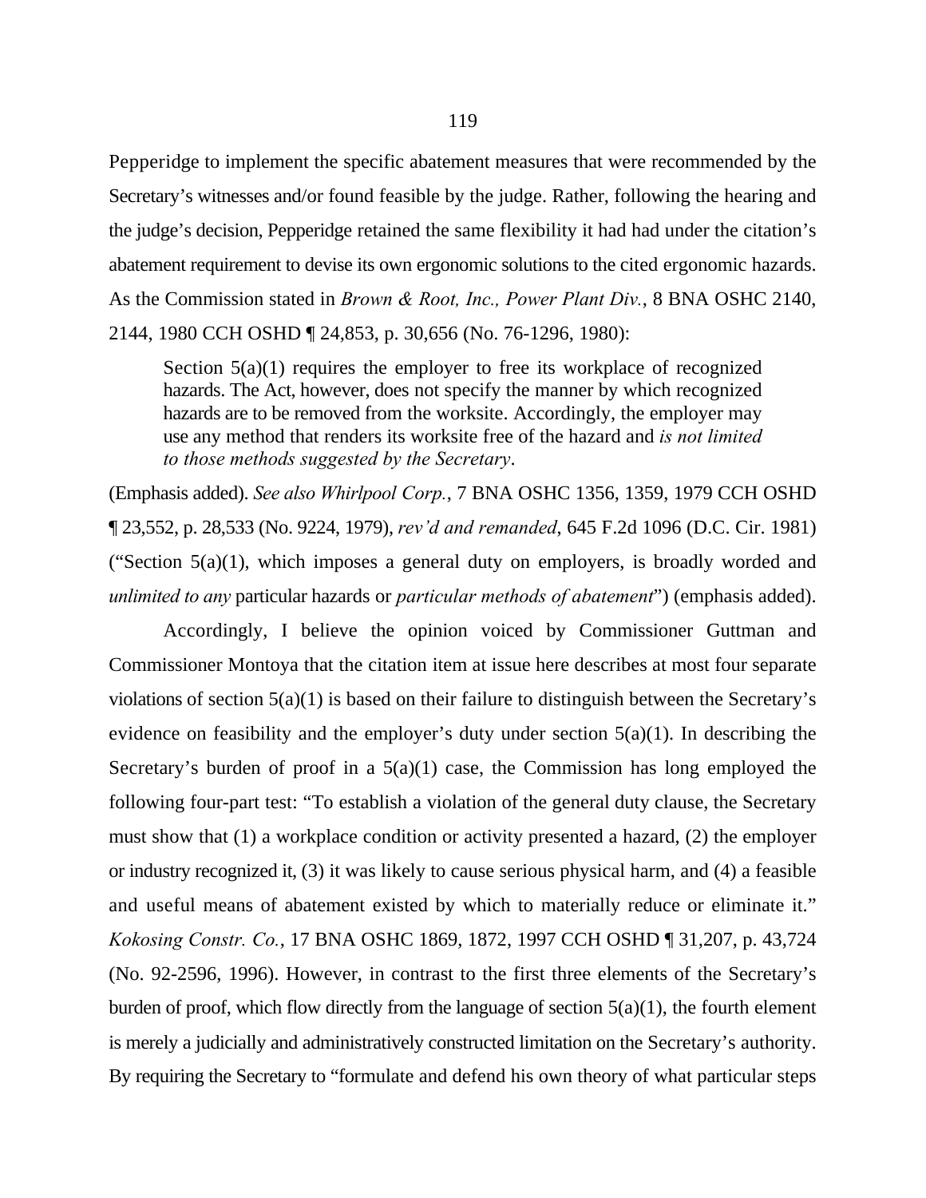Pepperidge to implement the specific abatement measures that were recommended by the Secretary's witnesses and/or found feasible by the judge. Rather, following the hearing and the judge's decision, Pepperidge retained the same flexibility it had had under the citation's abatement requirement to devise its own ergonomic solutions to the cited ergonomic hazards. As the Commission stated in *Brown & Root, Inc., Power Plant Div.*, 8 BNA OSHC 2140, 2144, 1980 CCH OSHD ¶ 24,853, p. 30,656 (No. 76-1296, 1980):

> Section 5(a)(1) requires the employer to free its workplace of recognized hazards. The Act, however, does not specify the manner by which recognized hazards are to be removed from the worksite. Accordingly, the employer may use any method that renders its worksite free of the hazard and *is not limited to those methods suggested by the Secretary*.

(Emphasis added). *See also Whirlpool Corp.*, 7 BNA OSHC 1356, 1359, 1979 CCH OSHD ¶ 23,552, p. 28,533 (No. 9224, 1979), *rev'd and remanded*, 645 F.2d 1096 (D.C. Cir. 1981) ("Section 5(a)(1), which imposes a general duty on employers, is broadly worded and *unlimited to any* particular hazards or *particular methods of abatement*") (emphasis added).

Accordingly, I believe the opinion voiced by Commissioner Guttman and Commissioner Montoya that the citation item at issue here describes at most four separate violations of section 5(a)(1) is based on their failure to distinguish between the Secretary's evidence on feasibility and the employer's duty under section 5(a)(1). In describing the Secretary's burden of proof in a 5(a)(1) case, the Commission has long employed the following four-part test: "To establish a violation of the general duty clause, the Secretary must show that (1) a workplace condition or activity presented a hazard, (2) the employer or industry recognized it, (3) it was likely to cause serious physical harm, and (4) a feasible and useful means of abatement existed by which to materially reduce or eliminate it." *Kokosing Constr. Co.*, 17 BNA OSHC 1869, 1872, 1997 CCH OSHD ¶ 31,207, p. 43,724 (No. 92-2596, 1996). However, in contrast to the first three elements of the Secretary's burden of proof, which flow directly from the language of section 5(a)(1), the fourth element is merely a judicially and administratively constructed limitation on the Secretary's authority. By requiring the Secretary to "formulate and defend his own theory of what particular steps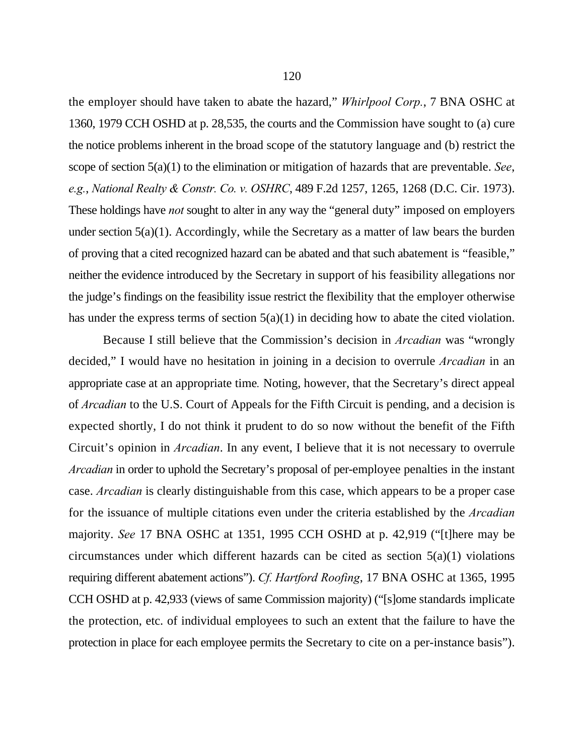the employer should have taken to abate the hazard," *Whirlpool Corp.*, 7 BNA OSHC at 1360, 1979 CCH OSHD at p. 28,535, the courts and the Commission have sought to (a) cure the notice problems inherent in the broad scope of the statutory language and (b) restrict the scope of section 5(a)(1) to the elimination or mitigation of hazards that are preventable. *See*, *e.g.*, *National Realty & Constr. Co. v. OSHRC*, 489 F.2d 1257, 1265, 1268 (D.C. Cir. 1973). These holdings have *not* sought to alter in any way the "general duty" imposed on employers under section 5(a)(1). Accordingly, while the Secretary as a matter of law bears the burden of proving that a cited recognized hazard can be abated and that such abatement is "feasible," neither the evidence introduced by the Secretary in support of his feasibility allegations nor the judge's findings on the feasibility issue restrict the flexibility that the employer otherwise has under the express terms of section 5(a)(1) in deciding how to abate the cited violation.

Because I still believe that the Commission's decision in *Arcadian* was "wrongly decided," I would have no hesitation in joining in a decision to overrule *Arcadian* in an appropriate case at an appropriate time. Noting, however, that the Secretary's direct appeal of *Arcadian* to the U.S. Court of Appeals for the Fifth Circuit is pending, and a decision is expected shortly, I do not think it prudent to do so now without the benefit of the Fifth Circuit's opinion in *Arcadian*. In any event, I believe that it is not necessary to overrule *Arcadian* in order to uphold the Secretary's proposal of per-employee penalties in the instant case. *Arcadian* is clearly distinguishable from this case, which appears to be a proper case for the issuance of multiple citations even under the criteria established by the *Arcadian* majority. *See* 17 BNA OSHC at 1351, 1995 CCH OSHD at p. 42,919 ("[t]here may be circumstances under which different hazards can be cited as section 5(a)(1) violations requiring different abatement actions"). *Cf. Hartford Roofing*, 17 BNA OSHC at 1365, 1995 CCH OSHD at p. 42,933 (views of same Commission majority) ("[s]ome standards implicate the protection, etc. of individual employees to such an extent that the failure to have the protection in place for each employee permits the Secretary to cite on a per-instance basis").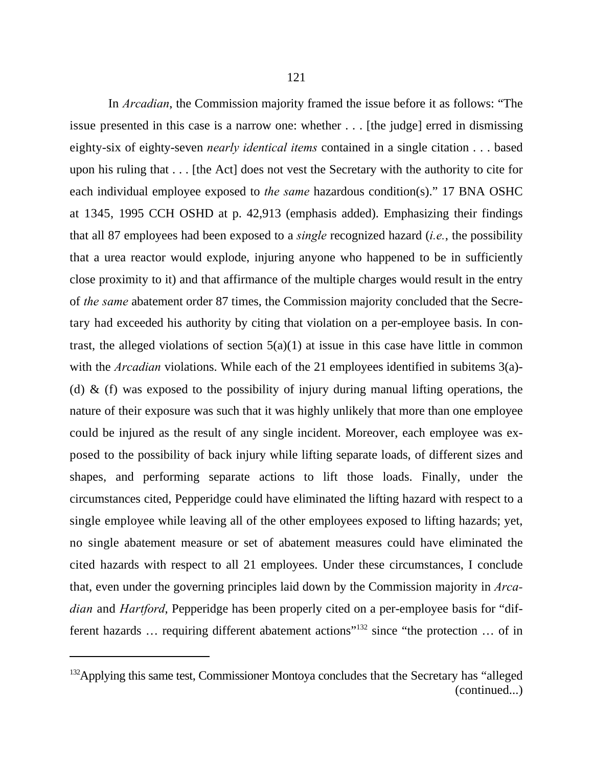In *Arcadian*, the Commission majority framed the issue before it as follows: "The issue presented in this case is a narrow one: whether . . . [the judge] erred in dismissing eighty-six of eighty-seven *nearly identical items* contained in a single citation . . . based upon his ruling that . . . [the Act] does not vest the Secretary with the authority to cite for each individual employee exposed to *the same* hazardous condition(s)." 17 BNA OSHC at 1345, 1995 CCH OSHD at p. 42,913 (emphasis added). Emphasizing their findings that all 87 employees had been exposed to a *single* recognized hazard (*i.e.*, the possibility that a urea reactor would explode, injuring anyone who happened to be in sufficiently close proximity to it) and that affirmance of the multiple charges would result in the entry of *the same* abatement order 87 times, the Commission majority concluded that the Secretary had exceeded his authority by citing that violation on a per-employee basis. In contrast, the alleged violations of section 5(a)(1) at issue in this case have little in common with the *Arcadian* violations. While each of the 21 employees identified in subitems 3(a)-(d) & (f) was exposed to the possibility of injury during manual lifting operations, the nature of their exposure was such that it was highly unlikely that more than one employee could be injured as the result of any single incident. Moreover, each employee was exposed to the possibility of back injury while lifting separate loads, of different sizes and shapes, and performing separate actions to lift those loads. Finally, under the circumstances cited, Pepperidge could have eliminated the lifting hazard with respect to a single employee while leaving all of the other employees exposed to lifting hazards; yet, no single abatement measure or set of abatement measures could have eliminated the cited hazards with respect to all 21 employees. Under these circumstances, I conclude that, even under the governing principles laid down by the Commission majority in *Arcadian* and *Hartford*, Pepperidge has been properly cited on a per-employee basis for "different hazards … requiring different abatement actions"[132] since "the protection … of in

---

[132]Applying this same test, Commissioner Montoya concludes that the Secretary has "alleged (continued...)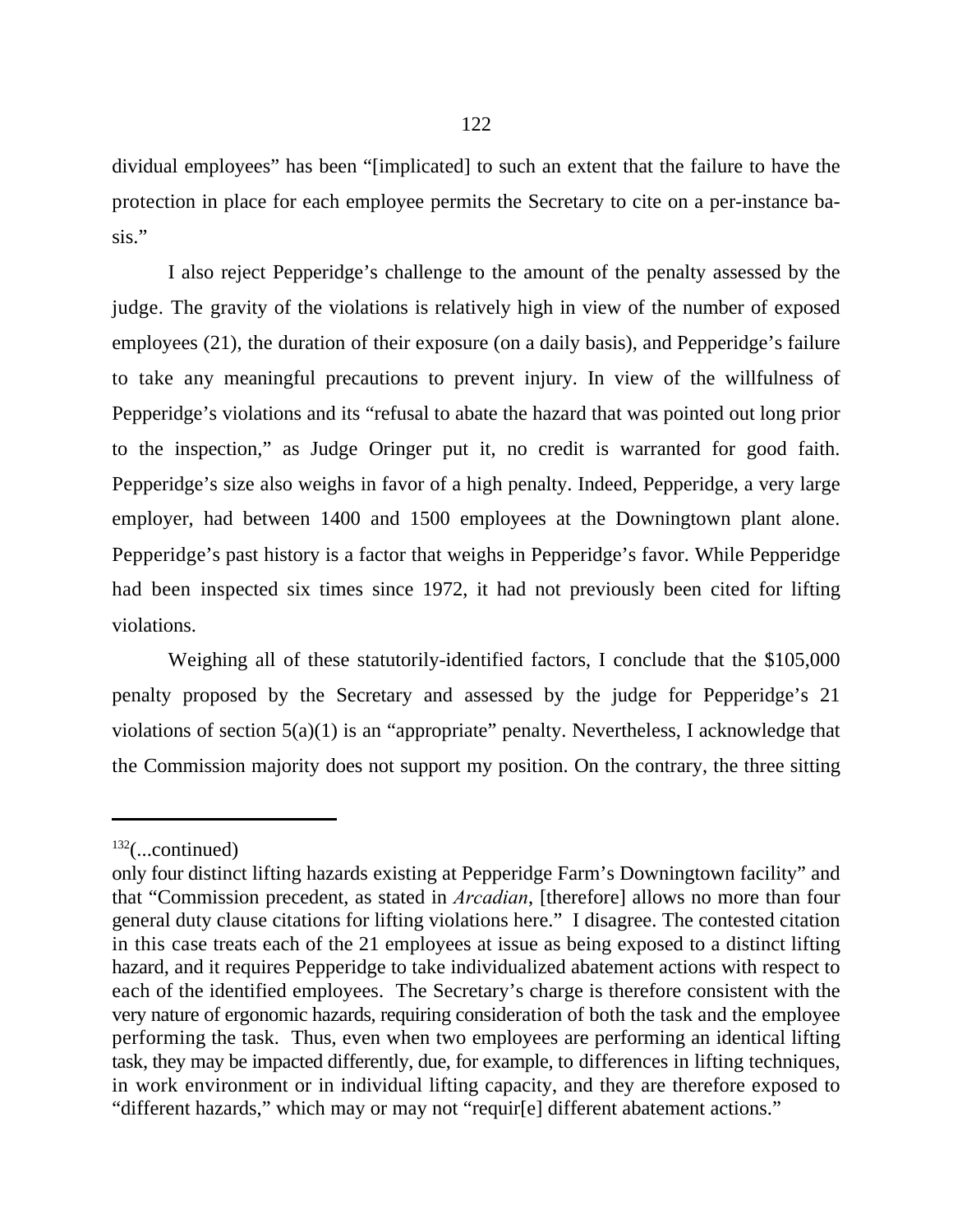dividual employees" has been "[implicated] to such an extent that the failure to have the protection in place for each employee permits the Secretary to cite on a per-instance basis."

I also reject Pepperidge's challenge to the amount of the penalty assessed by the judge. The gravity of the violations is relatively high in view of the number of exposed employees (21), the duration of their exposure (on a daily basis), and Pepperidge's failure to take any meaningful precautions to prevent injury. In view of the willfulness of Pepperidge's violations and its "refusal to abate the hazard that was pointed out long prior to the inspection," as Judge Oringer put it, no credit is warranted for good faith. Pepperidge's size also weighs in favor of a high penalty. Indeed, Pepperidge, a very large employer, had between 1400 and 1500 employees at the Downingtown plant alone. Pepperidge's past history is a factor that weighs in Pepperidge's favor. While Pepperidge had been inspected six times since 1972, it had not previously been cited for lifting violations.

Weighing all of these statutorily-identified factors, I conclude that the $105,000 penalty proposed by the Secretary and assessed by the judge for Pepperidge's 21 violations of section 5(a)(1) is an "appropriate" penalty. Nevertheless, I acknowledge that the Commission majority does not support my position. On the contrary, the three sitting

---

[132](...continued)
only four distinct lifting hazards existing at Pepperidge Farm's Downingtown facility" and that "Commission precedent, as stated in *Arcadian*, [therefore] allows no more than four general duty clause citations for lifting violations here." I disagree. The contested citation in this case treats each of the 21 employees at issue as being exposed to a distinct lifting hazard, and it requires Pepperidge to take individualized abatement actions with respect to each of the identified employees. The Secretary's charge is therefore consistent with the very nature of ergonomic hazards, requiring consideration of both the task and the employee performing the task. Thus, even when two employees are performing an identical lifting task, they may be impacted differently, due, for example, to differences in lifting techniques, in work environment or in individual lifting capacity, and they are therefore exposed to "different hazards," which may or may not "requir[e] different abatement actions."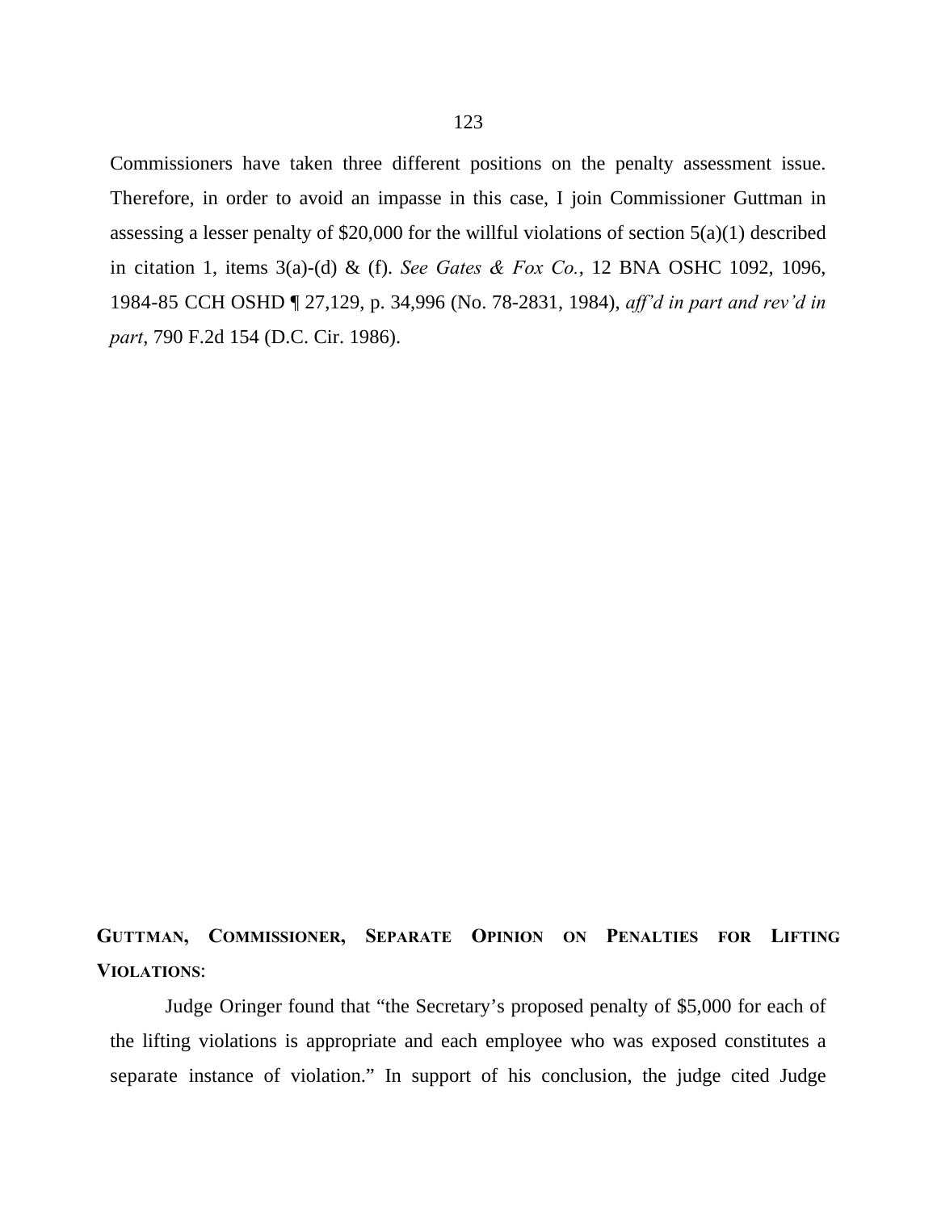Commissioners have taken three different positions on the penalty assessment issue. Therefore, in order to avoid an impasse in this case, I join Commissioner Guttman in assessing a lesser penalty of $20,000 for the willful violations of section 5(a)(1) described in citation 1, items 3(a)-(d) & (f). *See Gates & Fox Co.*, 12 BNA OSHC 1092, 1096, 1984-85 CCH OSHD ¶ 27,129, p. 34,996 (No. 78-2831, 1984), *aff'd in part and rev'd in part*, 790 F.2d 154 (D.C. Cir. 1986).

**GUTTMAN, COMMISSIONER, SEPARATE OPINION ON PENALTIES FOR LIFTING VIOLATIONS**:

Judge Oringer found that "the Secretary's proposed penalty of $5,000 for each of the lifting violations is appropriate and each employee who was exposed constitutes a separate instance of violation." In support of his conclusion, the judge cited Judge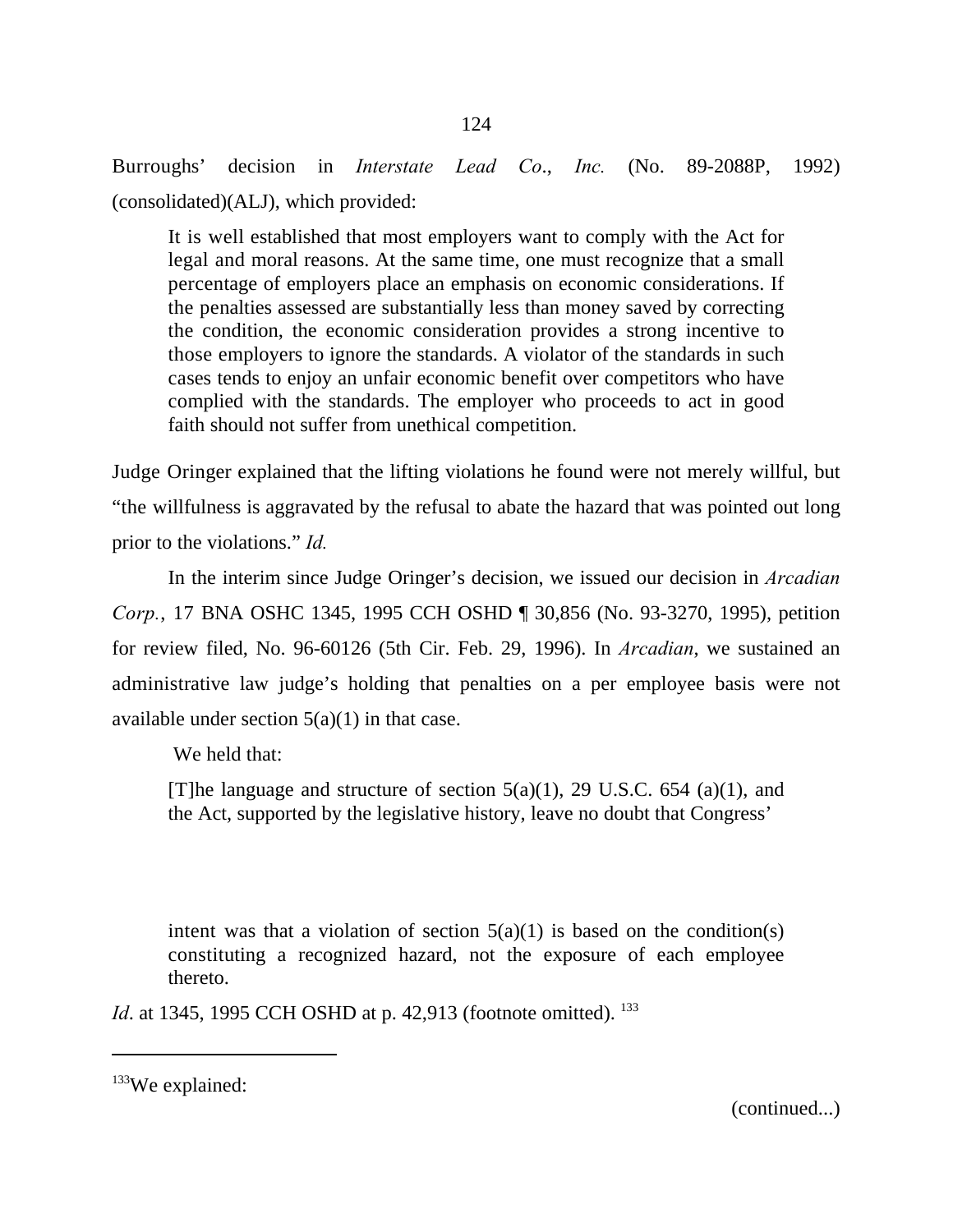Burroughs' decision in *Interstate Lead Co., Inc.* (No. 89-2088P, 1992) (consolidated)(ALJ), which provided:

> It is well established that most employers want to comply with the Act for legal and moral reasons. At the same time, one must recognize that a small percentage of employers place an emphasis on economic considerations. If the penalties assessed are substantially less than money saved by correcting the condition, the economic consideration provides a strong incentive to those employers to ignore the standards. A violator of the standards in such cases tends to enjoy an unfair economic benefit over competitors who have complied with the standards. The employer who proceeds to act in good faith should not suffer from unethical competition.

Judge Oringer explained that the lifting violations he found were not merely willful, but "the willfulness is aggravated by the refusal to abate the hazard that was pointed out long prior to the violations." *Id.*

In the interim since Judge Oringer's decision, we issued our decision in *Arcadian Corp.*, 17 BNA OSHC 1345, 1995 CCH OSHD ¶ 30,856 (No. 93-3270, 1995), petition for review filed, No. 96-60126 (5th Cir. Feb. 29, 1996). In *Arcadian*, we sustained an administrative law judge's holding that penalties on a per employee basis were not available under section 5(a)(1) in that case.

We held that:

> [T]he language and structure of section 5(a)(1), 29 U.S.C. 654 (a)(1), and the Act, supported by the legislative history, leave no doubt that Congress' intent was that a violation of section 5(a)(1) is based on the condition(s) constituting a recognized hazard, not the exposure of each employee thereto.

*Id*. at 1345, 1995 CCH OSHD at p. 42,913 (footnote omitted). [133]

---

[133]We explained:

(continued...)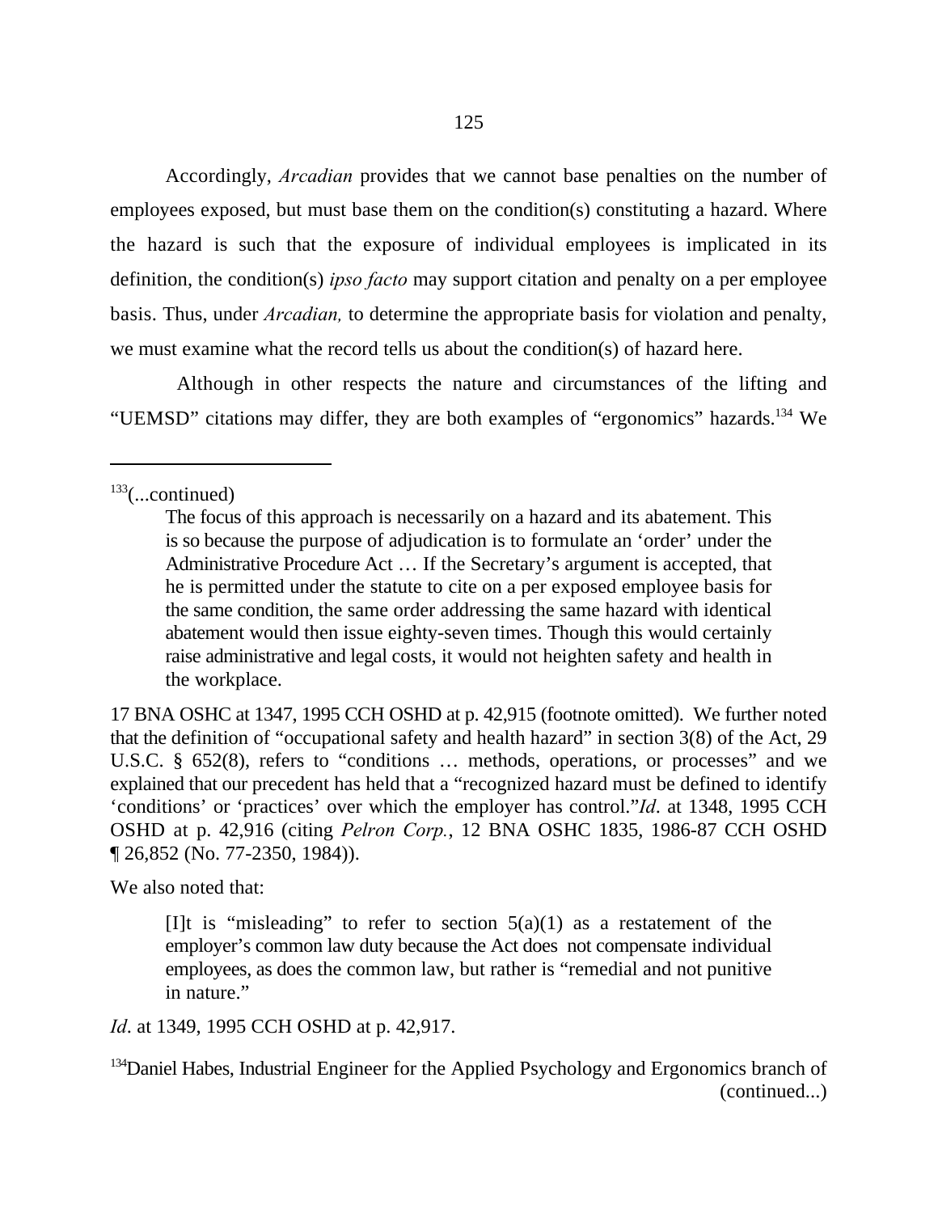Accordingly, *Arcadian* provides that we cannot base penalties on the number of employees exposed, but must base them on the condition(s) constituting a hazard. Where the hazard is such that the exposure of individual employees is implicated in its definition, the condition(s) *ipso facto* may support citation and penalty on a per employee basis. Thus, under *Arcadian,* to determine the appropriate basis for violation and penalty, we must examine what the record tells us about the condition(s) of hazard here.

Although in other respects the nature and circumstances of the lifting and "UEMSD" citations may differ, they are both examples of "ergonomics" hazards.[134] We

---

[133](...continued)

> The focus of this approach is necessarily on a hazard and its abatement. This is so because the purpose of adjudication is to formulate an 'order' under the Administrative Procedure Act … If the Secretary's argument is accepted, that he is permitted under the statute to cite on a per exposed employee basis for the same condition, the same order addressing the same hazard with identical abatement would then issue eighty-seven times. Though this would certainly raise administrative and legal costs, it would not heighten safety and health in the workplace.

17 BNA OSHC at 1347, 1995 CCH OSHD at p. 42,915 (footnote omitted). We further noted that the definition of "occupational safety and health hazard" in section 3(8) of the Act, 29 U.S.C. § 652(8), refers to "conditions … methods, operations, or processes" and we explained that our precedent has held that a "recognized hazard must be defined to identify 'conditions' or 'practices' over which the employer has control."*Id*. at 1348, 1995 CCH OSHD at p. 42,916 (citing *Pelron Corp.*, 12 BNA OSHC 1835, 1986-87 CCH OSHD ¶ 26,852 (No. 77-2350, 1984)).

We also noted that:

> [I]t is "misleading" to refer to section 5(a)(1) as a restatement of the employer's common law duty because the Act does not compensate individual employees, as does the common law, but rather is "remedial and not punitive in nature."

*Id*. at 1349, 1995 CCH OSHD at p. 42,917.

[134]Daniel Habes, Industrial Engineer for the Applied Psychology and Ergonomics branch of (continued...)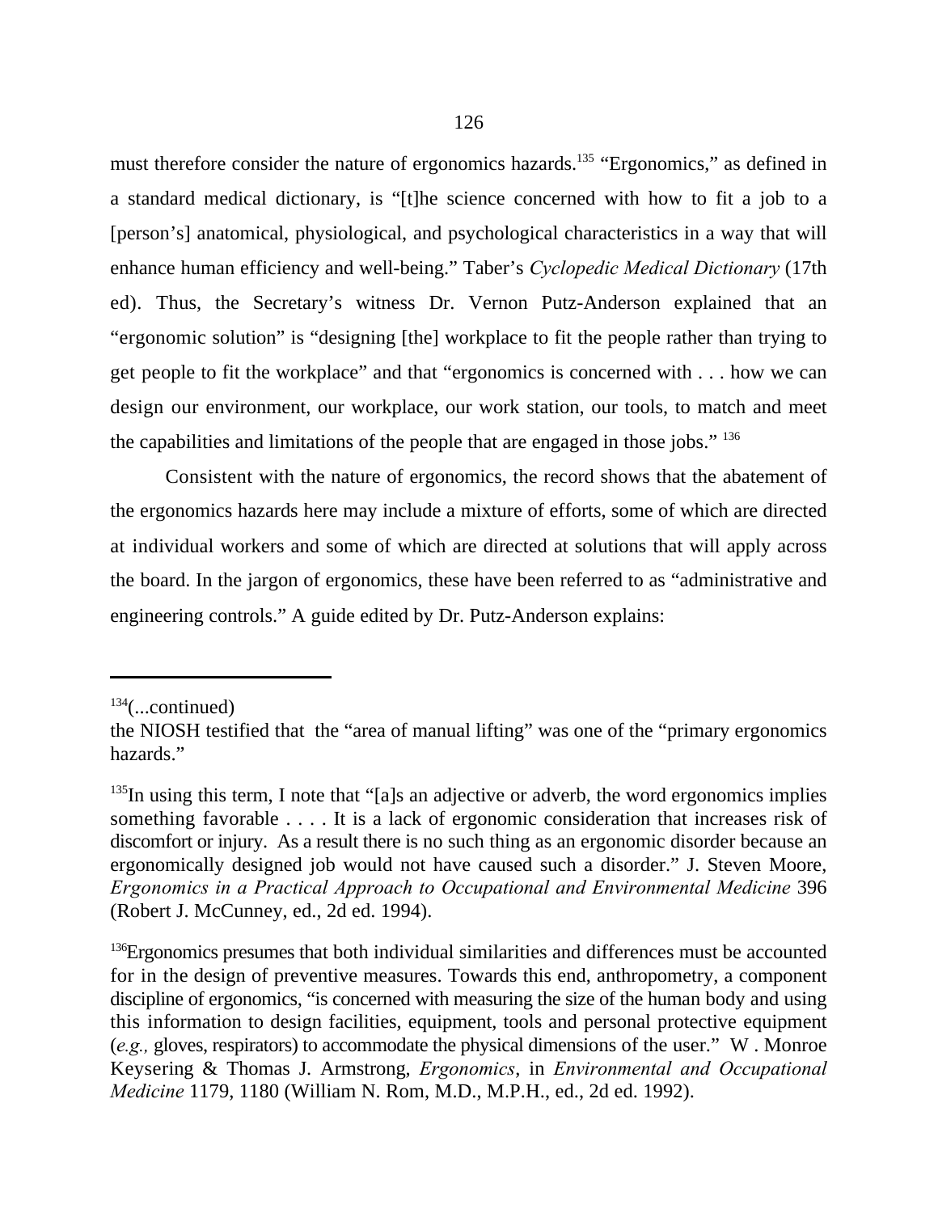must therefore consider the nature of ergonomics hazards.[135] "Ergonomics," as defined in a standard medical dictionary, is "[t]he science concerned with how to fit a job to a [person's] anatomical, physiological, and psychological characteristics in a way that will enhance human efficiency and well-being." Taber's *Cyclopedic Medical Dictionary* (17th ed). Thus, the Secretary's witness Dr. Vernon Putz-Anderson explained that an "ergonomic solution" is "designing [the] workplace to fit the people rather than trying to get people to fit the workplace" and that "ergonomics is concerned with . . . how we can design our environment, our workplace, our work station, our tools, to match and meet the capabilities and limitations of the people that are engaged in those jobs." [136]

Consistent with the nature of ergonomics, the record shows that the abatement of the ergonomics hazards here may include a mixture of efforts, some of which are directed at individual workers and some of which are directed at solutions that will apply across the board. In the jargon of ergonomics, these have been referred to as "administrative and engineering controls." A guide edited by Dr. Putz-Anderson explains:

---

[134](...continued)
the NIOSH testified that the "area of manual lifting" was one of the "primary ergonomics hazards."

[135]In using this term, I note that "[a]s an adjective or adverb, the word ergonomics implies something favorable . . . . It is a lack of ergonomic consideration that increases risk of discomfort or injury. As a result there is no such thing as an ergonomic disorder because an ergonomically designed job would not have caused such a disorder." J. Steven Moore, *Ergonomics in a Practical Approach to Occupational and Environmental Medicine* 396 (Robert J. McCunney, ed., 2d ed. 1994).

[136]Ergonomics presumes that both individual similarities and differences must be accounted for in the design of preventive measures. Towards this end, anthropometry, a component discipline of ergonomics, "is concerned with measuring the size of the human body and using this information to design facilities, equipment, tools and personal protective equipment (*e.g.,* gloves, respirators) to accommodate the physical dimensions of the user." W . Monroe Keysering & Thomas J. Armstrong, *Ergonomics*, in *Environmental and Occupational Medicine* 1179, 1180 (William N. Rom, M.D., M.P.H., ed., 2d ed. 1992).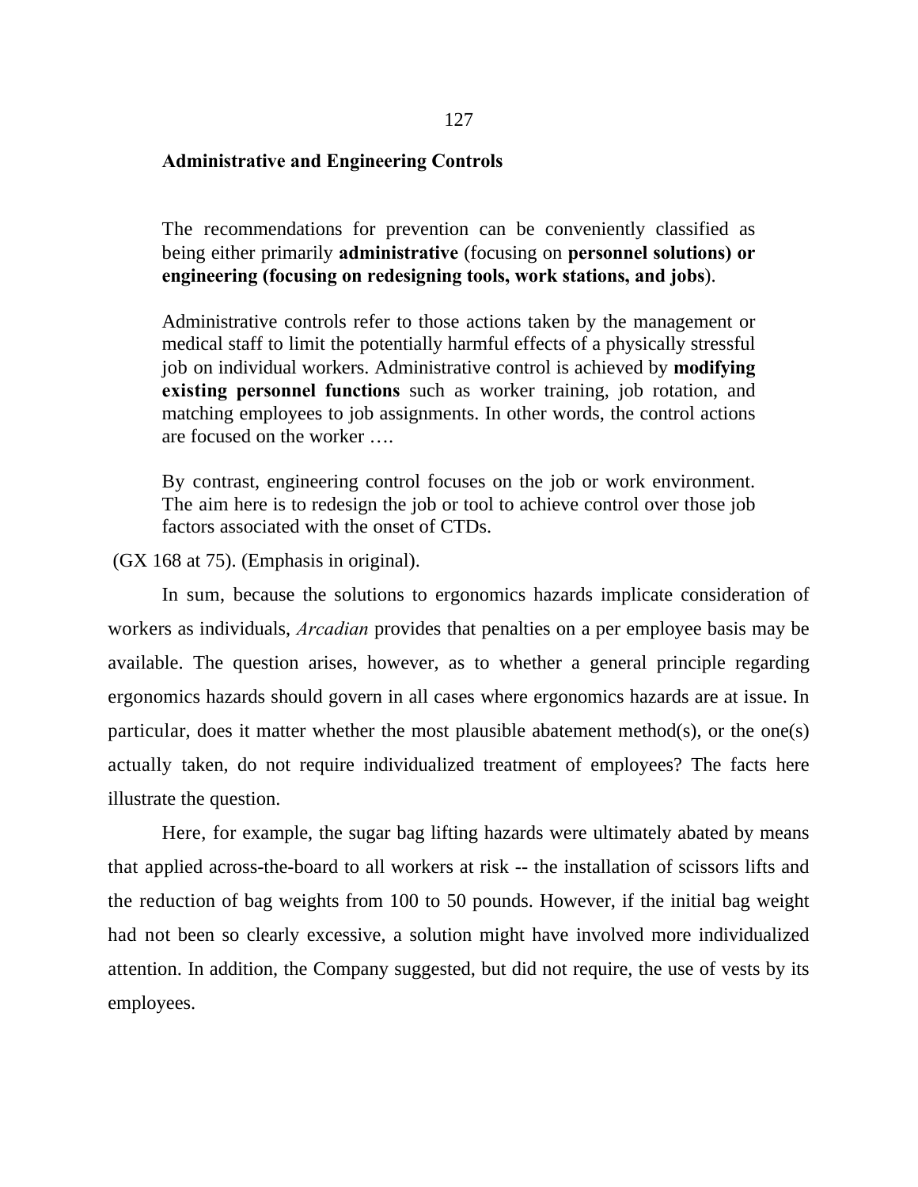**Administrative and Engineering Controls**

> The recommendations for prevention can be conveniently classified as being either primarily **administrative** (focusing on **personnel solutions) or engineering (focusing on redesigning tools, work stations, and jobs**).
>
> Administrative controls refer to those actions taken by the management or medical staff to limit the potentially harmful effects of a physically stressful job on individual workers. Administrative control is achieved by **modifying existing personnel functions** such as worker training, job rotation, and matching employees to job assignments. In other words, the control actions are focused on the worker ….
>
> By contrast, engineering control focuses on the job or work environment. The aim here is to redesign the job or tool to achieve control over those job factors associated with the onset of CTDs.

(GX 168 at 75). (Emphasis in original).

In sum, because the solutions to ergonomics hazards implicate consideration of workers as individuals, *Arcadian* provides that penalties on a per employee basis may be available. The question arises, however, as to whether a general principle regarding ergonomics hazards should govern in all cases where ergonomics hazards are at issue. In particular, does it matter whether the most plausible abatement method(s), or the one(s) actually taken, do not require individualized treatment of employees? The facts here illustrate the question.

Here, for example, the sugar bag lifting hazards were ultimately abated by means that applied across-the-board to all workers at risk -- the installation of scissors lifts and the reduction of bag weights from 100 to 50 pounds. However, if the initial bag weight had not been so clearly excessive, a solution might have involved more individualized attention. In addition, the Company suggested, but did not require, the use of vests by its employees.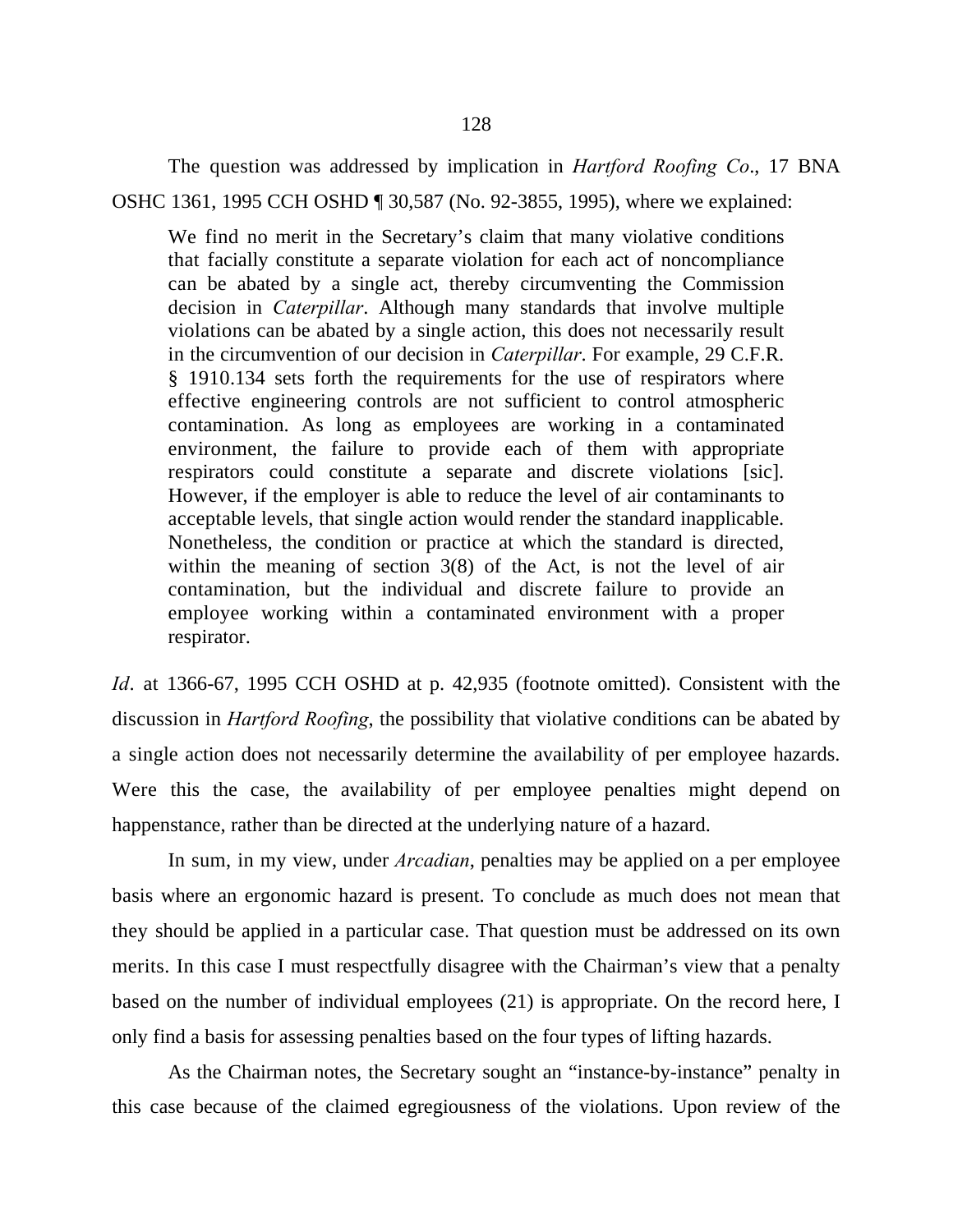The question was addressed by implication in *Hartford Roofing Co.*, 17 BNA OSHC 1361, 1995 CCH OSHD ¶ 30,587 (No. 92-3855, 1995), where we explained:

> We find no merit in the Secretary's claim that many violative conditions that facially constitute a separate violation for each act of noncompliance can be abated by a single act, thereby circumventing the Commission decision in *Caterpillar*. Although many standards that involve multiple violations can be abated by a single action, this does not necessarily result in the circumvention of our decision in *Caterpillar*. For example, 29 C.F.R. § 1910.134 sets forth the requirements for the use of respirators where effective engineering controls are not sufficient to control atmospheric contamination. As long as employees are working in a contaminated environment, the failure to provide each of them with appropriate respirators could constitute a separate and discrete violations [sic]. However, if the employer is able to reduce the level of air contaminants to acceptable levels, that single action would render the standard inapplicable. Nonetheless, the condition or practice at which the standard is directed, within the meaning of section 3(8) of the Act, is not the level of air contamination, but the individual and discrete failure to provide an employee working within a contaminated environment with a proper respirator.

*Id*. at 1366-67, 1995 CCH OSHD at p. 42,935 (footnote omitted). Consistent with the discussion in *Hartford Roofing*, the possibility that violative conditions can be abated by a single action does not necessarily determine the availability of per employee hazards. Were this the case, the availability of per employee penalties might depend on happenstance, rather than be directed at the underlying nature of a hazard.

In sum, in my view, under *Arcadian*, penalties may be applied on a per employee basis where an ergonomic hazard is present. To conclude as much does not mean that they should be applied in a particular case. That question must be addressed on its own merits. In this case I must respectfully disagree with the Chairman's view that a penalty based on the number of individual employees (21) is appropriate. On the record here, I only find a basis for assessing penalties based on the four types of lifting hazards.

As the Chairman notes, the Secretary sought an "instance-by-instance" penalty in this case because of the claimed egregiousness of the violations. Upon review of the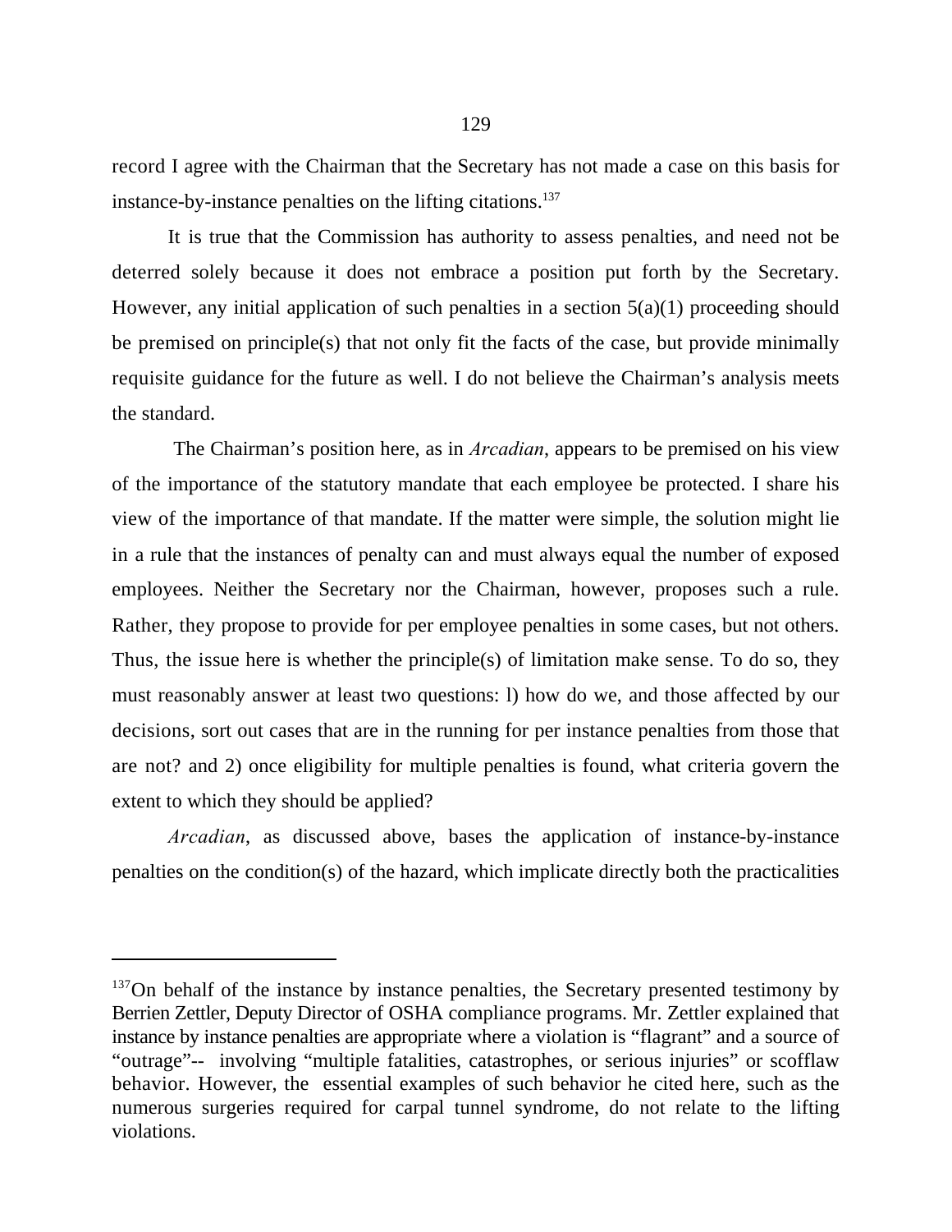record I agree with the Chairman that the Secretary has not made a case on this basis for instance-by-instance penalties on the lifting citations.[137]

It is true that the Commission has authority to assess penalties, and need not be deterred solely because it does not embrace a position put forth by the Secretary. However, any initial application of such penalties in a section 5(a)(1) proceeding should be premised on principle(s) that not only fit the facts of the case, but provide minimally requisite guidance for the future as well. I do not believe the Chairman's analysis meets the standard.

The Chairman's position here, as in *Arcadian*, appears to be premised on his view of the importance of the statutory mandate that each employee be protected. I share his view of the importance of that mandate. If the matter were simple, the solution might lie in a rule that the instances of penalty can and must always equal the number of exposed employees. Neither the Secretary nor the Chairman, however, proposes such a rule. Rather, they propose to provide for per employee penalties in some cases, but not others. Thus, the issue here is whether the principle(s) of limitation make sense. To do so, they must reasonably answer at least two questions: l) how do we, and those affected by our decisions, sort out cases that are in the running for per instance penalties from those that are not? and 2) once eligibility for multiple penalties is found, what criteria govern the extent to which they should be applied?

*Arcadian*, as discussed above, bases the application of instance-by-instance penalties on the condition(s) of the hazard, which implicate directly both the practicalities

---

[137]On behalf of the instance by instance penalties, the Secretary presented testimony by Berrien Zettler, Deputy Director of OSHA compliance programs. Mr. Zettler explained that instance by instance penalties are appropriate where a violation is "flagrant" and a source of "outrage"-- involving "multiple fatalities, catastrophes, or serious injuries" or scofflaw behavior. However, the essential examples of such behavior he cited here, such as the numerous surgeries required for carpal tunnel syndrome, do not relate to the lifting violations.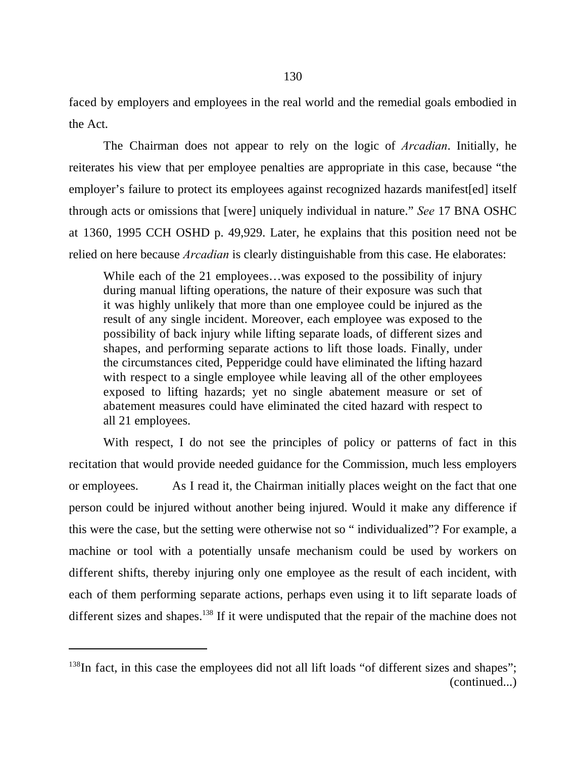faced by employers and employees in the real world and the remedial goals embodied in the Act.

The Chairman does not appear to rely on the logic of *Arcadian*. Initially, he reiterates his view that per employee penalties are appropriate in this case, because "the employer's failure to protect its employees against recognized hazards manifest[ed] itself through acts or omissions that [were] uniquely individual in nature." *See* 17 BNA OSHC at 1360, 1995 CCH OSHD p. 49,929. Later, he explains that this position need not be relied on here because *Arcadian* is clearly distinguishable from this case. He elaborates:

> While each of the 21 employees…was exposed to the possibility of injury during manual lifting operations, the nature of their exposure was such that it was highly unlikely that more than one employee could be injured as the result of any single incident. Moreover, each employee was exposed to the possibility of back injury while lifting separate loads, of different sizes and shapes, and performing separate actions to lift those loads. Finally, under the circumstances cited, Pepperidge could have eliminated the lifting hazard with respect to a single employee while leaving all of the other employees exposed to lifting hazards; yet no single abatement measure or set of abatement measures could have eliminated the cited hazard with respect to all 21 employees.

With respect, I do not see the principles of policy or patterns of fact in this recitation that would provide needed guidance for the Commission, much less employers or employees. As I read it, the Chairman initially places weight on the fact that one person could be injured without another being injured. Would it make any difference if this were the case, but the setting were otherwise not so " individualized"? For example, a machine or tool with a potentially unsafe mechanism could be used by workers on different shifts, thereby injuring only one employee as the result of each incident, with each of them performing separate actions, perhaps even using it to lift separate loads of different sizes and shapes.[138] If it were undisputed that the repair of the machine does not

---

[138]In fact, in this case the employees did not all lift loads "of different sizes and shapes"; (continued...)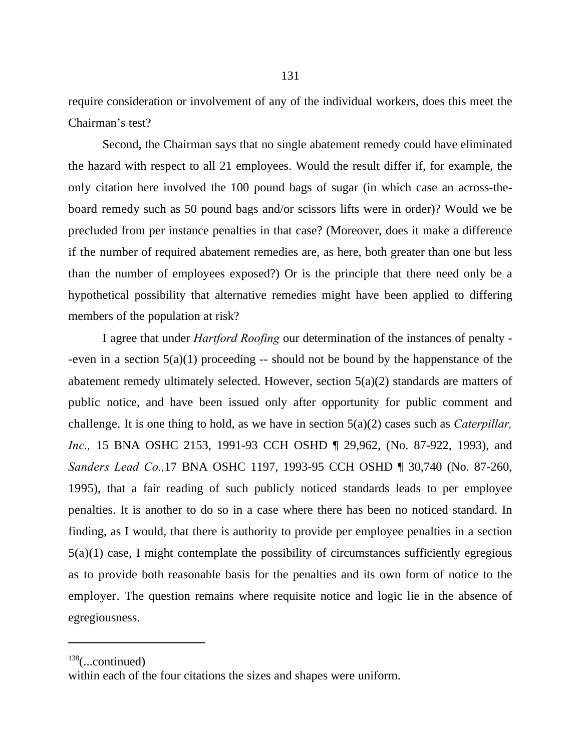require consideration or involvement of any of the individual workers, does this meet the Chairman's test?

Second, the Chairman says that no single abatement remedy could have eliminated the hazard with respect to all 21 employees. Would the result differ if, for example, the only citation here involved the 100 pound bags of sugar (in which case an across-the-board remedy such as 50 pound bags and/or scissors lifts were in order)? Would we be precluded from per instance penalties in that case? (Moreover, does it make a difference if the number of required abatement remedies are, as here, both greater than one but less than the number of employees exposed?) Or is the principle that there need only be a hypothetical possibility that alternative remedies might have been applied to differing members of the population at risk?

I agree that under *Hartford Roofing* our determination of the instances of penalty --even in a section 5(a)(1) proceeding -- should not be bound by the happenstance of the abatement remedy ultimately selected. However, section 5(a)(2) standards are matters of public notice, and have been issued only after opportunity for public comment and challenge. It is one thing to hold, as we have in section 5(a)(2) cases such as *Caterpillar, Inc.,* 15 BNA OSHC 2153, 1991-93 CCH OSHD ¶ 29,962, (No. 87-922, 1993), and *Sanders Lead Co.,*17 BNA OSHC 1197, 1993-95 CCH OSHD ¶ 30,740 (No. 87-260, 1995), that a fair reading of such publicly noticed standards leads to per employee penalties. It is another to do so in a case where there has been no noticed standard. In finding, as I would, that there is authority to provide per employee penalties in a section 5(a)(1) case, I might contemplate the possibility of circumstances sufficiently egregious as to provide both reasonable basis for the penalties and its own form of notice to the employer. The question remains where requisite notice and logic lie in the absence of egregiousness.

---

[138](...continued)
within each of the four citations the sizes and shapes were uniform.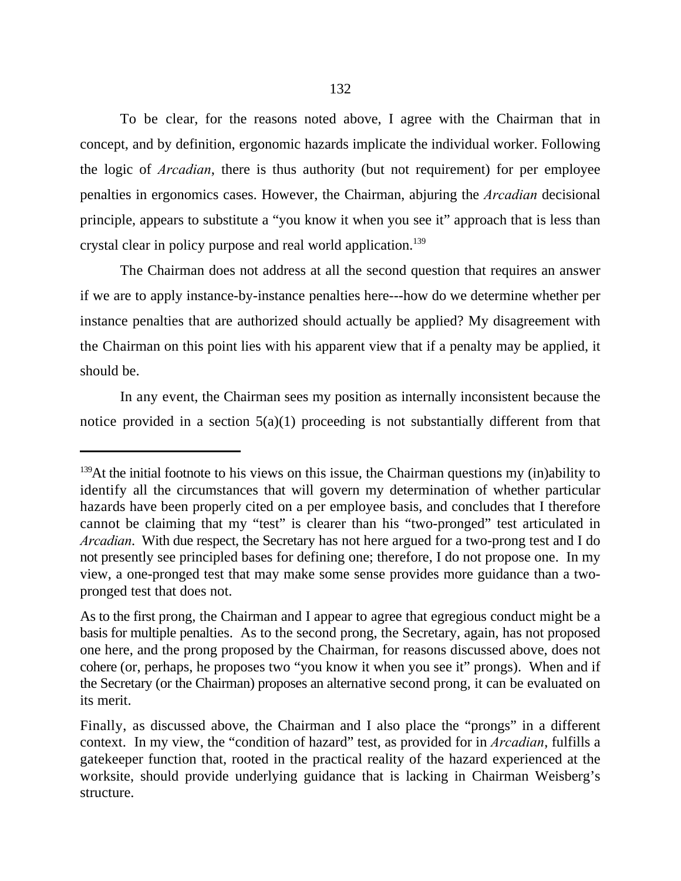To be clear, for the reasons noted above, I agree with the Chairman that in concept, and by definition, ergonomic hazards implicate the individual worker. Following the logic of *Arcadian*, there is thus authority (but not requirement) for per employee penalties in ergonomics cases. However, the Chairman, abjuring the *Arcadian* decisional principle, appears to substitute a "you know it when you see it" approach that is less than crystal clear in policy purpose and real world application.[139]

The Chairman does not address at all the second question that requires an answer if we are to apply instance-by-instance penalties here---how do we determine whether per instance penalties that are authorized should actually be applied? My disagreement with the Chairman on this point lies with his apparent view that if a penalty may be applied, it should be.

In any event, the Chairman sees my position as internally inconsistent because the notice provided in a section 5(a)(1) proceeding is not substantially different from that

---

[139]At the initial footnote to his views on this issue, the Chairman questions my (in)ability to identify all the circumstances that will govern my determination of whether particular hazards have been properly cited on a per employee basis, and concludes that I therefore cannot be claiming that my "test" is clearer than his "two-pronged" test articulated in *Arcadian*. With due respect, the Secretary has not here argued for a two-prong test and I do not presently see principled bases for defining one; therefore, I do not propose one. In my view, a one-pronged test that may make some sense provides more guidance than a two-pronged test that does not.

As to the first prong, the Chairman and I appear to agree that egregious conduct might be a basis for multiple penalties. As to the second prong, the Secretary, again, has not proposed one here, and the prong proposed by the Chairman, for reasons discussed above, does not cohere (or, perhaps, he proposes two "you know it when you see it" prongs). When and if the Secretary (or the Chairman) proposes an alternative second prong, it can be evaluated on its merit.

Finally, as discussed above, the Chairman and I also place the "prongs" in a different context. In my view, the "condition of hazard" test, as provided for in *Arcadian*, fulfills a gatekeeper function that, rooted in the practical reality of the hazard experienced at the worksite, should provide underlying guidance that is lacking in Chairman Weisberg's structure.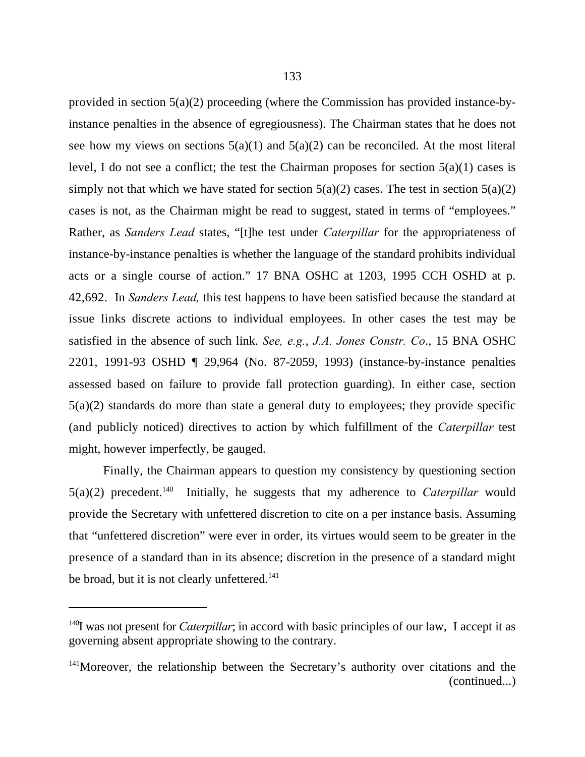provided in section 5(a)(2) proceeding (where the Commission has provided instance-by-instance penalties in the absence of egregiousness). The Chairman states that he does not see how my views on sections 5(a)(1) and 5(a)(2) can be reconciled. At the most literal level, I do not see a conflict; the test the Chairman proposes for section 5(a)(1) cases is simply not that which we have stated for section 5(a)(2) cases. The test in section 5(a)(2) cases is not, as the Chairman might be read to suggest, stated in terms of "employees." Rather, as *Sanders Lead* states, "[t]he test under *Caterpillar* for the appropriateness of instance-by-instance penalties is whether the language of the standard prohibits individual acts or a single course of action." 17 BNA OSHC at 1203, 1995 CCH OSHD at p. 42,692. In *Sanders Lead,* this test happens to have been satisfied because the standard at issue links discrete actions to individual employees. In other cases the test may be satisfied in the absence of such link. *See, e.g.*, *J.A. Jones Constr. Co*., 15 BNA OSHC 2201, 1991-93 OSHD ¶ 29,964 (No. 87-2059, 1993) (instance-by-instance penalties assessed based on failure to provide fall protection guarding). In either case, section 5(a)(2) standards do more than state a general duty to employees; they provide specific (and publicly noticed) directives to action by which fulfillment of the *Caterpillar* test might, however imperfectly, be gauged.

Finally, the Chairman appears to question my consistency by questioning section 5(a)(2) precedent.[140] Initially, he suggests that my adherence to *Caterpillar* would provide the Secretary with unfettered discretion to cite on a per instance basis. Assuming that "unfettered discretion" were ever in order, its virtues would seem to be greater in the presence of a standard than in its absence; discretion in the presence of a standard might be broad, but it is not clearly unfettered.[141]

---

[140]I was not present for *Caterpillar*; in accord with basic principles of our law, I accept it as governing absent appropriate showing to the contrary.

[141]Moreover, the relationship between the Secretary's authority over citations and the (continued...)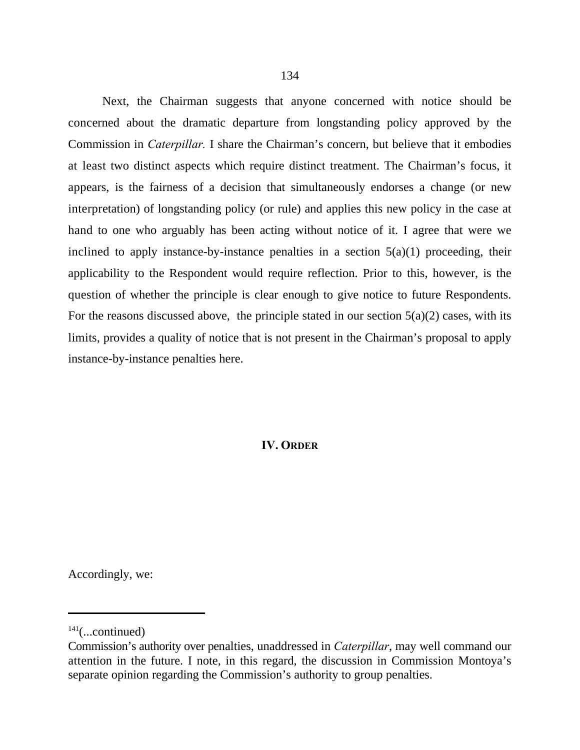Next, the Chairman suggests that anyone concerned with notice should be concerned about the dramatic departure from longstanding policy approved by the Commission in *Caterpillar.* I share the Chairman's concern, but believe that it embodies at least two distinct aspects which require distinct treatment. The Chairman's focus, it appears, is the fairness of a decision that simultaneously endorses a change (or new interpretation) of longstanding policy (or rule) and applies this new policy in the case at hand to one who arguably has been acting without notice of it. I agree that were we inclined to apply instance-by-instance penalties in a section 5(a)(1) proceeding, their applicability to the Respondent would require reflection. Prior to this, however, is the question of whether the principle is clear enough to give notice to future Respondents. For the reasons discussed above, the principle stated in our section 5(a)(2) cases, with its limits, provides a quality of notice that is not present in the Chairman's proposal to apply instance-by-instance penalties here.

## IV. ORDER

Accordingly, we:

---

[141](...continued)
Commission's authority over penalties, unaddressed in *Caterpillar*, may well command our attention in the future. I note, in this regard, the discussion in Commission Montoya's separate opinion regarding the Commission's authority to group penalties.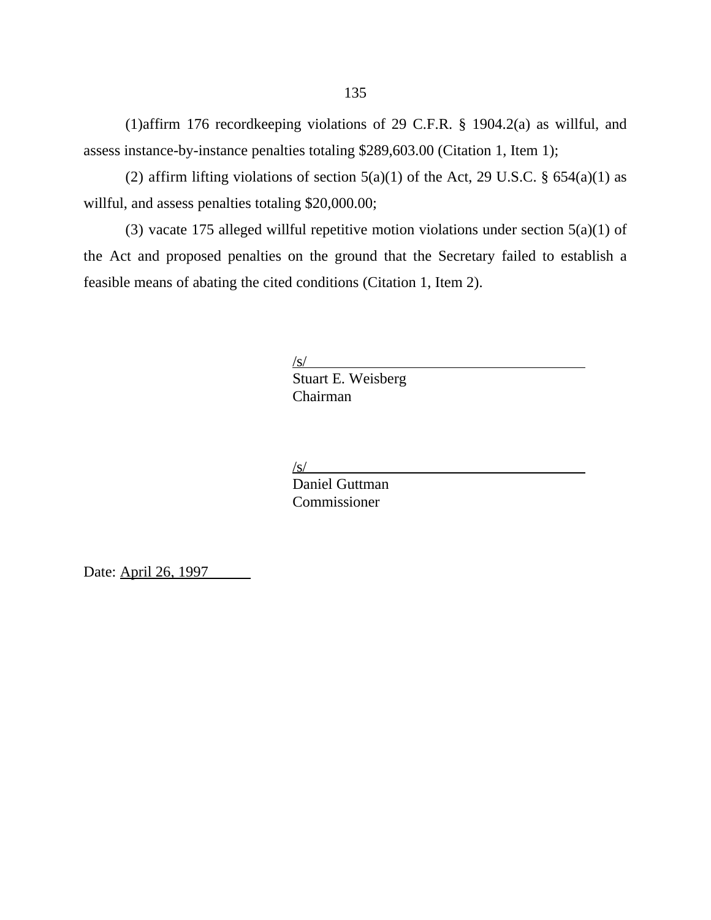(1)affirm 176 recordkeeping violations of 29 C.F.R. § 1904.2(a) as willful, and assess instance-by-instance penalties totaling $289,603.00 (Citation 1, Item 1);

(2) affirm lifting violations of section 5(a)(1) of the Act, 29 U.S.C. § 654(a)(1) as willful, and assess penalties totaling $20,000.00;

(3) vacate 175 alleged willful repetitive motion violations under section 5(a)(1) of the Act and proposed penalties on the ground that the Secretary failed to establish a feasible means of abating the cited conditions (Citation 1, Item 2).

/s/
Stuart E. Weisberg
Chairman

/s/
Daniel Guttman
Commissioner

Date: April 26, 1997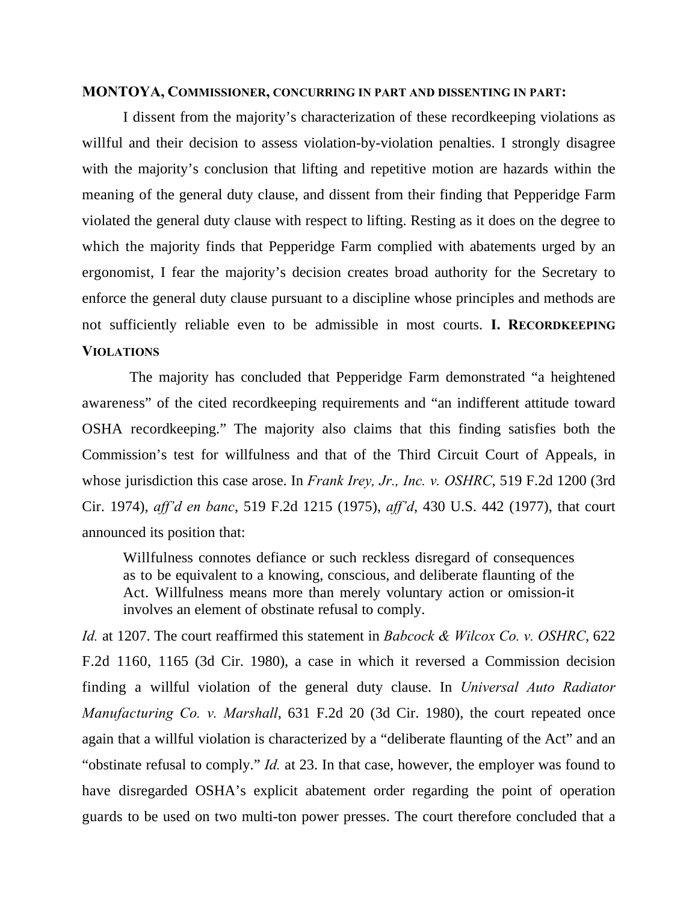**MONTOYA, COMMISSIONER, CONCURRING IN PART AND DISSENTING IN PART:**

I dissent from the majority's characterization of these recordkeeping violations as willful and their decision to assess violation-by-violation penalties. I strongly disagree with the majority's conclusion that lifting and repetitive motion are hazards within the meaning of the general duty clause, and dissent from their finding that Pepperidge Farm violated the general duty clause with respect to lifting. Resting as it does on the degree to which the majority finds that Pepperidge Farm complied with abatements urged by an ergonomist, I fear the majority's decision creates broad authority for the Secretary to enforce the general duty clause pursuant to a discipline whose principles and methods are not sufficiently reliable even to be admissible in most courts.

## I. RECORDKEEPING VIOLATIONS

The majority has concluded that Pepperidge Farm demonstrated "a heightened awareness" of the cited recordkeeping requirements and "an indifferent attitude toward OSHA recordkeeping." The majority also claims that this finding satisfies both the Commission's test for willfulness and that of the Third Circuit Court of Appeals, in whose jurisdiction this case arose. In *Frank Irey, Jr., Inc. v. OSHRC*, 519 F.2d 1200 (3rd Cir. 1974), *aff'd en banc*, 519 F.2d 1215 (1975), *aff'd*, 430 U.S. 442 (1977), that court announced its position that:

> Willfulness connotes defiance or such reckless disregard of consequences as to be equivalent to a knowing, conscious, and deliberate flaunting of the Act. Willfulness means more than merely voluntary action or omission-it involves an element of obstinate refusal to comply.

*Id.* at 1207. The court reaffirmed this statement in *Babcock & Wilcox Co. v. OSHRC*, 622 F.2d 1160, 1165 (3d Cir. 1980), a case in which it reversed a Commission decision finding a willful violation of the general duty clause. In *Universal Auto Radiator Manufacturing Co. v. Marshall*, 631 F.2d 20 (3d Cir. 1980), the court repeated once again that a willful violation is characterized by a "deliberate flaunting of the Act" and an "obstinate refusal to comply." *Id.* at 23. In that case, however, the employer was found to have disregarded OSHA's explicit abatement order regarding the point of operation guards to be used on two multi-ton power presses. The court therefore concluded that a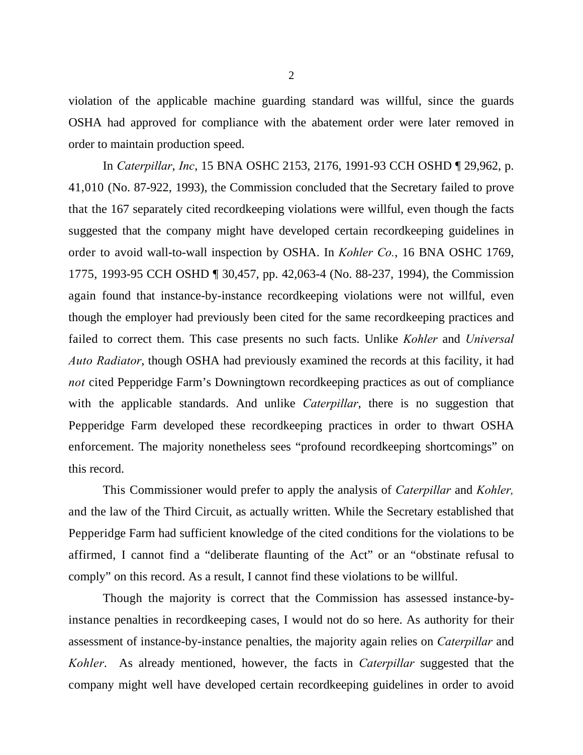violation of the applicable machine guarding standard was willful, since the guards OSHA had approved for compliance with the abatement order were later removed in order to maintain production speed.

In *Caterpillar, Inc*, 15 BNA OSHC 2153, 2176, 1991-93 CCH OSHD ¶ 29,962, p. 41,010 (No. 87-922, 1993), the Commission concluded that the Secretary failed to prove that the 167 separately cited recordkeeping violations were willful, even though the facts suggested that the company might have developed certain recordkeeping guidelines in order to avoid wall-to-wall inspection by OSHA. In *Kohler Co.*, 16 BNA OSHC 1769, 1775, 1993-95 CCH OSHD ¶ 30,457, pp. 42,063-4 (No. 88-237, 1994), the Commission again found that instance-by-instance recordkeeping violations were not willful, even though the employer had previously been cited for the same recordkeeping practices and failed to correct them. This case presents no such facts. Unlike *Kohler* and *Universal Auto Radiator*, though OSHA had previously examined the records at this facility, it had *not* cited Pepperidge Farm's Downingtown recordkeeping practices as out of compliance with the applicable standards. And unlike *Caterpillar*, there is no suggestion that Pepperidge Farm developed these recordkeeping practices in order to thwart OSHA enforcement. The majority nonetheless sees "profound recordkeeping shortcomings" on this record.

This Commissioner would prefer to apply the analysis of *Caterpillar* and *Kohler,* and the law of the Third Circuit, as actually written. While the Secretary established that Pepperidge Farm had sufficient knowledge of the cited conditions for the violations to be affirmed, I cannot find a "deliberate flaunting of the Act" or an "obstinate refusal to comply" on this record. As a result, I cannot find these violations to be willful.

Though the majority is correct that the Commission has assessed instance-by-instance penalties in recordkeeping cases, I would not do so here. As authority for their assessment of instance-by-instance penalties, the majority again relies on *Caterpillar* and *Kohler*. As already mentioned, however, the facts in *Caterpillar* suggested that the company might well have developed certain recordkeeping guidelines in order to avoid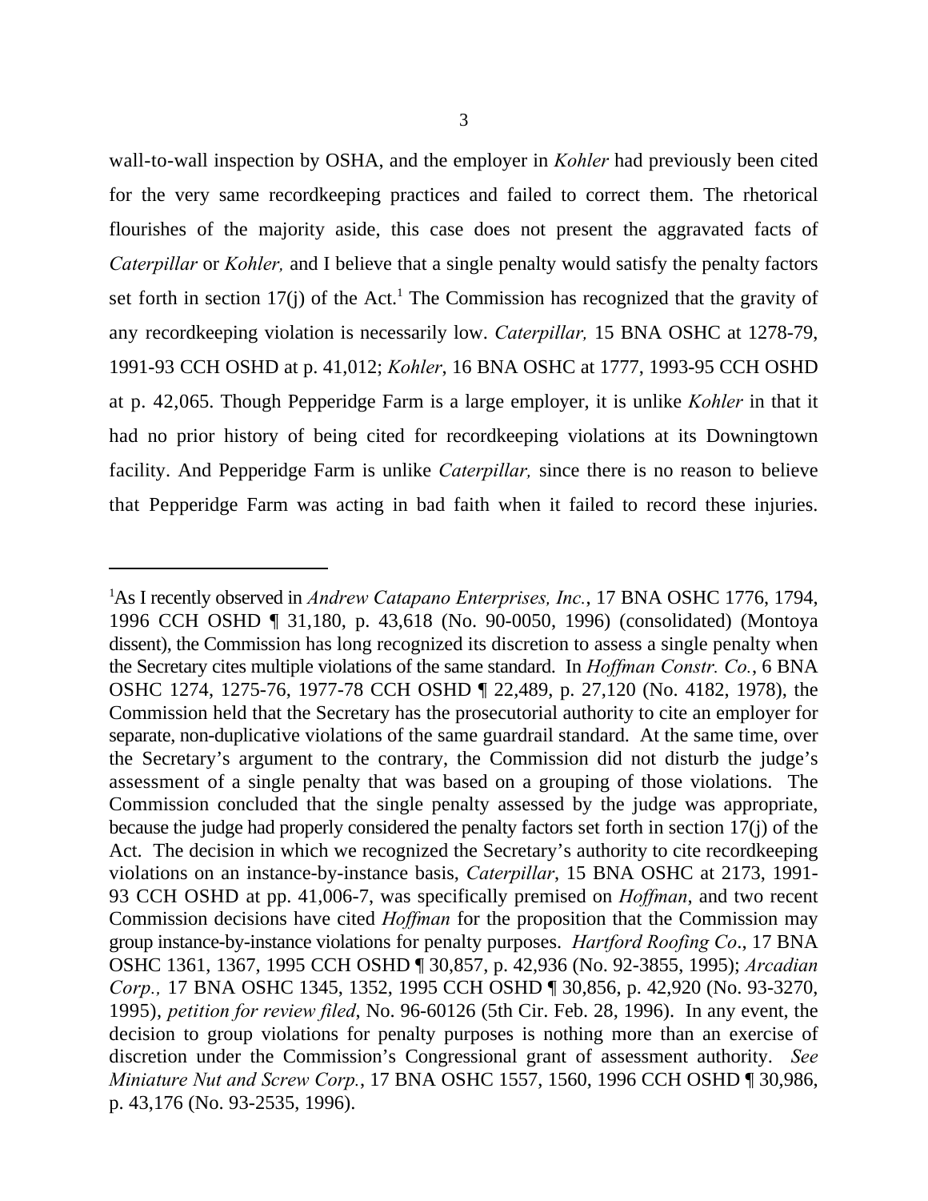wall-to-wall inspection by OSHA, and the employer in *Kohler* had previously been cited for the very same recordkeeping practices and failed to correct them. The rhetorical flourishes of the majority aside, this case does not present the aggravated facts of *Caterpillar* or *Kohler,* and I believe that a single penalty would satisfy the penalty factors set forth in section 17(j) of the Act.[1] The Commission has recognized that the gravity of any recordkeeping violation is necessarily low. *Caterpillar,* 15 BNA OSHC at 1278-79, 1991-93 CCH OSHD at p. 41,012; *Kohler*, 16 BNA OSHC at 1777, 1993-95 CCH OSHD at p. 42,065. Though Pepperidge Farm is a large employer, it is unlike *Kohler* in that it had no prior history of being cited for recordkeeping violations at its Downingtown facility. And Pepperidge Farm is unlike *Caterpillar,* since there is no reason to believe that Pepperidge Farm was acting in bad faith when it failed to record these injuries.

---

[1]As I recently observed in *Andrew Catapano Enterprises, Inc.*, 17 BNA OSHC 1776, 1794, 1996 CCH OSHD ¶ 31,180, p. 43,618 (No. 90-0050, 1996) (consolidated) (Montoya dissent), the Commission has long recognized its discretion to assess a single penalty when the Secretary cites multiple violations of the same standard. In *Hoffman Constr. Co.*, 6 BNA OSHC 1274, 1275-76, 1977-78 CCH OSHD ¶ 22,489, p. 27,120 (No. 4182, 1978), the Commission held that the Secretary has the prosecutorial authority to cite an employer for separate, non-duplicative violations of the same guardrail standard. At the same time, over the Secretary's argument to the contrary, the Commission did not disturb the judge's assessment of a single penalty that was based on a grouping of those violations. The Commission concluded that the single penalty assessed by the judge was appropriate, because the judge had properly considered the penalty factors set forth in section 17(j) of the Act. The decision in which we recognized the Secretary's authority to cite recordkeeping violations on an instance-by-instance basis, *Caterpillar*, 15 BNA OSHC at 2173, 1991-93 CCH OSHD at pp. 41,006-7, was specifically premised on *Hoffman*, and two recent Commission decisions have cited *Hoffman* for the proposition that the Commission may group instance-by-instance violations for penalty purposes. *Hartford Roofing Co*., 17 BNA OSHC 1361, 1367, 1995 CCH OSHD ¶ 30,857, p. 42,936 (No. 92-3855, 1995); *Arcadian Corp.,* 17 BNA OSHC 1345, 1352, 1995 CCH OSHD ¶ 30,856, p. 42,920 (No. 93-3270, 1995), *petition for review filed*, No. 96-60126 (5th Cir. Feb. 28, 1996). In any event, the decision to group violations for penalty purposes is nothing more than an exercise of discretion under the Commission's Congressional grant of assessment authority. *See Miniature Nut and Screw Corp.*, 17 BNA OSHC 1557, 1560, 1996 CCH OSHD ¶ 30,986, p. 43,176 (No. 93-2535, 1996).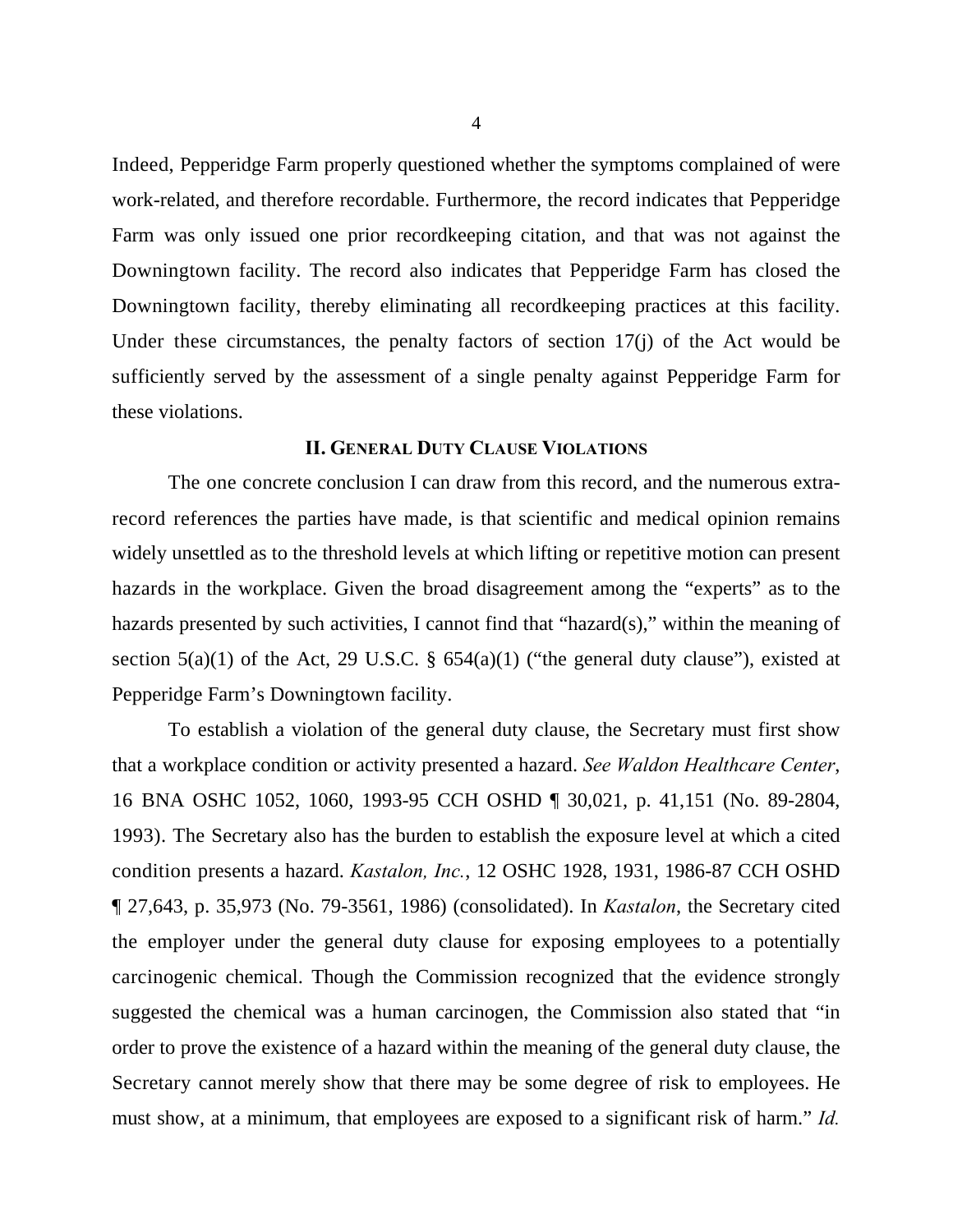Indeed, Pepperidge Farm properly questioned whether the symptoms complained of were work-related, and therefore recordable. Furthermore, the record indicates that Pepperidge Farm was only issued one prior recordkeeping citation, and that was not against the Downingtown facility. The record also indicates that Pepperidge Farm has closed the Downingtown facility, thereby eliminating all recordkeeping practices at this facility. Under these circumstances, the penalty factors of section 17(j) of the Act would be sufficiently served by the assessment of a single penalty against Pepperidge Farm for these violations.

## II. General Duty Clause Violations

The one concrete conclusion I can draw from this record, and the numerous extra-record references the parties have made, is that scientific and medical opinion remains widely unsettled as to the threshold levels at which lifting or repetitive motion can present hazards in the workplace. Given the broad disagreement among the "experts" as to the hazards presented by such activities, I cannot find that "hazard(s)," within the meaning of section 5(a)(1) of the Act, 29 U.S.C. § 654(a)(1) ("the general duty clause"), existed at Pepperidge Farm's Downingtown facility.

To establish a violation of the general duty clause, the Secretary must first show that a workplace condition or activity presented a hazard. *See Waldon Healthcare Center*, 16 BNA OSHC 1052, 1060, 1993-95 CCH OSHD ¶ 30,021, p. 41,151 (No. 89-2804, 1993). The Secretary also has the burden to establish the exposure level at which a cited condition presents a hazard. *Kastalon, Inc.*, 12 OSHC 1928, 1931, 1986-87 CCH OSHD ¶ 27,643, p. 35,973 (No. 79-3561, 1986) (consolidated). In *Kastalon*, the Secretary cited the employer under the general duty clause for exposing employees to a potentially carcinogenic chemical. Though the Commission recognized that the evidence strongly suggested the chemical was a human carcinogen, the Commission also stated that "in order to prove the existence of a hazard within the meaning of the general duty clause, the Secretary cannot merely show that there may be some degree of risk to employees. He must show, at a minimum, that employees are exposed to a significant risk of harm." *Id.*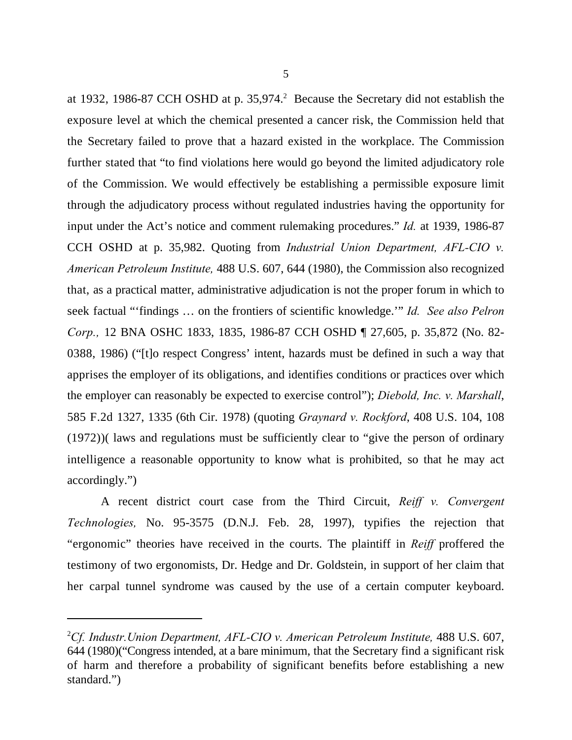at 1932, 1986-87 CCH OSHD at p. 35,974.[2] Because the Secretary did not establish the exposure level at which the chemical presented a cancer risk, the Commission held that the Secretary failed to prove that a hazard existed in the workplace. The Commission further stated that "to find violations here would go beyond the limited adjudicatory role of the Commission. We would effectively be establishing a permissible exposure limit through the adjudicatory process without regulated industries having the opportunity for input under the Act's notice and comment rulemaking procedures." *Id.* at 1939, 1986-87 CCH OSHD at p. 35,982. Quoting from *Industrial Union Department, AFL-CIO v. American Petroleum Institute,* 488 U.S. 607, 644 (1980), the Commission also recognized that, as a practical matter, administrative adjudication is not the proper forum in which to seek factual "'findings … on the frontiers of scientific knowledge.'" *Id. See also Pelron Corp.,* 12 BNA OSHC 1833, 1835, 1986-87 CCH OSHD ¶ 27,605, p. 35,872 (No. 82-0388, 1986) ("[t]o respect Congress' intent, hazards must be defined in such a way that apprises the employer of its obligations, and identifies conditions or practices over which the employer can reasonably be expected to exercise control"); *Diebold, Inc. v. Marshall*, 585 F.2d 1327, 1335 (6th Cir. 1978) (quoting *Graynard v. Rockford*, 408 U.S. 104, 108 (1972))( laws and regulations must be sufficiently clear to "give the person of ordinary intelligence a reasonable opportunity to know what is prohibited, so that he may act accordingly.")

A recent district court case from the Third Circuit, *Reiff v. Convergent Technologies,* No. 95-3575 (D.N.J. Feb. 28, 1997), typifies the rejection that "ergonomic" theories have received in the courts. The plaintiff in *Reiff* proffered the testimony of two ergonomists, Dr. Hedge and Dr. Goldstein, in support of her claim that her carpal tunnel syndrome was caused by the use of a certain computer keyboard.

---

[2] *Cf. Industr.Union Department, AFL-CIO v. American Petroleum Institute,* 488 U.S. 607, 644 (1980)("Congress intended, at a bare minimum, that the Secretary find a significant risk of harm and therefore a probability of significant benefits before establishing a new standard.")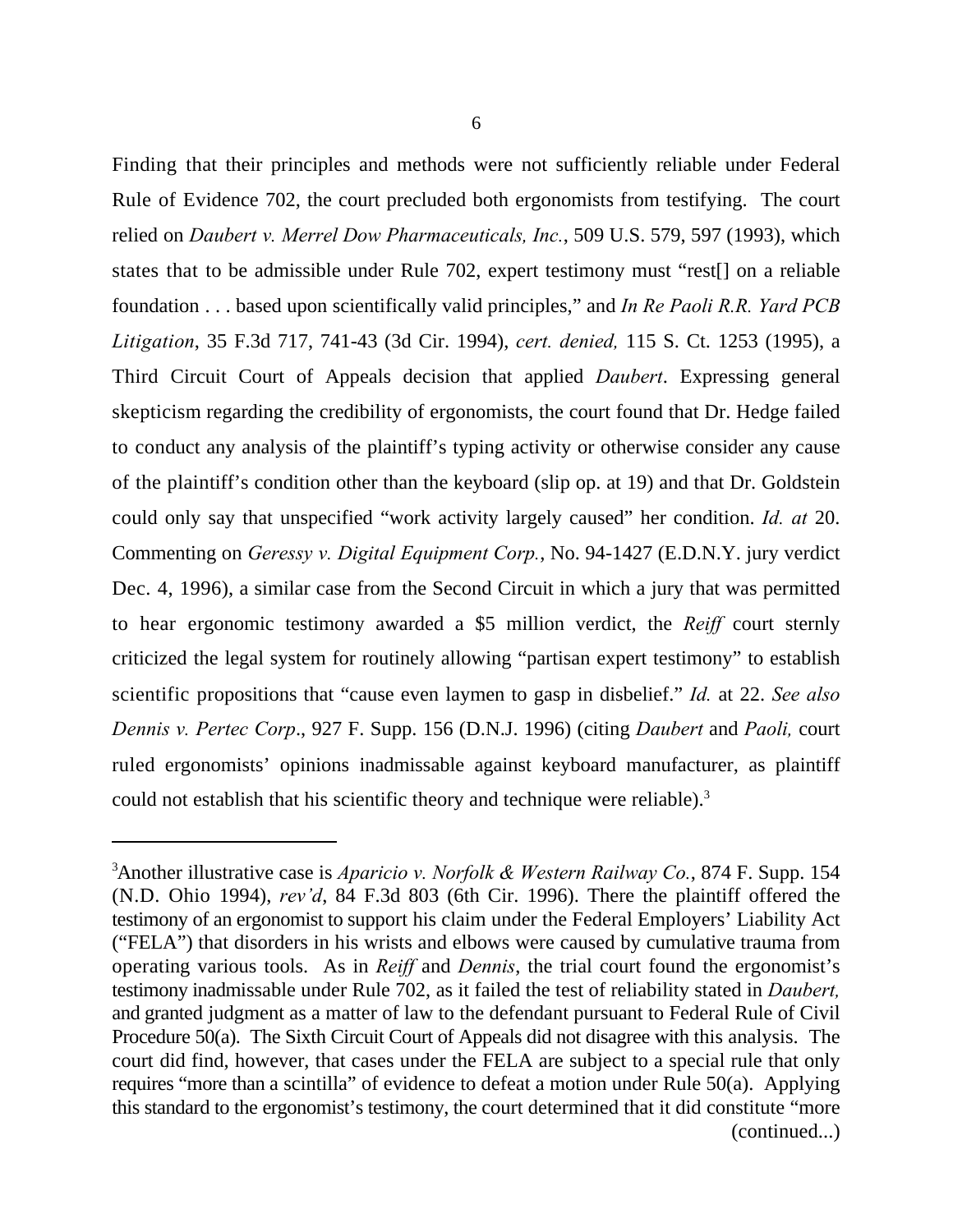Finding that their principles and methods were not sufficiently reliable under Federal Rule of Evidence 702, the court precluded both ergonomists from testifying. The court relied on *Daubert v. Merrel Dow Pharmaceuticals, Inc.*, 509 U.S. 579, 597 (1993), which states that to be admissible under Rule 702, expert testimony must "rest[] on a reliable foundation . . . based upon scientifically valid principles," and *In Re Paoli R.R. Yard PCB Litigation*, 35 F.3d 717, 741-43 (3d Cir. 1994), *cert. denied,* 115 S. Ct. 1253 (1995), a Third Circuit Court of Appeals decision that applied *Daubert*. Expressing general skepticism regarding the credibility of ergonomists, the court found that Dr. Hedge failed to conduct any analysis of the plaintiff's typing activity or otherwise consider any cause of the plaintiff's condition other than the keyboard (slip op. at 19) and that Dr. Goldstein could only say that unspecified "work activity largely caused" her condition. *Id. at* 20. Commenting on *Geressy v. Digital Equipment Corp.*, No. 94-1427 (E.D.N.Y. jury verdict Dec. 4, 1996), a similar case from the Second Circuit in which a jury that was permitted to hear ergonomic testimony awarded a $5 million verdict, the *Reiff* court sternly criticized the legal system for routinely allowing "partisan expert testimony" to establish scientific propositions that "cause even laymen to gasp in disbelief." *Id.* at 22. *See also Dennis v. Pertec Corp*., 927 F. Supp. 156 (D.N.J. 1996) (citing *Daubert* and *Paoli,* court ruled ergonomists' opinions inadmissable against keyboard manufacturer, as plaintiff could not establish that his scientific theory and technique were reliable).[3]

---

[3]Another illustrative case is *Aparicio v. Norfolk & Western Railway Co.*, 874 F. Supp. 154 (N.D. Ohio 1994), *rev'd*, 84 F.3d 803 (6th Cir. 1996). There the plaintiff offered the testimony of an ergonomist to support his claim under the Federal Employers' Liability Act ("FELA") that disorders in his wrists and elbows were caused by cumulative trauma from operating various tools. As in *Reiff* and *Dennis*, the trial court found the ergonomist's testimony inadmissable under Rule 702, as it failed the test of reliability stated in *Daubert,* and granted judgment as a matter of law to the defendant pursuant to Federal Rule of Civil Procedure 50(a). The Sixth Circuit Court of Appeals did not disagree with this analysis. The court did find, however, that cases under the FELA are subject to a special rule that only requires "more than a scintilla" of evidence to defeat a motion under Rule 50(a). Applying this standard to the ergonomist's testimony, the court determined that it did constitute "more (continued...)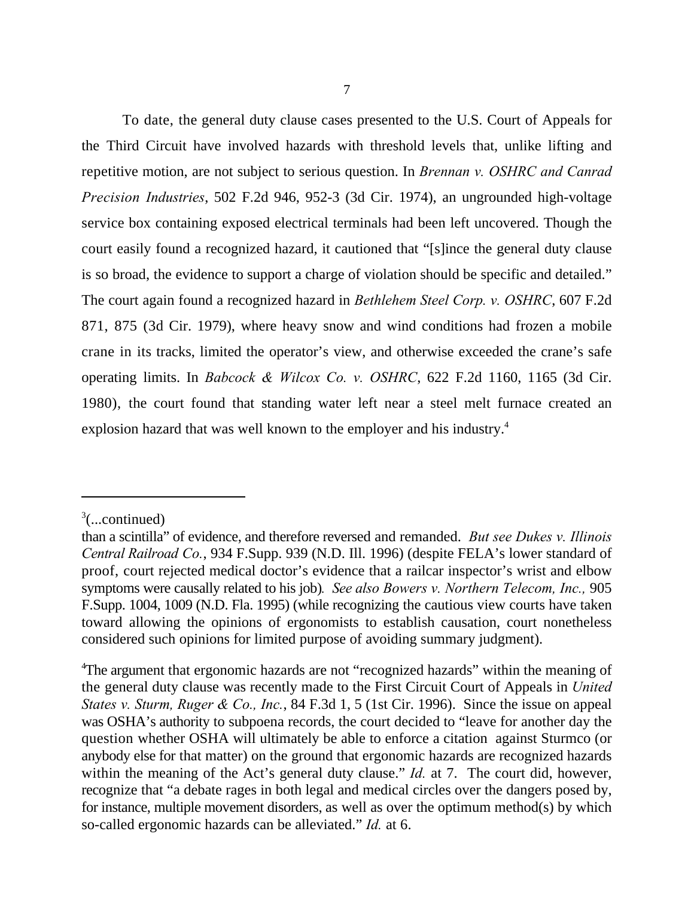To date, the general duty clause cases presented to the U.S. Court of Appeals for the Third Circuit have involved hazards with threshold levels that, unlike lifting and repetitive motion, are not subject to serious question. In *Brennan v. OSHRC and Canrad Precision Industries*, 502 F.2d 946, 952-3 (3d Cir. 1974), an ungrounded high-voltage service box containing exposed electrical terminals had been left uncovered. Though the court easily found a recognized hazard, it cautioned that "[s]ince the general duty clause is so broad, the evidence to support a charge of violation should be specific and detailed." The court again found a recognized hazard in *Bethlehem Steel Corp. v. OSHRC*, 607 F.2d 871, 875 (3d Cir. 1979), where heavy snow and wind conditions had frozen a mobile crane in its tracks, limited the operator's view, and otherwise exceeded the crane's safe operating limits. In *Babcock & Wilcox Co. v. OSHRC*, 622 F.2d 1160, 1165 (3d Cir. 1980), the court found that standing water left near a steel melt furnace created an explosion hazard that was well known to the employer and his industry.[4]

---

[3](...continued)

than a scintilla" of evidence, and therefore reversed and remanded. *But see Dukes v. Illinois Central Railroad Co.*, 934 F.Supp. 939 (N.D. Ill. 1996) (despite FELA's lower standard of proof, court rejected medical doctor's evidence that a railcar inspector's wrist and elbow symptoms were causally related to his job). *See also Bowers v. Northern Telecom, Inc.,* 905 F.Supp. 1004, 1009 (N.D. Fla. 1995) (while recognizing the cautious view courts have taken toward allowing the opinions of ergonomists to establish causation, court nonetheless considered such opinions for limited purpose of avoiding summary judgment).

[4]The argument that ergonomic hazards are not "recognized hazards" within the meaning of the general duty clause was recently made to the First Circuit Court of Appeals in *United States v. Sturm, Ruger & Co., Inc.,* 84 F.3d 1, 5 (1st Cir. 1996). Since the issue on appeal was OSHA's authority to subpoena records, the court decided to "leave for another day the question whether OSHA will ultimately be able to enforce a citation against Sturmco (or anybody else for that matter) on the ground that ergonomic hazards are recognized hazards within the meaning of the Act's general duty clause." *Id.* at 7. The court did, however, recognize that "a debate rages in both legal and medical circles over the dangers posed by, for instance, multiple movement disorders, as well as over the optimum method(s) by which so-called ergonomic hazards can be alleviated." *Id.* at 6.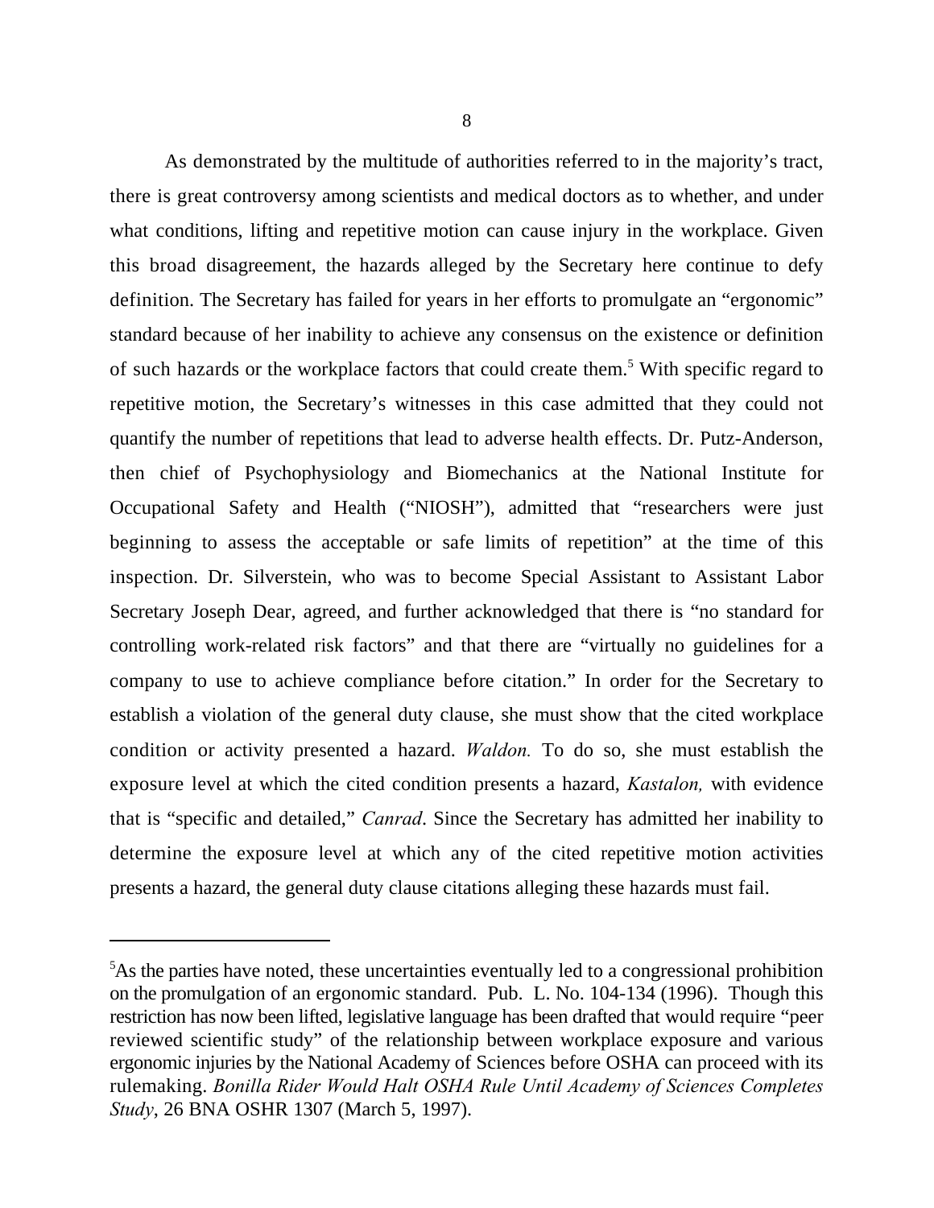As demonstrated by the multitude of authorities referred to in the majority's tract, there is great controversy among scientists and medical doctors as to whether, and under what conditions, lifting and repetitive motion can cause injury in the workplace. Given this broad disagreement, the hazards alleged by the Secretary here continue to defy definition. The Secretary has failed for years in her efforts to promulgate an "ergonomic" standard because of her inability to achieve any consensus on the existence or definition of such hazards or the workplace factors that could create them.[5] With specific regard to repetitive motion, the Secretary's witnesses in this case admitted that they could not quantify the number of repetitions that lead to adverse health effects. Dr. Putz-Anderson, then chief of Psychophysiology and Biomechanics at the National Institute for Occupational Safety and Health ("NIOSH"), admitted that "researchers were just beginning to assess the acceptable or safe limits of repetition" at the time of this inspection. Dr. Silverstein, who was to become Special Assistant to Assistant Labor Secretary Joseph Dear, agreed, and further acknowledged that there is "no standard for controlling work-related risk factors" and that there are "virtually no guidelines for a company to use to achieve compliance before citation." In order for the Secretary to establish a violation of the general duty clause, she must show that the cited workplace condition or activity presented a hazard. *Waldon.* To do so, she must establish the exposure level at which the cited condition presents a hazard, *Kastalon,* with evidence that is "specific and detailed," *Canrad*. Since the Secretary has admitted her inability to determine the exposure level at which any of the cited repetitive motion activities presents a hazard, the general duty clause citations alleging these hazards must fail.

---

[5]As the parties have noted, these uncertainties eventually led to a congressional prohibition on the promulgation of an ergonomic standard. Pub. L. No. 104-134 (1996). Though this restriction has now been lifted, legislative language has been drafted that would require "peer reviewed scientific study" of the relationship between workplace exposure and various ergonomic injuries by the National Academy of Sciences before OSHA can proceed with its rulemaking. *Bonilla Rider Would Halt OSHA Rule Until Academy of Sciences Completes Study*, 26 BNA OSHR 1307 (March 5, 1997).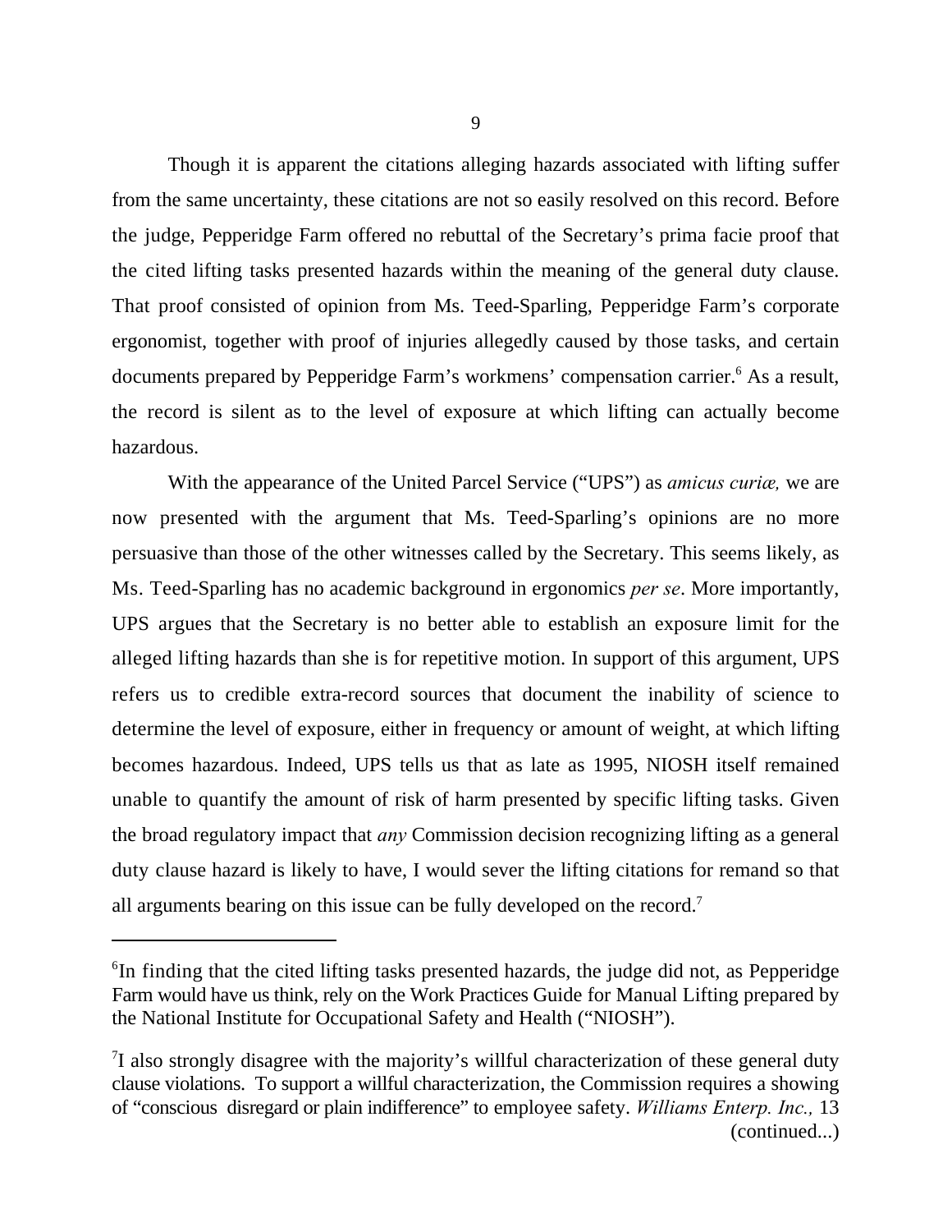Though it is apparent the citations alleging hazards associated with lifting suffer from the same uncertainty, these citations are not so easily resolved on this record. Before the judge, Pepperidge Farm offered no rebuttal of the Secretary's prima facie proof that the cited lifting tasks presented hazards within the meaning of the general duty clause. That proof consisted of opinion from Ms. Teed-Sparling, Pepperidge Farm's corporate ergonomist, together with proof of injuries allegedly caused by those tasks, and certain documents prepared by Pepperidge Farm's workmens' compensation carrier.[6] As a result, the record is silent as to the level of exposure at which lifting can actually become hazardous.

With the appearance of the United Parcel Service ("UPS") as *amicus curiæ,* we are now presented with the argument that Ms. Teed-Sparling's opinions are no more persuasive than those of the other witnesses called by the Secretary. This seems likely, as Ms. Teed-Sparling has no academic background in ergonomics *per se*. More importantly, UPS argues that the Secretary is no better able to establish an exposure limit for the alleged lifting hazards than she is for repetitive motion. In support of this argument, UPS refers us to credible extra-record sources that document the inability of science to determine the level of exposure, either in frequency or amount of weight, at which lifting becomes hazardous. Indeed, UPS tells us that as late as 1995, NIOSH itself remained unable to quantify the amount of risk of harm presented by specific lifting tasks. Given the broad regulatory impact that *any* Commission decision recognizing lifting as a general duty clause hazard is likely to have, I would sever the lifting citations for remand so that all arguments bearing on this issue can be fully developed on the record.[7]

---

[6] In finding that the cited lifting tasks presented hazards, the judge did not, as Pepperidge Farm would have us think, rely on the Work Practices Guide for Manual Lifting prepared by the National Institute for Occupational Safety and Health ("NIOSH").

[7] I also strongly disagree with the majority's willful characterization of these general duty clause violations. To support a willful characterization, the Commission requires a showing of "conscious disregard or plain indifference" to employee safety. *Williams Enterp. Inc.,* 13 (continued...)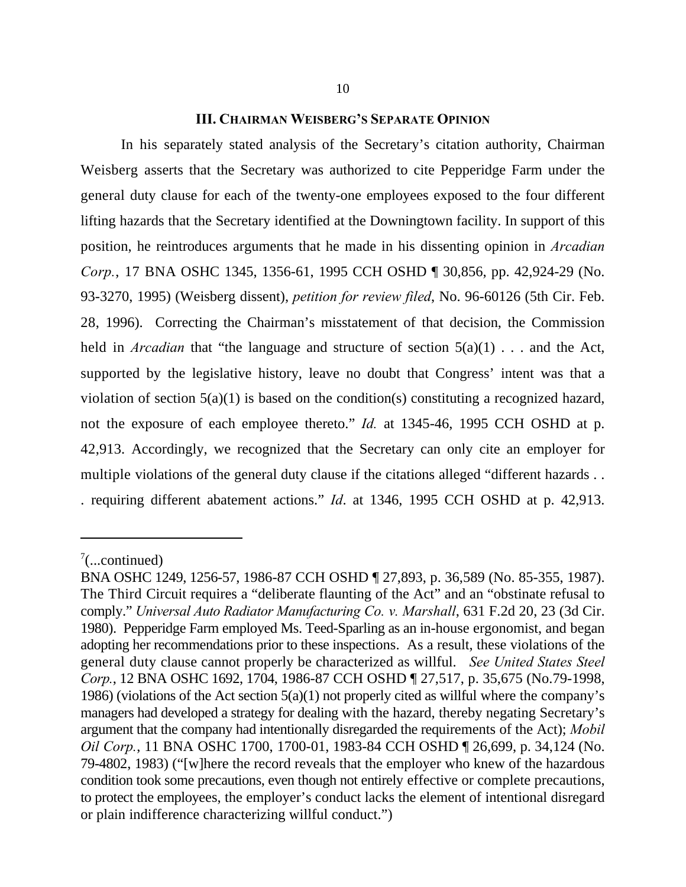### III. Chairman Weisberg's Separate Opinion

In his separately stated analysis of the Secretary's citation authority, Chairman Weisberg asserts that the Secretary was authorized to cite Pepperidge Farm under the general duty clause for each of the twenty-one employees exposed to the four different lifting hazards that the Secretary identified at the Downingtown facility. In support of this position, he reintroduces arguments that he made in his dissenting opinion in *Arcadian Corp.*, 17 BNA OSHC 1345, 1356-61, 1995 CCH OSHD ¶ 30,856, pp. 42,924-29 (No. 93-3270, 1995) (Weisberg dissent), *petition for review filed*, No. 96-60126 (5th Cir. Feb. 28, 1996). Correcting the Chairman's misstatement of that decision, the Commission held in *Arcadian* that "the language and structure of section 5(a)(1) . . . and the Act, supported by the legislative history, leave no doubt that Congress' intent was that a violation of section 5(a)(1) is based on the condition(s) constituting a recognized hazard, not the exposure of each employee thereto." *Id.* at 1345-46, 1995 CCH OSHD at p. 42,913. Accordingly, we recognized that the Secretary can only cite an employer for multiple violations of the general duty clause if the citations alleged "different hazards . . . requiring different abatement actions." *Id*. at 1346, 1995 CCH OSHD at p. 42,913.

---

[7](...continued)
BNA OSHC 1249, 1256-57, 1986-87 CCH OSHD ¶ 27,893, p. 36,589 (No. 85-355, 1987). The Third Circuit requires a "deliberate flaunting of the Act" and an "obstinate refusal to comply." *Universal Auto Radiator Manufacturing Co. v. Marshall*, 631 F.2d 20, 23 (3d Cir. 1980). Pepperidge Farm employed Ms. Teed-Sparling as an in-house ergonomist, and began adopting her recommendations prior to these inspections. As a result, these violations of the general duty clause cannot properly be characterized as willful. *See United States Steel Corp.*, 12 BNA OSHC 1692, 1704, 1986-87 CCH OSHD ¶ 27,517, p. 35,675 (No.79-1998, 1986) (violations of the Act section 5(a)(1) not properly cited as willful where the company's managers had developed a strategy for dealing with the hazard, thereby negating Secretary's argument that the company had intentionally disregarded the requirements of the Act); *Mobil Oil Corp.*, 11 BNA OSHC 1700, 1700-01, 1983-84 CCH OSHD ¶ 26,699, p. 34,124 (No. 79-4802, 1983) ("[w]here the record reveals that the employer who knew of the hazardous condition took some precautions, even though not entirely effective or complete precautions, to protect the employees, the employer's conduct lacks the element of intentional disregard or plain indifference characterizing willful conduct.")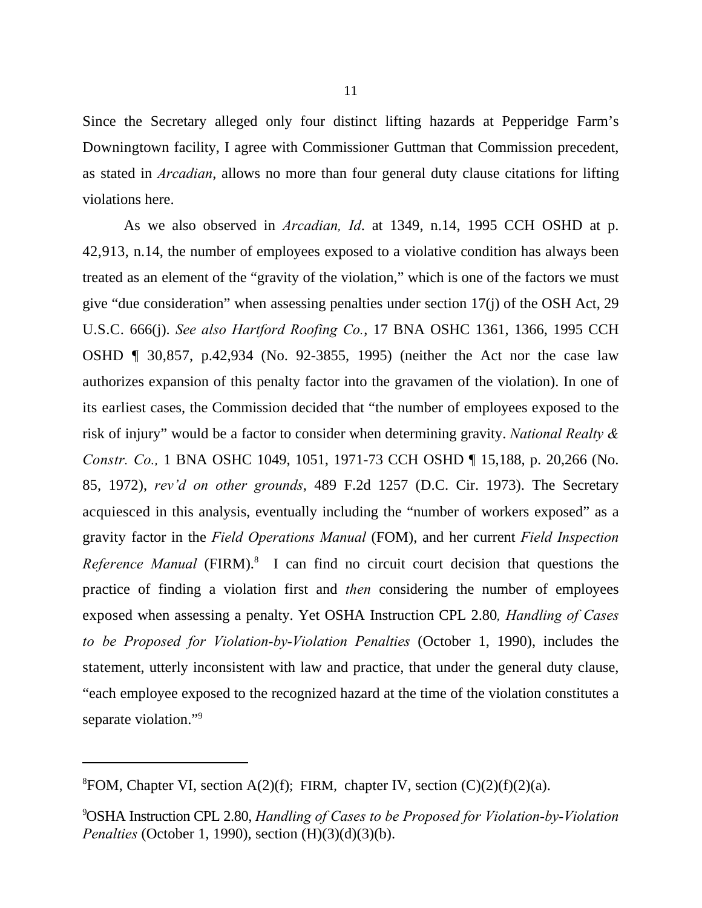Since the Secretary alleged only four distinct lifting hazards at Pepperidge Farm's Downingtown facility, I agree with Commissioner Guttman that Commission precedent, as stated in *Arcadian*, allows no more than four general duty clause citations for lifting violations here.

As we also observed in *Arcadian, Id*. at 1349, n.14, 1995 CCH OSHD at p. 42,913, n.14, the number of employees exposed to a violative condition has always been treated as an element of the "gravity of the violation," which is one of the factors we must give "due consideration" when assessing penalties under section 17(j) of the OSH Act, 29 U.S.C. 666(j). *See also Hartford Roofing Co.*, 17 BNA OSHC 1361, 1366, 1995 CCH OSHD ¶ 30,857, p.42,934 (No. 92-3855, 1995) (neither the Act nor the case law authorizes expansion of this penalty factor into the gravamen of the violation). In one of its earliest cases, the Commission decided that "the number of employees exposed to the risk of injury" would be a factor to consider when determining gravity. *National Realty & Constr. Co.,* 1 BNA OSHC 1049, 1051, 1971-73 CCH OSHD ¶ 15,188, p. 20,266 (No. 85, 1972), *rev'd on other grounds*, 489 F.2d 1257 (D.C. Cir. 1973). The Secretary acquiesced in this analysis, eventually including the "number of workers exposed" as a gravity factor in the *Field Operations Manual* (FOM), and her current *Field Inspection Reference Manual* (FIRM).[8] I can find no circuit court decision that questions the practice of finding a violation first and *then* considering the number of employees exposed when assessing a penalty. Yet OSHA Instruction CPL 2.80*, Handling of Cases to be Proposed for Violation-by-Violation Penalties* (October 1, 1990), includes the statement, utterly inconsistent with law and practice, that under the general duty clause, "each employee exposed to the recognized hazard at the time of the violation constitutes a separate violation."[9]

---

[8]FOM, Chapter VI, section A(2)(f); FIRM, chapter IV, section (C)(2)(f)(2)(a).

[9]OSHA Instruction CPL 2.80, *Handling of Cases to be Proposed for Violation-by-Violation Penalties* (October 1, 1990), section (H)(3)(d)(3)(b).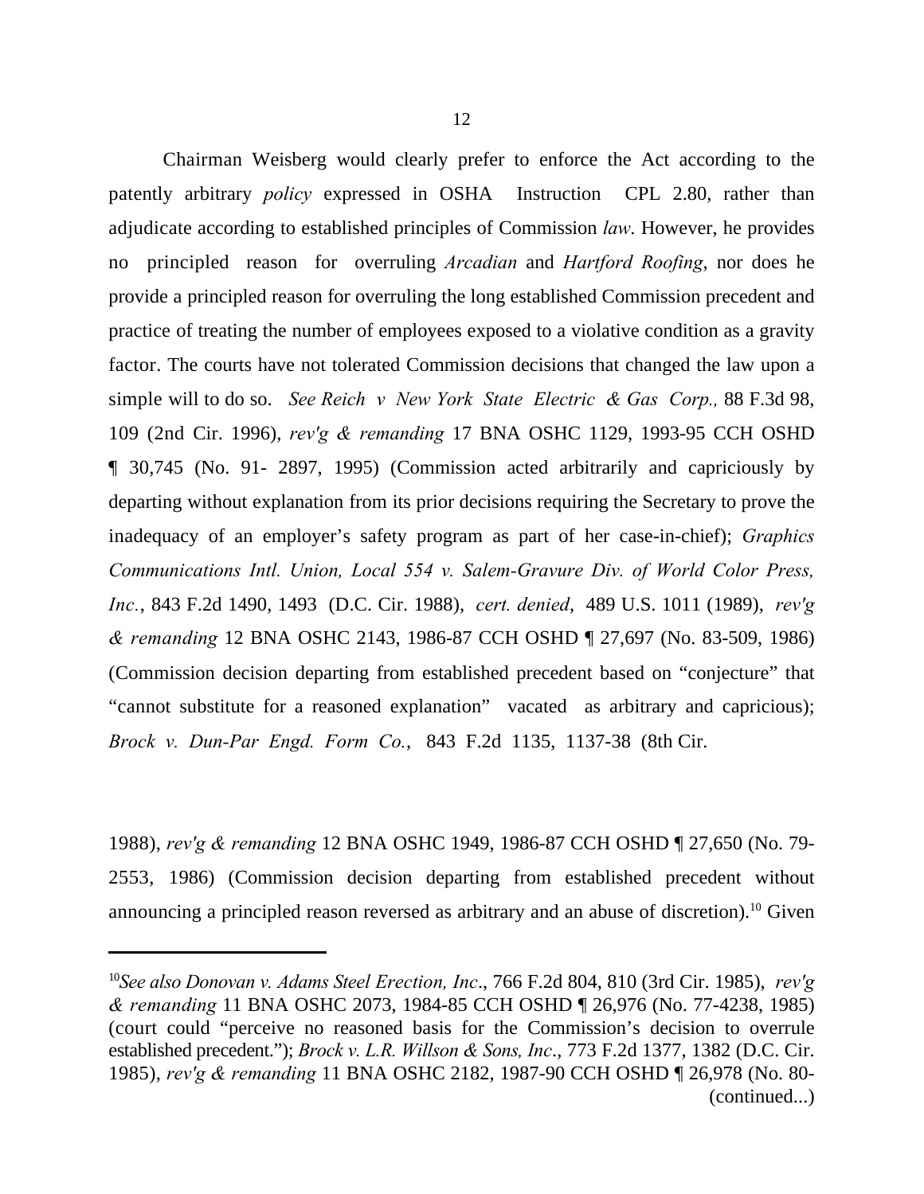Chairman Weisberg would clearly prefer to enforce the Act according to the patently arbitrary *policy* expressed in OSHA Instruction CPL 2.80, rather than adjudicate according to established principles of Commission *law*. However, he provides no principled reason for overruling *Arcadian* and *Hartford Roofing*, nor does he provide a principled reason for overruling the long established Commission precedent and practice of treating the number of employees exposed to a violative condition as a gravity factor. The courts have not tolerated Commission decisions that changed the law upon a simple will to do so. *See Reich v New York State Electric & Gas Corp.,* 88 F.3d 98, 109 (2nd Cir. 1996), *rev'g & remanding* 17 BNA OSHC 1129, 1993-95 CCH OSHD ¶ 30,745 (No. 91- 2897, 1995) (Commission acted arbitrarily and capriciously by departing without explanation from its prior decisions requiring the Secretary to prove the inadequacy of an employer's safety program as part of her case-in-chief); *Graphics Communications Intl. Union, Local 554 v. Salem-Gravure Div. of World Color Press, Inc.*, 843 F.2d 1490, 1493 (D.C. Cir. 1988), *cert. denied*, 489 U.S. 1011 (1989), *rev'g & remanding* 12 BNA OSHC 2143, 1986-87 CCH OSHD ¶ 27,697 (No. 83-509, 1986) (Commission decision departing from established precedent based on "conjecture" that "cannot substitute for a reasoned explanation" vacated as arbitrary and capricious); *Brock v. Dun-Par Engd. Form Co.*, 843 F.2d 1135, 1137-38 (8th Cir. 1988), *rev'g & remanding* 12 BNA OSHC 1949, 1986-87 CCH OSHD ¶ 27,650 (No. 79-2553, 1986) (Commission decision departing from established precedent without announcing a principled reason reversed as arbitrary and an abuse of discretion).[10] Given

---

[10]*See also Donovan v. Adams Steel Erection, Inc*., 766 F.2d 804, 810 (3rd Cir. 1985), *rev'g & remanding* 11 BNA OSHC 2073, 1984-85 CCH OSHD ¶ 26,976 (No. 77-4238, 1985) (court could "perceive no reasoned basis for the Commission's decision to overrule established precedent."); *Brock v. L.R. Willson & Sons, Inc*., 773 F.2d 1377, 1382 (D.C. Cir. 1985), *rev'g & remanding* 11 BNA OSHC 2182, 1987-90 CCH OSHD ¶ 26,978 (No. 80-
(continued...)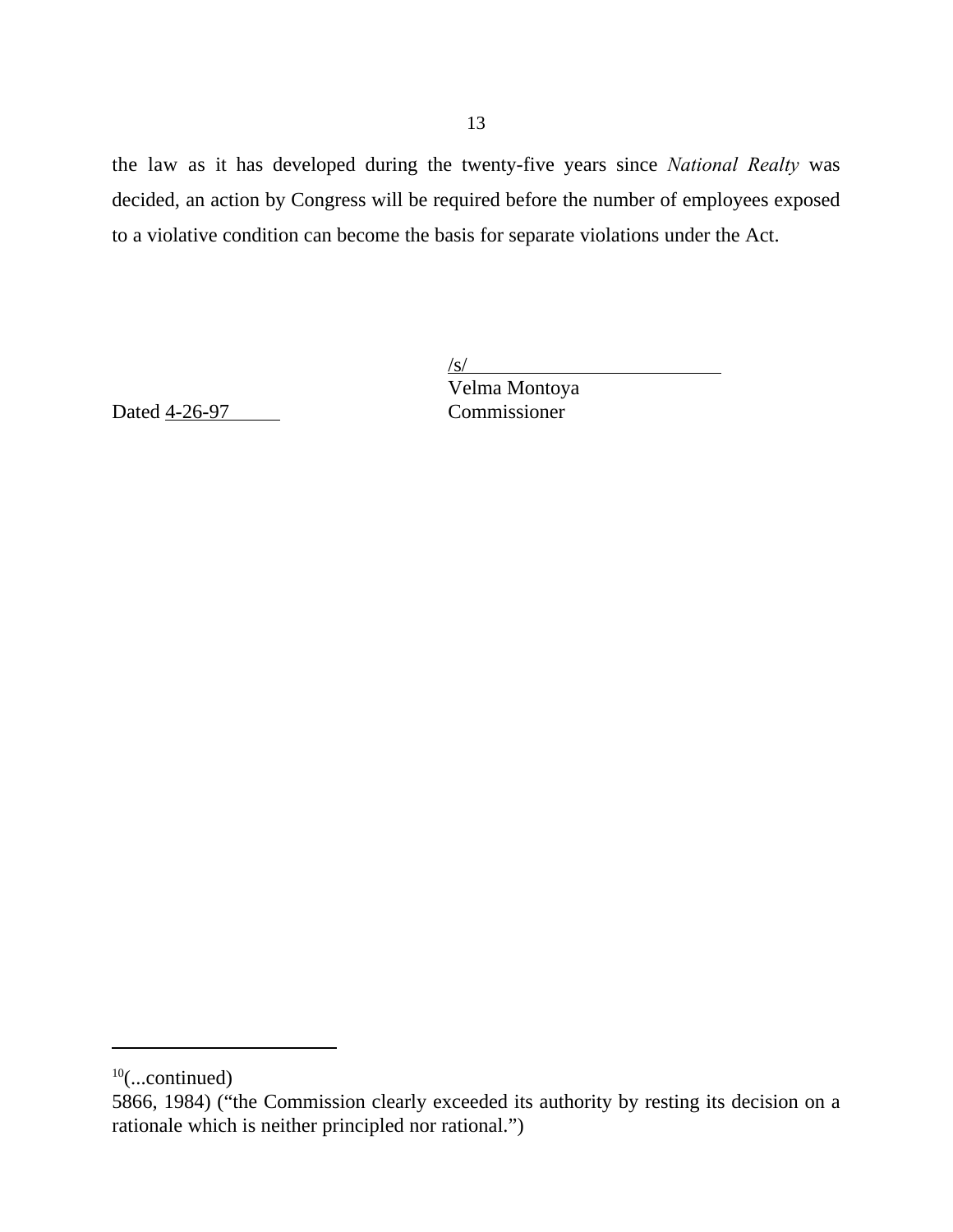the law as it has developed during the twenty-five years since *National Realty* was decided, an action by Congress will be required before the number of employees exposed to a violative condition can become the basis for separate violations under the Act.

/s/
Velma Montoya
Commissioner

Dated 4-26-97

---

[10](...continued)
5866, 1984) ("the Commission clearly exceeded its authority by resting its decision on a rationale which is neither principled nor rational.")